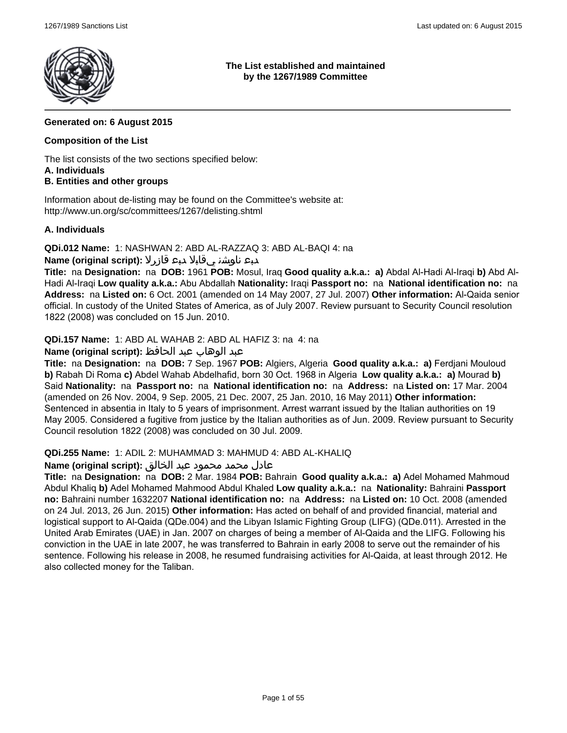**The List established and maintained by the 1267/1989 Committee**

---

**Generated on: 6 August 2015**

**Composition of the List**

The list consists of the two sections specified below:
**A. Individuals**
**B. Entities and other groups**

Information about de-listing may be found on the Committee's website at:
http://www.un.org/sc/committees/1267/delisting.shtml

**A. Individuals**

**QDi.012 Name:** 1: NASHWAN 2: ABD AL-RAZZAQ 3: ABD AL-BAQI 4: na
**Name (original script):** دبع ناوشن يقابلا دبع قازرلا
**Title:** na **Designation:** na **DOB:** 1961 **POB:** Mosul, Iraq **Good quality a.k.a.:** **a)** Abdal Al-Hadi Al-Iraqi **b)** Abd Al-Hadi Al-Iraqi **Low quality a.k.a.:** Abu Abdallah **Nationality:** Iraqi **Passport no:** na **National identification no:** na **Address:** na **Listed on:** 6 Oct. 2001 (amended on 14 May 2007, 27 Jul. 2007) **Other information:** Al-Qaida senior official. In custody of the United States of America, as of July 2007. Review pursuant to Security Council resolution 1822 (2008) was concluded on 15 Jun. 2010.

**QDi.157 Name:** 1: ABD AL WAHAB 2: ABD AL HAFIZ 3: na 4: na
**Name (original script):** عبد الوهاب عبد الحافظ
**Title:** na **Designation:** na **DOB:** 7 Sep. 1967 **POB:** Algiers, Algeria **Good quality a.k.a.:** **a)** Ferdjani Mouloud **b)** Rabah Di Roma **c)** Abdel Wahab Abdelhafid, born 30 Oct. 1968 in Algeria **Low quality a.k.a.:** **a)** Mourad **b)** Said **Nationality:** na **Passport no:** na **National identification no:** na **Address:** na **Listed on:** 17 Mar. 2004 (amended on 26 Nov. 2004, 9 Sep. 2005, 21 Dec. 2007, 25 Jan. 2010, 16 May 2011) **Other information:** Sentenced in absentia in Italy to 5 years of imprisonment. Arrest warrant issued by the Italian authorities on 19 May 2005. Considered a fugitive from justice by the Italian authorities as of Jun. 2009. Review pursuant to Security Council resolution 1822 (2008) was concluded on 30 Jul. 2009.

**QDi.255 Name:** 1: ADIL 2: MUHAMMAD 3: MAHMUD 4: ABD AL-KHALIQ
**Name (original script):** عادل محمد محمود عبد الخالق
**Title:** na **Designation:** na **DOB:** 2 Mar. 1984 **POB:** Bahrain **Good quality a.k.a.:** **a)** Adel Mohamed Mahmoud Abdul Khaliq **b)** Adel Mohamed Mahmood Abdul Khaled **Low quality a.k.a.:** na **Nationality:** Bahraini **Passport no:** Bahraini number 1632207 **National identification no:** na **Address:** na **Listed on:** 10 Oct. 2008 (amended on 24 Jul. 2013, 26 Jun. 2015) **Other information:** Has acted on behalf of and provided financial, material and logistical support to Al-Qaida (QDe.004) and the Libyan Islamic Fighting Group (LIFG) (QDe.011). Arrested in the United Arab Emirates (UAE) in Jan. 2007 on charges of being a member of Al-Qaida and the LIFG. Following his conviction in the UAE in late 2007, he was transferred to Bahrain in early 2008 to serve out the remainder of his sentence. Following his release in 2008, he resumed fundraising activities for Al-Qaida, at least through 2012. He also collected money for the Taliban.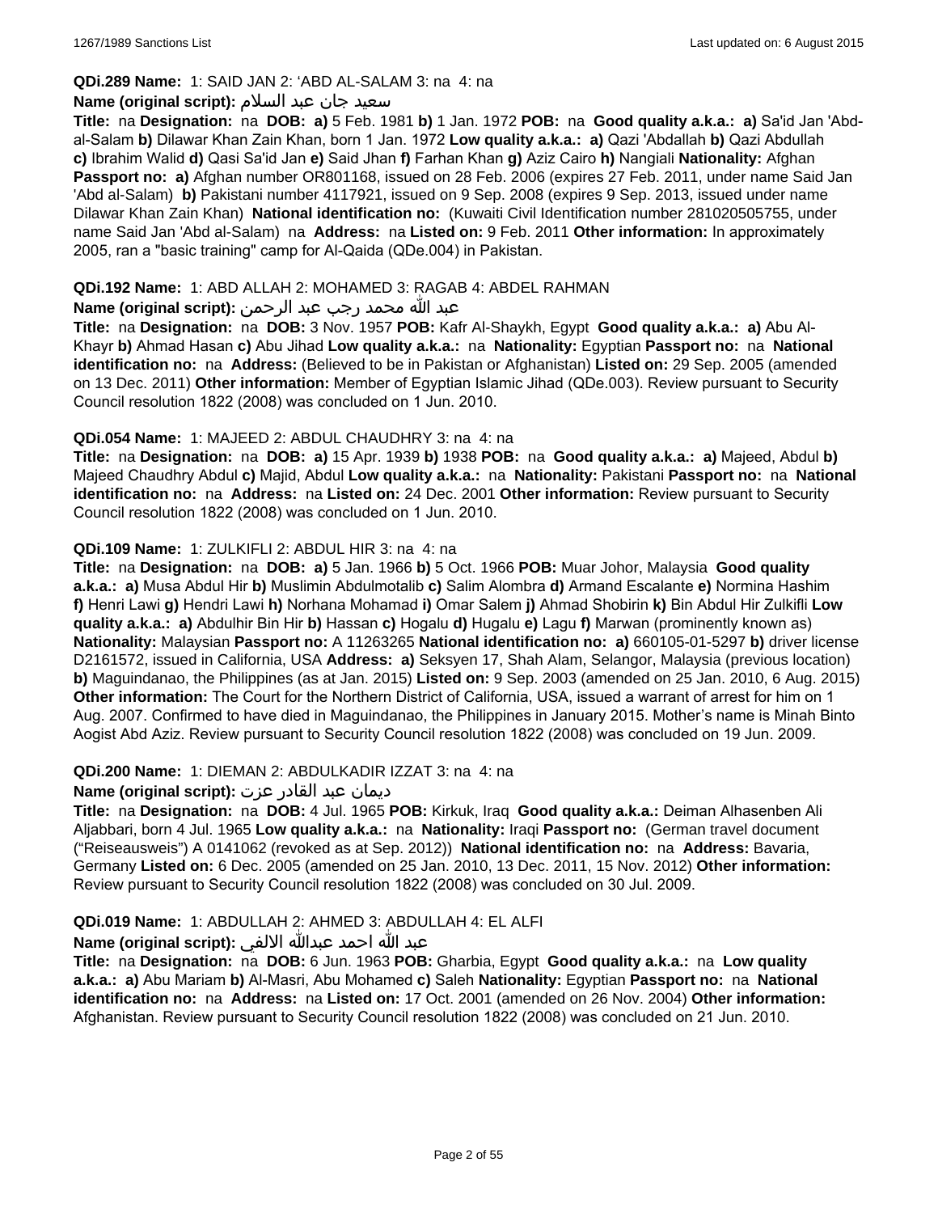**QDi.289 Name:** 1: SAID JAN 2: 'ABD AL-SALAM 3: na 4: na

**Name (original script):** سعيد جان عبد السلام

**Title:** na **Designation:** na **DOB:** **a)** 5 Feb. 1981 **b)** 1 Jan. 1972 **POB:** na **Good quality a.k.a.:** **a)** Sa'id Jan 'Abd-al-Salam **b)** Dilawar Khan Zain Khan, born 1 Jan. 1972 **Low quality a.k.a.:** **a)** Qazi 'Abdallah **b)** Qazi Abdullah **c)** Ibrahim Walid **d)** Qasi Sa'id Jan **e)** Said Jhan **f)** Farhan Khan **g)** Aziz Cairo **h)** Nangiali **Nationality:** Afghan **Passport no:** **a)** Afghan number OR801168, issued on 28 Feb. 2006 (expires 27 Feb. 2011, under name Said Jan 'Abd al-Salam) **b)** Pakistani number 4117921, issued on 9 Sep. 2008 (expires 9 Sep. 2013, issued under name Dilawar Khan Zain Khan) **National identification no:** (Kuwaiti Civil Identification number 281020505755, under name Said Jan 'Abd al-Salam) na **Address:** na **Listed on:** 9 Feb. 2011 **Other information:** In approximately 2005, ran a "basic training" camp for Al-Qaida (QDe.004) in Pakistan.

**QDi.192 Name:** 1: ABD ALLAH 2: MOHAMED 3: RAGAB 4: ABDEL RAHMAN

**Name (original script):** عبد الله محمد رجب عبد الرحمن

**Title:** na **Designation:** na **DOB:** 3 Nov. 1957 **POB:** Kafr Al-Shaykh, Egypt **Good quality a.k.a.:** **a)** Abu Al-Khayr **b)** Ahmad Hasan **c)** Abu Jihad **Low quality a.k.a.:** na **Nationality:** Egyptian **Passport no:** na **National identification no:** na **Address:** (Believed to be in Pakistan or Afghanistan) **Listed on:** 29 Sep. 2005 (amended on 13 Dec. 2011) **Other information:** Member of Egyptian Islamic Jihad (QDe.003). Review pursuant to Security Council resolution 1822 (2008) was concluded on 1 Jun. 2010.

**QDi.054 Name:** 1: MAJEED 2: ABDUL CHAUDHRY 3: na 4: na

**Title:** na **Designation:** na **DOB:** **a)** 15 Apr. 1939 **b)** 1938 **POB:** na **Good quality a.k.a.:** **a)** Majeed, Abdul **b)** Majeed Chaudhry Abdul **c)** Majid, Abdul **Low quality a.k.a.:** na **Nationality:** Pakistani **Passport no:** na **National identification no:** na **Address:** na **Listed on:** 24 Dec. 2001 **Other information:** Review pursuant to Security Council resolution 1822 (2008) was concluded on 1 Jun. 2010.

**QDi.109 Name:** 1: ZULKIFLI 2: ABDUL HIR 3: na 4: na

**Title:** na **Designation:** na **DOB:** **a)** 5 Jan. 1966 **b)** 5 Oct. 1966 **POB:** Muar Johor, Malaysia **Good quality a.k.a.:** **a)** Musa Abdul Hir **b)** Muslimin Abdulmotalib **c)** Salim Alombra **d)** Armand Escalante **e)** Normina Hashim **f)** Henri Lawi **g)** Hendri Lawi **h)** Norhana Mohamad **i)** Omar Salem **j)** Ahmad Shobirin **k)** Bin Abdul Hir Zulkifli **Low quality a.k.a.:** **a)** Abdulhir Bin Hir **b)** Hassan **c)** Hogalu **d)** Hugalu **e)** Lagu **f)** Marwan (prominently known as) **Nationality:** Malaysian **Passport no:** A 11263265 **National identification no:** **a)** 660105-01-5297 **b)** driver license D2161572, issued in California, USA **Address:** **a)** Seksyen 17, Shah Alam, Selangor, Malaysia (previous location) **b)** Maguindanao, the Philippines (as at Jan. 2015) **Listed on:** 9 Sep. 2003 (amended on 25 Jan. 2010, 6 Aug. 2015) **Other information:** The Court for the Northern District of California, USA, issued a warrant of arrest for him on 1 Aug. 2007. Confirmed to have died in Maguindanao, the Philippines in January 2015. Mother's name is Minah Binto Aogist Abd Aziz. Review pursuant to Security Council resolution 1822 (2008) was concluded on 19 Jun. 2009.

**QDi.200 Name:** 1: DIEMAN 2: ABDULKADIR IZZAT 3: na 4: na

**Name (original script):** ديمان عبد القادر عزت

**Title:** na **Designation:** na **DOB:** 4 Jul. 1965 **POB:** Kirkuk, Iraq **Good quality a.k.a.:** Deiman Alhasenben Ali Aljabbari, born 4 Jul. 1965 **Low quality a.k.a.:** na **Nationality:** Iraqi **Passport no:** (German travel document ("Reiseausweis") A 0141062 (revoked as at Sep. 2012)) **National identification no:** na **Address:** Bavaria, Germany **Listed on:** 6 Dec. 2005 (amended on 25 Jan. 2010, 13 Dec. 2011, 15 Nov. 2012) **Other information:** Review pursuant to Security Council resolution 1822 (2008) was concluded on 30 Jul. 2009.

**QDi.019 Name:** 1: ABDULLAH 2: AHMED 3: ABDULLAH 4: EL ALFI

**Name (original script):** عبد الله احمد عبدالله الالفي

**Title:** na **Designation:** na **DOB:** 6 Jun. 1963 **POB:** Gharbia, Egypt **Good quality a.k.a.:** na **Low quality a.k.a.:** **a)** Abu Mariam **b)** Al-Masri, Abu Mohamed **c)** Saleh **Nationality:** Egyptian **Passport no:** na **National identification no:** na **Address:** na **Listed on:** 17 Oct. 2001 (amended on 26 Nov. 2004) **Other information:** Afghanistan. Review pursuant to Security Council resolution 1822 (2008) was concluded on 21 Jun. 2010.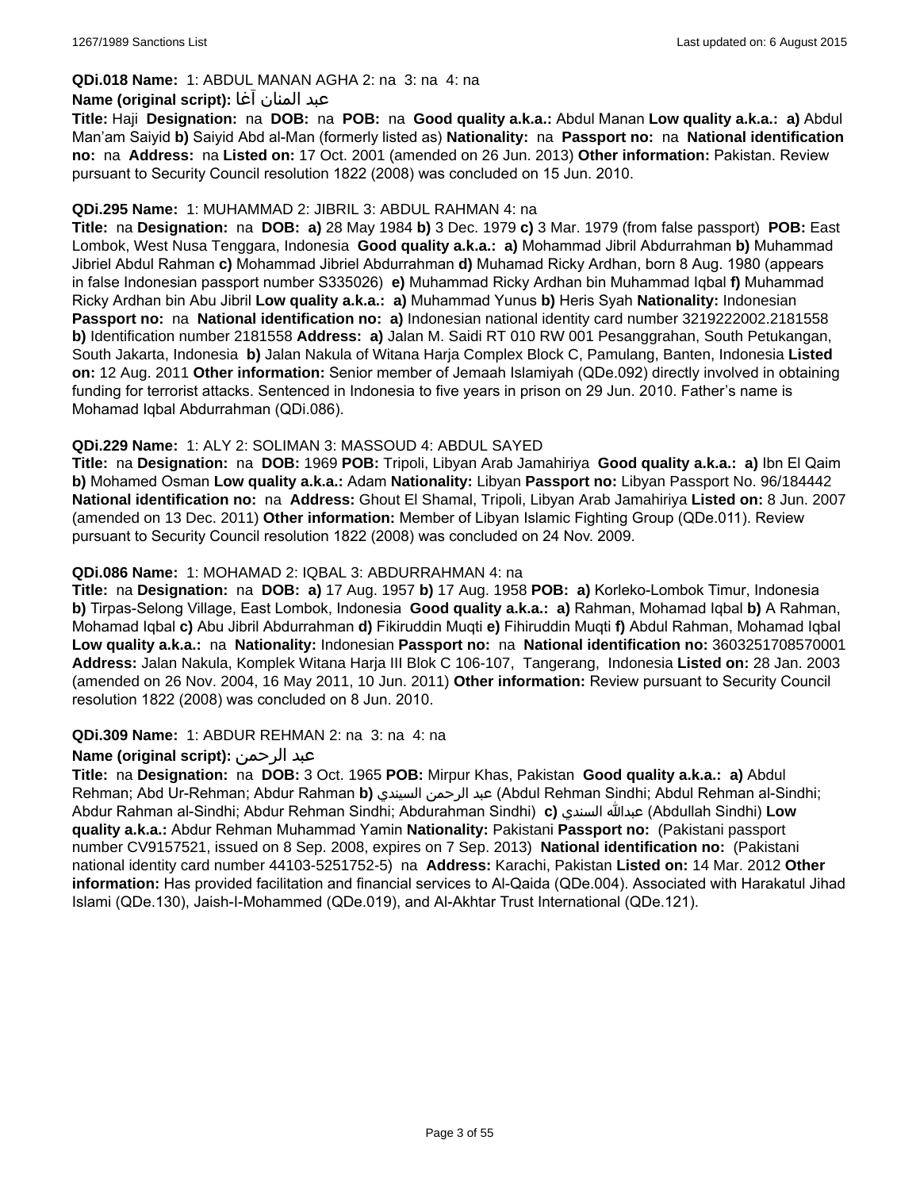**QDi.018 Name:** 1: ABDUL MANAN AGHA 2: na 3: na 4: na

**Name (original script):** عبد المنان آغا

**Title:** Haji **Designation:** na **DOB:** na **POB:** na **Good quality a.k.a.:** Abdul Manan **Low quality a.k.a.:** **a)** Abdul Man'am Saiyid **b)** Saiyid Abd al-Man (formerly listed as) **Nationality:** na **Passport no:** na **National identification no:** na **Address:** na **Listed on:** 17 Oct. 2001 (amended on 26 Jun. 2013) **Other information:** Pakistan. Review pursuant to Security Council resolution 1822 (2008) was concluded on 15 Jun. 2010.

**QDi.295 Name:** 1: MUHAMMAD 2: JIBRIL 3: ABDUL RAHMAN 4: na

**Title:** na **Designation:** na **DOB:** **a)** 28 May 1984 **b)** 3 Dec. 1979 **c)** 3 Mar. 1979 (from false passport) **POB:** East Lombok, West Nusa Tenggara, Indonesia **Good quality a.k.a.:** **a)** Mohammad Jibril Abdurrahman **b)** Muhammad Jibriel Abdul Rahman **c)** Mohammad Jibriel Abdurrahman **d)** Muhamad Ricky Ardhan, born 8 Aug. 1980 (appears in false Indonesian passport number S335026) **e)** Muhammad Ricky Ardhan bin Muhammad Iqbal **f)** Muhammad Ricky Ardhan bin Abu Jibril **Low quality a.k.a.:** **a)** Muhammad Yunus **b)** Heris Syah **Nationality:** Indonesian **Passport no:** na **National identification no:** **a)** Indonesian national identity card number 3219222002.2181558 **b)** Identification number 2181558 **Address:** **a)** Jalan M. Saidi RT 010 RW 001 Pesanggrahan, South Petukangan, South Jakarta, Indonesia **b)** Jalan Nakula of Witana Harja Complex Block C, Pamulang, Banten, Indonesia **Listed on:** 12 Aug. 2011 **Other information:** Senior member of Jemaah Islamiyah (QDe.092) directly involved in obtaining funding for terrorist attacks. Sentenced in Indonesia to five years in prison on 29 Jun. 2010. Father's name is Mohamad Iqbal Abdurrahman (QDi.086).

**QDi.229 Name:** 1: ALY 2: SOLIMAN 3: MASSOUD 4: ABDUL SAYED

**Title:** na **Designation:** na **DOB:** 1969 **POB:** Tripoli, Libyan Arab Jamahiriya **Good quality a.k.a.:** **a)** Ibn El Qaim **b)** Mohamed Osman **Low quality a.k.a.:** Adam **Nationality:** Libyan **Passport no:** Libyan Passport No. 96/184442 **National identification no:** na **Address:** Ghout El Shamal, Tripoli, Libyan Arab Jamahiriya **Listed on:** 8 Jun. 2007 (amended on 13 Dec. 2011) **Other information:** Member of Libyan Islamic Fighting Group (QDe.011). Review pursuant to Security Council resolution 1822 (2008) was concluded on 24 Nov. 2009.

**QDi.086 Name:** 1: MOHAMAD 2: IQBAL 3: ABDURRAHMAN 4: na

**Title:** na **Designation:** na **DOB:** **a)** 17 Aug. 1957 **b)** 17 Aug. 1958 **POB:** **a)** Korleko-Lombok Timur, Indonesia **b)** Tirpas-Selong Village, East Lombok, Indonesia **Good quality a.k.a.:** **a)** Rahman, Mohamad Iqbal **b)** A Rahman, Mohamad Iqbal **c)** Abu Jibril Abdurrahman **d)** Fikiruddin Muqti **e)** Fihiruddin Muqti **f)** Abdul Rahman, Mohamad Iqbal **Low quality a.k.a.:** na **Nationality:** Indonesian **Passport no:** na **National identification no:** 3603251708570001 **Address:** Jalan Nakula, Komplek Witana Harja III Blok C 106-107, Tangerang, Indonesia **Listed on:** 28 Jan. 2003 (amended on 26 Nov. 2004, 16 May 2011, 10 Jun. 2011) **Other information:** Review pursuant to Security Council resolution 1822 (2008) was concluded on 8 Jun. 2010.

**QDi.309 Name:** 1: ABDUR REHMAN 2: na 3: na 4: na

**Name (original script):** عبد الرحمن

**Title:** na **Designation:** na **DOB:** 3 Oct. 1965 **POB:** Mirpur Khas, Pakistan **Good quality a.k.a.:** **a)** Abdul Rehman; Abd Ur-Rehman; Abdur Rahman **b)** عبد الرحمن السيندي (Abdul Rehman Sindhi; Abdul Rehman al-Sindhi; Abdur Rahman al-Sindhi; Abdur Rehman Sindhi; Abdurahman Sindhi) **c)** عبدالله السندي (Abdullah Sindhi) **Low quality a.k.a.:** Abdur Rehman Muhammad Yamin **Nationality:** Pakistani **Passport no:** (Pakistani passport number CV9157521, issued on 8 Sep. 2008, expires on 7 Sep. 2013) **National identification no:** (Pakistani national identity card number 44103-5251752-5) na **Address:** Karachi, Pakistan **Listed on:** 14 Mar. 2012 **Other information:** Has provided facilitation and financial services to Al-Qaida (QDe.004). Associated with Harakatul Jihad Islami (QDe.130), Jaish-I-Mohammed (QDe.019), and Al-Akhtar Trust International (QDe.121).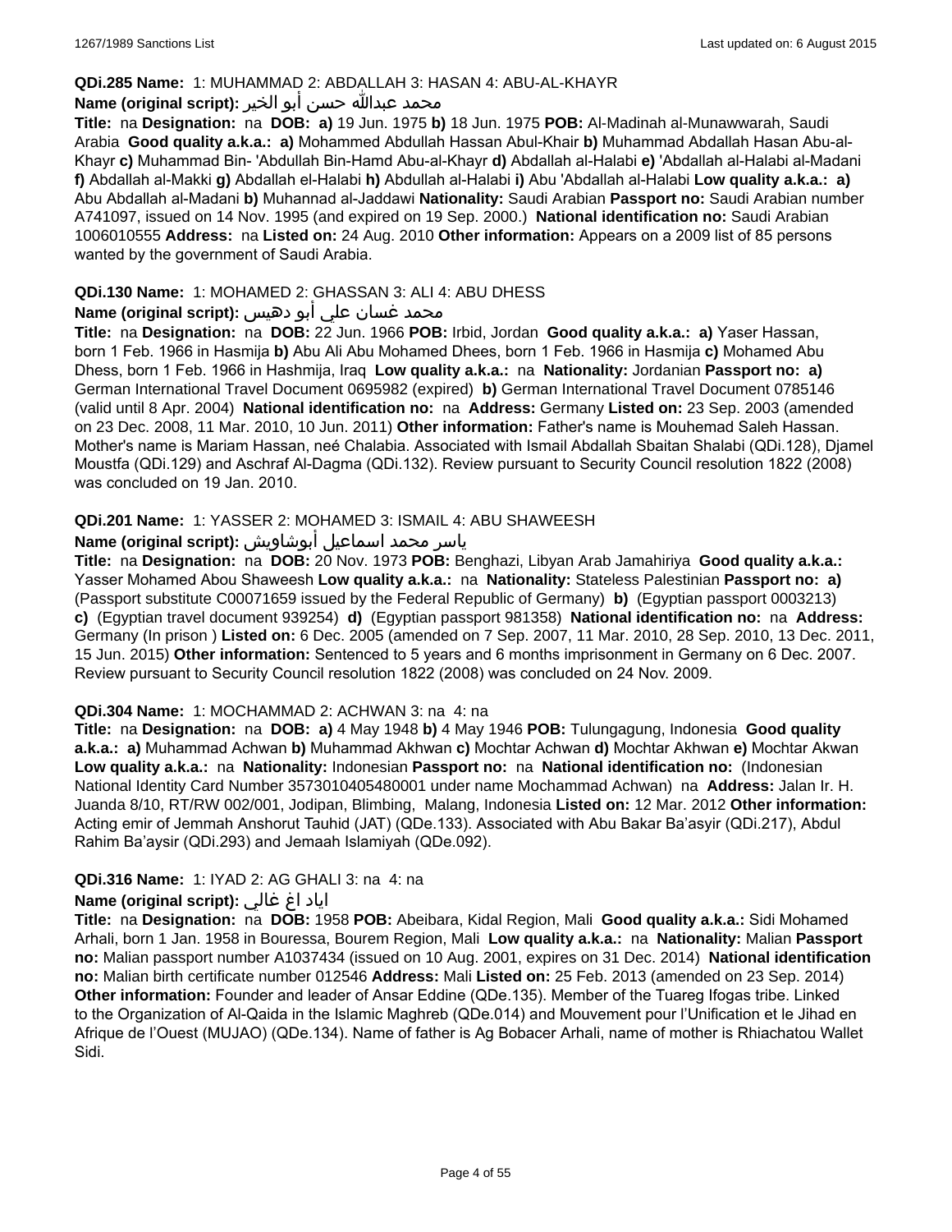**QDi.285 Name:** 1: MUHAMMAD 2: ABDALLAH 3: HASAN 4: ABU-AL-KHAYR

**Name (original script):** محمد عبدالله حسن أبو الخير

**Title:** na **Designation:** na **DOB:** **a)** 19 Jun. 1975 **b)** 18 Jun. 1975 **POB:** Al-Madinah al-Munawwarah, Saudi Arabia **Good quality a.k.a.:** **a)** Mohammed Abdullah Hassan Abul-Khair **b)** Muhammad Abdallah Hasan Abu-al-Khayr **c)** Muhammad Bin- 'Abdullah Bin-Hamd Abu-al-Khayr **d)** Abdallah al-Halabi **e)** 'Abdallah al-Halabi al-Madani **f)** Abdallah al-Makki **g)** Abdallah el-Halabi **h)** Abdullah al-Halabi **i)** Abu 'Abdallah al-Halabi **Low quality a.k.a.:** **a)** Abu Abdallah al-Madani **b)** Muhannad al-Jaddawi **Nationality:** Saudi Arabian **Passport no:** Saudi Arabian number A741097, issued on 14 Nov. 1995 (and expired on 19 Sep. 2000.) **National identification no:** Saudi Arabian 1006010555 **Address:** na **Listed on:** 24 Aug. 2010 **Other information:** Appears on a 2009 list of 85 persons wanted by the government of Saudi Arabia.

**QDi.130 Name:** 1: MOHAMED 2: GHASSAN 3: ALI 4: ABU DHESS

**Name (original script):** محمد غسان علي أبو دهيس

**Title:** na **Designation:** na **DOB:** 22 Jun. 1966 **POB:** Irbid, Jordan **Good quality a.k.a.:** **a)** Yaser Hassan, born 1 Feb. 1966 in Hasmija **b)** Abu Ali Abu Mohamed Dhees, born 1 Feb. 1966 in Hasmija **c)** Mohamed Abu Dhess, born 1 Feb. 1966 in Hashmija, Iraq **Low quality a.k.a.:** na **Nationality:** Jordanian **Passport no:** **a)** German International Travel Document 0695982 (expired) **b)** German International Travel Document 0785146 (valid until 8 Apr. 2004) **National identification no:** na **Address:** Germany **Listed on:** 23 Sep. 2003 (amended on 23 Dec. 2008, 11 Mar. 2010, 10 Jun. 2011) **Other information:** Father's name is Mouhemad Saleh Hassan. Mother's name is Mariam Hassan, neé Chalabia. Associated with Ismail Abdallah Sbaitan Shalabi (QDi.128), Djamel Moustfa (QDi.129) and Aschraf Al-Dagma (QDi.132). Review pursuant to Security Council resolution 1822 (2008) was concluded on 19 Jan. 2010.

**QDi.201 Name:** 1: YASSER 2: MOHAMED 3: ISMAIL 4: ABU SHAWEESH

**Name (original script):** ياسر محمد اسماعيل أبوشاويش

**Title:** na **Designation:** na **DOB:** 20 Nov. 1973 **POB:** Benghazi, Libyan Arab Jamahiriya **Good quality a.k.a.:** Yasser Mohamed Abou Shaweesh **Low quality a.k.a.:** na **Nationality:** Stateless Palestinian **Passport no:** **a)** (Passport substitute C00071659 issued by the Federal Republic of Germany) **b)** (Egyptian passport 0003213) **c)** (Egyptian travel document 939254) **d)** (Egyptian passport 981358) **National identification no:** na **Address:** Germany (In prison ) **Listed on:** 6 Dec. 2005 (amended on 7 Sep. 2007, 11 Mar. 2010, 28 Sep. 2010, 13 Dec. 2011, 15 Jun. 2015) **Other information:** Sentenced to 5 years and 6 months imprisonment in Germany on 6 Dec. 2007. Review pursuant to Security Council resolution 1822 (2008) was concluded on 24 Nov. 2009.

**QDi.304 Name:** 1: MOCHAMMAD 2: ACHWAN 3: na 4: na

**Title:** na **Designation:** na **DOB:** **a)** 4 May 1948 **b)** 4 May 1946 **POB:** Tulungagung, Indonesia **Good quality a.k.a.:** **a)** Muhammad Achwan **b)** Muhammad Akhwan **c)** Mochtar Achwan **d)** Mochtar Akhwan **e)** Mochtar Akwan **Low quality a.k.a.:** na **Nationality:** Indonesian **Passport no:** na **National identification no:** (Indonesian National Identity Card Number 3573010405480001 under name Mochammad Achwan) na **Address:** Jalan Ir. H. Juanda 8/10, RT/RW 002/001, Jodipan, Blimbing, Malang, Indonesia **Listed on:** 12 Mar. 2012 **Other information:** Acting emir of Jemmah Anshorut Tauhid (JAT) (QDe.133). Associated with Abu Bakar Ba'asyir (QDi.217), Abdul Rahim Ba'aysir (QDi.293) and Jemaah Islamiyah (QDe.092).

**QDi.316 Name:** 1: IYAD 2: AG GHALI 3: na 4: na

**Name (original script):** اياد اغ غالي

**Title:** na **Designation:** na **DOB:** 1958 **POB:** Abeibara, Kidal Region, Mali **Good quality a.k.a.:** Sidi Mohamed Arhali, born 1 Jan. 1958 in Bouressa, Bourem Region, Mali **Low quality a.k.a.:** na **Nationality:** Malian **Passport no:** Malian passport number A1037434 (issued on 10 Aug. 2001, expires on 31 Dec. 2014) **National identification no:** Malian birth certificate number 012546 **Address:** Mali **Listed on:** 25 Feb. 2013 (amended on 23 Sep. 2014) **Other information:** Founder and leader of Ansar Eddine (QDe.135). Member of the Tuareg Ifogas tribe. Linked to the Organization of Al-Qaida in the Islamic Maghreb (QDe.014) and Mouvement pour l'Unification et le Jihad en Afrique de l'Ouest (MUJAO) (QDe.134). Name of father is Ag Bobacer Arhali, name of mother is Rhiachatou Wallet Sidi.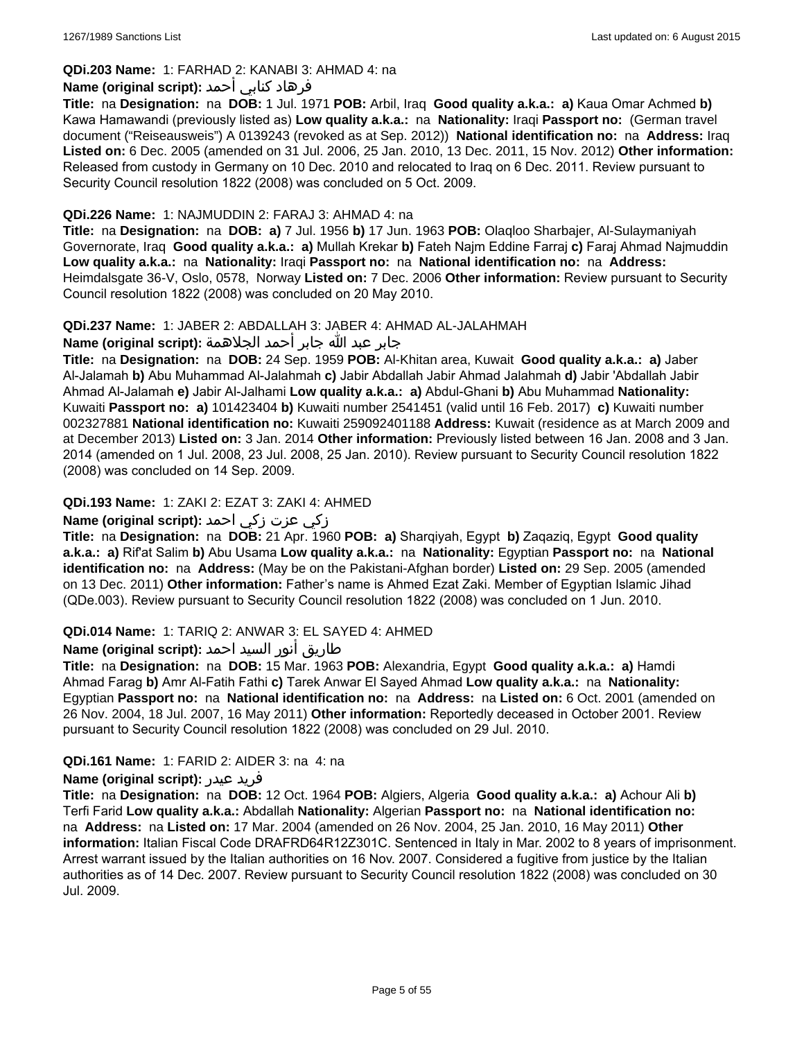**QDi.203 Name:** 1: FARHAD 2: KANABI 3: AHMAD 4: na

**Name (original script):** فرهاد كنابي أحمد

**Title:** na **Designation:** na **DOB:** 1 Jul. 1971 **POB:** Arbil, Iraq **Good quality a.k.a.:** **a)** Kaua Omar Achmed **b)** Kawa Hamawandi (previously listed as) **Low quality a.k.a.:** na **Nationality:** Iraqi **Passport no:** (German travel document ("Reiseausweis") A 0139243 (revoked as at Sep. 2012)) **National identification no:** na **Address:** Iraq **Listed on:** 6 Dec. 2005 (amended on 31 Jul. 2006, 25 Jan. 2010, 13 Dec. 2011, 15 Nov. 2012) **Other information:** Released from custody in Germany on 10 Dec. 2010 and relocated to Iraq on 6 Dec. 2011. Review pursuant to Security Council resolution 1822 (2008) was concluded on 5 Oct. 2009.

**QDi.226 Name:** 1: NAJMUDDIN 2: FARAJ 3: AHMAD 4: na

**Title:** na **Designation:** na **DOB:** **a)** 7 Jul. 1956 **b)** 17 Jun. 1963 **POB:** Olaqloo Sharbajer, Al-Sulaymaniyah Governorate, Iraq **Good quality a.k.a.:** **a)** Mullah Krekar **b)** Fateh Najm Eddine Farraj **c)** Faraj Ahmad Najmuddin **Low quality a.k.a.:** na **Nationality:** Iraqi **Passport no:** na **National identification no:** na **Address:** Heimdalsgate 36-V, Oslo, 0578, Norway **Listed on:** 7 Dec. 2006 **Other information:** Review pursuant to Security Council resolution 1822 (2008) was concluded on 20 May 2010.

**QDi.237 Name:** 1: JABER 2: ABDALLAH 3: JABER 4: AHMAD AL-JALAHMAH

**Name (original script):** جابر عبد الله جابر أحمد الجلاهمة

**Title:** na **Designation:** na **DOB:** 24 Sep. 1959 **POB:** Al-Khitan area, Kuwait **Good quality a.k.a.:** **a)** Jaber Al-Jalamah **b)** Abu Muhammad Al-Jalahmah **c)** Jabir Abdallah Jabir Ahmad Jalahmah **d)** Jabir 'Abdallah Jabir Ahmad Al-Jalamah **e)** Jabir Al-Jalhami **Low quality a.k.a.:** **a)** Abdul-Ghani **b)** Abu Muhammad **Nationality:** Kuwaiti **Passport no:** **a)** 101423404 **b)** Kuwaiti number 2541451 (valid until 16 Feb. 2017) **c)** Kuwaiti number 002327881 **National identification no:** Kuwaiti 259092401188 **Address:** Kuwait (residence as at March 2009 and at December 2013) **Listed on:** 3 Jan. 2014 **Other information:** Previously listed between 16 Jan. 2008 and 3 Jan. 2014 (amended on 1 Jul. 2008, 23 Jul. 2008, 25 Jan. 2010). Review pursuant to Security Council resolution 1822 (2008) was concluded on 14 Sep. 2009.

**QDi.193 Name:** 1: ZAKI 2: EZAT 3: ZAKI 4: AHMED

**Name (original script):** زكي عزت زكي احمد

**Title:** na **Designation:** na **DOB:** 21 Apr. 1960 **POB:** **a)** Sharqiyah, Egypt **b)** Zaqaziq, Egypt **Good quality a.k.a.:** **a)** Rif'at Salim **b)** Abu Usama **Low quality a.k.a.:** na **Nationality:** Egyptian **Passport no:** na **National identification no:** na **Address:** (May be on the Pakistani-Afghan border) **Listed on:** 29 Sep. 2005 (amended on 13 Dec. 2011) **Other information:** Father's name is Ahmed Ezat Zaki. Member of Egyptian Islamic Jihad (QDe.003). Review pursuant to Security Council resolution 1822 (2008) was concluded on 1 Jun. 2010.

**QDi.014 Name:** 1: TARIQ 2: ANWAR 3: EL SAYED 4: AHMED

**Name (original script):** طاريق أنور السيد احمد

**Title:** na **Designation:** na **DOB:** 15 Mar. 1963 **POB:** Alexandria, Egypt **Good quality a.k.a.:** **a)** Hamdi Ahmad Farag **b)** Amr Al-Fatih Fathi **c)** Tarek Anwar El Sayed Ahmad **Low quality a.k.a.:** na **Nationality:** Egyptian **Passport no:** na **National identification no:** na **Address:** na **Listed on:** 6 Oct. 2001 (amended on 26 Nov. 2004, 18 Jul. 2007, 16 May 2011) **Other information:** Reportedly deceased in October 2001. Review pursuant to Security Council resolution 1822 (2008) was concluded on 29 Jul. 2010.

**QDi.161 Name:** 1: FARID 2: AIDER 3: na 4: na

**Name (original script):** فريد عيدر

**Title:** na **Designation:** na **DOB:** 12 Oct. 1964 **POB:** Algiers, Algeria **Good quality a.k.a.:** **a)** Achour Ali **b)** Terfi Farid **Low quality a.k.a.:** Abdallah **Nationality:** Algerian **Passport no:** na **National identification no:** na **Address:** na **Listed on:** 17 Mar. 2004 (amended on 26 Nov. 2004, 25 Jan. 2010, 16 May 2011) **Other information:** Italian Fiscal Code DRAFRD64R12Z301C. Sentenced in Italy in Mar. 2002 to 8 years of imprisonment. Arrest warrant issued by the Italian authorities on 16 Nov. 2007. Considered a fugitive from justice by the Italian authorities as of 14 Dec. 2007. Review pursuant to Security Council resolution 1822 (2008) was concluded on 30 Jul. 2009.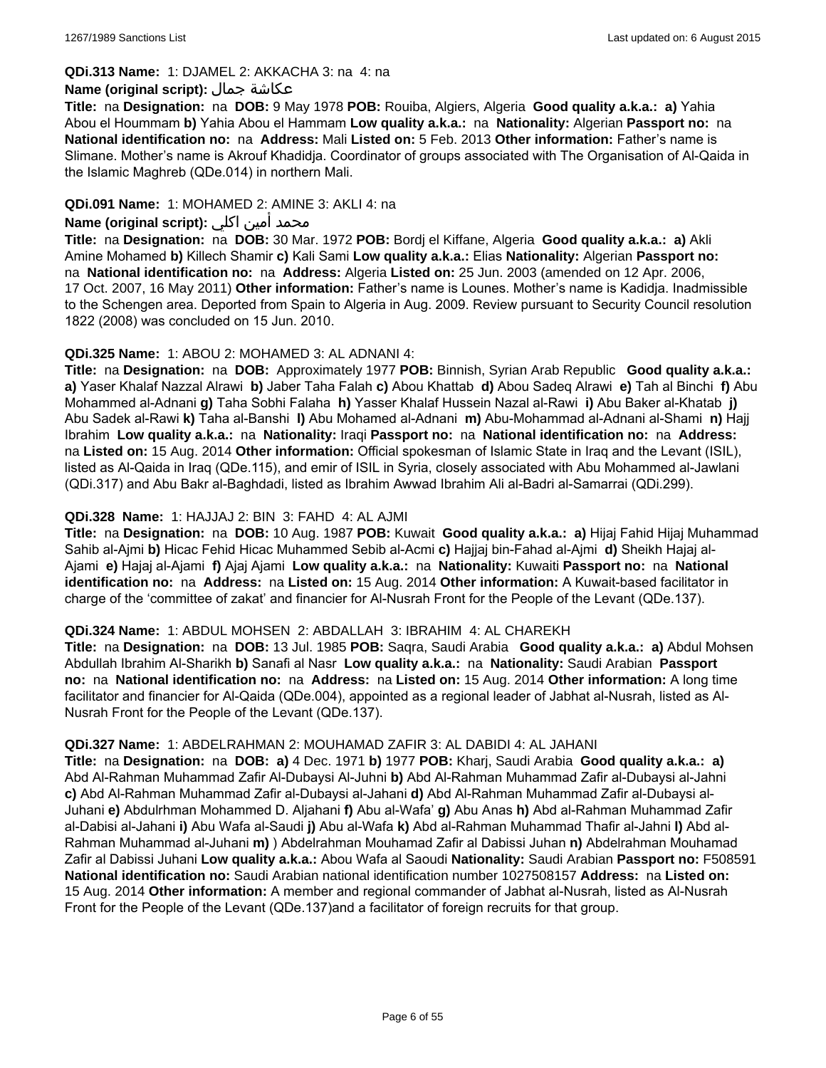**QDi.313 Name:** 1: DJAMEL 2: AKKACHA 3: na 4: na

**Name (original script):** عكاشة جمال

**Title:** na **Designation:** na **DOB:** 9 May 1978 **POB:** Rouiba, Algiers, Algeria **Good quality a.k.a.: a)** Yahia Abou el Hoummam **b)** Yahia Abou el Hammam **Low quality a.k.a.:** na **Nationality:** Algerian **Passport no:** na **National identification no:** na **Address:** Mali **Listed on:** 5 Feb. 2013 **Other information:** Father's name is Slimane. Mother's name is Akrouf Khadidja. Coordinator of groups associated with The Organisation of Al-Qaida in the Islamic Maghreb (QDe.014) in northern Mali.

**QDi.091 Name:** 1: MOHAMED 2: AMINE 3: AKLI 4: na

**Name (original script):** محمد أمين اكلي

**Title:** na **Designation:** na **DOB:** 30 Mar. 1972 **POB:** Bordj el Kiffane, Algeria **Good quality a.k.a.: a)** Akli Amine Mohamed **b)** Killech Shamir **c)** Kali Sami **Low quality a.k.a.:** Elias **Nationality:** Algerian **Passport no:** na **National identification no:** na **Address:** Algeria **Listed on:** 25 Jun. 2003 (amended on 12 Apr. 2006, 17 Oct. 2007, 16 May 2011) **Other information:** Father's name is Lounes. Mother's name is Kadidja. Inadmissible to the Schengen area. Deported from Spain to Algeria in Aug. 2009. Review pursuant to Security Council resolution 1822 (2008) was concluded on 15 Jun. 2010.

**QDi.325 Name:** 1: ABOU 2: MOHAMED 3: AL ADNANI 4:

**Title:** na **Designation:** na **DOB:** Approximately 1977 **POB:** Binnish, Syrian Arab Republic **Good quality a.k.a.: a)** Yaser Khalaf Nazzal Alrawi **b)** Jaber Taha Falah **c)** Abou Khattab **d)** Abou Sadeq Alrawi **e)** Tah al Binchi **f)** Abu Mohammed al-Adnani **g)** Taha Sobhi Falaha **h)** Yasser Khalaf Hussein Nazal al-Rawi **i)** Abu Baker al-Khatab **j)** Abu Sadek al-Rawi **k)** Taha al-Banshi **l)** Abu Mohamed al-Adnani **m)** Abu-Mohammad al-Adnani al-Shami **n)** Hajj Ibrahim **Low quality a.k.a.:** na **Nationality:** Iraqi **Passport no:** na **National identification no:** na **Address:** na **Listed on:** 15 Aug. 2014 **Other information:** Official spokesman of Islamic State in Iraq and the Levant (ISIL), listed as Al-Qaida in Iraq (QDe.115), and emir of ISIL in Syria, closely associated with Abu Mohammed al-Jawlani (QDi.317) and Abu Bakr al-Baghdadi, listed as Ibrahim Awwad Ibrahim Ali al-Badri al-Samarrai (QDi.299).

**QDi.328 Name:** 1: HAJJAJ 2: BIN 3: FAHD 4: AL AJMI

**Title:** na **Designation:** na **DOB:** 10 Aug. 1987 **POB:** Kuwait **Good quality a.k.a.: a)** Hijaj Fahid Hijaj Muhammad Sahib al-Ajmi **b)** Hicac Fehid Hicac Muhammed Sebib al-Acmi **c)** Hajjaj bin-Fahad al-Ajmi **d)** Sheikh Hajaj al-Ajami **e)** Hajaj al-Ajami **f)** Ajaj Ajami **Low quality a.k.a.:** na **Nationality:** Kuwaiti **Passport no:** na **National identification no:** na **Address:** na **Listed on:** 15 Aug. 2014 **Other information:** A Kuwait-based facilitator in charge of the 'committee of zakat' and financier for Al-Nusrah Front for the People of the Levant (QDe.137).

**QDi.324 Name:** 1: ABDUL MOHSEN 2: ABDALLAH 3: IBRAHIM 4: AL CHAREKH

**Title:** na **Designation:** na **DOB:** 13 Jul. 1985 **POB:** Saqra, Saudi Arabia **Good quality a.k.a.: a)** Abdul Mohsen Abdullah Ibrahim Al-Sharikh **b)** Sanafi al Nasr **Low quality a.k.a.:** na **Nationality:** Saudi Arabian **Passport no:** na **National identification no:** na **Address:** na **Listed on:** 15 Aug. 2014 **Other information:** A long time facilitator and financier for Al-Qaida (QDe.004), appointed as a regional leader of Jabhat al-Nusrah, listed as Al-Nusrah Front for the People of the Levant (QDe.137).

**QDi.327 Name:** 1: ABDELRAHMAN 2: MOUHAMAD ZAFIR 3: AL DABIDI 4: AL JAHANI

**Title:** na **Designation:** na **DOB: a)** 4 Dec. 1971 **b)** 1977 **POB:** Kharj, Saudi Arabia **Good quality a.k.a.: a)** Abd Al-Rahman Muhammad Zafir Al-Dubaysi Al-Juhni **b)** Abd Al-Rahman Muhammad Zafir al-Dubaysi al-Jahni **c)** Abd Al-Rahman Muhammad Zafir al-Dubaysi al-Jahani **d)** Abd Al-Rahman Muhammad Zafir al-Dubaysi al-Juhani **e)** Abdulrhman Mohammed D. Aljahani **f)** Abu al-Wafa' **g)** Abu Anas **h)** Abd al-Rahman Muhammad Zafir al-Dabisi al-Jahani **i)** Abu Wafa al-Saudi **j)** Abu al-Wafa **k)** Abd al-Rahman Muhammad Thafir al-Jahni **l)** Abd al-Rahman Muhammad al-Juhani **m)** ) Abdelrahman Mouhamad Zafir al Dabissi Juhan **n)** Abdelrahman Mouhamad Zafir al Dabissi Juhani **Low quality a.k.a.:** Abou Wafa al Saoudi **Nationality:** Saudi Arabian **Passport no:** F508591 **National identification no:** Saudi Arabian national identification number 1027508157 **Address:** na **Listed on:** 15 Aug. 2014 **Other information:** A member and regional commander of Jabhat al-Nusrah, listed as Al-Nusrah Front for the People of the Levant (QDe.137)and a facilitator of foreign recruits for that group.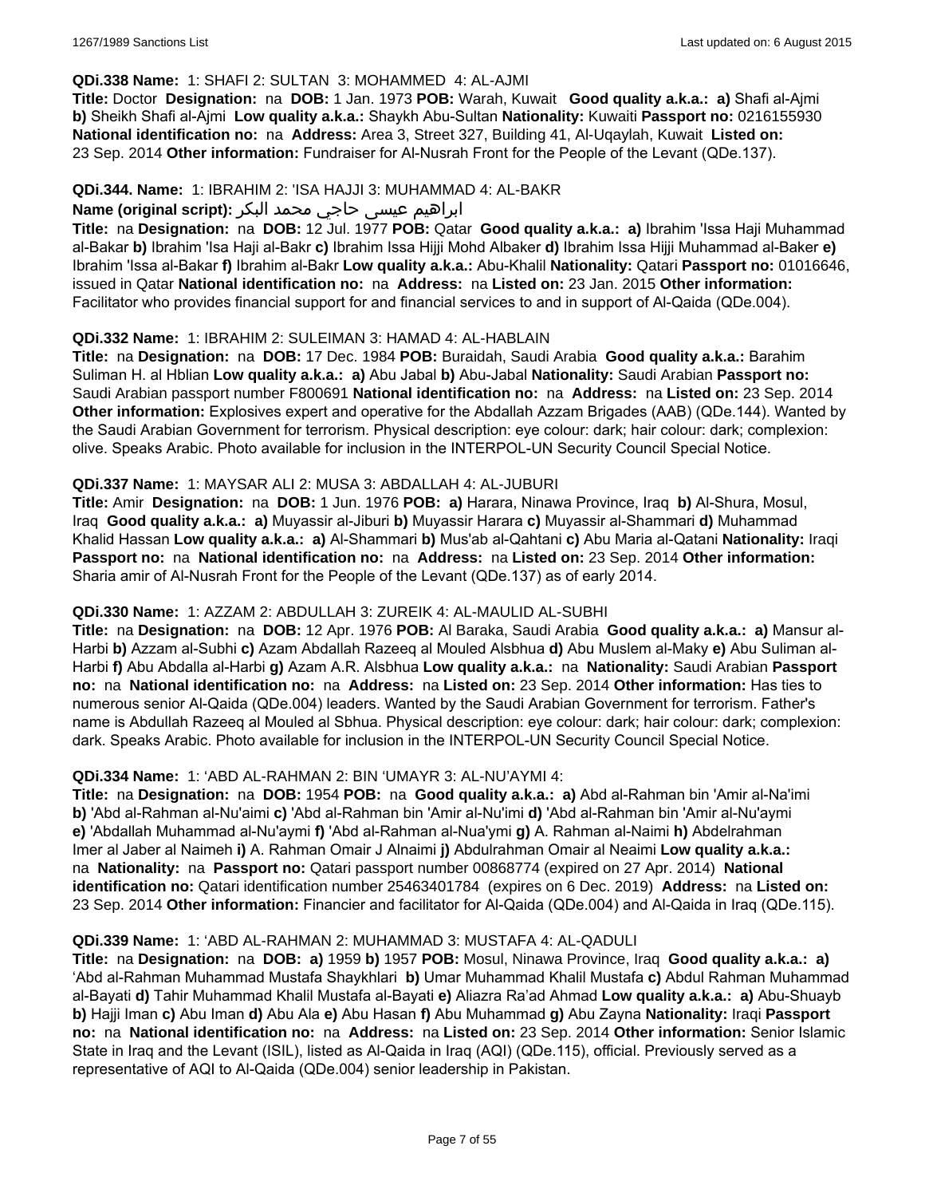**QDi.338 Name:** 1: SHAFI 2: SULTAN 3: MOHAMMED 4: AL-AJMI

**Title:** Doctor **Designation:** na **DOB:** 1 Jan. 1973 **POB:** Warah, Kuwait **Good quality a.k.a.: a)** Shafi al-Ajmi **b)** Sheikh Shafi al-Ajmi **Low quality a.k.a.:** Shaykh Abu-Sultan **Nationality:** Kuwaiti **Passport no:** 0216155930 **National identification no:** na **Address:** Area 3, Street 327, Building 41, Al-Uqaylah, Kuwait **Listed on:** 23 Sep. 2014 **Other information:** Fundraiser for Al-Nusrah Front for the People of the Levant (QDe.137).

**QDi.344. Name:** 1: IBRAHIM 2: 'ISA HAJJI 3: MUHAMMAD 4: AL-BAKR

**Name (original script):** ابراهيم عيسى حاجي محمد البكر

**Title:** na **Designation:** na **DOB:** 12 Jul. 1977 **POB:** Qatar **Good quality a.k.a.: a)** Ibrahim 'Issa Haji Muhammad al-Bakar **b)** Ibrahim 'Isa Haji al-Bakr **c)** Ibrahim Issa Hijji Mohd Albaker **d)** Ibrahim Issa Hijji Muhammad al-Baker **e)** Ibrahim 'Issa al-Bakar **f)** Ibrahim al-Bakr **Low quality a.k.a.:** Abu-Khalil **Nationality:** Qatari **Passport no:** 01016646, issued in Qatar **National identification no:** na **Address:** na **Listed on:** 23 Jan. 2015 **Other information:** Facilitator who provides financial support for and financial services to and in support of Al-Qaida (QDe.004).

**QDi.332 Name:** 1: IBRAHIM 2: SULEIMAN 3: HAMAD 4: AL-HABLAIN

**Title:** na **Designation:** na **DOB:** 17 Dec. 1984 **POB:** Buraidah, Saudi Arabia **Good quality a.k.a.:** Barahim Suliman H. al Hblian **Low quality a.k.a.: a)** Abu Jabal **b)** Abu-Jabal **Nationality:** Saudi Arabian **Passport no:** Saudi Arabian passport number F800691 **National identification no:** na **Address:** na **Listed on:** 23 Sep. 2014 **Other information:** Explosives expert and operative for the Abdallah Azzam Brigades (AAB) (QDe.144). Wanted by the Saudi Arabian Government for terrorism. Physical description: eye colour: dark; hair colour: dark; complexion: olive. Speaks Arabic. Photo available for inclusion in the INTERPOL-UN Security Council Special Notice.

**QDi.337 Name:** 1: MAYSAR ALI 2: MUSA 3: ABDALLAH 4: AL-JUBURI

**Title:** Amir **Designation:** na **DOB:** 1 Jun. 1976 **POB: a)** Harara, Ninawa Province, Iraq **b)** Al-Shura, Mosul, Iraq **Good quality a.k.a.: a)** Muyassir al-Jiburi **b)** Muyassir Harara **c)** Muyassir al-Shammari **d)** Muhammad Khalid Hassan **Low quality a.k.a.: a)** Al-Shammari **b)** Mus'ab al-Qahtani **c)** Abu Maria al-Qatani **Nationality:** Iraqi **Passport no:** na **National identification no:** na **Address:** na **Listed on:** 23 Sep. 2014 **Other information:** Sharia amir of Al-Nusrah Front for the People of the Levant (QDe.137) as of early 2014.

**QDi.330 Name:** 1: AZZAM 2: ABDULLAH 3: ZUREIK 4: AL-MAULID AL-SUBHI

**Title:** na **Designation:** na **DOB:** 12 Apr. 1976 **POB:** Al Baraka, Saudi Arabia **Good quality a.k.a.: a)** Mansur al-Harbi **b)** Azzam al-Subhi **c)** Azam Abdallah Razeeq al Mouled Alsbhua **d)** Abu Muslem al-Maky **e)** Abu Suliman al-Harbi **f)** Abu Abdalla al-Harbi **g)** Azam A.R. Alsbhua **Low quality a.k.a.:** na **Nationality:** Saudi Arabian **Passport no:** na **National identification no:** na **Address:** na **Listed on:** 23 Sep. 2014 **Other information:** Has ties to numerous senior Al-Qaida (QDe.004) leaders. Wanted by the Saudi Arabian Government for terrorism. Father's name is Abdullah Razeeq al Mouled al Sbhua. Physical description: eye colour: dark; hair colour: dark; complexion: dark. Speaks Arabic. Photo available for inclusion in the INTERPOL-UN Security Council Special Notice.

**QDi.334 Name:** 1: 'ABD AL-RAHMAN 2: BIN 'UMAYR 3: AL-NU'AYMI 4:

**Title:** na **Designation:** na **DOB:** 1954 **POB:** na **Good quality a.k.a.: a)** Abd al-Rahman bin 'Amir al-Na'imi **b)** 'Abd al-Rahman al-Nu'aimi **c)** 'Abd al-Rahman bin 'Amir al-Nu'imi **d)** 'Abd al-Rahman bin 'Amir al-Nu'aymi **e)** 'Abdallah Muhammad al-Nu'aymi **f)** 'Abd al-Rahman al-Nua'ymi **g)** A. Rahman al-Naimi **h)** Abdelrahman Imer al Jaber al Naimeh **i)** A. Rahman Omair J Alnaimi **j)** Abdulrahman Omair al Neaimi **Low quality a.k.a.:** na **Nationality:** na **Passport no:** Qatari passport number 00868774 (expired on 27 Apr. 2014) **National identification no:** Qatari identification number 25463401784 (expires on 6 Dec. 2019) **Address:** na **Listed on:** 23 Sep. 2014 **Other information:** Financier and facilitator for Al-Qaida (QDe.004) and Al-Qaida in Iraq (QDe.115).

**QDi.339 Name:** 1: 'ABD AL-RAHMAN 2: MUHAMMAD 3: MUSTAFA 4: AL-QADULI

**Title:** na **Designation:** na **DOB: a)** 1959 **b)** 1957 **POB:** Mosul, Ninawa Province, Iraq **Good quality a.k.a.: a)** 'Abd al-Rahman Muhammad Mustafa Shaykhlari **b)** Umar Muhammad Khalil Mustafa **c)** Abdul Rahman Muhammad al-Bayati **d)** Tahir Muhammad Khalil Mustafa al-Bayati **e)** Aliazra Ra'ad Ahmad **Low quality a.k.a.: a)** Abu-Shuayb **b)** Hajji Iman **c)** Abu Iman **d)** Abu Ala **e)** Abu Hasan **f)** Abu Muhammad **g)** Abu Zayna **Nationality:** Iraqi **Passport no:** na **National identification no:** na **Address:** na **Listed on:** 23 Sep. 2014 **Other information:** Senior Islamic State in Iraq and the Levant (ISIL), listed as Al-Qaida in Iraq (AQI) (QDe.115), official. Previously served as a representative of AQI to Al-Qaida (QDe.004) senior leadership in Pakistan.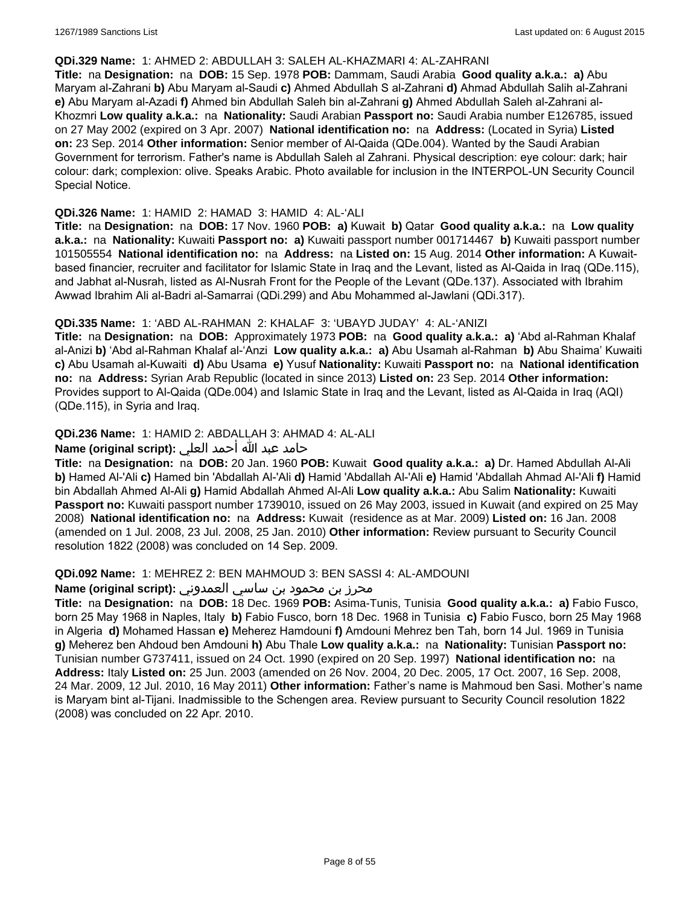**QDi.329 Name:** 1: AHMED 2: ABDULLAH 3: SALEH AL-KHAZMARI 4: AL-ZAHRANI

**Title:** na **Designation:** na **DOB:** 15 Sep. 1978 **POB:** Dammam, Saudi Arabia **Good quality a.k.a.:** **a)** Abu Maryam al-Zahrani **b)** Abu Maryam al-Saudi **c)** Ahmed Abdullah S al-Zahrani **d)** Ahmad Abdullah Salih al-Zahrani **e)** Abu Maryam al-Azadi **f)** Ahmed bin Abdullah Saleh bin al-Zahrani **g)** Ahmed Abdullah Saleh al-Zahrani al-Khozmri **Low quality a.k.a.:** na **Nationality:** Saudi Arabian **Passport no:** Saudi Arabia number E126785, issued on 27 May 2002 (expired on 3 Apr. 2007) **National identification no:** na **Address:** (Located in Syria) **Listed on:** 23 Sep. 2014 **Other information:** Senior member of Al-Qaida (QDe.004). Wanted by the Saudi Arabian Government for terrorism. Father's name is Abdullah Saleh al Zahrani. Physical description: eye colour: dark; hair colour: dark; complexion: olive. Speaks Arabic. Photo available for inclusion in the INTERPOL-UN Security Council Special Notice.

**QDi.326 Name:** 1: HAMID 2: HAMAD 3: HAMID 4: AL-'ALI

**Title:** na **Designation:** na **DOB:** 17 Nov. 1960 **POB:** **a)** Kuwait **b)** Qatar **Good quality a.k.a.:** na **Low quality a.k.a.:** na **Nationality:** Kuwaiti **Passport no:** **a)** Kuwaiti passport number 001714467 **b)** Kuwaiti passport number 101505554 **National identification no:** na **Address:** na **Listed on:** 15 Aug. 2014 **Other information:** A Kuwait-based financier, recruiter and facilitator for Islamic State in Iraq and the Levant, listed as Al-Qaida in Iraq (QDe.115), and Jabhat al-Nusrah, listed as Al-Nusrah Front for the People of the Levant (QDe.137). Associated with Ibrahim Awwad Ibrahim Ali al-Badri al-Samarrai (QDi.299) and Abu Mohammed al-Jawlani (QDi.317).

**QDi.335 Name:** 1: 'ABD AL-RAHMAN 2: KHALAF 3: 'UBAYD JUDAY' 4: AL-'ANIZI

**Title:** na **Designation:** na **DOB:** Approximately 1973 **POB:** na **Good quality a.k.a.:** **a)** 'Abd al-Rahman Khalaf al-Anizi **b)** 'Abd al-Rahman Khalaf al-'Anzi **Low quality a.k.a.:** **a)** Abu Usamah al-Rahman **b)** Abu Shaima' Kuwaiti **c)** Abu Usamah al-Kuwaiti **d)** Abu Usama **e)** Yusuf **Nationality:** Kuwaiti **Passport no:** na **National identification no:** na **Address:** Syrian Arab Republic (located in since 2013) **Listed on:** 23 Sep. 2014 **Other information:** Provides support to Al-Qaida (QDe.004) and Islamic State in Iraq and the Levant, listed as Al-Qaida in Iraq (AQI) (QDe.115), in Syria and Iraq.

**QDi.236 Name:** 1: HAMID 2: ABDALLAH 3: AHMAD 4: AL-ALI

**Name (original script):** حامد عبد الله أحمد العلي

**Title:** na **Designation:** na **DOB:** 20 Jan. 1960 **POB:** Kuwait **Good quality a.k.a.:** **a)** Dr. Hamed Abdullah Al-Ali **b)** Hamed Al-'Ali **c)** Hamed bin 'Abdallah Al-'Ali **d)** Hamid 'Abdallah Al-'Ali **e)** Hamid 'Abdallah Ahmad Al-'Ali **f)** Hamid bin Abdallah Ahmed Al-Ali **g)** Hamid Abdallah Ahmed Al-Ali **Low quality a.k.a.:** Abu Salim **Nationality:** Kuwaiti **Passport no:** Kuwaiti passport number 1739010, issued on 26 May 2003, issued in Kuwait (and expired on 25 May 2008) **National identification no:** na **Address:** Kuwait (residence as at Mar. 2009) **Listed on:** 16 Jan. 2008 (amended on 1 Jul. 2008, 23 Jul. 2008, 25 Jan. 2010) **Other information:** Review pursuant to Security Council resolution 1822 (2008) was concluded on 14 Sep. 2009.

**QDi.092 Name:** 1: MEHREZ 2: BEN MAHMOUD 3: BEN SASSI 4: AL-AMDOUNI

**Name (original script):** محرز بن محمود بن ساسي العمدوني

**Title:** na **Designation:** na **DOB:** 18 Dec. 1969 **POB:** Asima-Tunis, Tunisia **Good quality a.k.a.:** **a)** Fabio Fusco, born 25 May 1968 in Naples, Italy **b)** Fabio Fusco, born 18 Dec. 1968 in Tunisia **c)** Fabio Fusco, born 25 May 1968 in Algeria **d)** Mohamed Hassan **e)** Meherez Hamdouni **f)** Amdouni Mehrez ben Tah, born 14 Jul. 1969 in Tunisia **g)** Meherez ben Ahdoud ben Amdouni **h)** Abu Thale **Low quality a.k.a.:** na **Nationality:** Tunisian **Passport no:** Tunisian number G737411, issued on 24 Oct. 1990 (expired on 20 Sep. 1997) **National identification no:** na **Address:** Italy **Listed on:** 25 Jun. 2003 (amended on 26 Nov. 2004, 20 Dec. 2005, 17 Oct. 2007, 16 Sep. 2008, 24 Mar. 2009, 12 Jul. 2010, 16 May 2011) **Other information:** Father's name is Mahmoud ben Sasi. Mother's name is Maryam bint al-Tijani. Inadmissible to the Schengen area. Review pursuant to Security Council resolution 1822 (2008) was concluded on 22 Apr. 2010.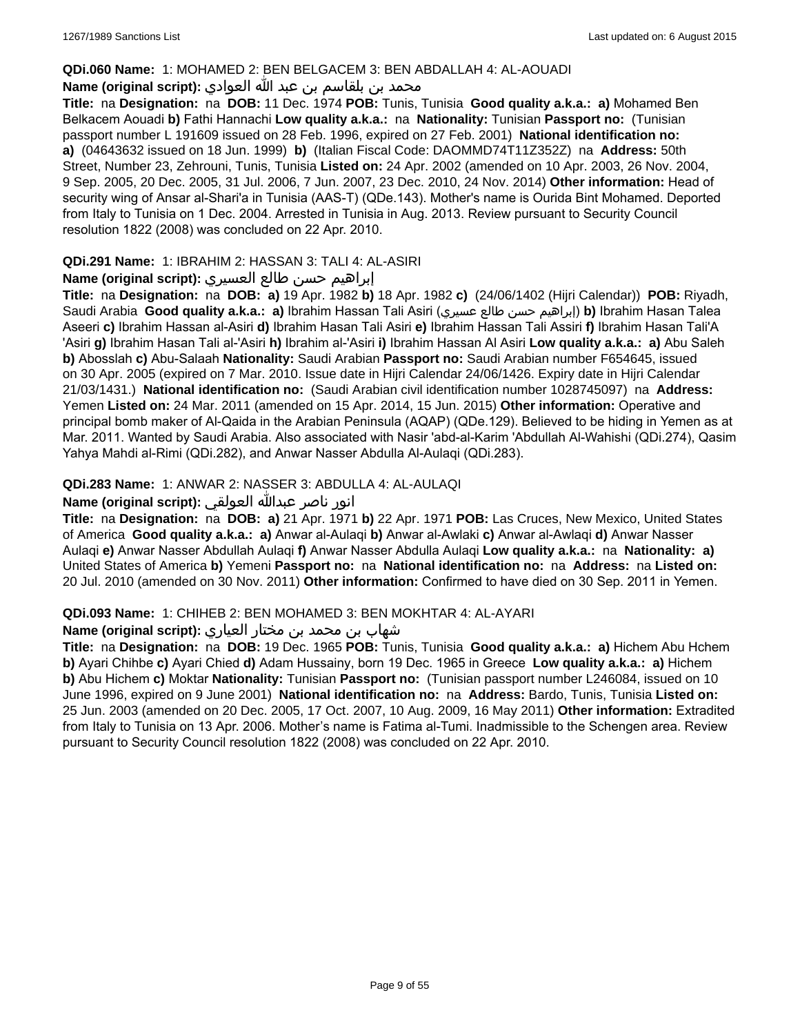**QDi.060 Name:** 1: MOHAMED 2: BEN BELGACEM 3: BEN ABDALLAH 4: AL-AOUADI

**Name (original script):** محمد بن بلقاسم بن عبد الله العوادي

**Title:** na **Designation:** na **DOB:** 11 Dec. 1974 **POB:** Tunis, Tunisia **Good quality a.k.a.:** **a)** Mohamed Ben Belkacem Aouadi **b)** Fathi Hannachi **Low quality a.k.a.:** na **Nationality:** Tunisian **Passport no:** (Tunisian passport number L 191609 issued on 28 Feb. 1996, expired on 27 Feb. 2001) **National identification no:** **a)** (04643632 issued on 18 Jun. 1999) **b)** (Italian Fiscal Code: DAOMMD74T11Z352Z) na **Address:** 50th Street, Number 23, Zehrouni, Tunis, Tunisia **Listed on:** 24 Apr. 2002 (amended on 10 Apr. 2003, 26 Nov. 2004, 9 Sep. 2005, 20 Dec. 2005, 31 Jul. 2006, 7 Jun. 2007, 23 Dec. 2010, 24 Nov. 2014) **Other information:** Head of security wing of Ansar al-Shari'a in Tunisia (AAS-T) (QDe.143). Mother's name is Ourida Bint Mohamed. Deported from Italy to Tunisia on 1 Dec. 2004. Arrested in Tunisia in Aug. 2013. Review pursuant to Security Council resolution 1822 (2008) was concluded on 22 Apr. 2010.

**QDi.291 Name:** 1: IBRAHIM 2: HASSAN 3: TALI 4: AL-ASIRI

**Name (original script):** إبراهيم حسن طالع العسيري

**Title:** na **Designation:** na **DOB:** **a)** 19 Apr. 1982 **b)** 18 Apr. 1982 **c)** (24/06/1402 (Hijri Calendar)) **POB:** Riyadh, Saudi Arabia **Good quality a.k.a.:** **a)** Ibrahim Hassan Tali Asiri (إبراهيم حسن طالع عسيري) **b)** Ibrahim Hasan Talea Aseeri **c)** Ibrahim Hassan al-Asiri **d)** Ibrahim Hasan Tali Asiri **e)** Ibrahim Hassan Tali Assiri **f)** Ibrahim Hasan Tali'A 'Asiri **g)** Ibrahim Hasan Tali al-'Asiri **h)** Ibrahim al-'Asiri **i)** Ibrahim Hassan Al Asiri **Low quality a.k.a.:** **a)** Abu Saleh **b)** Abosslah **c)** Abu-Salaah **Nationality:** Saudi Arabian **Passport no:** Saudi Arabian number F654645, issued on 30 Apr. 2005 (expired on 7 Mar. 2010. Issue date in Hijri Calendar 24/06/1426. Expiry date in Hijri Calendar 21/03/1431.) **National identification no:** (Saudi Arabian civil identification number 1028745097) na **Address:** Yemen **Listed on:** 24 Mar. 2011 (amended on 15 Apr. 2014, 15 Jun. 2015) **Other information:** Operative and principal bomb maker of Al-Qaida in the Arabian Peninsula (AQAP) (QDe.129). Believed to be hiding in Yemen as at Mar. 2011. Wanted by Saudi Arabia. Also associated with Nasir 'abd-al-Karim 'Abdullah Al-Wahishi (QDi.274), Qasim Yahya Mahdi al-Rimi (QDi.282), and Anwar Nasser Abdulla Al-Aulaqi (QDi.283).

**QDi.283 Name:** 1: ANWAR 2: NASSER 3: ABDULLA 4: AL-AULAQI

**Name (original script):** انور ناصر عبدالله العولقي

**Title:** na **Designation:** na **DOB:** **a)** 21 Apr. 1971 **b)** 22 Apr. 1971 **POB:** Las Cruces, New Mexico, United States of America **Good quality a.k.a.:** **a)** Anwar al-Aulaqi **b)** Anwar al-Awlaki **c)** Anwar al-Awlaqi **d)** Anwar Nasser Aulaqi **e)** Anwar Nasser Abdullah Aulaqi **f)** Anwar Nasser Abdulla Aulaqi **Low quality a.k.a.:** na **Nationality:** **a)** United States of America **b)** Yemeni **Passport no:** na **National identification no:** na **Address:** na **Listed on:** 20 Jul. 2010 (amended on 30 Nov. 2011) **Other information:** Confirmed to have died on 30 Sep. 2011 in Yemen.

**QDi.093 Name:** 1: CHIHEB 2: BEN MOHAMED 3: BEN MOKHTAR 4: AL-AYARI

**Name (original script):** شهاب بن محمد بن مختار العياري

**Title:** na **Designation:** na **DOB:** 19 Dec. 1965 **POB:** Tunis, Tunisia **Good quality a.k.a.:** **a)** Hichem Abu Hchem **b)** Ayari Chihbe **c)** Ayari Chied **d)** Adam Hussainy, born 19 Dec. 1965 in Greece **Low quality a.k.a.:** **a)** Hichem **b)** Abu Hichem **c)** Moktar **Nationality:** Tunisian **Passport no:** (Tunisian passport number L246084, issued on 10 June 1996, expired on 9 June 2001) **National identification no:** na **Address:** Bardo, Tunis, Tunisia **Listed on:** 25 Jun. 2003 (amended on 20 Dec. 2005, 17 Oct. 2007, 10 Aug. 2009, 16 May 2011) **Other information:** Extradited from Italy to Tunisia on 13 Apr. 2006. Mother's name is Fatima al-Tumi. Inadmissible to the Schengen area. Review pursuant to Security Council resolution 1822 (2008) was concluded on 22 Apr. 2010.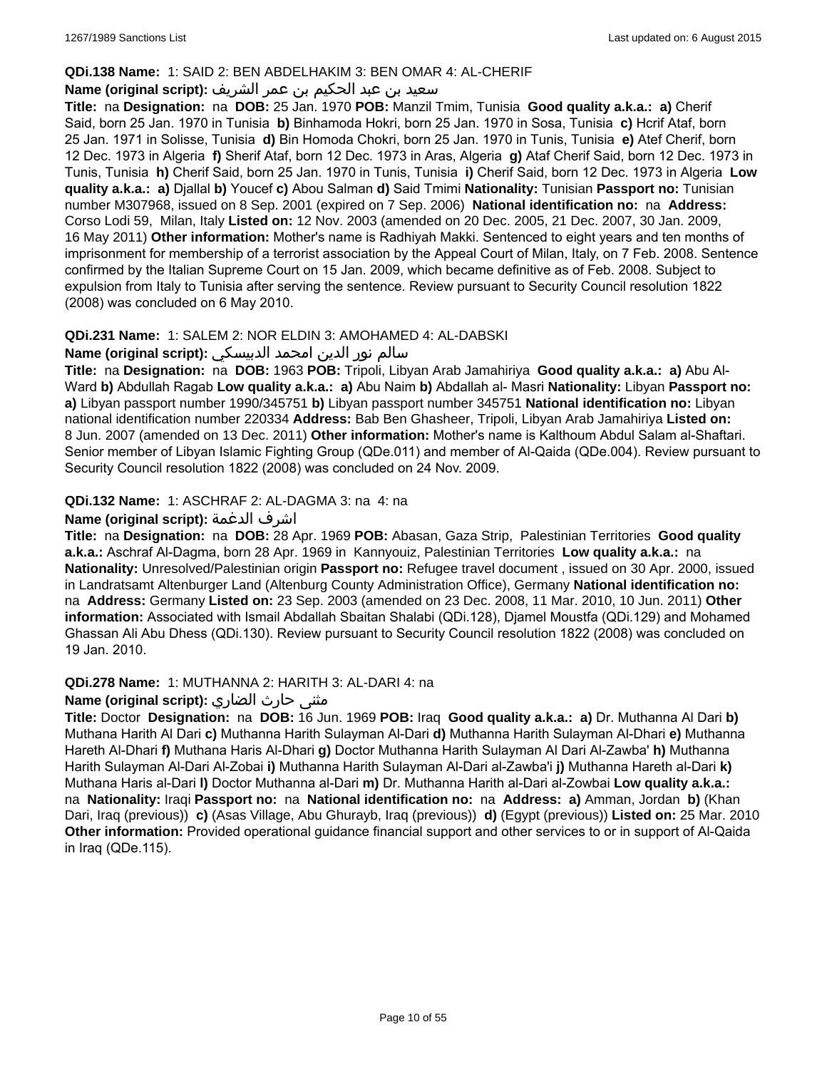**QDi.138 Name:** 1: SAID 2: BEN ABDELHAKIM 3: BEN OMAR 4: AL-CHERIF

**Name (original script):** سعيد بن عبد الحكيم بن عمر الشريف

**Title:** na **Designation:** na **DOB:** 25 Jan. 1970 **POB:** Manzil Tmim, Tunisia **Good quality a.k.a.:** **a)** Cherif Said, born 25 Jan. 1970 in Tunisia **b)** Binhamoda Hokri, born 25 Jan. 1970 in Sosa, Tunisia **c)** Hcrif Ataf, born 25 Jan. 1971 in Solisse, Tunisia **d)** Bin Homoda Chokri, born 25 Jan. 1970 in Tunis, Tunisia **e)** Atef Cherif, born 12 Dec. 1973 in Algeria **f)** Sherif Ataf, born 12 Dec. 1973 in Aras, Algeria **g)** Ataf Cherif Said, born 12 Dec. 1973 in Tunis, Tunisia **h)** Cherif Said, born 25 Jan. 1970 in Tunis, Tunisia **i)** Cherif Said, born 12 Dec. 1973 in Algeria **Low quality a.k.a.:** **a)** Djallal **b)** Youcef **c)** Abou Salman **d)** Said Tmimi **Nationality:** Tunisian **Passport no:** Tunisian number M307968, issued on 8 Sep. 2001 (expired on 7 Sep. 2006) **National identification no:** na **Address:** Corso Lodi 59, Milan, Italy **Listed on:** 12 Nov. 2003 (amended on 20 Dec. 2005, 21 Dec. 2007, 30 Jan. 2009, 16 May 2011) **Other information:** Mother's name is Radhiyah Makki. Sentenced to eight years and ten months of imprisonment for membership of a terrorist association by the Appeal Court of Milan, Italy, on 7 Feb. 2008. Sentence confirmed by the Italian Supreme Court on 15 Jan. 2009, which became definitive as of Feb. 2008. Subject to expulsion from Italy to Tunisia after serving the sentence. Review pursuant to Security Council resolution 1822 (2008) was concluded on 6 May 2010.

**QDi.231 Name:** 1: SALEM 2: NOR ELDIN 3: AMOHAMED 4: AL-DABSKI

**Name (original script):** سالم نور الدين امحمد الدبيسكي

**Title:** na **Designation:** na **DOB:** 1963 **POB:** Tripoli, Libyan Arab Jamahiriya **Good quality a.k.a.:** **a)** Abu Al-Ward **b)** Abdullah Ragab **Low quality a.k.a.:** **a)** Abu Naim **b)** Abdallah al- Masri **Nationality:** Libyan **Passport no:** **a)** Libyan passport number 1990/345751 **b)** Libyan passport number 345751 **National identification no:** Libyan national identification number 220334 **Address:** Bab Ben Ghasheer, Tripoli, Libyan Arab Jamahiriya **Listed on:** 8 Jun. 2007 (amended on 13 Dec. 2011) **Other information:** Mother's name is Kalthoum Abdul Salam al-Shaftari. Senior member of Libyan Islamic Fighting Group (QDe.011) and member of Al-Qaida (QDe.004). Review pursuant to Security Council resolution 1822 (2008) was concluded on 24 Nov. 2009.

**QDi.132 Name:** 1: ASCHRAF 2: AL-DAGMA 3: na 4: na

**Name (original script):** اشرف الدغمة

**Title:** na **Designation:** na **DOB:** 28 Apr. 1969 **POB:** Abasan, Gaza Strip, Palestinian Territories **Good quality a.k.a.:** Aschraf Al-Dagma, born 28 Apr. 1969 in Kannyouiz, Palestinian Territories **Low quality a.k.a.:** na **Nationality:** Unresolved/Palestinian origin **Passport no:** Refugee travel document , issued on 30 Apr. 2000, issued in Landratsamt Altenburger Land (Altenburg County Administration Office), Germany **National identification no:** na **Address:** Germany **Listed on:** 23 Sep. 2003 (amended on 23 Dec. 2008, 11 Mar. 2010, 10 Jun. 2011) **Other information:** Associated with Ismail Abdallah Sbaitan Shalabi (QDi.128), Djamel Moustfa (QDi.129) and Mohamed Ghassan Ali Abu Dhess (QDi.130). Review pursuant to Security Council resolution 1822 (2008) was concluded on 19 Jan. 2010.

**QDi.278 Name:** 1: MUTHANNA 2: HARITH 3: AL-DARI 4: na

**Name (original script):** مثنى حارث الضاري

**Title:** Doctor **Designation:** na **DOB:** 16 Jun. 1969 **POB:** Iraq **Good quality a.k.a.:** **a)** Dr. Muthanna Al Dari **b)** Muthana Harith Al Dari **c)** Muthanna Harith Sulayman Al-Dari **d)** Muthanna Harith Sulayman Al-Dhari **e)** Muthanna Hareth Al-Dhari **f)** Muthana Haris Al-Dhari **g)** Doctor Muthanna Harith Sulayman Al Dari Al-Zawba' **h)** Muthanna Harith Sulayman Al-Dari Al-Zobai **i)** Muthanna Harith Sulayman Al-Dari al-Zawba'i **j)** Muthanna Hareth al-Dari **k)** Muthana Haris al-Dari **l)** Doctor Muthanna al-Dari **m)** Dr. Muthanna Harith al-Dari al-Zowbai **Low quality a.k.a.:** na **Nationality:** Iraqi **Passport no:** na **National identification no:** na **Address:** **a)** Amman, Jordan **b)** (Khan Dari, Iraq (previous)) **c)** (Asas Village, Abu Ghurayb, Iraq (previous)) **d)** (Egypt (previous)) **Listed on:** 25 Mar. 2010 **Other information:** Provided operational guidance financial support and other services to or in support of Al-Qaida in Iraq (QDe.115).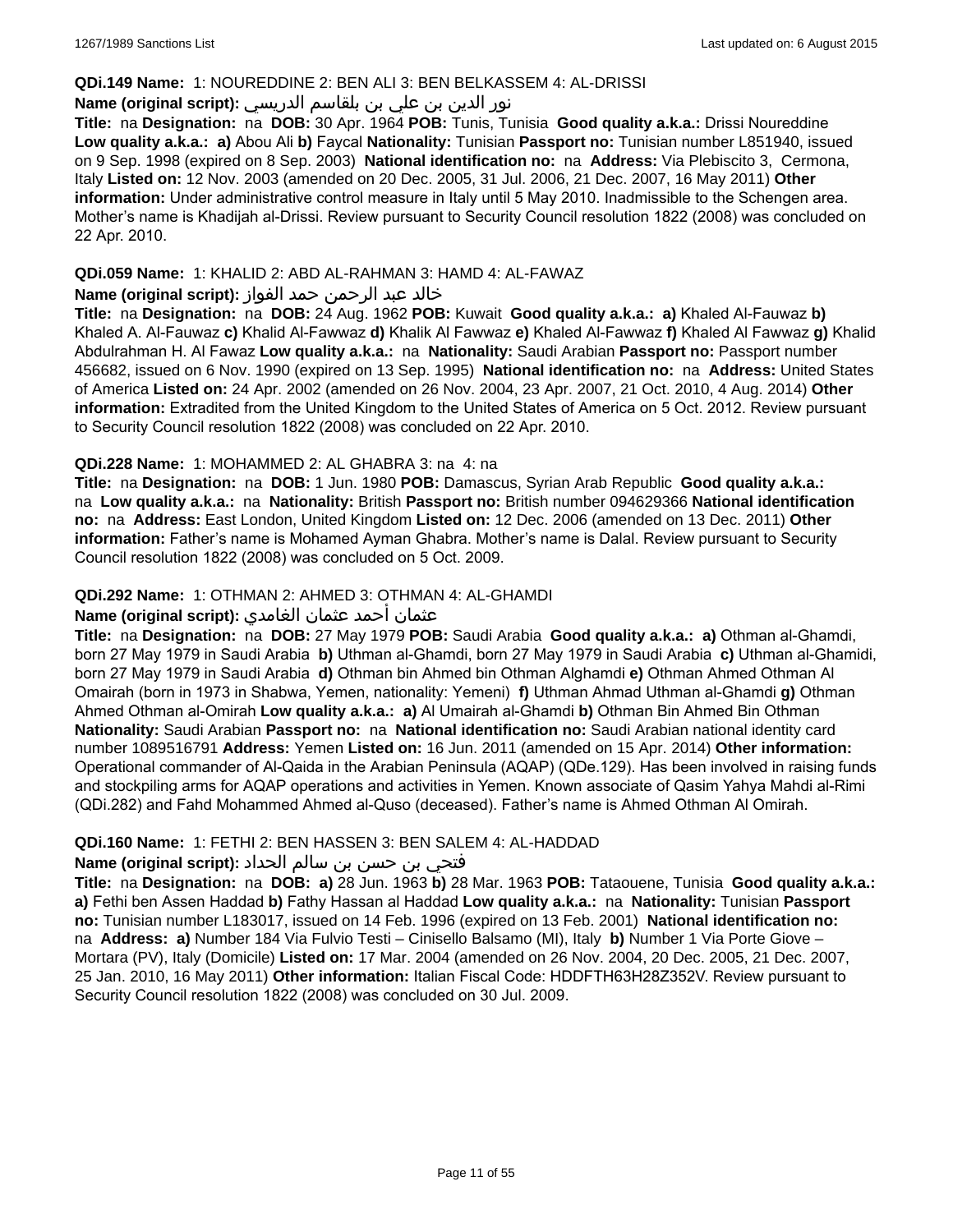**QDi.149 Name:** 1: NOUREDDINE 2: BEN ALI 3: BEN BELKASSEM 4: AL-DRISSI

**Name (original script):** نور الدين بن علي بن بلقاسم الدريسي

**Title:** na **Designation:** na **DOB:** 30 Apr. 1964 **POB:** Tunis, Tunisia **Good quality a.k.a.:** Drissi Noureddine **Low quality a.k.a.:** **a)** Abou Ali **b)** Faycal **Nationality:** Tunisian **Passport no:** Tunisian number L851940, issued on 9 Sep. 1998 (expired on 8 Sep. 2003) **National identification no:** na **Address:** Via Plebiscito 3, Cermona, Italy **Listed on:** 12 Nov. 2003 (amended on 20 Dec. 2005, 31 Jul. 2006, 21 Dec. 2007, 16 May 2011) **Other information:** Under administrative control measure in Italy until 5 May 2010. Inadmissible to the Schengen area. Mother's name is Khadijah al-Drissi. Review pursuant to Security Council resolution 1822 (2008) was concluded on 22 Apr. 2010.

**QDi.059 Name:** 1: KHALID 2: ABD AL-RAHMAN 3: HAMD 4: AL-FAWAZ

**Name (original script):** خالد عبد الرحمن حمد الفواز

**Title:** na **Designation:** na **DOB:** 24 Aug. 1962 **POB:** Kuwait **Good quality a.k.a.:** **a)** Khaled Al-Fauwaz **b)** Khaled A. Al-Fauwaz **c)** Khalid Al-Fawwaz **d)** Khalik Al Fawwaz **e)** Khaled Al-Fawwaz **f)** Khaled Al Fawwaz **g)** Khalid Abdulrahman H. Al Fawaz **Low quality a.k.a.:** na **Nationality:** Saudi Arabian **Passport no:** Passport number 456682, issued on 6 Nov. 1990 (expired on 13 Sep. 1995) **National identification no:** na **Address:** United States of America **Listed on:** 24 Apr. 2002 (amended on 26 Nov. 2004, 23 Apr. 2007, 21 Oct. 2010, 4 Aug. 2014) **Other information:** Extradited from the United Kingdom to the United States of America on 5 Oct. 2012. Review pursuant to Security Council resolution 1822 (2008) was concluded on 22 Apr. 2010.

**QDi.228 Name:** 1: MOHAMMED 2: AL GHABRA 3: na 4: na

**Title:** na **Designation:** na **DOB:** 1 Jun. 1980 **POB:** Damascus, Syrian Arab Republic **Good quality a.k.a.:** na **Low quality a.k.a.:** na **Nationality:** British **Passport no:** British number 094629366 **National identification no:** na **Address:** East London, United Kingdom **Listed on:** 12 Dec. 2006 (amended on 13 Dec. 2011) **Other information:** Father's name is Mohamed Ayman Ghabra. Mother's name is Dalal. Review pursuant to Security Council resolution 1822 (2008) was concluded on 5 Oct. 2009.

**QDi.292 Name:** 1: OTHMAN 2: AHMED 3: OTHMAN 4: AL-GHAMDI

**Name (original script):** عثمان أحمد عثمان الغامدي

**Title:** na **Designation:** na **DOB:** 27 May 1979 **POB:** Saudi Arabia **Good quality a.k.a.:** **a)** Othman al-Ghamdi, born 27 May 1979 in Saudi Arabia **b)** Uthman al-Ghamdi, born 27 May 1979 in Saudi Arabia **c)** Uthman al-Ghamidi, born 27 May 1979 in Saudi Arabia **d)** Othman bin Ahmed bin Othman Alghamdi **e)** Othman Ahmed Othman Al Omairah (born in 1973 in Shabwa, Yemen, nationality: Yemeni) **f)** Uthman Ahmad Uthman al-Ghamdi **g)** Othman Ahmed Othman al-Omirah **Low quality a.k.a.:** **a)** Al Umairah al-Ghamdi **b)** Othman Bin Ahmed Bin Othman **Nationality:** Saudi Arabian **Passport no:** na **National identification no:** Saudi Arabian national identity card number 1089516791 **Address:** Yemen **Listed on:** 16 Jun. 2011 (amended on 15 Apr. 2014) **Other information:** Operational commander of Al-Qaida in the Arabian Peninsula (AQAP) (QDe.129). Has been involved in raising funds and stockpiling arms for AQAP operations and activities in Yemen. Known associate of Qasim Yahya Mahdi al-Rimi (QDi.282) and Fahd Mohammed Ahmed al-Quso (deceased). Father's name is Ahmed Othman Al Omirah.

**QDi.160 Name:** 1: FETHI 2: BEN HASSEN 3: BEN SALEM 4: AL-HADDAD

**Name (original script):** فتحي بن حسن بن سالم الحداد

**Title:** na **Designation:** na **DOB:** **a)** 28 Jun. 1963 **b)** 28 Mar. 1963 **POB:** Tataouene, Tunisia **Good quality a.k.a.:** **a)** Fethi ben Assen Haddad **b)** Fathy Hassan al Haddad **Low quality a.k.a.:** na **Nationality:** Tunisian **Passport no:** Tunisian number L183017, issued on 14 Feb. 1996 (expired on 13 Feb. 2001) **National identification no:** na **Address:** **a)** Number 184 Via Fulvio Testi – Cinisello Balsamo (MI), Italy **b)** Number 1 Via Porte Giove – Mortara (PV), Italy (Domicile) **Listed on:** 17 Mar. 2004 (amended on 26 Nov. 2004, 20 Dec. 2005, 21 Dec. 2007, 25 Jan. 2010, 16 May 2011) **Other information:** Italian Fiscal Code: HDDFTH63H28Z352V. Review pursuant to Security Council resolution 1822 (2008) was concluded on 30 Jul. 2009.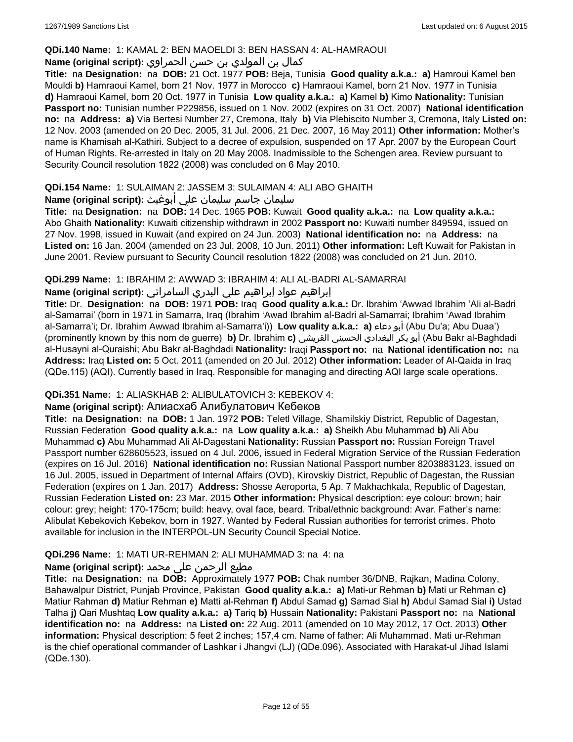**QDi.140 Name:** 1: KAMAL 2: BEN MAOELDI 3: BEN HASSAN 4: AL-HAMRAOUI

**Name (original script):** كمال بن المولدي بن حسن الحمراوي

**Title:** na **Designation:** na **DOB:** 21 Oct. 1977 **POB:** Beja, Tunisia **Good quality a.k.a.:** **a)** Hamroui Kamel ben Mouldi **b)** Hamraoui Kamel, born 21 Nov. 1977 in Morocco **c)** Hamraoui Kamel, born 21 Nov. 1977 in Tunisia **d)** Hamraoui Kamel, born 20 Oct. 1977 in Tunisia **Low quality a.k.a.:** **a)** Kamel **b)** Kimo **Nationality:** Tunisian **Passport no:** Tunisian number P229856, issued on 1 Nov. 2002 (expires on 31 Oct. 2007) **National identification no:** na **Address:** **a)** Via Bertesi Number 27, Cremona, Italy **b)** Via Plebiscito Number 3, Cremona, Italy **Listed on:** 12 Nov. 2003 (amended on 20 Dec. 2005, 31 Jul. 2006, 21 Dec. 2007, 16 May 2011) **Other information:** Mother's name is Khamisah al-Kathiri. Subject to a decree of expulsion, suspended on 17 Apr. 2007 by the European Court of Human Rights. Re-arrested in Italy on 20 May 2008. Inadmissible to the Schengen area. Review pursuant to Security Council resolution 1822 (2008) was concluded on 6 May 2010.

**QDi.154 Name:** 1: SULAIMAN 2: JASSEM 3: SULAIMAN 4: ALI ABO GHAITH

**Name (original script):** سليمان جاسم سليمان علي أبوغيث

**Title:** na **Designation:** na **DOB:** 14 Dec. 1965 **POB:** Kuwait **Good quality a.k.a.:** na **Low quality a.k.a.:** Abo Ghaith **Nationality:** Kuwaiti citizenship withdrawn in 2002 **Passport no:** Kuwaiti number 849594, issued on 27 Nov. 1998, issued in Kuwait (and expired on 24 Jun. 2003) **National identification no:** na **Address:** na **Listed on:** 16 Jan. 2004 (amended on 23 Jul. 2008, 10 Jun. 2011) **Other information:** Left Kuwait for Pakistan in June 2001. Review pursuant to Security Council resolution 1822 (2008) was concluded on 21 Jun. 2010.

**QDi.299 Name:** 1: IBRAHIM 2: AWWAD 3: IBRAHIM 4: ALI AL-BADRI AL-SAMARRAI

**Name (original script):** إبراهيم عواد إبراهيم علي البدري السامرائي

**Title:** Dr. **Designation:** na **DOB:** 1971 **POB:** Iraq **Good quality a.k.a.:** Dr. Ibrahim 'Awwad Ibrahim 'Ali al-Badri al-Samarrai' (born in 1971 in Samarra, Iraq (Ibrahim 'Awad Ibrahim al-Badri al-Samarrai; Ibrahim 'Awad Ibrahim al-Samarra'i; Dr. Ibrahim Awwad Ibrahim al-Samarra'i)) **Low quality a.k.a.:** **a)** أبو دعاء (Abu Du'a; Abu Duaa') (prominently known by this nom de guerre) **b)** Dr. Ibrahim **c)** أبو بكر البغدادي الحسيني القريشي (Abu Bakr al-Baghdadi al-Husayni al-Quraishi; Abu Bakr al-Baghdadi **Nationality:** Iraqi **Passport no:** na **National identification no:** na **Address:** Iraq **Listed on:** 5 Oct. 2011 (amended on 20 Jul. 2012) **Other information:** Leader of Al-Qaida in Iraq (QDe.115) (AQI). Currently based in Iraq. Responsible for managing and directing AQI large scale operations.

**QDi.351 Name:** 1: ALIASKHAB 2: ALIBULATOVICH 3: KEBEKOV 4:

**Name (original script):** Алиасхаб Алибулатович Кебеков

**Title:** na **Designation:** na **DOB:** 1 Jan. 1972 **POB:** Teletl Village, Shamilskiy District, Republic of Dagestan, Russian Federation **Good quality a.k.a.:** na **Low quality a.k.a.:** **a)** Sheikh Abu Muhammad **b)** Ali Abu Muhammad **c)** Abu Muhammad Ali Al-Dagestani **Nationality:** Russian **Passport no:** Russian Foreign Travel Passport number 628605523, issued on 4 Jul. 2006, issued in Federal Migration Service of the Russian Federation (expires on 16 Jul. 2016) **National identification no:** Russian National Passport number 8203883123, issued on 16 Jul. 2005, issued in Department of Internal Affairs (OVD), Kirovskiy District, Republic of Dagestan, the Russian Federation (expires on 1 Jan. 2017) **Address:** Shosse Aeroporta, 5 Ap. 7 Makhachkala, Republic of Dagestan, Russian Federation **Listed on:** 23 Mar. 2015 **Other information:** Physical description: eye colour: brown; hair colour: grey; height: 170-175cm; build: heavy, oval face, beard. Tribal/ethnic background: Avar. Father's name: Alibulat Kebekovich Kebekov, born in 1927. Wanted by Federal Russian authorities for terrorist crimes. Photo available for inclusion in the INTERPOL-UN Security Council Special Notice.

**QDi.296 Name:** 1: MATI UR-REHMAN 2: ALI MUHAMMAD 3: na 4: na

**Name (original script):** مطیع الرحمن علی محمد

**Title:** na **Designation:** na **DOB:** Approximately 1977 **POB:** Chak number 36/DNB, Rajkan, Madina Colony, Bahawalpur District, Punjab Province, Pakistan **Good quality a.k.a.:** **a)** Mati-ur Rehman **b)** Mati ur Rehman **c)** Matiur Rahman **d)** Matiur Rehman **e)** Matti al-Rehman **f)** Abdul Samad **g)** Samad Sial **h)** Abdul Samad Sial **i)** Ustad Talha **j)** Qari Mushtaq **Low quality a.k.a.:** **a)** Tariq **b)** Hussain **Nationality:** Pakistani **Passport no:** na **National identification no:** na **Address:** na **Listed on:** 22 Aug. 2011 (amended on 10 May 2012, 17 Oct. 2013) **Other information:** Physical description: 5 feet 2 inches; 157,4 cm. Name of father: Ali Muhammad. Mati ur-Rehman is the chief operational commander of Lashkar i Jhangvi (LJ) (QDe.096). Associated with Harakat-ul Jihad Islami (QDe.130).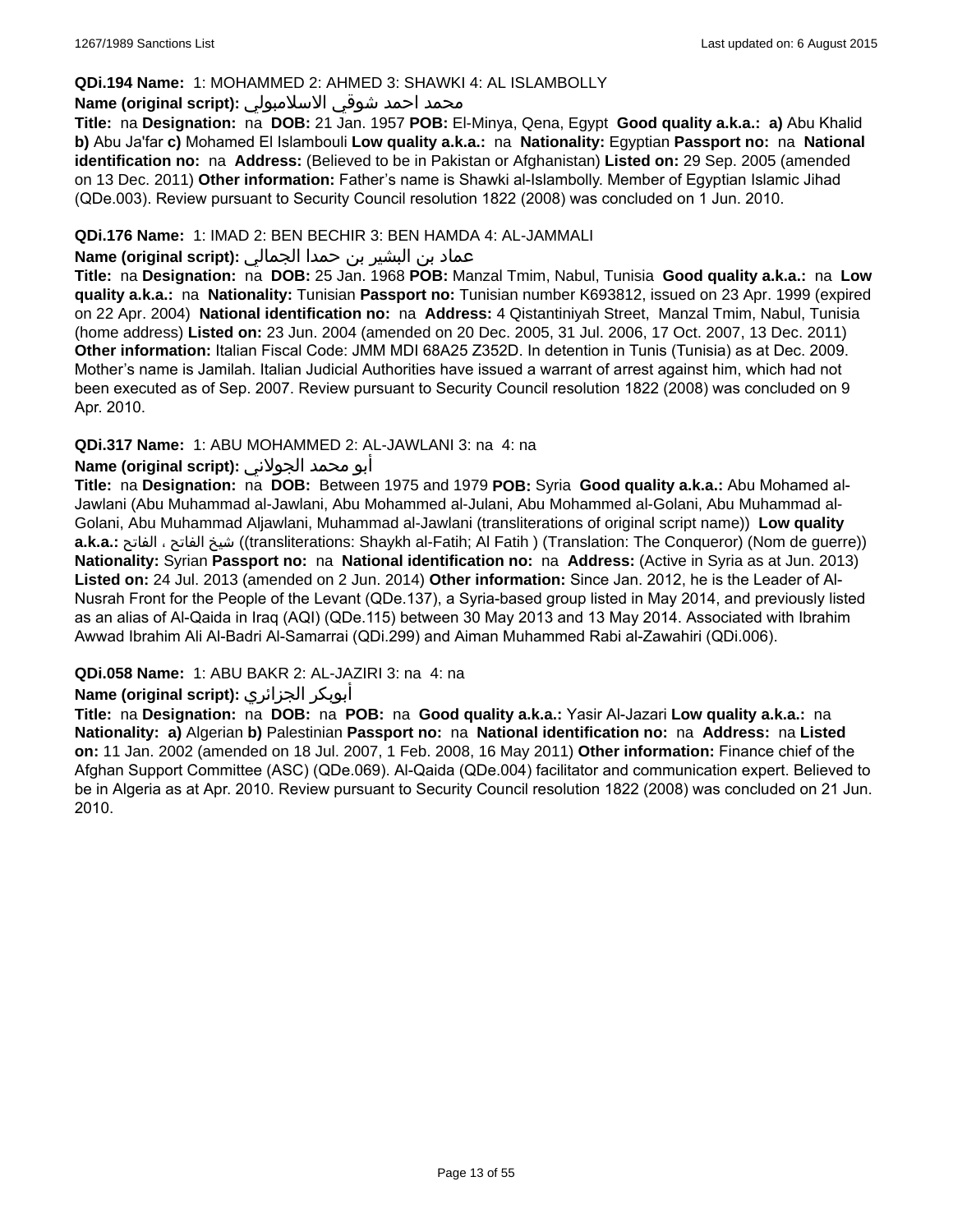**QDi.194 Name:** 1: MOHAMMED 2: AHMED 3: SHAWKI 4: AL ISLAMBOLLY

**Name (original script):** محمد احمد شوقي الاسلامبولي

**Title:** na **Designation:** na **DOB:** 21 Jan. 1957 **POB:** El-Minya, Qena, Egypt **Good quality a.k.a.:** **a)** Abu Khalid **b)** Abu Ja'far **c)** Mohamed El Islambouli **Low quality a.k.a.:** na **Nationality:** Egyptian **Passport no:** na **National identification no:** na **Address:** (Believed to be in Pakistan or Afghanistan) **Listed on:** 29 Sep. 2005 (amended on 13 Dec. 2011) **Other information:** Father's name is Shawki al-Islambolly. Member of Egyptian Islamic Jihad (QDe.003). Review pursuant to Security Council resolution 1822 (2008) was concluded on 1 Jun. 2010.

**QDi.176 Name:** 1: IMAD 2: BEN BECHIR 3: BEN HAMDA 4: AL-JAMMALI

**Name (original script):** عماد بن البشير بن حمدا الجمالي

**Title:** na **Designation:** na **DOB:** 25 Jan. 1968 **POB:** Manzal Tmim, Nabul, Tunisia **Good quality a.k.a.:** na **Low quality a.k.a.:** na **Nationality:** Tunisian **Passport no:** Tunisian number K693812, issued on 23 Apr. 1999 (expired on 22 Apr. 2004) **National identification no:** na **Address:** 4 Qistantiniyah Street, Manzal Tmim, Nabul, Tunisia (home address) **Listed on:** 23 Jun. 2004 (amended on 20 Dec. 2005, 31 Jul. 2006, 17 Oct. 2007, 13 Dec. 2011) **Other information:** Italian Fiscal Code: JMM MDI 68A25 Z352D. In detention in Tunis (Tunisia) as at Dec. 2009. Mother's name is Jamilah. Italian Judicial Authorities have issued a warrant of arrest against him, which had not been executed as of Sep. 2007. Review pursuant to Security Council resolution 1822 (2008) was concluded on 9 Apr. 2010.

**QDi.317 Name:** 1: ABU MOHAMMED 2: AL-JAWLANI 3: na 4: na

**Name (original script):** أبو محمد الجولاني

**Title:** na **Designation:** na **DOB:** Between 1975 and 1979 **POB:** Syria **Good quality a.k.a.:** Abu Mohamed al-Jawlani (Abu Muhammad al-Jawlani, Abu Mohammed al-Julani, Abu Mohammed al-Golani, Abu Muhammad al-Golani, Abu Muhammad Aljawlani, Muhammad al-Jawlani (transliterations of original script name)) **Low quality a.k.a.:** شيخ الفاتح ، الفاتح ((transliterations: Shaykh al-Fatih; Al Fatih ) (Translation: The Conqueror) (Nom de guerre)) **Nationality:** Syrian **Passport no:** na **National identification no:** na **Address:** (Active in Syria as at Jun. 2013) **Listed on:** 24 Jul. 2013 (amended on 2 Jun. 2014) **Other information:** Since Jan. 2012, he is the Leader of Al-Nusrah Front for the People of the Levant (QDe.137), a Syria-based group listed in May 2014, and previously listed as an alias of Al-Qaida in Iraq (AQI) (QDe.115) between 30 May 2013 and 13 May 2014. Associated with Ibrahim Awwad Ibrahim Ali Al-Badri Al-Samarrai (QDi.299) and Aiman Muhammed Rabi al-Zawahiri (QDi.006).

**QDi.058 Name:** 1: ABU BAKR 2: AL-JAZIRI 3: na 4: na

**Name (original script):** أبوبكر الجزائري

**Title:** na **Designation:** na **DOB:** na **POB:** na **Good quality a.k.a.:** Yasir Al-Jazari **Low quality a.k.a.:** na **Nationality:** **a)** Algerian **b)** Palestinian **Passport no:** na **National identification no:** na **Address:** na **Listed on:** 11 Jan. 2002 (amended on 18 Jul. 2007, 1 Feb. 2008, 16 May 2011) **Other information:** Finance chief of the Afghan Support Committee (ASC) (QDe.069). Al-Qaida (QDe.004) facilitator and communication expert. Believed to be in Algeria as at Apr. 2010. Review pursuant to Security Council resolution 1822 (2008) was concluded on 21 Jun. 2010.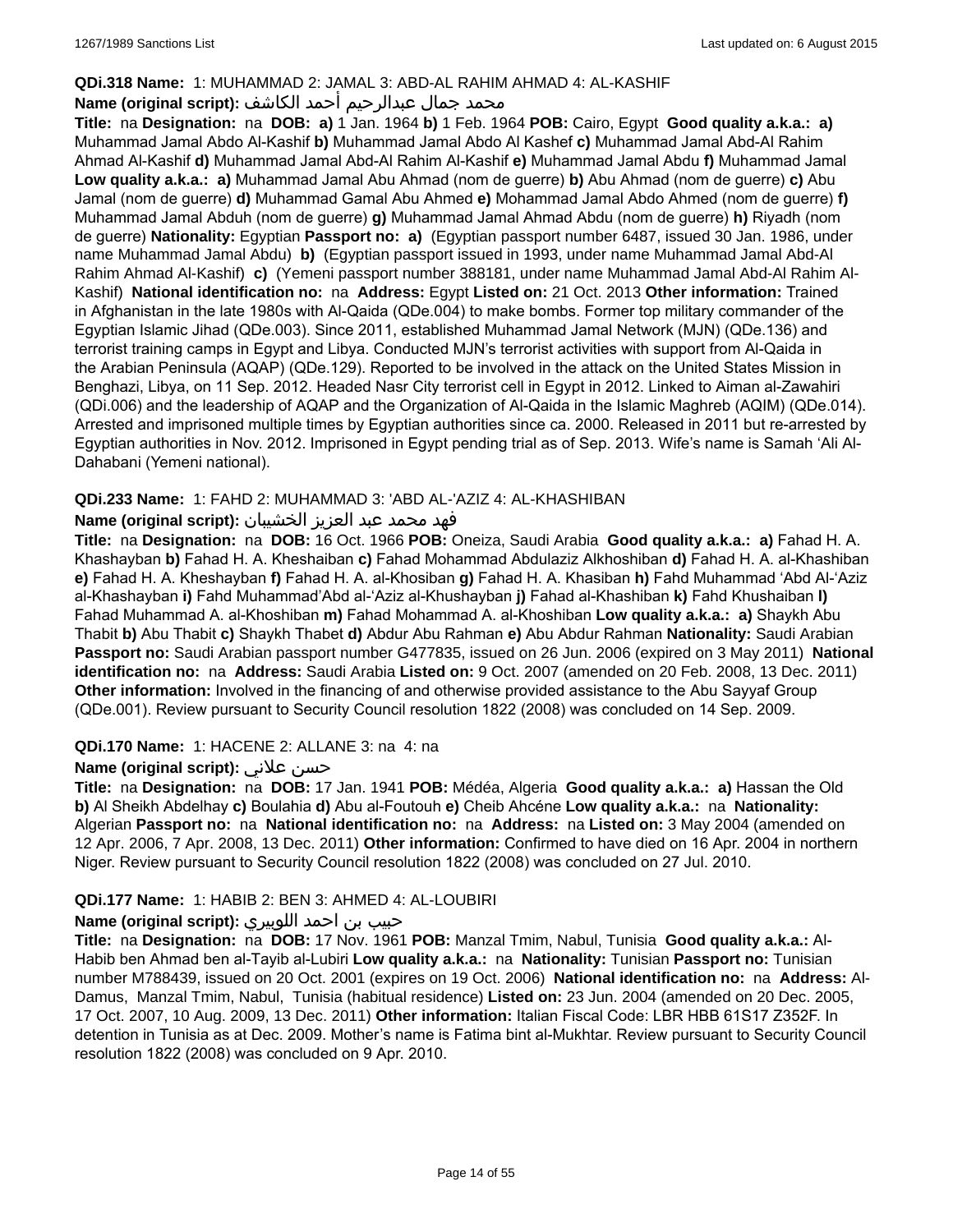**QDi.318 Name:** 1: MUHAMMAD 2: JAMAL 3: ABD-AL RAHIM AHMAD 4: AL-KASHIF

**Name (original script):** محمد جمال عبدالرحيم أحمد الكاشف

**Title:** na **Designation:** na **DOB:** **a)** 1 Jan. 1964 **b)** 1 Feb. 1964 **POB:** Cairo, Egypt **Good quality a.k.a.:** **a)** Muhammad Jamal Abdo Al-Kashif **b)** Muhammad Jamal Abdo Al Kashef **c)** Muhammad Jamal Abd-Al Rahim Ahmad Al-Kashif **d)** Muhammad Jamal Abd-Al Rahim Al-Kashif **e)** Muhammad Jamal Abdu **f)** Muhammad Jamal **Low quality a.k.a.:** **a)** Muhammad Jamal Abu Ahmad (nom de guerre) **b)** Abu Ahmad (nom de guerre) **c)** Abu Jamal (nom de guerre) **d)** Muhammad Gamal Abu Ahmed **e)** Mohammad Jamal Abdo Ahmed (nom de guerre) **f)** Muhammad Jamal Abduh (nom de guerre) **g)** Muhammad Jamal Ahmad Abdu (nom de guerre) **h)** Riyadh (nom de guerre) **Nationality:** Egyptian **Passport no:** **a)** (Egyptian passport number 6487, issued 30 Jan. 1986, under name Muhammad Jamal Abdu) **b)** (Egyptian passport issued in 1993, under name Muhammad Jamal Abd-Al Rahim Ahmad Al-Kashif) **c)** (Yemeni passport number 388181, under name Muhammad Jamal Abd-Al Rahim Al-Kashif) **National identification no:** na **Address:** Egypt **Listed on:** 21 Oct. 2013 **Other information:** Trained in Afghanistan in the late 1980s with Al-Qaida (QDe.004) to make bombs. Former top military commander of the Egyptian Islamic Jihad (QDe.003). Since 2011, established Muhammad Jamal Network (MJN) (QDe.136) and terrorist training camps in Egypt and Libya. Conducted MJN's terrorist activities with support from Al-Qaida in the Arabian Peninsula (AQAP) (QDe.129). Reported to be involved in the attack on the United States Mission in Benghazi, Libya, on 11 Sep. 2012. Headed Nasr City terrorist cell in Egypt in 2012. Linked to Aiman al-Zawahiri (QDi.006) and the leadership of AQAP and the Organization of Al-Qaida in the Islamic Maghreb (AQIM) (QDe.014). Arrested and imprisoned multiple times by Egyptian authorities since ca. 2000. Released in 2011 but re-arrested by Egyptian authorities in Nov. 2012. Imprisoned in Egypt pending trial as of Sep. 2013. Wife's name is Samah 'Ali Al-Dahabani (Yemeni national).

**QDi.233 Name:** 1: FAHD 2: MUHAMMAD 3: 'ABD AL-'AZIZ 4: AL-KHASHIBAN

**Name (original script):** فهد محمد عبد العزيز الخشيبان

**Title:** na **Designation:** na **DOB:** 16 Oct. 1966 **POB:** Oneiza, Saudi Arabia **Good quality a.k.a.:** **a)** Fahad H. A. Khashayban **b)** Fahad H. A. Kheshaiban **c)** Fahad Mohammad Abdulaziz Alkhoshiban **d)** Fahad H. A. al-Khashiban **e)** Fahad H. A. Kheshayban **f)** Fahad H. A. al-Khosiban **g)** Fahad H. A. Khasiban **h)** Fahd Muhammad 'Abd Al-'Aziz al-Khashayban **i)** Fahd Muhammad'Abd al-'Aziz al-Khushayban **j)** Fahad al-Khashiban **k)** Fahd Khushaiban **l)** Fahad Muhammad A. al-Khoshiban **m)** Fahad Mohammad A. al-Khoshiban **Low quality a.k.a.:** **a)** Shaykh Abu Thabit **b)** Abu Thabit **c)** Shaykh Thabet **d)** Abdur Abu Rahman **e)** Abu Abdur Rahman **Nationality:** Saudi Arabian **Passport no:** Saudi Arabian passport number G477835, issued on 26 Jun. 2006 (expired on 3 May 2011) **National identification no:** na **Address:** Saudi Arabia **Listed on:** 9 Oct. 2007 (amended on 20 Feb. 2008, 13 Dec. 2011) **Other information:** Involved in the financing of and otherwise provided assistance to the Abu Sayyaf Group (QDe.001). Review pursuant to Security Council resolution 1822 (2008) was concluded on 14 Sep. 2009.

**QDi.170 Name:** 1: HACENE 2: ALLANE 3: na 4: na

**Name (original script):** حسن علاني

**Title:** na **Designation:** na **DOB:** 17 Jan. 1941 **POB:** Médéa, Algeria **Good quality a.k.a.:** **a)** Hassan the Old **b)** Al Sheikh Abdelhay **c)** Boulahia **d)** Abu al-Foutouh **e)** Cheib Ahcéne **Low quality a.k.a.:** na **Nationality:** Algerian **Passport no:** na **National identification no:** na **Address:** na **Listed on:** 3 May 2004 (amended on 12 Apr. 2006, 7 Apr. 2008, 13 Dec. 2011) **Other information:** Confirmed to have died on 16 Apr. 2004 in northern Niger. Review pursuant to Security Council resolution 1822 (2008) was concluded on 27 Jul. 2010.

**QDi.177 Name:** 1: HABIB 2: BEN 3: AHMED 4: AL-LOUBIRI

**Name (original script):** حبيب بن احمد اللوبيري

**Title:** na **Designation:** na **DOB:** 17 Nov. 1961 **POB:** Manzal Tmim, Nabul, Tunisia **Good quality a.k.a.:** Al-Habib ben Ahmad ben al-Tayib al-Lubiri **Low quality a.k.a.:** na **Nationality:** Tunisian **Passport no:** Tunisian number M788439, issued on 20 Oct. 2001 (expires on 19 Oct. 2006) **National identification no:** na **Address:** Al-Damus, Manzal Tmim, Nabul, Tunisia (habitual residence) **Listed on:** 23 Jun. 2004 (amended on 20 Dec. 2005, 17 Oct. 2007, 10 Aug. 2009, 13 Dec. 2011) **Other information:** Italian Fiscal Code: LBR HBB 61S17 Z352F. In detention in Tunisia as at Dec. 2009. Mother's name is Fatima bint al-Mukhtar. Review pursuant to Security Council resolution 1822 (2008) was concluded on 9 Apr. 2010.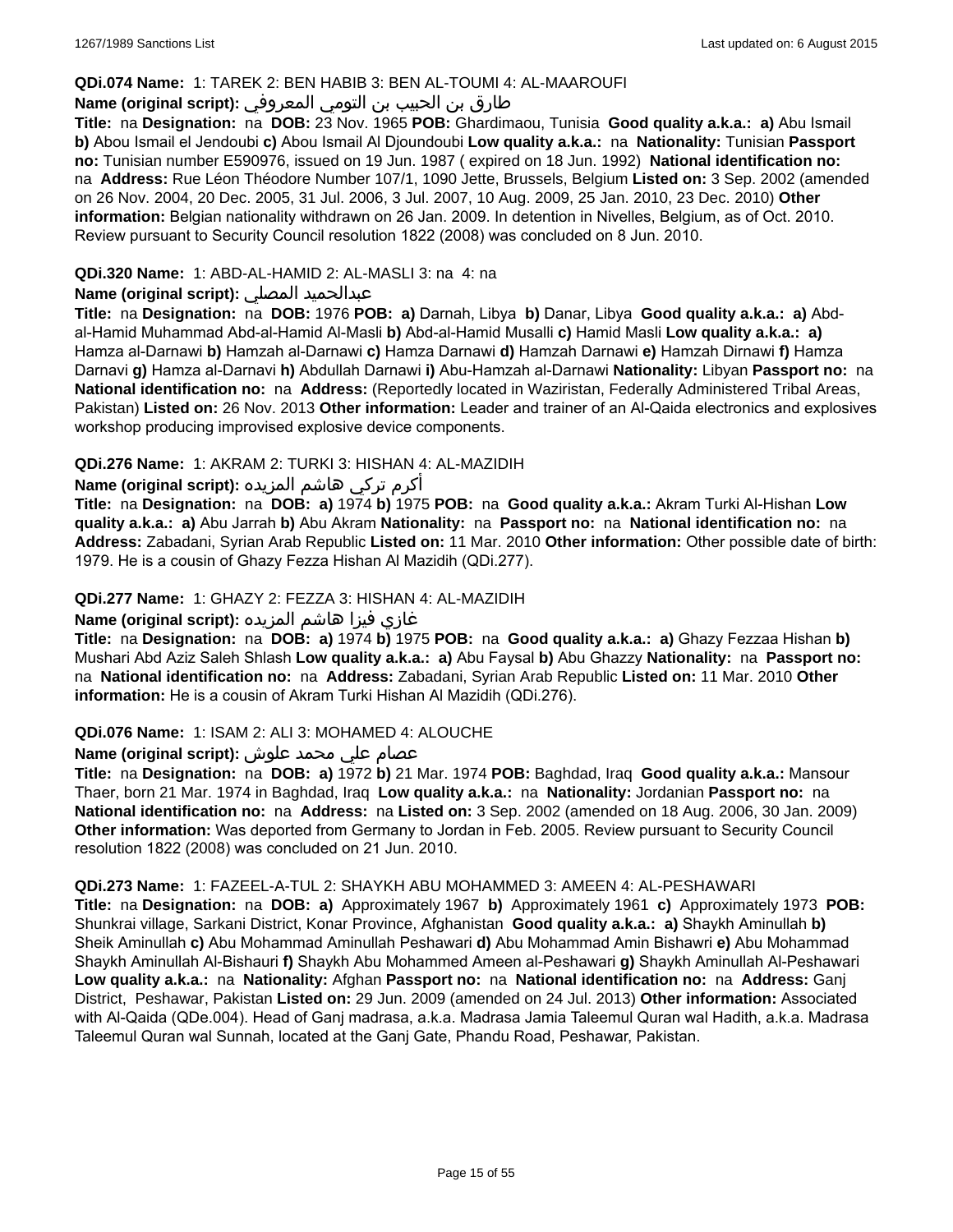**QDi.074 Name:** 1: TAREK 2: BEN HABIB 3: BEN AL-TOUMI 4: AL-MAAROUFI

**Name (original script):** طارق بن الحبيب بن التومي المعروفي

**Title:** na **Designation:** na **DOB:** 23 Nov. 1965 **POB:** Ghardimaou, Tunisia **Good quality a.k.a.:** **a)** Abu Ismail **b)** Abou Ismail el Jendoubi **c)** Abou Ismail Al Djoundoubi **Low quality a.k.a.:** na **Nationality:** Tunisian **Passport no:** Tunisian number E590976, issued on 19 Jun. 1987 ( expired on 18 Jun. 1992) **National identification no:** na **Address:** Rue Léon Théodore Number 107/1, 1090 Jette, Brussels, Belgium **Listed on:** 3 Sep. 2002 (amended on 26 Nov. 2004, 20 Dec. 2005, 31 Jul. 2006, 3 Jul. 2007, 10 Aug. 2009, 25 Jan. 2010, 23 Dec. 2010) **Other information:** Belgian nationality withdrawn on 26 Jan. 2009. In detention in Nivelles, Belgium, as of Oct. 2010. Review pursuant to Security Council resolution 1822 (2008) was concluded on 8 Jun. 2010.

**QDi.320 Name:** 1: ABD-AL-HAMID 2: AL-MASLI 3: na 4: na

**Name (original script):** عبدالحميد المصلي

**Title:** na **Designation:** na **DOB:** 1976 **POB:** **a)** Darnah, Libya **b)** Danar, Libya **Good quality a.k.a.:** **a)** Abd-al-Hamid Muhammad Abd-al-Hamid Al-Masli **b)** Abd-al-Hamid Musalli **c)** Hamid Masli **Low quality a.k.a.:** **a)** Hamza al-Darnawi **b)** Hamzah al-Darnawi **c)** Hamza Darnawi **d)** Hamzah Darnawi **e)** Hamzah Dirnawi **f)** Hamza Darnavi **g)** Hamza al-Darnavi **h)** Abdullah Darnawi **i)** Abu-Hamzah al-Darnawi **Nationality:** Libyan **Passport no:** na **National identification no:** na **Address:** (Reportedly located in Waziristan, Federally Administered Tribal Areas, Pakistan) **Listed on:** 26 Nov. 2013 **Other information:** Leader and trainer of an Al-Qaida electronics and explosives workshop producing improvised explosive device components.

**QDi.276 Name:** 1: AKRAM 2: TURKI 3: HISHAN 4: AL-MAZIDIH

**Name (original script):** أكرم تركي هاشم المزيده

**Title:** na **Designation:** na **DOB:** **a)** 1974 **b)** 1975 **POB:** na **Good quality a.k.a.:** Akram Turki Al-Hishan **Low quality a.k.a.:** **a)** Abu Jarrah **b)** Abu Akram **Nationality:** na **Passport no:** na **National identification no:** na **Address:** Zabadani, Syrian Arab Republic **Listed on:** 11 Mar. 2010 **Other information:** Other possible date of birth: 1979. He is a cousin of Ghazy Fezza Hishan Al Mazidih (QDi.277).

**QDi.277 Name:** 1: GHAZY 2: FEZZA 3: HISHAN 4: AL-MAZIDIH

**Name (original script):** غازي فيزا هاشم المزيده

**Title:** na **Designation:** na **DOB:** **a)** 1974 **b)** 1975 **POB:** na **Good quality a.k.a.:** **a)** Ghazy Fezzaa Hishan **b)** Mushari Abd Aziz Saleh Shlash **Low quality a.k.a.:** **a)** Abu Faysal **b)** Abu Ghazzy **Nationality:** na **Passport no:** na **National identification no:** na **Address:** Zabadani, Syrian Arab Republic **Listed on:** 11 Mar. 2010 **Other information:** He is a cousin of Akram Turki Hishan Al Mazidih (QDi.276).

**QDi.076 Name:** 1: ISAM 2: ALI 3: MOHAMED 4: ALOUCHE

**Name (original script):** عصام علي محمد علوش

**Title:** na **Designation:** na **DOB:** **a)** 1972 **b)** 21 Mar. 1974 **POB:** Baghdad, Iraq **Good quality a.k.a.:** Mansour Thaer, born 21 Mar. 1974 in Baghdad, Iraq **Low quality a.k.a.:** na **Nationality:** Jordanian **Passport no:** na **National identification no:** na **Address:** na **Listed on:** 3 Sep. 2002 (amended on 18 Aug. 2006, 30 Jan. 2009) **Other information:** Was deported from Germany to Jordan in Feb. 2005. Review pursuant to Security Council resolution 1822 (2008) was concluded on 21 Jun. 2010.

**QDi.273 Name:** 1: FAZEEL-A-TUL 2: SHAYKH ABU MOHAMMED 3: AMEEN 4: AL-PESHAWARI

**Title:** na **Designation:** na **DOB:** **a)** Approximately 1967 **b)** Approximately 1961 **c)** Approximately 1973 **POB:** Shunkrai village, Sarkani District, Konar Province, Afghanistan **Good quality a.k.a.:** **a)** Shaykh Aminullah **b)** Sheik Aminullah **c)** Abu Mohammad Aminullah Peshawari **d)** Abu Mohammad Amin Bishawri **e)** Abu Mohammad Shaykh Aminullah Al-Bishauri **f)** Shaykh Abu Mohammed Ameen al-Peshawari **g)** Shaykh Aminullah Al-Peshawari **Low quality a.k.a.:** na **Nationality:** Afghan **Passport no:** na **National identification no:** na **Address:** Ganj District, Peshawar, Pakistan **Listed on:** 29 Jun. 2009 (amended on 24 Jul. 2013) **Other information:** Associated with Al-Qaida (QDe.004). Head of Ganj madrasa, a.k.a. Madrasa Jamia Taleemul Quran wal Hadith, a.k.a. Madrasa Taleemul Quran wal Sunnah, located at the Ganj Gate, Phandu Road, Peshawar, Pakistan.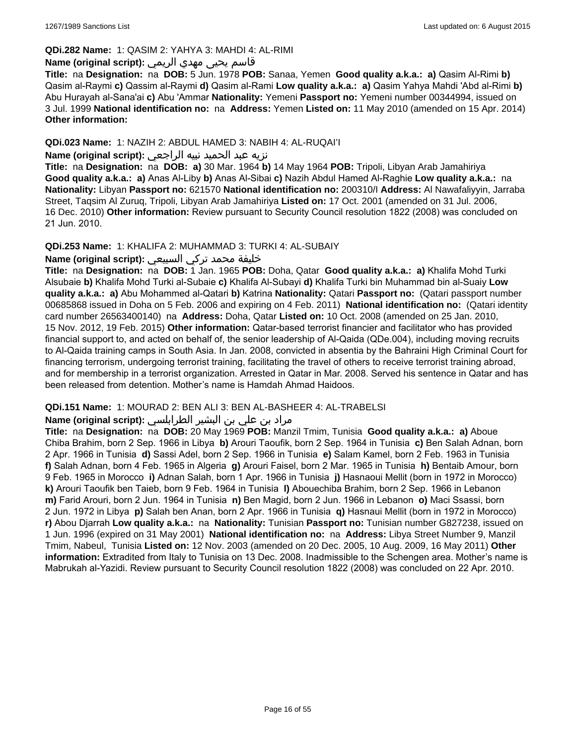**QDi.282 Name:** 1: QASIM 2: YAHYA 3: MAHDI 4: AL-RIMI

**Name (original script):** قاسم يحيى مهدي الريمي

**Title:** na **Designation:** na **DOB:** 5 Jun. 1978 **POB:** Sanaa, Yemen **Good quality a.k.a.:** **a)** Qasim Al-Rimi **b)** Qasim al-Raymi **c)** Qassim al-Raymi **d)** Qasim al-Rami **Low quality a.k.a.:** **a)** Qasim Yahya Mahdi 'Abd al-Rimi **b)** Abu Hurayah al-Sana'ai **c)** Abu 'Ammar **Nationality:** Yemeni **Passport no:** Yemeni number 00344994, issued on 3 Jul. 1999 **National identification no:** na **Address:** Yemen **Listed on:** 11 May 2010 (amended on 15 Apr. 2014) **Other information:**

**QDi.023 Name:** 1: NAZIH 2: ABDUL HAMED 3: NABIH 4: AL-RUQAI'I

**Name (original script):** نزيه عبد الحميد نبيه الراجعي

**Title:** na **Designation:** na **DOB:** **a)** 30 Mar. 1964 **b)** 14 May 1964 **POB:** Tripoli, Libyan Arab Jamahiriya **Good quality a.k.a.:** **a)** Anas Al-Liby **b)** Anas Al-Sibai **c)** Nazih Abdul Hamed Al-Raghie **Low quality a.k.a.:** na **Nationality:** Libyan **Passport no:** 621570 **National identification no:** 200310/I **Address:** Al Nawafaliyyin, Jarraba Street, Taqsim Al Zuruq, Tripoli, Libyan Arab Jamahiriya **Listed on:** 17 Oct. 2001 (amended on 31 Jul. 2006, 16 Dec. 2010) **Other information:** Review pursuant to Security Council resolution 1822 (2008) was concluded on 21 Jun. 2010.

**QDi.253 Name:** 1: KHALIFA 2: MUHAMMAD 3: TURKI 4: AL-SUBAIY

**Name (original script):** خليفة محمد تركي السبيعي

**Title:** na **Designation:** na **DOB:** 1 Jan. 1965 **POB:** Doha, Qatar **Good quality a.k.a.:** **a)** Khalifa Mohd Turki Alsubaie **b)** Khalifa Mohd Turki al-Subaie **c)** Khalifa Al-Subayi **d)** Khalifa Turki bin Muhammad bin al-Suaiy **Low quality a.k.a.:** **a)** Abu Mohammed al-Qatari **b)** Katrina **Nationality:** Qatari **Passport no:** (Qatari passport number 00685868 issued in Doha on 5 Feb. 2006 and expiring on 4 Feb. 2011) **National identification no:** (Qatari identity card number 26563400140) na **Address:** Doha, Qatar **Listed on:** 10 Oct. 2008 (amended on 25 Jan. 2010, 15 Nov. 2012, 19 Feb. 2015) **Other information:** Qatar-based terrorist financier and facilitator who has provided financial support to, and acted on behalf of, the senior leadership of Al-Qaida (QDe.004), including moving recruits to Al-Qaida training camps in South Asia. In Jan. 2008, convicted in absentia by the Bahraini High Criminal Court for financing terrorism, undergoing terrorist training, facilitating the travel of others to receive terrorist training abroad, and for membership in a terrorist organization. Arrested in Qatar in Mar. 2008. Served his sentence in Qatar and has been released from detention. Mother's name is Hamdah Ahmad Haidoos.

**QDi.151 Name:** 1: MOURAD 2: BEN ALI 3: BEN AL-BASHEER 4: AL-TRABELSI

**Name (original script):** مراد بن علي بن البشير الطرابلسي

**Title:** na **Designation:** na **DOB:** 20 May 1969 **POB:** Manzil Tmim, Tunisia **Good quality a.k.a.:** **a)** Aboue Chiba Brahim, born 2 Sep. 1966 in Libya **b)** Arouri Taoufik, born 2 Sep. 1964 in Tunisia **c)** Ben Salah Adnan, born 2 Apr. 1966 in Tunisia **d)** Sassi Adel, born 2 Sep. 1966 in Tunisia **e)** Salam Kamel, born 2 Feb. 1963 in Tunisia **f)** Salah Adnan, born 4 Feb. 1965 in Algeria **g)** Arouri Faisel, born 2 Mar. 1965 in Tunisia **h)** Bentaib Amour, born 9 Feb. 1965 in Morocco **i)** Adnan Salah, born 1 Apr. 1966 in Tunisia **j)** Hasnaoui Mellit (born in 1972 in Morocco) **k)** Arouri Taoufik ben Taieb, born 9 Feb. 1964 in Tunisia **l)** Abouechiba Brahim, born 2 Sep. 1966 in Lebanon **m)** Farid Arouri, born 2 Jun. 1964 in Tunisia **n)** Ben Magid, born 2 Jun. 1966 in Lebanon **o)** Maci Ssassi, born 2 Jun. 1972 in Libya **p)** Salah ben Anan, born 2 Apr. 1966 in Tunisia **q)** Hasnaui Mellit (born in 1972 in Morocco) **r)** Abou Djarrah **Low quality a.k.a.:** na **Nationality:** Tunisian **Passport no:** Tunisian number G827238, issued on 1 Jun. 1996 (expired on 31 May 2001) **National identification no:** na **Address:** Libya Street Number 9, Manzil Tmim, Nabeul, Tunisia **Listed on:** 12 Nov. 2003 (amended on 20 Dec. 2005, 10 Aug. 2009, 16 May 2011) **Other information:** Extradited from Italy to Tunisia on 13 Dec. 2008. Inadmissible to the Schengen area. Mother's name is Mabrukah al-Yazidi. Review pursuant to Security Council resolution 1822 (2008) was concluded on 22 Apr. 2010.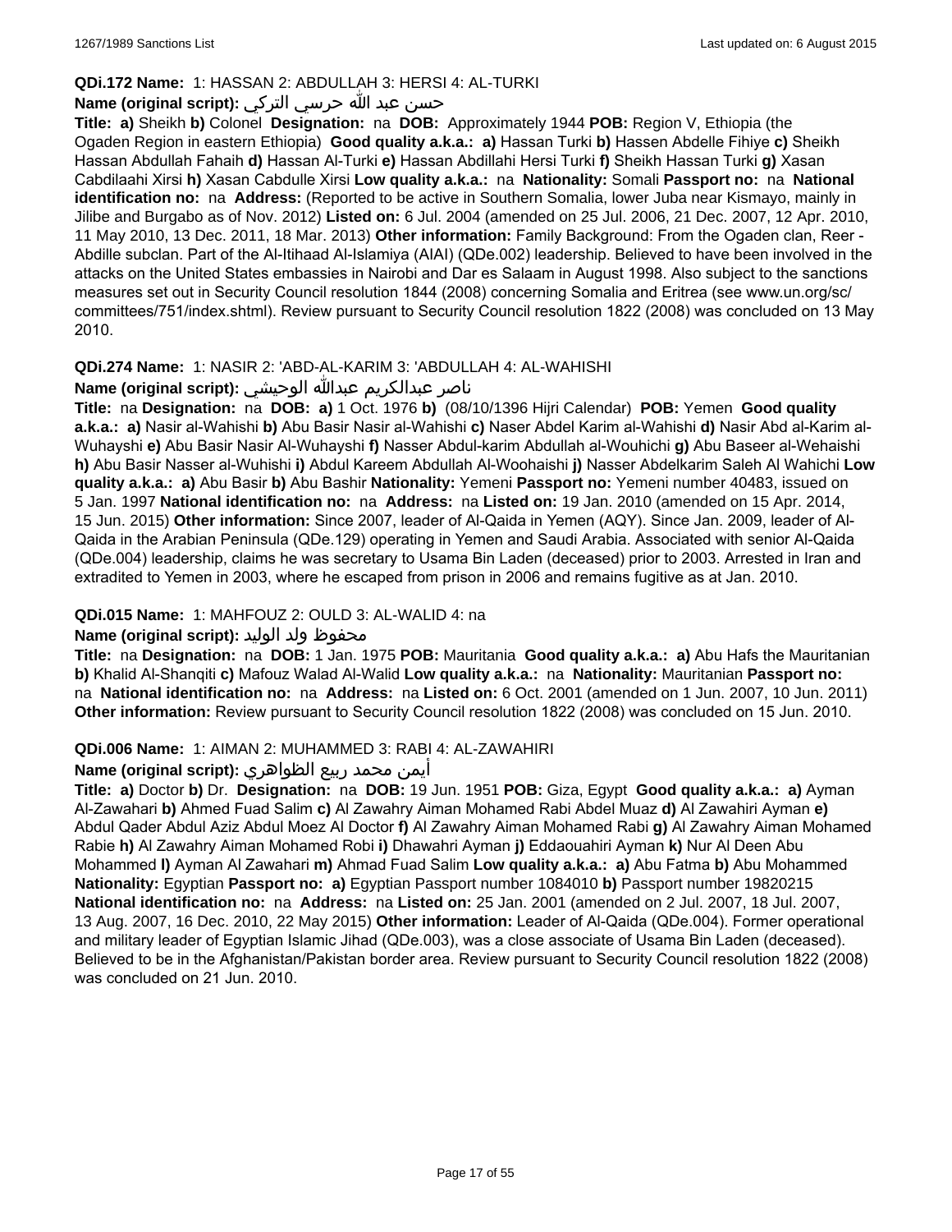**QDi.172 Name:** 1: HASSAN 2: ABDULLAH 3: HERSI 4: AL-TURKI

**Name (original script):** حسن عبد الله حرسي التركي

**Title:** a) Sheikh b) Colonel **Designation:** na **DOB:** Approximately 1944 **POB:** Region V, Ethiopia (the Ogaden Region in eastern Ethiopia) **Good quality a.k.a.:** a) Hassan Turki b) Hassen Abdelle Fihiye c) Sheikh Hassan Abdullah Fahaih d) Hassan Al-Turki e) Hassan Abdillahi Hersi Turki f) Sheikh Hassan Turki g) Xasan Cabdilaahi Xirsi h) Xasan Cabdulle Xirsi **Low quality a.k.a.:** na **Nationality:** Somali **Passport no:** na **National identification no:** na **Address:** (Reported to be active in Southern Somalia, lower Juba near Kismayo, mainly in Jilibe and Burgabo as of Nov. 2012) **Listed on:** 6 Jul. 2004 (amended on 25 Jul. 2006, 21 Dec. 2007, 12 Apr. 2010, 11 May 2010, 13 Dec. 2011, 18 Mar. 2013) **Other information:** Family Background: From the Ogaden clan, Reer - Abdille subclan. Part of the Al-Itihaad Al-Islamiya (AIAI) (QDe.002) leadership. Believed to have been involved in the attacks on the United States embassies in Nairobi and Dar es Salaam in August 1998. Also subject to the sanctions measures set out in Security Council resolution 1844 (2008) concerning Somalia and Eritrea (see www.un.org/sc/committees/751/index.shtml). Review pursuant to Security Council resolution 1822 (2008) was concluded on 13 May 2010.

**QDi.274 Name:** 1: NASIR 2: 'ABD-AL-KARIM 3: 'ABDULLAH 4: AL-WAHISHI

**Name (original script):** ناصر عبدالكريم عبدالله الوحيشي

**Title:** na **Designation:** na **DOB:** a) 1 Oct. 1976 b) (08/10/1396 Hijri Calendar) **POB:** Yemen **Good quality a.k.a.:** a) Nasir al-Wahishi b) Abu Basir Nasir al-Wahishi c) Naser Abdel Karim al-Wahishi d) Nasir Abd al-Karim al-Wuhayshi e) Abu Basir Nasir Al-Wuhayshi f) Nasser Abdul-karim Abdullah al-Wouhichi g) Abu Baseer al-Wehaishi h) Abu Basir Nasser al-Wuhishi i) Abdul Kareem Abdullah Al-Woohaishi j) Nasser Abdelkarim Saleh Al Wahichi **Low quality a.k.a.:** a) Abu Basir b) Abu Bashir **Nationality:** Yemeni **Passport no:** Yemeni number 40483, issued on 5 Jan. 1997 **National identification no:** na **Address:** na **Listed on:** 19 Jan. 2010 (amended on 15 Apr. 2014, 15 Jun. 2015) **Other information:** Since 2007, leader of Al-Qaida in Yemen (AQY). Since Jan. 2009, leader of Al-Qaida in the Arabian Peninsula (QDe.129) operating in Yemen and Saudi Arabia. Associated with senior Al-Qaida (QDe.004) leadership, claims he was secretary to Usama Bin Laden (deceased) prior to 2003. Arrested in Iran and extradited to Yemen in 2003, where he escaped from prison in 2006 and remains fugitive as at Jan. 2010.

**QDi.015 Name:** 1: MAHFOUZ 2: OULD 3: AL-WALID 4: na

**Name (original script):** محفوظ ولد الوليد

**Title:** na **Designation:** na **DOB:** 1 Jan. 1975 **POB:** Mauritania **Good quality a.k.a.:** a) Abu Hafs the Mauritanian b) Khalid Al-Shanqiti c) Mafouz Walad Al-Walid **Low quality a.k.a.:** na **Nationality:** Mauritanian **Passport no:** na **National identification no:** na **Address:** na **Listed on:** 6 Oct. 2001 (amended on 1 Jun. 2007, 10 Jun. 2011) **Other information:** Review pursuant to Security Council resolution 1822 (2008) was concluded on 15 Jun. 2010.

**QDi.006 Name:** 1: AIMAN 2: MUHAMMED 3: RABI 4: AL-ZAWAHIRI

**Name (original script):** أيمن محمد ربيع الظواهري

**Title:** a) Doctor b) Dr. **Designation:** na **DOB:** 19 Jun. 1951 **POB:** Giza, Egypt **Good quality a.k.a.:** a) Ayman Al-Zawahari b) Ahmed Fuad Salim c) Al Zawahry Aiman Mohamed Rabi Abdel Muaz d) Al Zawahiri Ayman e) Abdul Qader Abdul Aziz Abdul Moez Al Doctor f) Al Zawahry Aiman Mohamed Rabi g) Al Zawahry Aiman Mohamed Rabie h) Al Zawahry Aiman Mohamed Robi i) Dhawahri Ayman j) Eddaouahiri Ayman k) Nur Al Deen Abu Mohammed l) Ayman Al Zawahari m) Ahmad Fuad Salim **Low quality a.k.a.:** a) Abu Fatma b) Abu Mohammed **Nationality:** Egyptian **Passport no:** a) Egyptian Passport number 1084010 b) Passport number 19820215 **National identification no:** na **Address:** na **Listed on:** 25 Jan. 2001 (amended on 2 Jul. 2007, 18 Jul. 2007, 13 Aug. 2007, 16 Dec. 2010, 22 May 2015) **Other information:** Leader of Al-Qaida (QDe.004). Former operational and military leader of Egyptian Islamic Jihad (QDe.003), was a close associate of Usama Bin Laden (deceased). Believed to be in the Afghanistan/Pakistan border area. Review pursuant to Security Council resolution 1822 (2008) was concluded on 21 Jun. 2010.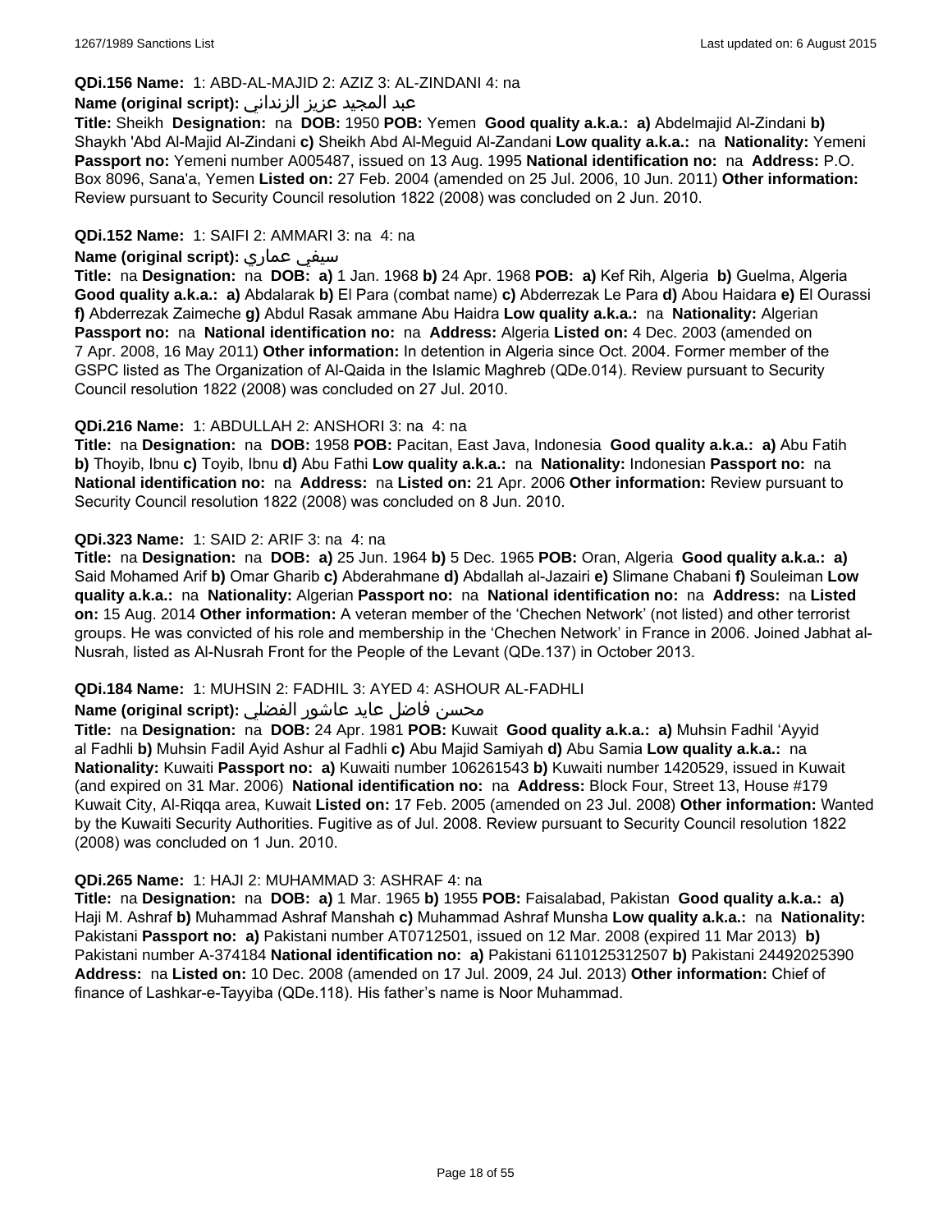**QDi.156 Name:** 1: ABD-AL-MAJID 2: AZIZ 3: AL-ZINDANI 4: na

**Name (original script):** عبد المجيد عزيز الزنداني

**Title:** Sheikh **Designation:** na **DOB:** 1950 **POB:** Yemen **Good quality a.k.a.:** **a)** Abdelmajid Al-Zindani **b)** Shaykh 'Abd Al-Majid Al-Zindani **c)** Sheikh Abd Al-Meguid Al-Zandani **Low quality a.k.a.:** na **Nationality:** Yemeni **Passport no:** Yemeni number A005487, issued on 13 Aug. 1995 **National identification no:** na **Address:** P.O. Box 8096, Sana'a, Yemen **Listed on:** 27 Feb. 2004 (amended on 25 Jul. 2006, 10 Jun. 2011) **Other information:** Review pursuant to Security Council resolution 1822 (2008) was concluded on 2 Jun. 2010.

**QDi.152 Name:** 1: SAIFI 2: AMMARI 3: na 4: na

**Name (original script):** سيفي عماري

**Title:** na **Designation:** na **DOB:** **a)** 1 Jan. 1968 **b)** 24 Apr. 1968 **POB:** **a)** Kef Rih, Algeria **b)** Guelma, Algeria **Good quality a.k.a.:** **a)** Abdalarak **b)** El Para (combat name) **c)** Abderrezak Le Para **d)** Abou Haidara **e)** El Ourassi **f)** Abderrezak Zaimeche **g)** Abdul Rasak ammane Abu Haidra **Low quality a.k.a.:** na **Nationality:** Algerian **Passport no:** na **National identification no:** na **Address:** Algeria **Listed on:** 4 Dec. 2003 (amended on 7 Apr. 2008, 16 May 2011) **Other information:** In detention in Algeria since Oct. 2004. Former member of the GSPC listed as The Organization of Al-Qaida in the Islamic Maghreb (QDe.014). Review pursuant to Security Council resolution 1822 (2008) was concluded on 27 Jul. 2010.

**QDi.216 Name:** 1: ABDULLAH 2: ANSHORI 3: na 4: na

**Title:** na **Designation:** na **DOB:** 1958 **POB:** Pacitan, East Java, Indonesia **Good quality a.k.a.:** **a)** Abu Fatih **b)** Thoyib, Ibnu **c)** Toyib, Ibnu **d)** Abu Fathi **Low quality a.k.a.:** na **Nationality:** Indonesian **Passport no:** na **National identification no:** na **Address:** na **Listed on:** 21 Apr. 2006 **Other information:** Review pursuant to Security Council resolution 1822 (2008) was concluded on 8 Jun. 2010.

**QDi.323 Name:** 1: SAID 2: ARIF 3: na 4: na

**Title:** na **Designation:** na **DOB:** **a)** 25 Jun. 1964 **b)** 5 Dec. 1965 **POB:** Oran, Algeria **Good quality a.k.a.:** **a)** Said Mohamed Arif **b)** Omar Gharib **c)** Abderahmane **d)** Abdallah al-Jazairi **e)** Slimane Chabani **f)** Souleiman **Low quality a.k.a.:** na **Nationality:** Algerian **Passport no:** na **National identification no:** na **Address:** na **Listed on:** 15 Aug. 2014 **Other information:** A veteran member of the 'Chechen Network' (not listed) and other terrorist groups. He was convicted of his role and membership in the 'Chechen Network' in France in 2006. Joined Jabhat al-Nusrah, listed as Al-Nusrah Front for the People of the Levant (QDe.137) in October 2013.

**QDi.184 Name:** 1: MUHSIN 2: FADHIL 3: AYED 4: ASHOUR AL-FADHLI

**Name (original script):** محسن فاضل عايد عاشور الفضلي

**Title:** na **Designation:** na **DOB:** 24 Apr. 1981 **POB:** Kuwait **Good quality a.k.a.:** **a)** Muhsin Fadhil 'Ayyid al Fadhli **b)** Muhsin Fadil Ayid Ashur al Fadhli **c)** Abu Majid Samiyah **d)** Abu Samia **Low quality a.k.a.:** na **Nationality:** Kuwaiti **Passport no:** **a)** Kuwaiti number 106261543 **b)** Kuwaiti number 1420529, issued in Kuwait (and expired on 31 Mar. 2006) **National identification no:** na **Address:** Block Four, Street 13, House #179 Kuwait City, Al-Riqqa area, Kuwait **Listed on:** 17 Feb. 2005 (amended on 23 Jul. 2008) **Other information:** Wanted by the Kuwaiti Security Authorities. Fugitive as of Jul. 2008. Review pursuant to Security Council resolution 1822 (2008) was concluded on 1 Jun. 2010.

**QDi.265 Name:** 1: HAJI 2: MUHAMMAD 3: ASHRAF 4: na

**Title:** na **Designation:** na **DOB:** **a)** 1 Mar. 1965 **b)** 1955 **POB:** Faisalabad, Pakistan **Good quality a.k.a.:** **a)** Haji M. Ashraf **b)** Muhammad Ashraf Manshah **c)** Muhammad Ashraf Munsha **Low quality a.k.a.:** na **Nationality:** Pakistani **Passport no:** **a)** Pakistani number AT0712501, issued on 12 Mar. 2008 (expired 11 Mar 2013) **b)** Pakistani number A-374184 **National identification no:** **a)** Pakistani 6110125312507 **b)** Pakistani 24492025390 **Address:** na **Listed on:** 10 Dec. 2008 (amended on 17 Jul. 2009, 24 Jul. 2013) **Other information:** Chief of finance of Lashkar-e-Tayyiba (QDe.118). His father's name is Noor Muhammad.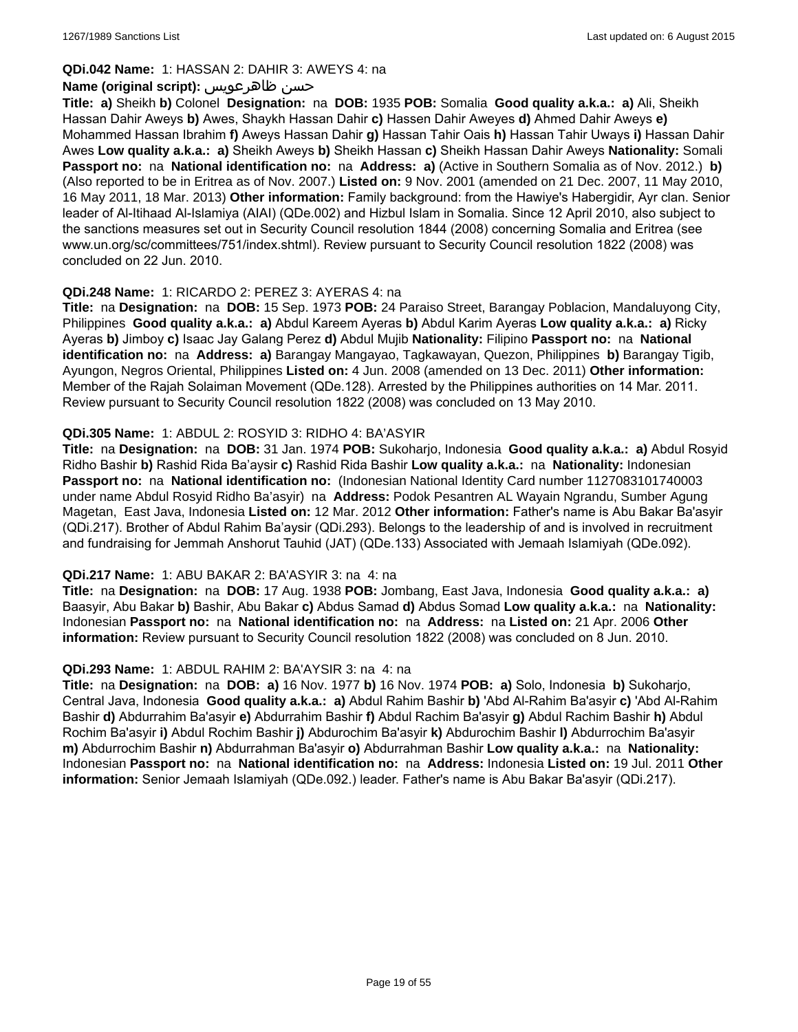**QDi.042 Name:** 1: HASSAN 2: DAHIR 3: AWEYS 4: na

**Name (original script):** حسن ظاهرعويس

**Title:** **a)** Sheikh **b)** Colonel **Designation:** na **DOB:** 1935 **POB:** Somalia **Good quality a.k.a.:** **a)** Ali, Sheikh Hassan Dahir Aweys **b)** Awes, Shaykh Hassan Dahir **c)** Hassen Dahir Aweyes **d)** Ahmed Dahir Aweys **e)** Mohammed Hassan Ibrahim **f)** Aweys Hassan Dahir **g)** Hassan Tahir Oais **h)** Hassan Tahir Uways **i)** Hassan Dahir Awes **Low quality a.k.a.:** **a)** Sheikh Aweys **b)** Sheikh Hassan **c)** Sheikh Hassan Dahir Aweys **Nationality:** Somali **Passport no:** na **National identification no:** na **Address:** **a)** (Active in Southern Somalia as of Nov. 2012.) **b)** (Also reported to be in Eritrea as of Nov. 2007.) **Listed on:** 9 Nov. 2001 (amended on 21 Dec. 2007, 11 May 2010, 16 May 2011, 18 Mar. 2013) **Other information:** Family background: from the Hawiye's Habergidir, Ayr clan. Senior leader of Al-Itihaad Al-Islamiya (AIAI) (QDe.002) and Hizbul Islam in Somalia. Since 12 April 2010, also subject to the sanctions measures set out in Security Council resolution 1844 (2008) concerning Somalia and Eritrea (see www.un.org/sc/committees/751/index.shtml). Review pursuant to Security Council resolution 1822 (2008) was concluded on 22 Jun. 2010.

**QDi.248 Name:** 1: RICARDO 2: PEREZ 3: AYERAS 4: na

**Title:** na **Designation:** na **DOB:** 15 Sep. 1973 **POB:** 24 Paraiso Street, Barangay Poblacion, Mandaluyong City, Philippines **Good quality a.k.a.:** **a)** Abdul Kareem Ayeras **b)** Abdul Karim Ayeras **Low quality a.k.a.:** **a)** Ricky Ayeras **b)** Jimboy **c)** Isaac Jay Galang Perez **d)** Abdul Mujib **Nationality:** Filipino **Passport no:** na **National identification no:** na **Address:** **a)** Barangay Mangayao, Tagkawayan, Quezon, Philippines **b)** Barangay Tigib, Ayungon, Negros Oriental, Philippines **Listed on:** 4 Jun. 2008 (amended on 13 Dec. 2011) **Other information:** Member of the Rajah Solaiman Movement (QDe.128). Arrested by the Philippines authorities on 14 Mar. 2011. Review pursuant to Security Council resolution 1822 (2008) was concluded on 13 May 2010.

**QDi.305 Name:** 1: ABDUL 2: ROSYID 3: RIDHO 4: BA'ASYIR

**Title:** na **Designation:** na **DOB:** 31 Jan. 1974 **POB:** Sukoharjo, Indonesia **Good quality a.k.a.:** **a)** Abdul Rosyid Ridho Bashir **b)** Rashid Rida Ba'aysir **c)** Rashid Rida Bashir **Low quality a.k.a.:** na **Nationality:** Indonesian **Passport no:** na **National identification no:** (Indonesian National Identity Card number 1127083101740003 under name Abdul Rosyid Ridho Ba'asyir) na **Address:** Podok Pesantren AL Wayain Ngrandu, Sumber Agung Magetan, East Java, Indonesia **Listed on:** 12 Mar. 2012 **Other information:** Father's name is Abu Bakar Ba'asyir (QDi.217). Brother of Abdul Rahim Ba'aysir (QDi.293). Belongs to the leadership of and is involved in recruitment and fundraising for Jemmah Anshorut Tauhid (JAT) (QDe.133) Associated with Jemaah Islamiyah (QDe.092).

**QDi.217 Name:** 1: ABU BAKAR 2: BA'ASYIR 3: na 4: na

**Title:** na **Designation:** na **DOB:** 17 Aug. 1938 **POB:** Jombang, East Java, Indonesia **Good quality a.k.a.:** **a)** Baasyir, Abu Bakar **b)** Bashir, Abu Bakar **c)** Abdus Samad **d)** Abdus Somad **Low quality a.k.a.:** na **Nationality:** Indonesian **Passport no:** na **National identification no:** na **Address:** na **Listed on:** 21 Apr. 2006 **Other information:** Review pursuant to Security Council resolution 1822 (2008) was concluded on 8 Jun. 2010.

**QDi.293 Name:** 1: ABDUL RAHIM 2: BA'AYSIR 3: na 4: na

**Title:** na **Designation:** na **DOB:** **a)** 16 Nov. 1977 **b)** 16 Nov. 1974 **POB:** **a)** Solo, Indonesia **b)** Sukoharjo, Central Java, Indonesia **Good quality a.k.a.:** **a)** Abdul Rahim Bashir **b)** 'Abd Al-Rahim Ba'asyir **c)** 'Abd Al-Rahim Bashir **d)** Abdurrahim Ba'asyir **e)** Abdurrahim Bashir **f)** Abdul Rachim Ba'asyir **g)** Abdul Rachim Bashir **h)** Abdul Rochim Ba'asyir **i)** Abdul Rochim Bashir **j)** Abdurochim Ba'asyir **k)** Abdurochim Bashir **l)** Abdurrochim Ba'asyir **m)** Abdurrochim Bashir **n)** Abdurrahman Ba'asyir **o)** Abdurrahman Bashir **Low quality a.k.a.:** na **Nationality:** Indonesian **Passport no:** na **National identification no:** na **Address:** Indonesia **Listed on:** 19 Jul. 2011 **Other information:** Senior Jemaah Islamiyah (QDe.092.) leader. Father's name is Abu Bakar Ba'asyir (QDi.217).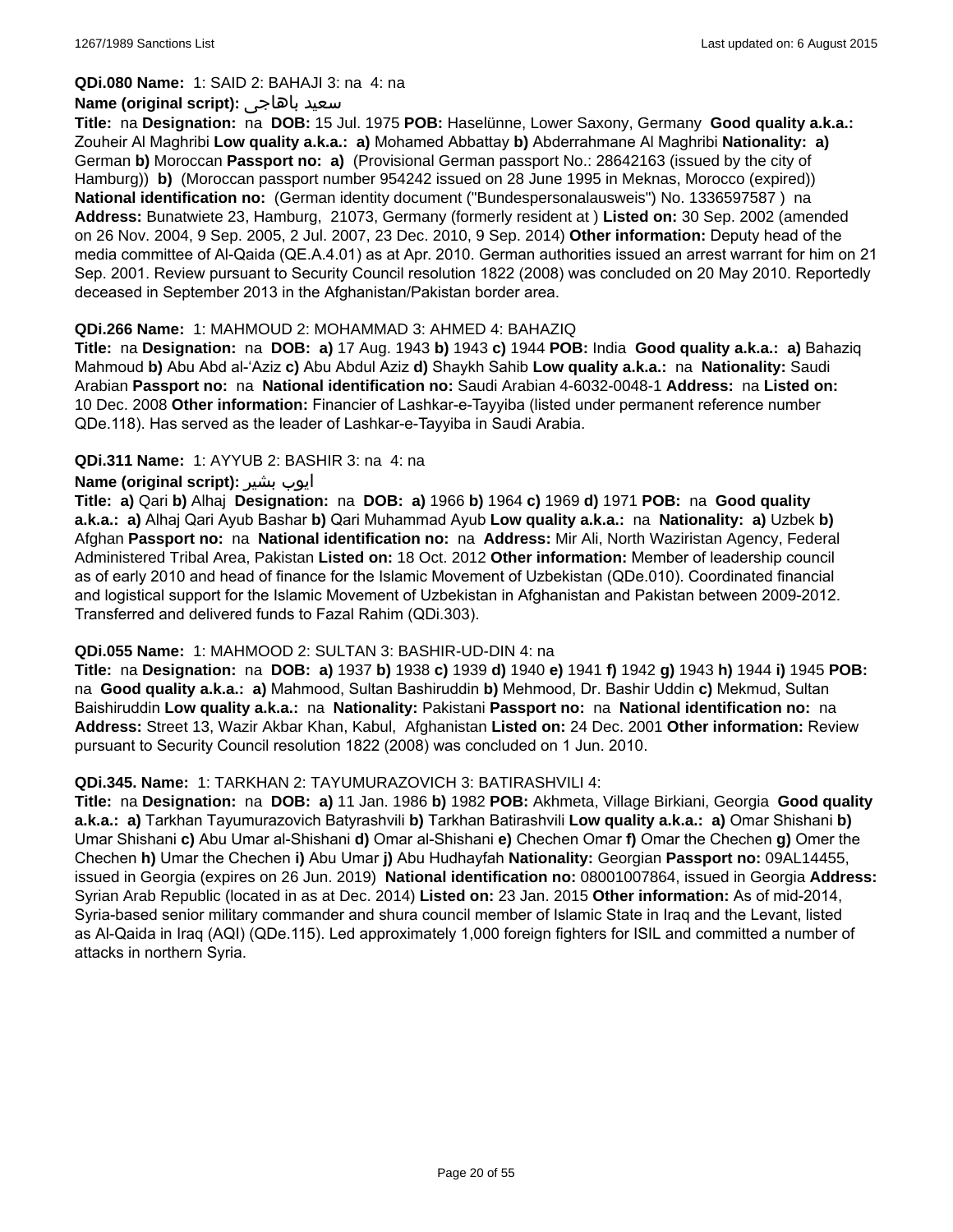**QDi.080 Name:** 1: SAID 2: BAHAJI 3: na 4: na

**Name (original script):** سعيد باهاجى

**Title:** na **Designation:** na **DOB:** 15 Jul. 1975 **POB:** Haselünne, Lower Saxony, Germany **Good quality a.k.a.:** Zouheir Al Maghribi **Low quality a.k.a.:** **a)** Mohamed Abbattay **b)** Abderrahmane Al Maghribi **Nationality:** **a)** German **b)** Moroccan **Passport no:** **a)** (Provisional German passport No.: 28642163 (issued by the city of Hamburg)) **b)** (Moroccan passport number 954242 issued on 28 June 1995 in Meknas, Morocco (expired)) **National identification no:** (German identity document ("Bundespersonalausweis") No. 1336597587 ) na **Address:** Bunatwiete 23, Hamburg, 21073, Germany (formerly resident at ) **Listed on:** 30 Sep. 2002 (amended on 26 Nov. 2004, 9 Sep. 2005, 2 Jul. 2007, 23 Dec. 2010, 9 Sep. 2014) **Other information:** Deputy head of the media committee of Al-Qaida (QE.A.4.01) as at Apr. 2010. German authorities issued an arrest warrant for him on 21 Sep. 2001. Review pursuant to Security Council resolution 1822 (2008) was concluded on 20 May 2010. Reportedly deceased in September 2013 in the Afghanistan/Pakistan border area.

**QDi.266 Name:** 1: MAHMOUD 2: MOHAMMAD 3: AHMED 4: BAHAZIQ

**Title:** na **Designation:** na **DOB:** **a)** 17 Aug. 1943 **b)** 1943 **c)** 1944 **POB:** India **Good quality a.k.a.:** **a)** Bahaziq Mahmoud **b)** Abu Abd al-'Aziz **c)** Abu Abdul Aziz **d)** Shaykh Sahib **Low quality a.k.a.:** na **Nationality:** Saudi Arabian **Passport no:** na **National identification no:** Saudi Arabian 4-6032-0048-1 **Address:** na **Listed on:** 10 Dec. 2008 **Other information:** Financier of Lashkar-e-Tayyiba (listed under permanent reference number QDe.118). Has served as the leader of Lashkar-e-Tayyiba in Saudi Arabia.

**QDi.311 Name:** 1: AYYUB 2: BASHIR 3: na 4: na

**Name (original script):** ايوب بشير

**Title:** **a)** Qari **b)** Alhaj **Designation:** na **DOB:** **a)** 1966 **b)** 1964 **c)** 1969 **d)** 1971 **POB:** na **Good quality a.k.a.:** **a)** Alhaj Qari Ayub Bashar **b)** Qari Muhammad Ayub **Low quality a.k.a.:** na **Nationality:** **a)** Uzbek **b)** Afghan **Passport no:** na **National identification no:** na **Address:** Mir Ali, North Waziristan Agency, Federal Administered Tribal Area, Pakistan **Listed on:** 18 Oct. 2012 **Other information:** Member of leadership council as of early 2010 and head of finance for the Islamic Movement of Uzbekistan (QDe.010). Coordinated financial and logistical support for the Islamic Movement of Uzbekistan in Afghanistan and Pakistan between 2009-2012. Transferred and delivered funds to Fazal Rahim (QDi.303).

**QDi.055 Name:** 1: MAHMOOD 2: SULTAN 3: BASHIR-UD-DIN 4: na

**Title:** na **Designation:** na **DOB:** **a)** 1937 **b)** 1938 **c)** 1939 **d)** 1940 **e)** 1941 **f)** 1942 **g)** 1943 **h)** 1944 **i)** 1945 **POB:** na **Good quality a.k.a.:** **a)** Mahmood, Sultan Bashiruddin **b)** Mehmood, Dr. Bashir Uddin **c)** Mekmud, Sultan Baishiruddin **Low quality a.k.a.:** na **Nationality:** Pakistani **Passport no:** na **National identification no:** na **Address:** Street 13, Wazir Akbar Khan, Kabul, Afghanistan **Listed on:** 24 Dec. 2001 **Other information:** Review pursuant to Security Council resolution 1822 (2008) was concluded on 1 Jun. 2010.

**QDi.345. Name:** 1: TARKHAN 2: TAYUMURAZOVICH 3: BATIRASHVILI 4:

**Title:** na **Designation:** na **DOB:** **a)** 11 Jan. 1986 **b)** 1982 **POB:** Akhmeta, Village Birkiani, Georgia **Good quality a.k.a.:** **a)** Tarkhan Tayumurazovich Batyrashvili **b)** Tarkhan Batirashvili **Low quality a.k.a.:** **a)** Omar Shishani **b)** Umar Shishani **c)** Abu Umar al-Shishani **d)** Omar al-Shishani **e)** Chechen Omar **f)** Omar the Chechen **g)** Omer the Chechen **h)** Umar the Chechen **i)** Abu Umar **j)** Abu Hudhayfah **Nationality:** Georgian **Passport no:** 09AL14455, issued in Georgia (expires on 26 Jun. 2019) **National identification no:** 08001007864, issued in Georgia **Address:** Syrian Arab Republic (located in as at Dec. 2014) **Listed on:** 23 Jan. 2015 **Other information:** As of mid-2014, Syria-based senior military commander and shura council member of Islamic State in Iraq and the Levant, listed as Al-Qaida in Iraq (AQI) (QDe.115). Led approximately 1,000 foreign fighters for ISIL and committed a number of attacks in northern Syria.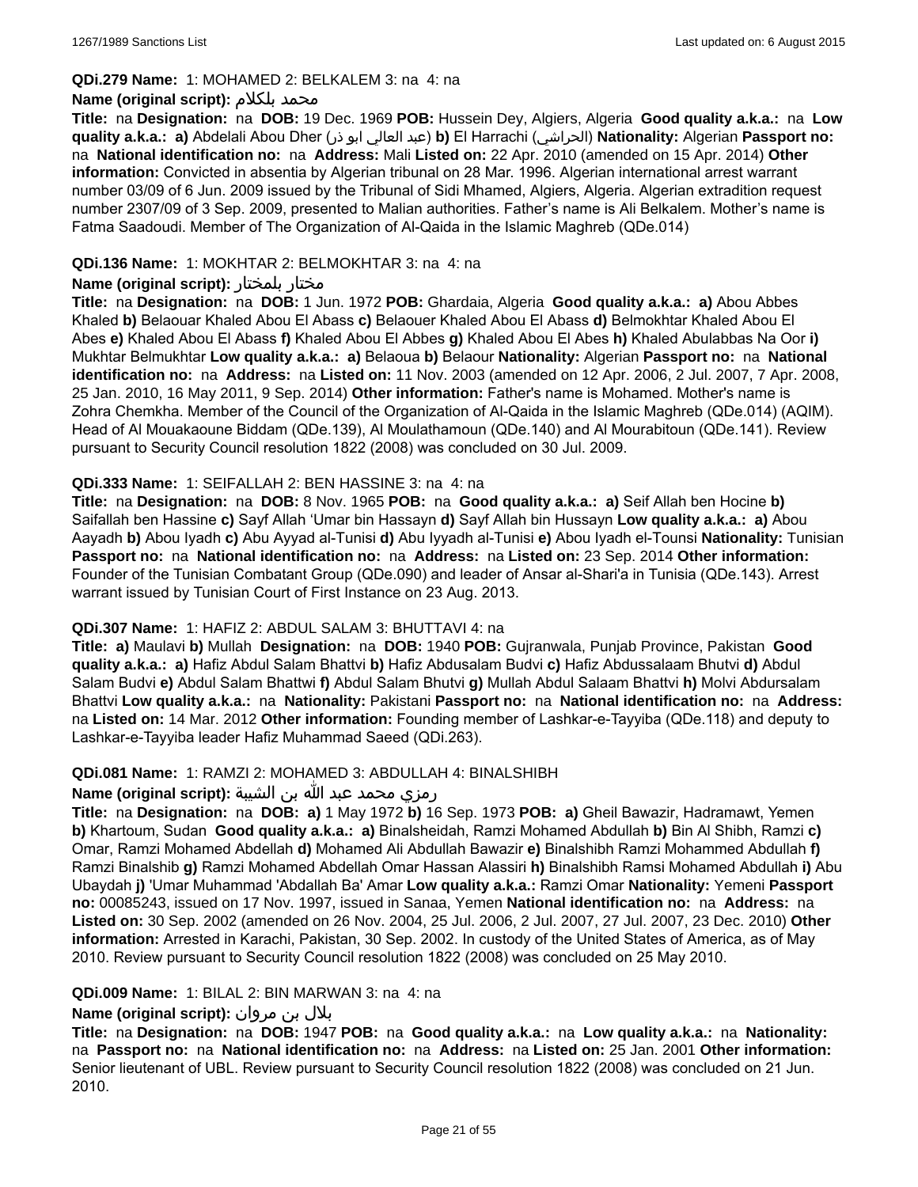**QDi.279 Name:** 1: MOHAMED 2: BELKALEM 3: na 4: na

**Name (original script):** محمد بلكلام

**Title:** na **Designation:** na **DOB:** 19 Dec. 1969 **POB:** Hussein Dey, Algiers, Algeria **Good quality a.k.a.:** na **Low quality a.k.a.:** **a)** Abdelali Abou Dher (عبد العالي ابو ذر) **b)** El Harrachi (الحراشي) **Nationality:** Algerian **Passport no:** na **National identification no:** na **Address:** Mali **Listed on:** 22 Apr. 2010 (amended on 15 Apr. 2014) **Other information:** Convicted in absentia by Algerian tribunal on 28 Mar. 1996. Algerian international arrest warrant number 03/09 of 6 Jun. 2009 issued by the Tribunal of Sidi Mhamed, Algiers, Algeria. Algerian extradition request number 2307/09 of 3 Sep. 2009, presented to Malian authorities. Father's name is Ali Belkalem. Mother's name is Fatma Saadoudi. Member of The Organization of Al-Qaida in the Islamic Maghreb (QDe.014)

**QDi.136 Name:** 1: MOKHTAR 2: BELMOKHTAR 3: na 4: na

**Name (original script):** مختار بلمختار

**Title:** na **Designation:** na **DOB:** 1 Jun. 1972 **POB:** Ghardaia, Algeria **Good quality a.k.a.:** **a)** Abou Abbes Khaled **b)** Belaouar Khaled Abou El Abass **c)** Belaouer Khaled Abou El Abass **d)** Belmokhtar Khaled Abou El Abes **e)** Khaled Abou El Abass **f)** Khaled Abou El Abbes **g)** Khaled Abou El Abes **h)** Khaled Abulabbas Na Oor **i)** Mukhtar Belmukhtar **Low quality a.k.a.:** **a)** Belaoua **b)** Belaour **Nationality:** Algerian **Passport no:** na **National identification no:** na **Address:** na **Listed on:** 11 Nov. 2003 (amended on 12 Apr. 2006, 2 Jul. 2007, 7 Apr. 2008, 25 Jan. 2010, 16 May 2011, 9 Sep. 2014) **Other information:** Father's name is Mohamed. Mother's name is Zohra Chemkha. Member of the Council of the Organization of Al-Qaida in the Islamic Maghreb (QDe.014) (AQIM). Head of Al Mouakaoune Biddam (QDe.139), Al Moulathamoun (QDe.140) and Al Mourabitoun (QDe.141). Review pursuant to Security Council resolution 1822 (2008) was concluded on 30 Jul. 2009.

**QDi.333 Name:** 1: SEIFALLAH 2: BEN HASSINE 3: na 4: na

**Title:** na **Designation:** na **DOB:** 8 Nov. 1965 **POB:** na **Good quality a.k.a.:** **a)** Seif Allah ben Hocine **b)** Saifallah ben Hassine **c)** Sayf Allah 'Umar bin Hassayn **d)** Sayf Allah bin Hussayn **Low quality a.k.a.:** **a)** Abou Aayadh **b)** Abou Iyadh **c)** Abu Ayyad al-Tunisi **d)** Abu Iyyadh al-Tunisi **e)** Abou Iyadh el-Tounsi **Nationality:** Tunisian **Passport no:** na **National identification no:** na **Address:** na **Listed on:** 23 Sep. 2014 **Other information:** Founder of the Tunisian Combatant Group (QDe.090) and leader of Ansar al-Shari'a in Tunisia (QDe.143). Arrest warrant issued by Tunisian Court of First Instance on 23 Aug. 2013.

**QDi.307 Name:** 1: HAFIZ 2: ABDUL SALAM 3: BHUTTAVI 4: na

**Title:** **a)** Maulavi **b)** Mullah **Designation:** na **DOB:** 1940 **POB:** Gujranwala, Punjab Province, Pakistan **Good quality a.k.a.:** **a)** Hafiz Abdul Salam Bhattvi **b)** Hafiz Abdusalam Budvi **c)** Hafiz Abdussalaam Bhutvi **d)** Abdul Salam Budvi **e)** Abdul Salam Bhattwi **f)** Abdul Salam Bhutvi **g)** Mullah Abdul Salaam Bhattvi **h)** Molvi Abdursalam Bhattvi **Low quality a.k.a.:** na **Nationality:** Pakistani **Passport no:** na **National identification no:** na **Address:** na **Listed on:** 14 Mar. 2012 **Other information:** Founding member of Lashkar-e-Tayyiba (QDe.118) and deputy to Lashkar-e-Tayyiba leader Hafiz Muhammad Saeed (QDi.263).

**QDi.081 Name:** 1: RAMZI 2: MOHAMED 3: ABDULLAH 4: BINALSHIBH

**Name (original script):** رمزي محمد عبد الله بن الشيبة

**Title:** na **Designation:** na **DOB:** **a)** 1 May 1972 **b)** 16 Sep. 1973 **POB:** **a)** Gheil Bawazir, Hadramawt, Yemen **b)** Khartoum, Sudan **Good quality a.k.a.:** **a)** Binalsheidah, Ramzi Mohamed Abdullah **b)** Bin Al Shibh, Ramzi **c)** Omar, Ramzi Mohamed Abdellah **d)** Mohamed Ali Abdullah Bawazir **e)** Binalshibh Ramzi Mohammed Abdullah **f)** Ramzi Binalshib **g)** Ramzi Mohamed Abdellah Omar Hassan Alassiri **h)** Binalshibh Ramsi Mohamed Abdullah **i)** Abu Ubaydah **j)** 'Umar Muhammad 'Abdallah Ba' Amar **Low quality a.k.a.:** Ramzi Omar **Nationality:** Yemeni **Passport no:** 00085243, issued on 17 Nov. 1997, issued in Sanaa, Yemen **National identification no:** na **Address:** na **Listed on:** 30 Sep. 2002 (amended on 26 Nov. 2004, 25 Jul. 2006, 2 Jul. 2007, 27 Jul. 2007, 23 Dec. 2010) **Other information:** Arrested in Karachi, Pakistan, 30 Sep. 2002. In custody of the United States of America, as of May 2010. Review pursuant to Security Council resolution 1822 (2008) was concluded on 25 May 2010.

**QDi.009 Name:** 1: BILAL 2: BIN MARWAN 3: na 4: na

**Name (original script):** بلال بن مروان

**Title:** na **Designation:** na **DOB:** 1947 **POB:** na **Good quality a.k.a.:** na **Low quality a.k.a.:** na **Nationality:** na **Passport no:** na **National identification no:** na **Address:** na **Listed on:** 25 Jan. 2001 **Other information:** Senior lieutenant of UBL. Review pursuant to Security Council resolution 1822 (2008) was concluded on 21 Jun. 2010.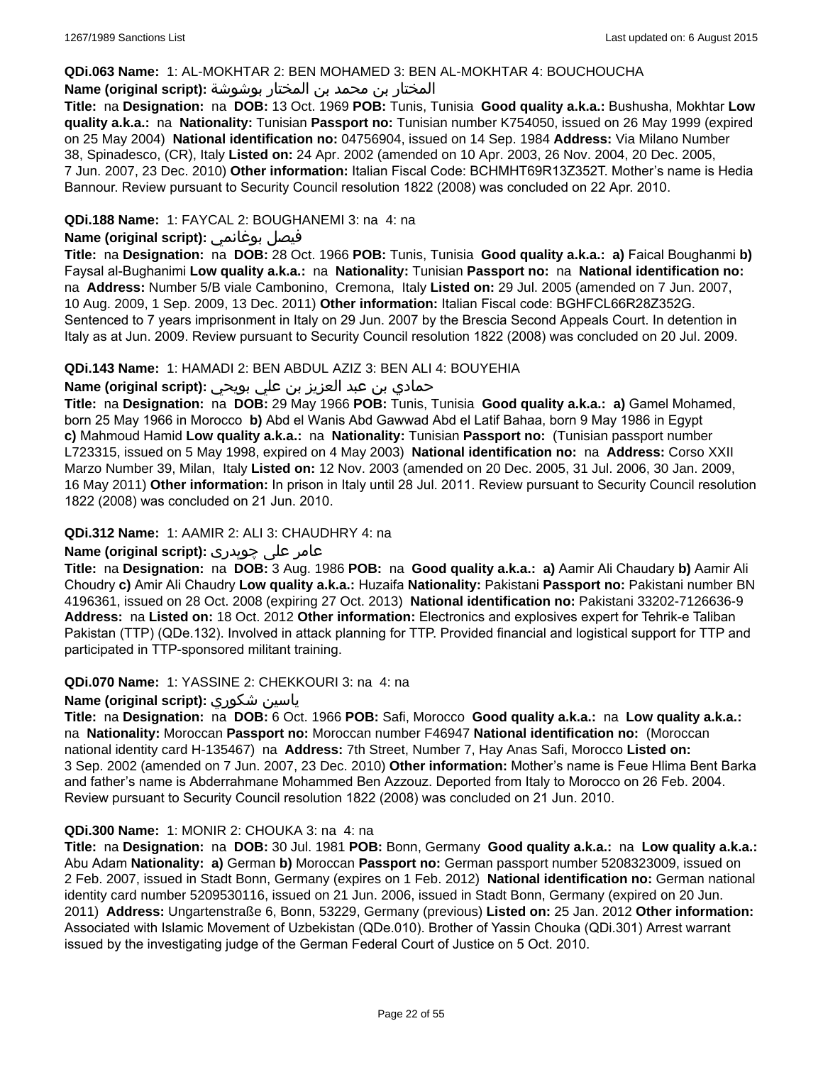**QDi.063 Name:** 1: AL-MOKHTAR 2: BEN MOHAMED 3: BEN AL-MOKHTAR 4: BOUCHOUCHA

**Name (original script):** المختار بن محمد بن المختار بوشوشة

**Title:** na **Designation:** na **DOB:** 13 Oct. 1969 **POB:** Tunis, Tunisia **Good quality a.k.a.:** Bushusha, Mokhtar **Low quality a.k.a.:** na **Nationality:** Tunisian **Passport no:** Tunisian number K754050, issued on 26 May 1999 (expired on 25 May 2004) **National identification no:** 04756904, issued on 14 Sep. 1984 **Address:** Via Milano Number 38, Spinadesco, (CR), Italy **Listed on:** 24 Apr. 2002 (amended on 10 Apr. 2003, 26 Nov. 2004, 20 Dec. 2005, 7 Jun. 2007, 23 Dec. 2010) **Other information:** Italian Fiscal Code: BCHMHT69R13Z352T. Mother's name is Hedia Bannour. Review pursuant to Security Council resolution 1822 (2008) was concluded on 22 Apr. 2010.

**QDi.188 Name:** 1: FAYCAL 2: BOUGHANEMI 3: na 4: na

**Name (original script):** فيصل بوغانمي

**Title:** na **Designation:** na **DOB:** 28 Oct. 1966 **POB:** Tunis, Tunisia **Good quality a.k.a.:** **a)** Faical Boughanmi **b)** Faysal al-Bughanimi **Low quality a.k.a.:** na **Nationality:** Tunisian **Passport no:** na **National identification no:** na **Address:** Number 5/B viale Cambonino, Cremona, Italy **Listed on:** 29 Jul. 2005 (amended on 7 Jun. 2007, 10 Aug. 2009, 1 Sep. 2009, 13 Dec. 2011) **Other information:** Italian Fiscal code: BGHFCL66R28Z352G. Sentenced to 7 years imprisonment in Italy on 29 Jun. 2007 by the Brescia Second Appeals Court. In detention in Italy as at Jun. 2009. Review pursuant to Security Council resolution 1822 (2008) was concluded on 20 Jul. 2009.

**QDi.143 Name:** 1: HAMADI 2: BEN ABDUL AZIZ 3: BEN ALI 4: BOUYEHIA

**Name (original script):** حمادي بن عبد العزيز بن علي بويحي

**Title:** na **Designation:** na **DOB:** 29 May 1966 **POB:** Tunis, Tunisia **Good quality a.k.a.:** **a)** Gamel Mohamed, born 25 May 1966 in Morocco **b)** Abd el Wanis Abd Gawwad Abd el Latif Bahaa, born 9 May 1986 in Egypt **c)** Mahmoud Hamid **Low quality a.k.a.:** na **Nationality:** Tunisian **Passport no:** (Tunisian passport number L723315, issued on 5 May 1998, expired on 4 May 2003) **National identification no:** na **Address:** Corso XXII Marzo Number 39, Milan, Italy **Listed on:** 12 Nov. 2003 (amended on 20 Dec. 2005, 31 Jul. 2006, 30 Jan. 2009, 16 May 2011) **Other information:** In prison in Italy until 28 Jul. 2011. Review pursuant to Security Council resolution 1822 (2008) was concluded on 21 Jun. 2010.

**QDi.312 Name:** 1: AAMIR 2: ALI 3: CHAUDHRY 4: na

**Name (original script):** عامر علی چوہدری

**Title:** na **Designation:** na **DOB:** 3 Aug. 1986 **POB:** na **Good quality a.k.a.:** **a)** Aamir Ali Chaudary **b)** Aamir Ali Choudry **c)** Amir Ali Chaudry **Low quality a.k.a.:** Huzaifa **Nationality:** Pakistani **Passport no:** Pakistani number BN 4196361, issued on 28 Oct. 2008 (expiring 27 Oct. 2013) **National identification no:** Pakistani 33202-7126636-9 **Address:** na **Listed on:** 18 Oct. 2012 **Other information:** Electronics and explosives expert for Tehrik-e Taliban Pakistan (TTP) (QDe.132). Involved in attack planning for TTP. Provided financial and logistical support for TTP and participated in TTP-sponsored militant training.

**QDi.070 Name:** 1: YASSINE 2: CHEKKOURI 3: na 4: na

**Name (original script):** ياسين شكوري

**Title:** na **Designation:** na **DOB:** 6 Oct. 1966 **POB:** Safi, Morocco **Good quality a.k.a.:** na **Low quality a.k.a.:** na **Nationality:** Moroccan **Passport no:** Moroccan number F46947 **National identification no:** (Moroccan national identity card H-135467) na **Address:** 7th Street, Number 7, Hay Anas Safi, Morocco **Listed on:** 3 Sep. 2002 (amended on 7 Jun. 2007, 23 Dec. 2010) **Other information:** Mother's name is Feue Hlima Bent Barka and father's name is Abderrahmane Mohammed Ben Azzouz. Deported from Italy to Morocco on 26 Feb. 2004. Review pursuant to Security Council resolution 1822 (2008) was concluded on 21 Jun. 2010.

**QDi.300 Name:** 1: MONIR 2: CHOUKA 3: na 4: na

**Title:** na **Designation:** na **DOB:** 30 Jul. 1981 **POB:** Bonn, Germany **Good quality a.k.a.:** na **Low quality a.k.a.:** Abu Adam **Nationality:** **a)** German **b)** Moroccan **Passport no:** German passport number 5208323009, issued on 2 Feb. 2007, issued in Stadt Bonn, Germany (expires on 1 Feb. 2012) **National identification no:** German national identity card number 5209530116, issued on 21 Jun. 2006, issued in Stadt Bonn, Germany (expired on 20 Jun. 2011) **Address:** Ungartenstraße 6, Bonn, 53229, Germany (previous) **Listed on:** 25 Jan. 2012 **Other information:** Associated with Islamic Movement of Uzbekistan (QDe.010). Brother of Yassin Chouka (QDi.301) Arrest warrant issued by the investigating judge of the German Federal Court of Justice on 5 Oct. 2010.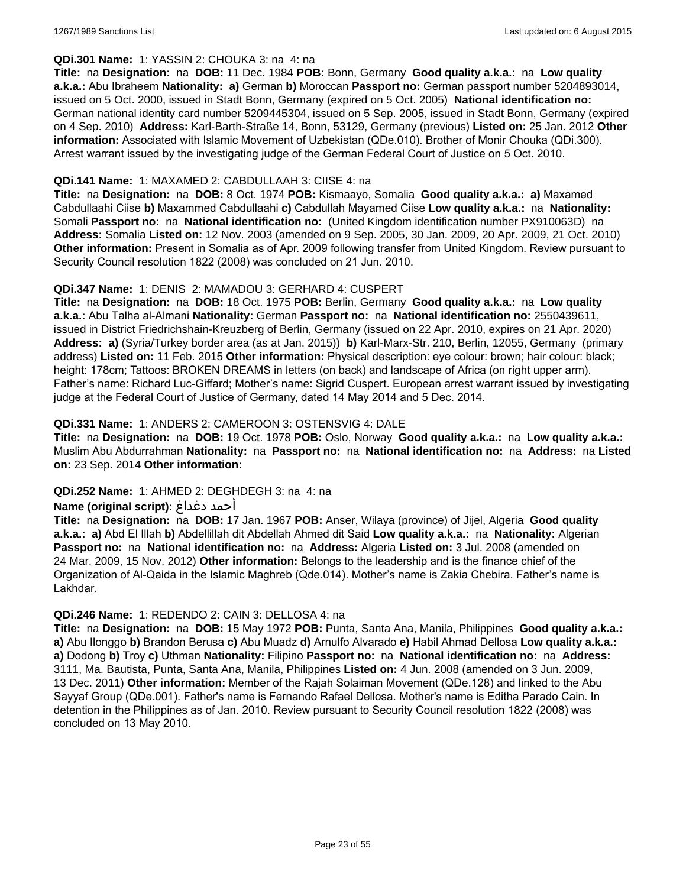**QDi.301 Name:** 1: YASSIN 2: CHOUKA 3: na 4: na

**Title:** na **Designation:** na **DOB:** 11 Dec. 1984 **POB:** Bonn, Germany **Good quality a.k.a.:** na **Low quality a.k.a.:** Abu Ibraheem **Nationality:** **a)** German **b)** Moroccan **Passport no:** German passport number 5204893014, issued on 5 Oct. 2000, issued in Stadt Bonn, Germany (expired on 5 Oct. 2005) **National identification no:** German national identity card number 5209445304, issued on 5 Sep. 2005, issued in Stadt Bonn, Germany (expired on 4 Sep. 2010) **Address:** Karl-Barth-Straße 14, Bonn, 53129, Germany (previous) **Listed on:** 25 Jan. 2012 **Other information:** Associated with Islamic Movement of Uzbekistan (QDe.010). Brother of Monir Chouka (QDi.300). Arrest warrant issued by the investigating judge of the German Federal Court of Justice on 5 Oct. 2010.

**QDi.141 Name:** 1: MAXAMED 2: CABDULLAAH 3: CIISE 4: na

**Title:** na **Designation:** na **DOB:** 8 Oct. 1974 **POB:** Kismaayo, Somalia **Good quality a.k.a.:** **a)** Maxamed Cabdullaahi Ciise **b)** Maxammed Cabdullaahi **c)** Cabdullah Mayamed Ciise **Low quality a.k.a.:** na **Nationality:** Somali **Passport no:** na **National identification no:** (United Kingdom identification number PX910063D) na **Address:** Somalia **Listed on:** 12 Nov. 2003 (amended on 9 Sep. 2005, 30 Jan. 2009, 20 Apr. 2009, 21 Oct. 2010) **Other information:** Present in Somalia as of Apr. 2009 following transfer from United Kingdom. Review pursuant to Security Council resolution 1822 (2008) was concluded on 21 Jun. 2010.

**QDi.347 Name:** 1: DENIS 2: MAMADOU 3: GERHARD 4: CUSPERT

**Title:** na **Designation:** na **DOB:** 18 Oct. 1975 **POB:** Berlin, Germany **Good quality a.k.a.:** na **Low quality a.k.a.:** Abu Talha al-Almani **Nationality:** German **Passport no:** na **National identification no:** 2550439611, issued in District Friedrichshain-Kreuzberg of Berlin, Germany (issued on 22 Apr. 2010, expires on 21 Apr. 2020) **Address:** **a)** (Syria/Turkey border area (as at Jan. 2015)) **b)** Karl-Marx-Str. 210, Berlin, 12055, Germany (primary address) **Listed on:** 11 Feb. 2015 **Other information:** Physical description: eye colour: brown; hair colour: black; height: 178cm; Tattoos: BROKEN DREAMS in letters (on back) and landscape of Africa (on right upper arm). Father's name: Richard Luc-Giffard; Mother's name: Sigrid Cuspert. European arrest warrant issued by investigating judge at the Federal Court of Justice of Germany, dated 14 May 2014 and 5 Dec. 2014.

**QDi.331 Name:** 1: ANDERS 2: CAMEROON 3: OSTENSVIG 4: DALE

**Title:** na **Designation:** na **DOB:** 19 Oct. 1978 **POB:** Oslo, Norway **Good quality a.k.a.:** na **Low quality a.k.a.:** Muslim Abu Abdurrahman **Nationality:** na **Passport no:** na **National identification no:** na **Address:** na **Listed on:** 23 Sep. 2014 **Other information:**

**QDi.252 Name:** 1: AHMED 2: DEGHDEGH 3: na 4: na

**Name (original script):** أحمد دغداغ

**Title:** na **Designation:** na **DOB:** 17 Jan. 1967 **POB:** Anser, Wilaya (province) of Jijel, Algeria **Good quality a.k.a.:** **a)** Abd El Illah **b)** Abdellillah dit Abdellah Ahmed dit Said **Low quality a.k.a.:** na **Nationality:** Algerian **Passport no:** na **National identification no:** na **Address:** Algeria **Listed on:** 3 Jul. 2008 (amended on 24 Mar. 2009, 15 Nov. 2012) **Other information:** Belongs to the leadership and is the finance chief of the Organization of Al-Qaida in the Islamic Maghreb (Qde.014). Mother's name is Zakia Chebira. Father's name is Lakhdar.

**QDi.246 Name:** 1: REDENDO 2: CAIN 3: DELLOSA 4: na

**Title:** na **Designation:** na **DOB:** 15 May 1972 **POB:** Punta, Santa Ana, Manila, Philippines **Good quality a.k.a.:** **a)** Abu Ilonggo **b)** Brandon Berusa **c)** Abu Muadz **d)** Arnulfo Alvarado **e)** Habil Ahmad Dellosa **Low quality a.k.a.:** **a)** Dodong **b)** Troy **c)** Uthman **Nationality:** Filipino **Passport no:** na **National identification no:** na **Address:** 3111, Ma. Bautista, Punta, Santa Ana, Manila, Philippines **Listed on:** 4 Jun. 2008 (amended on 3 Jun. 2009, 13 Dec. 2011) **Other information:** Member of the Rajah Solaiman Movement (QDe.128) and linked to the Abu Sayyaf Group (QDe.001). Father's name is Fernando Rafael Dellosa. Mother's name is Editha Parado Cain. In detention in the Philippines as of Jan. 2010. Review pursuant to Security Council resolution 1822 (2008) was concluded on 13 May 2010.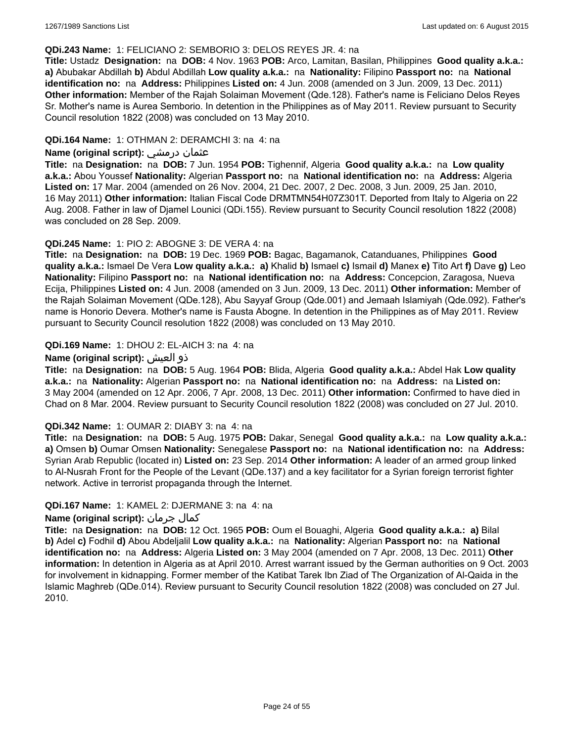**QDi.243 Name:** 1: FELICIANO 2: SEMBORIO 3: DELOS REYES JR. 4: na

**Title:** Ustadz **Designation:** na **DOB:** 4 Nov. 1963 **POB:** Arco, Lamitan, Basilan, Philippines **Good quality a.k.a.:** **a)** Abubakar Abdillah **b)** Abdul Abdillah **Low quality a.k.a.:** na **Nationality:** Filipino **Passport no:** na **National identification no:** na **Address:** Philippines **Listed on:** 4 Jun. 2008 (amended on 3 Jun. 2009, 13 Dec. 2011) **Other information:** Member of the Rajah Solaiman Movement (Qde.128). Father's name is Feliciano Delos Reyes Sr. Mother's name is Aurea Semborio. In detention in the Philippines as of May 2011. Review pursuant to Security Council resolution 1822 (2008) was concluded on 13 May 2010.

**QDi.164 Name:** 1: OTHMAN 2: DERAMCHI 3: na 4: na

**Name (original script):** عثمان درمشي

**Title:** na **Designation:** na **DOB:** 7 Jun. 1954 **POB:** Tighennif, Algeria **Good quality a.k.a.:** na **Low quality a.k.a.:** Abou Youssef **Nationality:** Algerian **Passport no:** na **National identification no:** na **Address:** Algeria **Listed on:** 17 Mar. 2004 (amended on 26 Nov. 2004, 21 Dec. 2007, 2 Dec. 2008, 3 Jun. 2009, 25 Jan. 2010, 16 May 2011) **Other information:** Italian Fiscal Code DRMTMN54H07Z301T. Deported from Italy to Algeria on 22 Aug. 2008. Father in law of Djamel Lounici (QDi.155). Review pursuant to Security Council resolution 1822 (2008) was concluded on 28 Sep. 2009.

**QDi.245 Name:** 1: PIO 2: ABOGNE 3: DE VERA 4: na

**Title:** na **Designation:** na **DOB:** 19 Dec. 1969 **POB:** Bagac, Bagamanok, Catanduanes, Philippines **Good quality a.k.a.:** Ismael De Vera **Low quality a.k.a.:** **a)** Khalid **b)** Ismael **c)** Ismail **d)** Manex **e)** Tito Art **f)** Dave **g)** Leo **Nationality:** Filipino **Passport no:** na **National identification no:** na **Address:** Concepcion, Zaragosa, Nueva Ecija, Philippines **Listed on:** 4 Jun. 2008 (amended on 3 Jun. 2009, 13 Dec. 2011) **Other information:** Member of the Rajah Solaiman Movement (QDe.128), Abu Sayyaf Group (Qde.001) and Jemaah Islamiyah (Qde.092). Father's name is Honorio Devera. Mother's name is Fausta Abogne. In detention in the Philippines as of May 2011. Review pursuant to Security Council resolution 1822 (2008) was concluded on 13 May 2010.

**QDi.169 Name:** 1: DHOU 2: EL-AICH 3: na 4: na

**Name (original script):** ذو العيش

**Title:** na **Designation:** na **DOB:** 5 Aug. 1964 **POB:** Blida, Algeria **Good quality a.k.a.:** Abdel Hak **Low quality a.k.a.:** na **Nationality:** Algerian **Passport no:** na **National identification no:** na **Address:** na **Listed on:** 3 May 2004 (amended on 12 Apr. 2006, 7 Apr. 2008, 13 Dec. 2011) **Other information:** Confirmed to have died in Chad on 8 Mar. 2004. Review pursuant to Security Council resolution 1822 (2008) was concluded on 27 Jul. 2010.

**QDi.342 Name:** 1: OUMAR 2: DIABY 3: na 4: na

**Title:** na **Designation:** na **DOB:** 5 Aug. 1975 **POB:** Dakar, Senegal **Good quality a.k.a.:** na **Low quality a.k.a.:** **a)** Omsen **b)** Oumar Omsen **Nationality:** Senegalese **Passport no:** na **National identification no:** na **Address:** Syrian Arab Republic (located in) **Listed on:** 23 Sep. 2014 **Other information:** A leader of an armed group linked to Al-Nusrah Front for the People of the Levant (QDe.137) and a key facilitator for a Syrian foreign terrorist fighter network. Active in terrorist propaganda through the Internet.

**QDi.167 Name:** 1: KAMEL 2: DJERMANE 3: na 4: na

**Name (original script):** كمال جرمان

**Title:** na **Designation:** na **DOB:** 12 Oct. 1965 **POB:** Oum el Bouaghi, Algeria **Good quality a.k.a.:** **a)** Bilal **b)** Adel **c)** Fodhil **d)** Abou Abdeljalil **Low quality a.k.a.:** na **Nationality:** Algerian **Passport no:** na **National identification no:** na **Address:** Algeria **Listed on:** 3 May 2004 (amended on 7 Apr. 2008, 13 Dec. 2011) **Other information:** In detention in Algeria as at April 2010. Arrest warrant issued by the German authorities on 9 Oct. 2003 for involvement in kidnapping. Former member of the Katibat Tarek Ibn Ziad of The Organization of Al-Qaida in the Islamic Maghreb (QDe.014). Review pursuant to Security Council resolution 1822 (2008) was concluded on 27 Jul. 2010.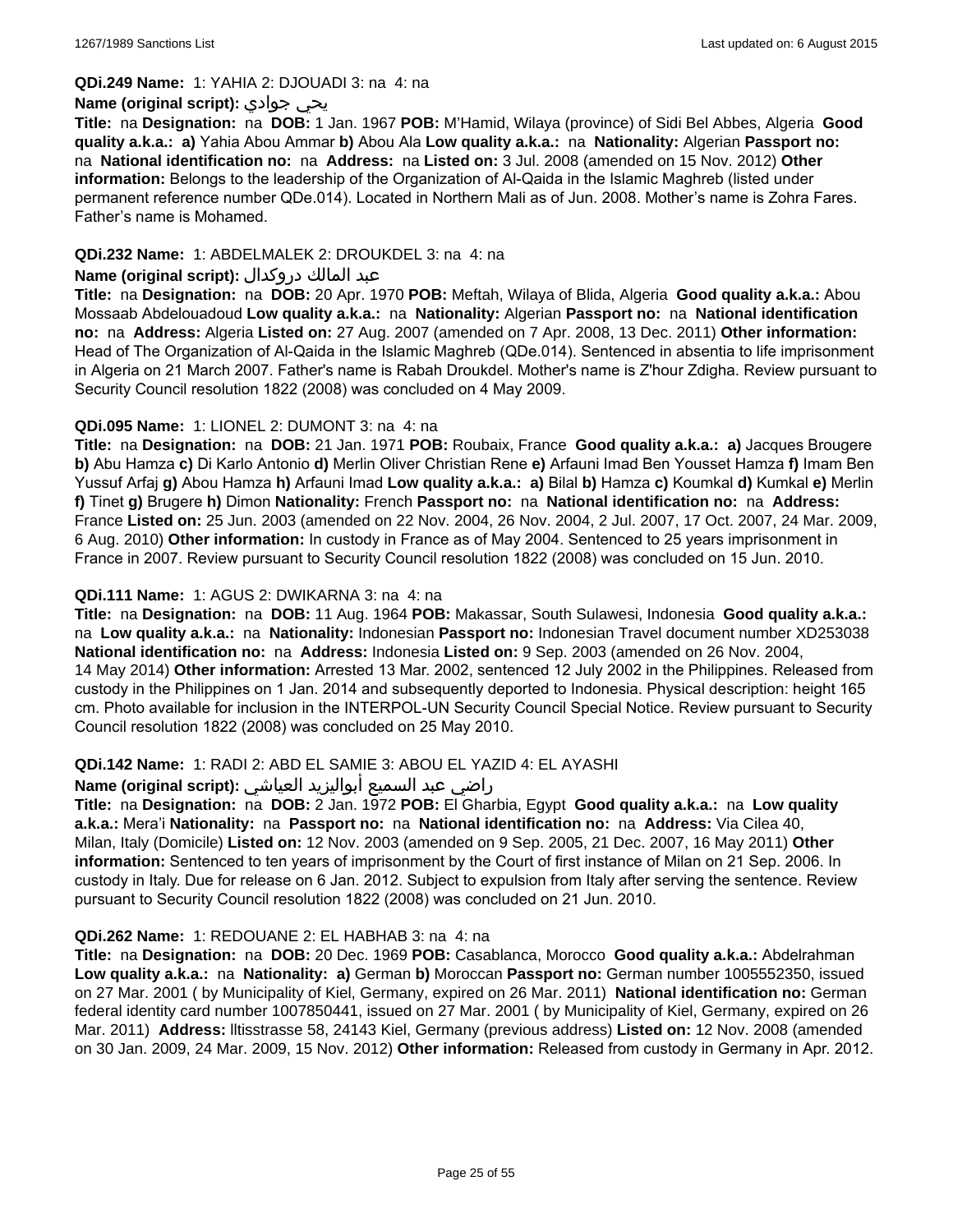**QDi.249 Name:** 1: YAHIA 2: DJOUADI 3: na 4: na

**Name (original script):** يحي جوادي

**Title:** na **Designation:** na **DOB:** 1 Jan. 1967 **POB:** M'Hamid, Wilaya (province) of Sidi Bel Abbes, Algeria **Good quality a.k.a.:** **a)** Yahia Abou Ammar **b)** Abou Ala **Low quality a.k.a.:** na **Nationality:** Algerian **Passport no:** na **National identification no:** na **Address:** na **Listed on:** 3 Jul. 2008 (amended on 15 Nov. 2012) **Other information:** Belongs to the leadership of the Organization of Al-Qaida in the Islamic Maghreb (listed under permanent reference number QDe.014). Located in Northern Mali as of Jun. 2008. Mother's name is Zohra Fares. Father's name is Mohamed.

**QDi.232 Name:** 1: ABDELMALEK 2: DROUKDEL 3: na 4: na

**Name (original script):** عبد المالك دروكدال

**Title:** na **Designation:** na **DOB:** 20 Apr. 1970 **POB:** Meftah, Wilaya of Blida, Algeria **Good quality a.k.a.:** Abou Mossaab Abdelouadoud **Low quality a.k.a.:** na **Nationality:** Algerian **Passport no:** na **National identification no:** na **Address:** Algeria **Listed on:** 27 Aug. 2007 (amended on 7 Apr. 2008, 13 Dec. 2011) **Other information:** Head of The Organization of Al-Qaida in the Islamic Maghreb (QDe.014). Sentenced in absentia to life imprisonment in Algeria on 21 March 2007. Father's name is Rabah Droukdel. Mother's name is Z'hour Zdigha. Review pursuant to Security Council resolution 1822 (2008) was concluded on 4 May 2009.

**QDi.095 Name:** 1: LIONEL 2: DUMONT 3: na 4: na

**Title:** na **Designation:** na **DOB:** 21 Jan. 1971 **POB:** Roubaix, France **Good quality a.k.a.:** **a)** Jacques Brougere **b)** Abu Hamza **c)** Di Karlo Antonio **d)** Merlin Oliver Christian Rene **e)** Arfauni Imad Ben Yousset Hamza **f)** Imam Ben Yussuf Arfaj **g)** Abou Hamza **h)** Arfauni Imad **Low quality a.k.a.:** **a)** Bilal **b)** Hamza **c)** Koumkal **d)** Kumkal **e)** Merlin **f)** Tinet **g)** Brugere **h)** Dimon **Nationality:** French **Passport no:** na **National identification no:** na **Address:** France **Listed on:** 25 Jun. 2003 (amended on 22 Nov. 2004, 26 Nov. 2004, 2 Jul. 2007, 17 Oct. 2007, 24 Mar. 2009, 6 Aug. 2010) **Other information:** In custody in France as of May 2004. Sentenced to 25 years imprisonment in France in 2007. Review pursuant to Security Council resolution 1822 (2008) was concluded on 15 Jun. 2010.

**QDi.111 Name:** 1: AGUS 2: DWIKARNA 3: na 4: na

**Title:** na **Designation:** na **DOB:** 11 Aug. 1964 **POB:** Makassar, South Sulawesi, Indonesia **Good quality a.k.a.:** na **Low quality a.k.a.:** na **Nationality:** Indonesian **Passport no:** Indonesian Travel document number XD253038 **National identification no:** na **Address:** Indonesia **Listed on:** 9 Sep. 2003 (amended on 26 Nov. 2004, 14 May 2014) **Other information:** Arrested 13 Mar. 2002, sentenced 12 July 2002 in the Philippines. Released from custody in the Philippines on 1 Jan. 2014 and subsequently deported to Indonesia. Physical description: height 165 cm. Photo available for inclusion in the INTERPOL-UN Security Council Special Notice. Review pursuant to Security Council resolution 1822 (2008) was concluded on 25 May 2010.

**QDi.142 Name:** 1: RADI 2: ABD EL SAMIE 3: ABOU EL YAZID 4: EL AYASHI

**Name (original script):** راضي عبد السميع أبواليزيد العياشي

**Title:** na **Designation:** na **DOB:** 2 Jan. 1972 **POB:** El Gharbia, Egypt **Good quality a.k.a.:** na **Low quality a.k.a.:** Mera'i **Nationality:** na **Passport no:** na **National identification no:** na **Address:** Via Cilea 40, Milan, Italy (Domicile) **Listed on:** 12 Nov. 2003 (amended on 9 Sep. 2005, 21 Dec. 2007, 16 May 2011) **Other information:** Sentenced to ten years of imprisonment by the Court of first instance of Milan on 21 Sep. 2006. In custody in Italy. Due for release on 6 Jan. 2012. Subject to expulsion from Italy after serving the sentence. Review pursuant to Security Council resolution 1822 (2008) was concluded on 21 Jun. 2010.

**QDi.262 Name:** 1: REDOUANE 2: EL HABHAB 3: na 4: na

**Title:** na **Designation:** na **DOB:** 20 Dec. 1969 **POB:** Casablanca, Morocco **Good quality a.k.a.:** Abdelrahman **Low quality a.k.a.:** na **Nationality:** **a)** German **b)** Moroccan **Passport no:** German number 1005552350, issued on 27 Mar. 2001 ( by Municipality of Kiel, Germany, expired on 26 Mar. 2011) **National identification no:** German federal identity card number 1007850441, issued on 27 Mar. 2001 ( by Municipality of Kiel, Germany, expired on 26 Mar. 2011) **Address:** lltisstrasse 58, 24143 Kiel, Germany (previous address) **Listed on:** 12 Nov. 2008 (amended on 30 Jan. 2009, 24 Mar. 2009, 15 Nov. 2012) **Other information:** Released from custody in Germany in Apr. 2012.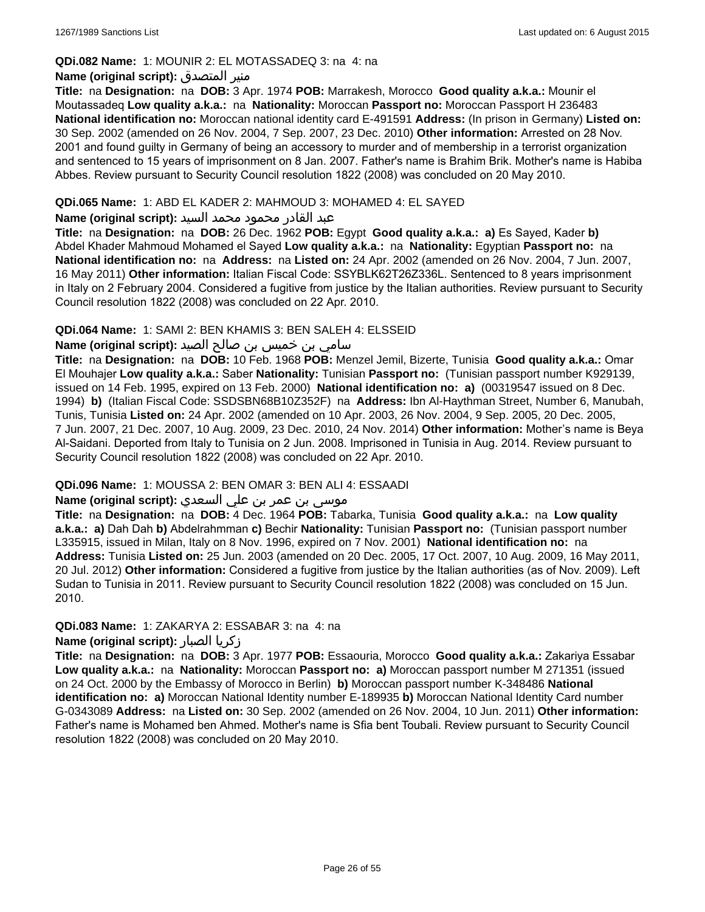**QDi.082 Name:** 1: MOUNIR 2: EL MOTASSADEQ 3: na 4: na

**Name (original script):** منير المتصدق

**Title:** na **Designation:** na **DOB:** 3 Apr. 1974 **POB:** Marrakesh, Morocco **Good quality a.k.a.:** Mounir el Moutassadeq **Low quality a.k.a.:** na **Nationality:** Moroccan **Passport no:** Moroccan Passport H 236483 **National identification no:** Moroccan national identity card E-491591 **Address:** (In prison in Germany) **Listed on:** 30 Sep. 2002 (amended on 26 Nov. 2004, 7 Sep. 2007, 23 Dec. 2010) **Other information:** Arrested on 28 Nov. 2001 and found guilty in Germany of being an accessory to murder and of membership in a terrorist organization and sentenced to 15 years of imprisonment on 8 Jan. 2007. Father's name is Brahim Brik. Mother's name is Habiba Abbes. Review pursuant to Security Council resolution 1822 (2008) was concluded on 20 May 2010.

**QDi.065 Name:** 1: ABD EL KADER 2: MAHMOUD 3: MOHAMED 4: EL SAYED

**Name (original script):** عبد القادر محمود محمد السيد

**Title:** na **Designation:** na **DOB:** 26 Dec. 1962 **POB:** Egypt **Good quality a.k.a.:** **a)** Es Sayed, Kader **b)** Abdel Khader Mahmoud Mohamed el Sayed **Low quality a.k.a.:** na **Nationality:** Egyptian **Passport no:** na **National identification no:** na **Address:** na **Listed on:** 24 Apr. 2002 (amended on 26 Nov. 2004, 7 Jun. 2007, 16 May 2011) **Other information:** Italian Fiscal Code: SSYBLK62T26Z336L. Sentenced to 8 years imprisonment in Italy on 2 February 2004. Considered a fugitive from justice by the Italian authorities. Review pursuant to Security Council resolution 1822 (2008) was concluded on 22 Apr. 2010.

**QDi.064 Name:** 1: SAMI 2: BEN KHAMIS 3: BEN SALEH 4: ELSSEID

**Name (original script):** سامي بن خميس بن صالح الصيد

**Title:** na **Designation:** na **DOB:** 10 Feb. 1968 **POB:** Menzel Jemil, Bizerte, Tunisia **Good quality a.k.a.:** Omar El Mouhajer **Low quality a.k.a.:** Saber **Nationality:** Tunisian **Passport no:** (Tunisian passport number K929139, issued on 14 Feb. 1995, expired on 13 Feb. 2000) **National identification no:** **a)** (00319547 issued on 8 Dec. 1994) **b)** (Italian Fiscal Code: SSDSBN68B10Z352F) na **Address:** Ibn Al-Haythman Street, Number 6, Manubah, Tunis, Tunisia **Listed on:** 24 Apr. 2002 (amended on 10 Apr. 2003, 26 Nov. 2004, 9 Sep. 2005, 20 Dec. 2005, 7 Jun. 2007, 21 Dec. 2007, 10 Aug. 2009, 23 Dec. 2010, 24 Nov. 2014) **Other information:** Mother's name is Beya Al-Saidani. Deported from Italy to Tunisia on 2 Jun. 2008. Imprisoned in Tunisia in Aug. 2014. Review pursuant to Security Council resolution 1822 (2008) was concluded on 22 Apr. 2010.

**QDi.096 Name:** 1: MOUSSA 2: BEN OMAR 3: BEN ALI 4: ESSAADI

**Name (original script):** موسى بن عمر بن علي السعدي

**Title:** na **Designation:** na **DOB:** 4 Dec. 1964 **POB:** Tabarka, Tunisia **Good quality a.k.a.:** na **Low quality a.k.a.:** **a)** Dah Dah **b)** Abdelrahmman **c)** Bechir **Nationality:** Tunisian **Passport no:** (Tunisian passport number L335915, issued in Milan, Italy on 8 Nov. 1996, expired on 7 Nov. 2001) **National identification no:** na **Address:** Tunisia **Listed on:** 25 Jun. 2003 (amended on 20 Dec. 2005, 17 Oct. 2007, 10 Aug. 2009, 16 May 2011, 20 Jul. 2012) **Other information:** Considered a fugitive from justice by the Italian authorities (as of Nov. 2009). Left Sudan to Tunisia in 2011. Review pursuant to Security Council resolution 1822 (2008) was concluded on 15 Jun. 2010.

**QDi.083 Name:** 1: ZAKARYA 2: ESSABAR 3: na 4: na

**Name (original script):** زكريا الصبار

**Title:** na **Designation:** na **DOB:** 3 Apr. 1977 **POB:** Essaouria, Morocco **Good quality a.k.a.:** Zakariya Essabar **Low quality a.k.a.:** na **Nationality:** Moroccan **Passport no:** **a)** Moroccan passport number M 271351 (issued on 24 Oct. 2000 by the Embassy of Morocco in Berlin) **b)** Moroccan passport number K-348486 **National identification no:** **a)** Moroccan National Identity number E-189935 **b)** Moroccan National Identity Card number G-0343089 **Address:** na **Listed on:** 30 Sep. 2002 (amended on 26 Nov. 2004, 10 Jun. 2011) **Other information:** Father's name is Mohamed ben Ahmed. Mother's name is Sfia bent Toubali. Review pursuant to Security Council resolution 1822 (2008) was concluded on 20 May 2010.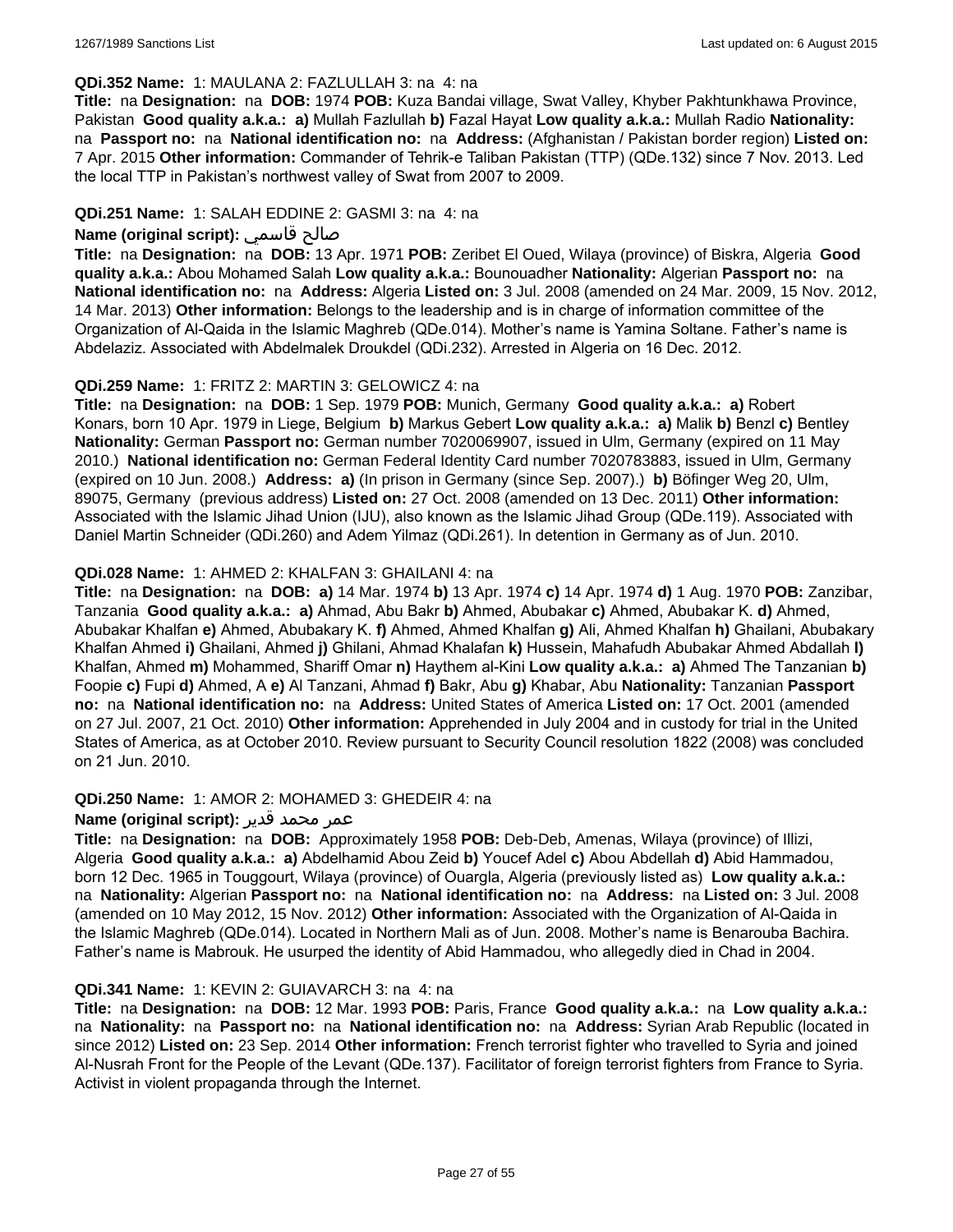**QDi.352 Name:** 1: MAULANA 2: FAZLULLAH 3: na 4: na

**Title:** na **Designation:** na **DOB:** 1974 **POB:** Kuza Bandai village, Swat Valley, Khyber Pakhtunkhawa Province, Pakistan **Good quality a.k.a.:** **a)** Mullah Fazlullah **b)** Fazal Hayat **Low quality a.k.a.:** Mullah Radio **Nationality:** na **Passport no:** na **National identification no:** na **Address:** (Afghanistan / Pakistan border region) **Listed on:** 7 Apr. 2015 **Other information:** Commander of Tehrik-e Taliban Pakistan (TTP) (QDe.132) since 7 Nov. 2013. Led the local TTP in Pakistan's northwest valley of Swat from 2007 to 2009.

**QDi.251 Name:** 1: SALAH EDDINE 2: GASMI 3: na 4: na

**Name (original script):** صالح قاسمي

**Title:** na **Designation:** na **DOB:** 13 Apr. 1971 **POB:** Zeribet El Oued, Wilaya (province) of Biskra, Algeria **Good quality a.k.a.:** Abou Mohamed Salah **Low quality a.k.a.:** Bounouadher **Nationality:** Algerian **Passport no:** na **National identification no:** na **Address:** Algeria **Listed on:** 3 Jul. 2008 (amended on 24 Mar. 2009, 15 Nov. 2012, 14 Mar. 2013) **Other information:** Belongs to the leadership and is in charge of information committee of the Organization of Al-Qaida in the Islamic Maghreb (QDe.014). Mother's name is Yamina Soltane. Father's name is Abdelaziz. Associated with Abdelmalek Droukdel (QDi.232). Arrested in Algeria on 16 Dec. 2012.

**QDi.259 Name:** 1: FRITZ 2: MARTIN 3: GELOWICZ 4: na

**Title:** na **Designation:** na **DOB:** 1 Sep. 1979 **POB:** Munich, Germany **Good quality a.k.a.:** **a)** Robert Konars, born 10 Apr. 1979 in Liege, Belgium **b)** Markus Gebert **Low quality a.k.a.:** **a)** Malik **b)** Benzl **c)** Bentley **Nationality:** German **Passport no:** German number 7020069907, issued in Ulm, Germany (expired on 11 May 2010.) **National identification no:** German Federal Identity Card number 7020783883, issued in Ulm, Germany (expired on 10 Jun. 2008.) **Address:** **a)** (In prison in Germany (since Sep. 2007).) **b)** Böfinger Weg 20, Ulm, 89075, Germany (previous address) **Listed on:** 27 Oct. 2008 (amended on 13 Dec. 2011) **Other information:** Associated with the Islamic Jihad Union (IJU), also known as the Islamic Jihad Group (QDe.119). Associated with Daniel Martin Schneider (QDi.260) and Adem Yilmaz (QDi.261). In detention in Germany as of Jun. 2010.

**QDi.028 Name:** 1: AHMED 2: KHALFAN 3: GHAILANI 4: na

**Title:** na **Designation:** na **DOB:** **a)** 14 Mar. 1974 **b)** 13 Apr. 1974 **c)** 14 Apr. 1974 **d)** 1 Aug. 1970 **POB:** Zanzibar, Tanzania **Good quality a.k.a.:** **a)** Ahmad, Abu Bakr **b)** Ahmed, Abubakar **c)** Ahmed, Abubakar K. **d)** Ahmed, Abubakar Khalfan **e)** Ahmed, Abubakary K. **f)** Ahmed, Ahmed Khalfan **g)** Ali, Ahmed Khalfan **h)** Ghailani, Abubakary Khalfan Ahmed **i)** Ghailani, Ahmed **j)** Ghilani, Ahmad Khalafan **k)** Hussein, Mahafudh Abubakar Ahmed Abdallah **l)** Khalfan, Ahmed **m)** Mohammed, Shariff Omar **n)** Haythem al-Kini **Low quality a.k.a.:** **a)** Ahmed The Tanzanian **b)** Foopie **c)** Fupi **d)** Ahmed, A **e)** Al Tanzani, Ahmad **f)** Bakr, Abu **g)** Khabar, Abu **Nationality:** Tanzanian **Passport no:** na **National identification no:** na **Address:** United States of America **Listed on:** 17 Oct. 2001 (amended on 27 Jul. 2007, 21 Oct. 2010) **Other information:** Apprehended in July 2004 and in custody for trial in the United States of America, as at October 2010. Review pursuant to Security Council resolution 1822 (2008) was concluded on 21 Jun. 2010.

**QDi.250 Name:** 1: AMOR 2: MOHAMED 3: GHEDEIR 4: na

**Name (original script):** عمر محمد قدير

**Title:** na **Designation:** na **DOB:** Approximately 1958 **POB:** Deb-Deb, Amenas, Wilaya (province) of Illizi, Algeria **Good quality a.k.a.:** **a)** Abdelhamid Abou Zeid **b)** Youcef Adel **c)** Abou Abdellah **d)** Abid Hammadou, born 12 Dec. 1965 in Touggourt, Wilaya (province) of Ouargla, Algeria (previously listed as) **Low quality a.k.a.:** na **Nationality:** Algerian **Passport no:** na **National identification no:** na **Address:** na **Listed on:** 3 Jul. 2008 (amended on 10 May 2012, 15 Nov. 2012) **Other information:** Associated with the Organization of Al-Qaida in the Islamic Maghreb (QDe.014). Located in Northern Mali as of Jun. 2008. Mother's name is Benarouba Bachira. Father's name is Mabrouk. He usurped the identity of Abid Hammadou, who allegedly died in Chad in 2004.

**QDi.341 Name:** 1: KEVIN 2: GUIAVARCH 3: na 4: na

**Title:** na **Designation:** na **DOB:** 12 Mar. 1993 **POB:** Paris, France **Good quality a.k.a.:** na **Low quality a.k.a.:** na **Nationality:** na **Passport no:** na **National identification no:** na **Address:** Syrian Arab Republic (located in since 2012) **Listed on:** 23 Sep. 2014 **Other information:** French terrorist fighter who travelled to Syria and joined Al-Nusrah Front for the People of the Levant (QDe.137). Facilitator of foreign terrorist fighters from France to Syria. Activist in violent propaganda through the Internet.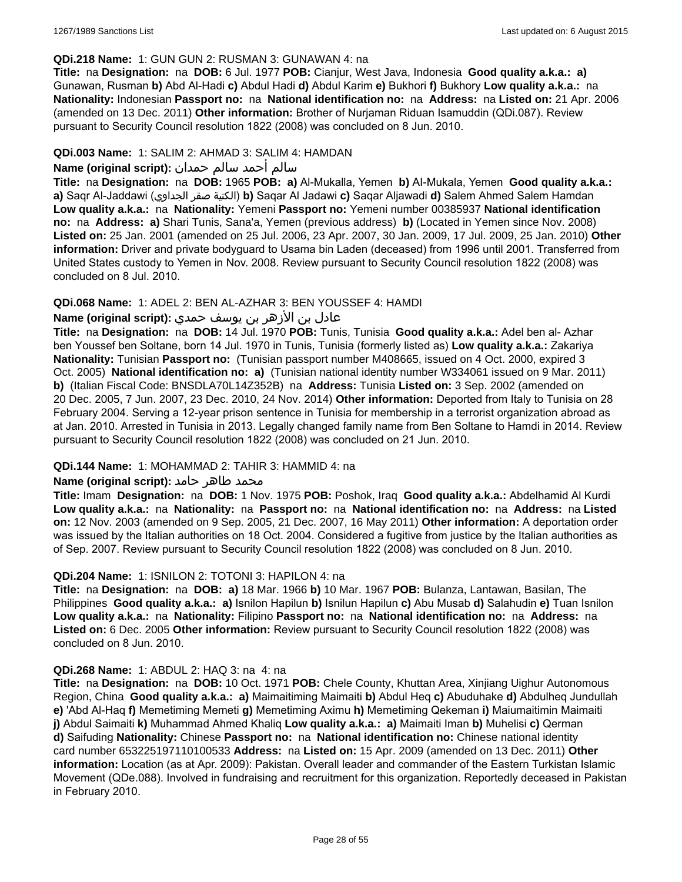**QDi.218 Name:** 1: GUN GUN 2: RUSMAN 3: GUNAWAN 4: na

**Title:** na **Designation:** na **DOB:** 6 Jul. 1977 **POB:** Cianjur, West Java, Indonesia **Good quality a.k.a.:** **a)** Gunawan, Rusman **b)** Abd Al-Hadi **c)** Abdul Hadi **d)** Abdul Karim **e)** Bukhori **f)** Bukhory **Low quality a.k.a.:** na **Nationality:** Indonesian **Passport no:** na **National identification no:** na **Address:** na **Listed on:** 21 Apr. 2006 (amended on 13 Dec. 2011) **Other information:** Brother of Nurjaman Riduan Isamuddin (QDi.087). Review pursuant to Security Council resolution 1822 (2008) was concluded on 8 Jun. 2010.

**QDi.003 Name:** 1: SALIM 2: AHMAD 3: SALIM 4: HAMDAN

**Name (original script):** سالم أحمد سالم حمدان

**Title:** na **Designation:** na **DOB:** 1965 **POB:** **a)** Al-Mukalla, Yemen **b)** Al-Mukala, Yemen **Good quality a.k.a.:** **a)** Saqr Al-Jaddawi (الكنية صقر الجداوي) **b)** Saqar Al Jadawi **c)** Saqar Aljawadi **d)** Salem Ahmed Salem Hamdan **Low quality a.k.a.:** na **Nationality:** Yemeni **Passport no:** Yemeni number 00385937 **National identification no:** na **Address:** **a)** Shari Tunis, Sana'a, Yemen (previous address) **b)** (Located in Yemen since Nov. 2008) **Listed on:** 25 Jan. 2001 (amended on 25 Jul. 2006, 23 Apr. 2007, 30 Jan. 2009, 17 Jul. 2009, 25 Jan. 2010) **Other information:** Driver and private bodyguard to Usama bin Laden (deceased) from 1996 until 2001. Transferred from United States custody to Yemen in Nov. 2008. Review pursuant to Security Council resolution 1822 (2008) was concluded on 8 Jul. 2010.

**QDi.068 Name:** 1: ADEL 2: BEN AL-AZHAR 3: BEN YOUSSEF 4: HAMDI

**Name (original script):** عادل بن الأزهر بن يوسف حمدي

**Title:** na **Designation:** na **DOB:** 14 Jul. 1970 **POB:** Tunis, Tunisia **Good quality a.k.a.:** Adel ben al- Azhar ben Youssef ben Soltane, born 14 Jul. 1970 in Tunis, Tunisia (formerly listed as) **Low quality a.k.a.:** Zakariya **Nationality:** Tunisian **Passport no:** (Tunisian passport number M408665, issued on 4 Oct. 2000, expired 3 Oct. 2005) **National identification no:** **a)** (Tunisian national identity number W334061 issued on 9 Mar. 2011) **b)** (Italian Fiscal Code: BNSDLA70L14Z352B) na **Address:** Tunisia **Listed on:** 3 Sep. 2002 (amended on 20 Dec. 2005, 7 Jun. 2007, 23 Dec. 2010, 24 Nov. 2014) **Other information:** Deported from Italy to Tunisia on 28 February 2004. Serving a 12-year prison sentence in Tunisia for membership in a terrorist organization abroad as at Jan. 2010. Arrested in Tunisia in 2013. Legally changed family name from Ben Soltane to Hamdi in 2014. Review pursuant to Security Council resolution 1822 (2008) was concluded on 21 Jun. 2010.

**QDi.144 Name:** 1: MOHAMMAD 2: TAHIR 3: HAMMID 4: na

**Name (original script):** محمد طاهر حامد

**Title:** Imam **Designation:** na **DOB:** 1 Nov. 1975 **POB:** Poshok, Iraq **Good quality a.k.a.:** Abdelhamid Al Kurdi **Low quality a.k.a.:** na **Nationality:** na **Passport no:** na **National identification no:** na **Address:** na **Listed on:** 12 Nov. 2003 (amended on 9 Sep. 2005, 21 Dec. 2007, 16 May 2011) **Other information:** A deportation order was issued by the Italian authorities on 18 Oct. 2004. Considered a fugitive from justice by the Italian authorities as of Sep. 2007. Review pursuant to Security Council resolution 1822 (2008) was concluded on 8 Jun. 2010.

**QDi.204 Name:** 1: ISNILON 2: TOTONI 3: HAPILON 4: na

**Title:** na **Designation:** na **DOB:** **a)** 18 Mar. 1966 **b)** 10 Mar. 1967 **POB:** Bulanza, Lantawan, Basilan, The Philippines **Good quality a.k.a.:** **a)** Isnilon Hapilun **b)** Isnilun Hapilun **c)** Abu Musab **d)** Salahudin **e)** Tuan Isnilon **Low quality a.k.a.:** na **Nationality:** Filipino **Passport no:** na **National identification no:** na **Address:** na **Listed on:** 6 Dec. 2005 **Other information:** Review pursuant to Security Council resolution 1822 (2008) was concluded on 8 Jun. 2010.

**QDi.268 Name:** 1: ABDUL 2: HAQ 3: na 4: na

**Title:** na **Designation:** na **DOB:** 10 Oct. 1971 **POB:** Chele County, Khuttan Area, Xinjiang Uighur Autonomous Region, China **Good quality a.k.a.:** **a)** Maimaitiming Maimaiti **b)** Abdul Heq **c)** Abuduhake **d)** Abdulheq Jundullah **e)** 'Abd Al-Haq **f)** Memetiming Memeti **g)** Memetiming Aximu **h)** Memetiming Qekeman **i)** Maiumaitimin Maimaiti **j)** Abdul Saimaiti **k)** Muhammad Ahmed Khaliq **Low quality a.k.a.:** **a)** Maimaiti Iman **b)** Muhelisi **c)** Qerman **d)** Saifuding **Nationality:** Chinese **Passport no:** na **National identification no:** Chinese national identity card number 653225197110100533 **Address:** na **Listed on:** 15 Apr. 2009 (amended on 13 Dec. 2011) **Other information:** Location (as at Apr. 2009): Pakistan. Overall leader and commander of the Eastern Turkistan Islamic Movement (QDe.088). Involved in fundraising and recruitment for this organization. Reportedly deceased in Pakistan in February 2010.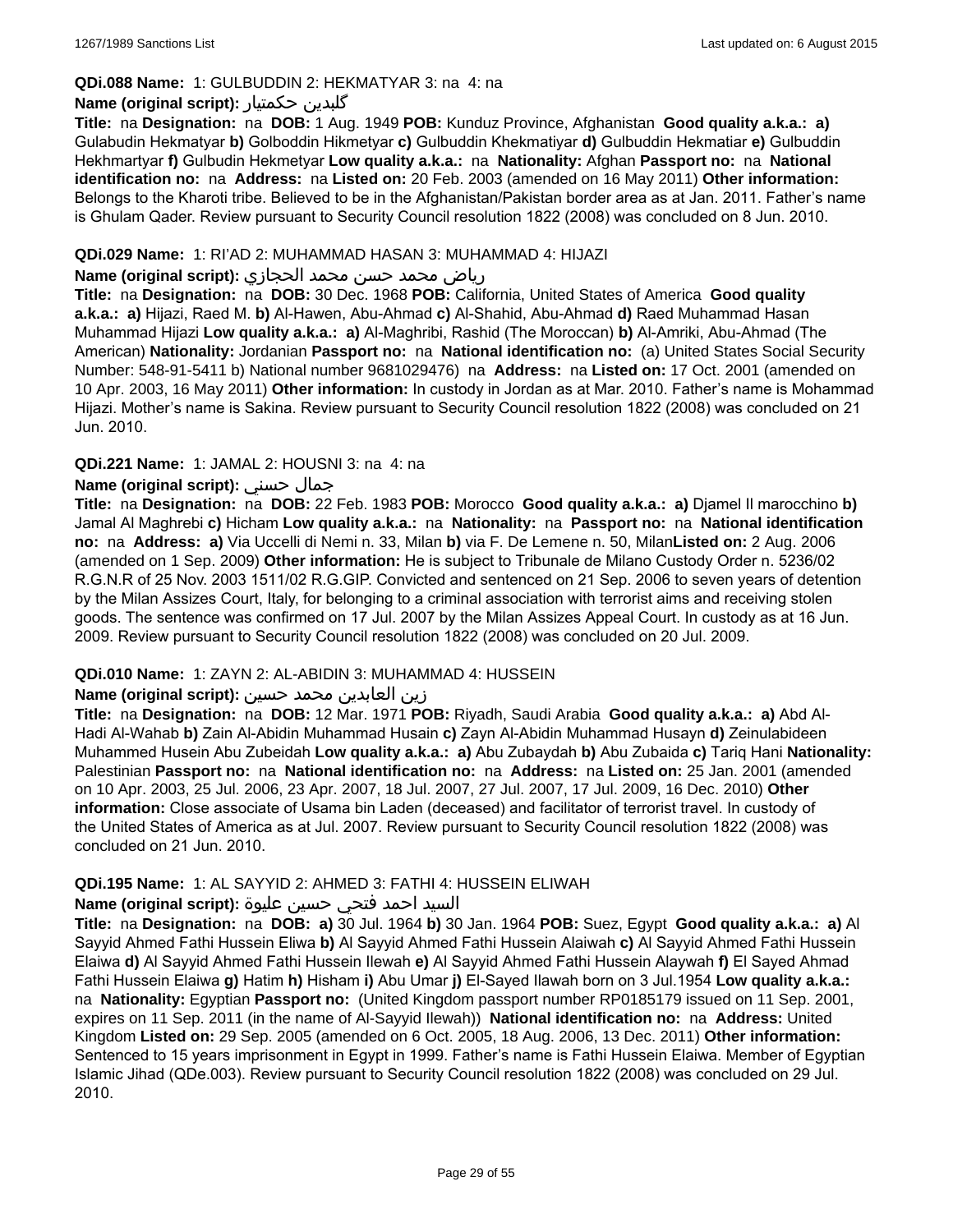**QDi.088 Name:** 1: GULBUDDIN 2: HEKMATYAR 3: na 4: na

**Name (original script):** گلبدین حکمتیار

**Title:** na **Designation:** na **DOB:** 1 Aug. 1949 **POB:** Kunduz Province, Afghanistan **Good quality a.k.a.: a)** Gulabudin Hekmatyar **b)** Golboddin Hikmetyar **c)** Gulbuddin Khekmatiyar **d)** Gulbuddin Hekmatiar **e)** Gulbuddin Hekhmartyar **f)** Gulbudin Hekmetyar **Low quality a.k.a.:** na **Nationality:** Afghan **Passport no:** na **National identification no:** na **Address:** na **Listed on:** 20 Feb. 2003 (amended on 16 May 2011) **Other information:** Belongs to the Kharoti tribe. Believed to be in the Afghanistan/Pakistan border area as at Jan. 2011. Father's name is Ghulam Qader. Review pursuant to Security Council resolution 1822 (2008) was concluded on 8 Jun. 2010.

**QDi.029 Name:** 1: RI'AD 2: MUHAMMAD HASAN 3: MUHAMMAD 4: HIJAZI

**Name (original script):** رياض محمد حسن محمد الحجازي

**Title:** na **Designation:** na **DOB:** 30 Dec. 1968 **POB:** California, United States of America **Good quality a.k.a.: a)** Hijazi, Raed M. **b)** Al-Hawen, Abu-Ahmad **c)** Al-Shahid, Abu-Ahmad **d)** Raed Muhammad Hasan Muhammad Hijazi **Low quality a.k.a.: a)** Al-Maghribi, Rashid (The Moroccan) **b)** Al-Amriki, Abu-Ahmad (The American) **Nationality:** Jordanian **Passport no:** na **National identification no:** (a) United States Social Security Number: 548-91-5411 b) National number 9681029476) na **Address:** na **Listed on:** 17 Oct. 2001 (amended on 10 Apr. 2003, 16 May 2011) **Other information:** In custody in Jordan as at Mar. 2010. Father's name is Mohammad Hijazi. Mother's name is Sakina. Review pursuant to Security Council resolution 1822 (2008) was concluded on 21 Jun. 2010.

**QDi.221 Name:** 1: JAMAL 2: HOUSNI 3: na 4: na

**Name (original script):** جمال حسني

**Title:** na **Designation:** na **DOB:** 22 Feb. 1983 **POB:** Morocco **Good quality a.k.a.: a)** Djamel Il marocchino **b)** Jamal Al Maghrebi **c)** Hicham **Low quality a.k.a.:** na **Nationality:** na **Passport no:** na **National identification no:** na **Address: a)** Via Uccelli di Nemi n. 33, Milan **b)** via F. De Lemene n. 50, Milan**Listed on:** 2 Aug. 2006 (amended on 1 Sep. 2009) **Other information:** He is subject to Tribunale de Milano Custody Order n. 5236/02 R.G.N.R of 25 Nov. 2003 1511/02 R.G.GIP. Convicted and sentenced on 21 Sep. 2006 to seven years of detention by the Milan Assizes Court, Italy, for belonging to a criminal association with terrorist aims and receiving stolen goods. The sentence was confirmed on 17 Jul. 2007 by the Milan Assizes Appeal Court. In custody as at 16 Jun. 2009. Review pursuant to Security Council resolution 1822 (2008) was concluded on 20 Jul. 2009.

**QDi.010 Name:** 1: ZAYN 2: AL-ABIDIN 3: MUHAMMAD 4: HUSSEIN

**Name (original script):** زين العابدين محمد حسين

**Title:** na **Designation:** na **DOB:** 12 Mar. 1971 **POB:** Riyadh, Saudi Arabia **Good quality a.k.a.: a)** Abd Al-Hadi Al-Wahab **b)** Zain Al-Abidin Muhammad Husain **c)** Zayn Al-Abidin Muhammad Husayn **d)** Zeinulabideen Muhammed Husein Abu Zubeidah **Low quality a.k.a.: a)** Abu Zubaydah **b)** Abu Zubaida **c)** Tariq Hani **Nationality:** Palestinian **Passport no:** na **National identification no:** na **Address:** na **Listed on:** 25 Jan. 2001 (amended on 10 Apr. 2003, 25 Jul. 2006, 23 Apr. 2007, 18 Jul. 2007, 27 Jul. 2007, 17 Jul. 2009, 16 Dec. 2010) **Other information:** Close associate of Usama bin Laden (deceased) and facilitator of terrorist travel. In custody of the United States of America as at Jul. 2007. Review pursuant to Security Council resolution 1822 (2008) was concluded on 21 Jun. 2010.

**QDi.195 Name:** 1: AL SAYYID 2: AHMED 3: FATHI 4: HUSSEIN ELIWAH

**Name (original script):** السيد احمد فتحي حسين عليوة

**Title:** na **Designation:** na **DOB: a)** 30 Jul. 1964 **b)** 30 Jan. 1964 **POB:** Suez, Egypt **Good quality a.k.a.: a)** Al Sayyid Ahmed Fathi Hussein Eliwa **b)** Al Sayyid Ahmed Fathi Hussein Alaiwah **c)** Al Sayyid Ahmed Fathi Hussein Elaiwa **d)** Al Sayyid Ahmed Fathi Hussein Ilewah **e)** Al Sayyid Ahmed Fathi Hussein Alaywah **f)** El Sayed Ahmad Fathi Hussein Elaiwa **g)** Hatim **h)** Hisham **i)** Abu Umar **j)** El-Sayed Ilawah born on 3 Jul.1954 **Low quality a.k.a.:** na **Nationality:** Egyptian **Passport no:** (United Kingdom passport number RP0185179 issued on 11 Sep. 2001, expires on 11 Sep. 2011 (in the name of Al-Sayyid Ilewah)) **National identification no:** na **Address:** United Kingdom **Listed on:** 29 Sep. 2005 (amended on 6 Oct. 2005, 18 Aug. 2006, 13 Dec. 2011) **Other information:** Sentenced to 15 years imprisonment in Egypt in 1999. Father's name is Fathi Hussein Elaiwa. Member of Egyptian Islamic Jihad (QDe.003). Review pursuant to Security Council resolution 1822 (2008) was concluded on 29 Jul. 2010.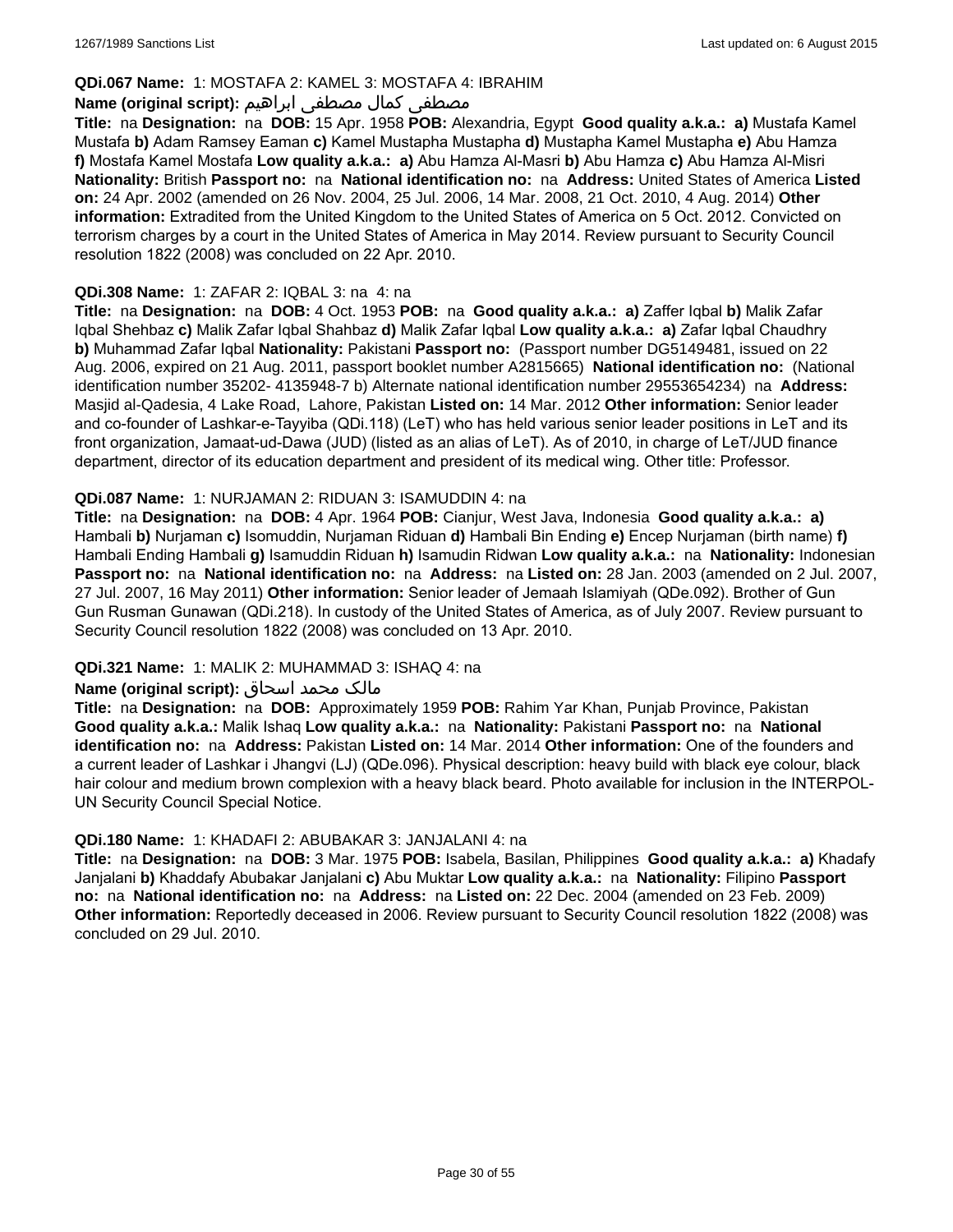**QDi.067 Name:** 1: MOSTAFA 2: KAMEL 3: MOSTAFA 4: IBRAHIM

**Name (original script):** مصطفى كمال مصطفى ابراهيم

**Title:** na **Designation:** na **DOB:** 15 Apr. 1958 **POB:** Alexandria, Egypt **Good quality a.k.a.:** **a)** Mustafa Kamel Mustafa **b)** Adam Ramsey Eaman **c)** Kamel Mustapha Mustapha **d)** Mustapha Kamel Mustapha **e)** Abu Hamza **f)** Mostafa Kamel Mostafa **Low quality a.k.a.:** **a)** Abu Hamza Al-Masri **b)** Abu Hamza **c)** Abu Hamza Al-Misri **Nationality:** British **Passport no:** na **National identification no:** na **Address:** United States of America **Listed on:** 24 Apr. 2002 (amended on 26 Nov. 2004, 25 Jul. 2006, 14 Mar. 2008, 21 Oct. 2010, 4 Aug. 2014) **Other information:** Extradited from the United Kingdom to the United States of America on 5 Oct. 2012. Convicted on terrorism charges by a court in the United States of America in May 2014. Review pursuant to Security Council resolution 1822 (2008) was concluded on 22 Apr. 2010.

**QDi.308 Name:** 1: ZAFAR 2: IQBAL 3: na 4: na

**Title:** na **Designation:** na **DOB:** 4 Oct. 1953 **POB:** na **Good quality a.k.a.:** **a)** Zaffer Iqbal **b)** Malik Zafar Iqbal Shehbaz **c)** Malik Zafar Iqbal Shahbaz **d)** Malik Zafar Iqbal **Low quality a.k.a.:** **a)** Zafar Iqbal Chaudhry **b)** Muhammad Zafar Iqbal **Nationality:** Pakistani **Passport no:** (Passport number DG5149481, issued on 22 Aug. 2006, expired on 21 Aug. 2011, passport booklet number A2815665) **National identification no:** (National identification number 35202- 4135948-7 b) Alternate national identification number 29553654234) na **Address:** Masjid al-Qadesia, 4 Lake Road, Lahore, Pakistan **Listed on:** 14 Mar. 2012 **Other information:** Senior leader and co-founder of Lashkar-e-Tayyiba (QDi.118) (LeT) who has held various senior leader positions in LeT and its front organization, Jamaat-ud-Dawa (JUD) (listed as an alias of LeT). As of 2010, in charge of LeT/JUD finance department, director of its education department and president of its medical wing. Other title: Professor.

**QDi.087 Name:** 1: NURJAMAN 2: RIDUAN 3: ISAMUDDIN 4: na

**Title:** na **Designation:** na **DOB:** 4 Apr. 1964 **POB:** Cianjur, West Java, Indonesia **Good quality a.k.a.:** **a)** Hambali **b)** Nurjaman **c)** Isomuddin, Nurjaman Riduan **d)** Hambali Bin Ending **e)** Encep Nurjaman (birth name) **f)** Hambali Ending Hambali **g)** Isamuddin Riduan **h)** Isamudin Ridwan **Low quality a.k.a.:** na **Nationality:** Indonesian **Passport no:** na **National identification no:** na **Address:** na **Listed on:** 28 Jan. 2003 (amended on 2 Jul. 2007, 27 Jul. 2007, 16 May 2011) **Other information:** Senior leader of Jemaah Islamiyah (QDe.092). Brother of Gun Gun Rusman Gunawan (QDi.218). In custody of the United States of America, as of July 2007. Review pursuant to Security Council resolution 1822 (2008) was concluded on 13 Apr. 2010.

**QDi.321 Name:** 1: MALIK 2: MUHAMMAD 3: ISHAQ 4: na

**Name (original script):** مالک محمد اسحاق

**Title:** na **Designation:** na **DOB:** Approximately 1959 **POB:** Rahim Yar Khan, Punjab Province, Pakistan **Good quality a.k.a.:** Malik Ishaq **Low quality a.k.a.:** na **Nationality:** Pakistani **Passport no:** na **National identification no:** na **Address:** Pakistan **Listed on:** 14 Mar. 2014 **Other information:** One of the founders and a current leader of Lashkar i Jhangvi (LJ) (QDe.096). Physical description: heavy build with black eye colour, black hair colour and medium brown complexion with a heavy black beard. Photo available for inclusion in the INTERPOL-UN Security Council Special Notice.

**QDi.180 Name:** 1: KHADAFI 2: ABUBAKAR 3: JANJALANI 4: na

**Title:** na **Designation:** na **DOB:** 3 Mar. 1975 **POB:** Isabela, Basilan, Philippines **Good quality a.k.a.:** **a)** Khadafy Janjalani **b)** Khaddafy Abubakar Janjalani **c)** Abu Muktar **Low quality a.k.a.:** na **Nationality:** Filipino **Passport no:** na **National identification no:** na **Address:** na **Listed on:** 22 Dec. 2004 (amended on 23 Feb. 2009) **Other information:** Reportedly deceased in 2006. Review pursuant to Security Council resolution 1822 (2008) was concluded on 29 Jul. 2010.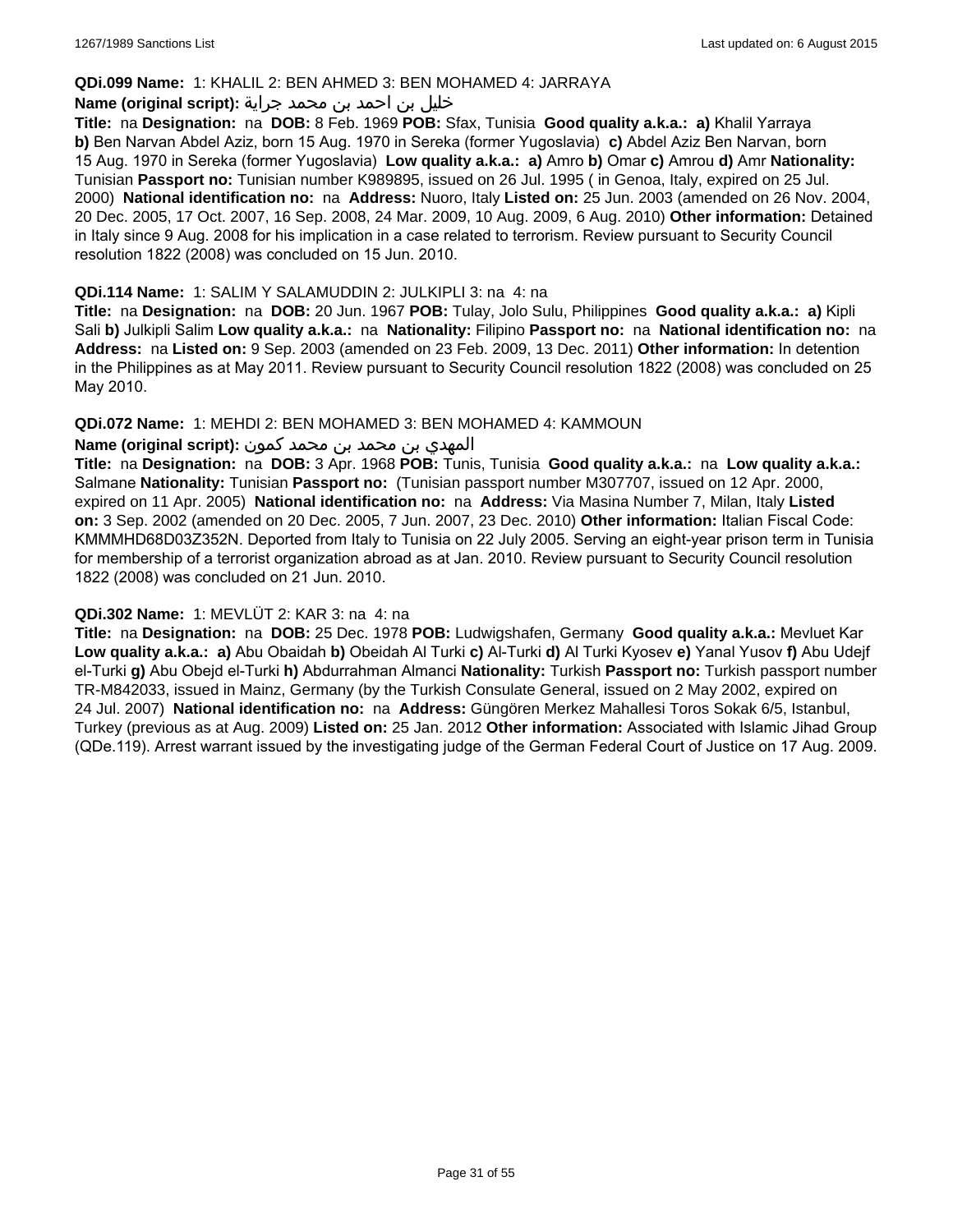**QDi.099 Name:** 1: KHALIL 2: BEN AHMED 3: BEN MOHAMED 4: JARRAYA
**Name (original script):** خليل بن احمد بن محمد جراية
**Title:** na **Designation:** na **DOB:** 8 Feb. 1969 **POB:** Sfax, Tunisia **Good quality a.k.a.: a)** Khalil Yarraya **b)** Ben Narvan Abdel Aziz, born 15 Aug. 1970 in Sereka (former Yugoslavia) **c)** Abdel Aziz Ben Narvan, born 15 Aug. 1970 in Sereka (former Yugoslavia) **Low quality a.k.a.: a)** Amro **b)** Omar **c)** Amrou **d)** Amr **Nationality:** Tunisian **Passport no:** Tunisian number K989895, issued on 26 Jul. 1995 ( in Genoa, Italy, expired on 25 Jul. 2000) **National identification no:** na **Address:** Nuoro, Italy **Listed on:** 25 Jun. 2003 (amended on 26 Nov. 2004, 20 Dec. 2005, 17 Oct. 2007, 16 Sep. 2008, 24 Mar. 2009, 10 Aug. 2009, 6 Aug. 2010) **Other information:** Detained in Italy since 9 Aug. 2008 for his implication in a case related to terrorism. Review pursuant to Security Council resolution 1822 (2008) was concluded on 15 Jun. 2010.

**QDi.114 Name:** 1: SALIM Y SALAMUDDIN 2: JULKIPLI 3: na 4: na
**Title:** na **Designation:** na **DOB:** 20 Jun. 1967 **POB:** Tulay, Jolo Sulu, Philippines **Good quality a.k.a.: a)** Kipli Sali **b)** Julkipli Salim **Low quality a.k.a.:** na **Nationality:** Filipino **Passport no:** na **National identification no:** na **Address:** na **Listed on:** 9 Sep. 2003 (amended on 23 Feb. 2009, 13 Dec. 2011) **Other information:** In detention in the Philippines as at May 2011. Review pursuant to Security Council resolution 1822 (2008) was concluded on 25 May 2010.

**QDi.072 Name:** 1: MEHDI 2: BEN MOHAMED 3: BEN MOHAMED 4: KAMMOUN
**Name (original script):** المهدي بن محمد بن محمد كمون
**Title:** na **Designation:** na **DOB:** 3 Apr. 1968 **POB:** Tunis, Tunisia **Good quality a.k.a.:** na **Low quality a.k.a.:** Salmane **Nationality:** Tunisian **Passport no:** (Tunisian passport number M307707, issued on 12 Apr. 2000, expired on 11 Apr. 2005) **National identification no:** na **Address:** Via Masina Number 7, Milan, Italy **Listed on:** 3 Sep. 2002 (amended on 20 Dec. 2005, 7 Jun. 2007, 23 Dec. 2010) **Other information:** Italian Fiscal Code: KMMMHD68D03Z352N. Deported from Italy to Tunisia on 22 July 2005. Serving an eight-year prison term in Tunisia for membership of a terrorist organization abroad as at Jan. 2010. Review pursuant to Security Council resolution 1822 (2008) was concluded on 21 Jun. 2010.

**QDi.302 Name:** 1: MEVLÜT 2: KAR 3: na 4: na
**Title:** na **Designation:** na **DOB:** 25 Dec. 1978 **POB:** Ludwigshafen, Germany **Good quality a.k.a.:** Mevluet Kar **Low quality a.k.a.: a)** Abu Obaidah **b)** Obeidah Al Turki **c)** Al-Turki **d)** Al Turki Kyosev **e)** Yanal Yusov **f)** Abu Udejf el-Turki **g)** Abu Obejd el-Turki **h)** Abdurrahman Almanci **Nationality:** Turkish **Passport no:** Turkish passport number TR-M842033, issued in Mainz, Germany (by the Turkish Consulate General, issued on 2 May 2002, expired on 24 Jul. 2007) **National identification no:** na **Address:** Güngören Merkez Mahallesi Toros Sokak 6/5, Istanbul, Turkey (previous as at Aug. 2009) **Listed on:** 25 Jan. 2012 **Other information:** Associated with Islamic Jihad Group (QDe.119). Arrest warrant issued by the investigating judge of the German Federal Court of Justice on 17 Aug. 2009.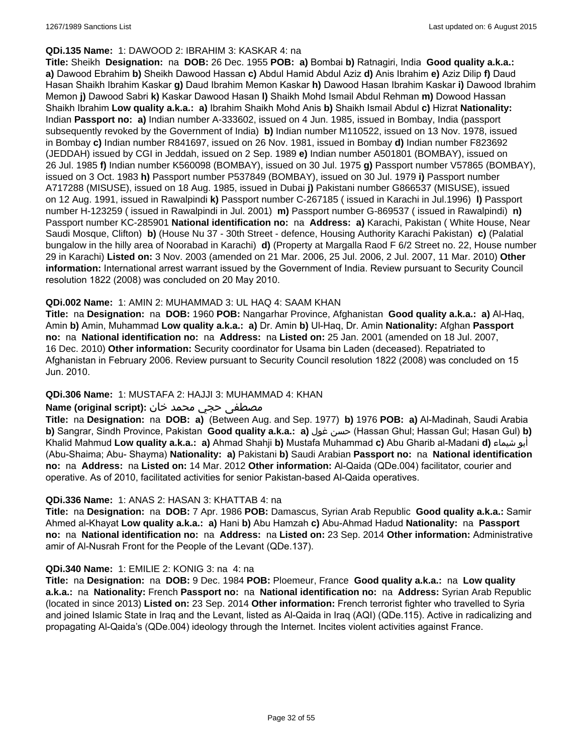**QDi.135 Name:** 1: DAWOOD 2: IBRAHIM 3: KASKAR 4: na

**Title:** Sheikh **Designation:** na **DOB:** 26 Dec. 1955 **POB:** **a)** Bombai **b)** Ratnagiri, India **Good quality a.k.a.:** **a)** Dawood Ebrahim **b)** Sheikh Dawood Hassan **c)** Abdul Hamid Abdul Aziz **d)** Anis Ibrahim **e)** Aziz Dilip **f)** Daud Hasan Shaikh Ibrahim Kaskar **g)** Daud Ibrahim Memon Kaskar **h)** Dawood Hasan Ibrahim Kaskar **i)** Dawood Ibrahim Memon **j)** Dawood Sabri **k)** Kaskar Dawood Hasan **l)** Shaikh Mohd Ismail Abdul Rehman **m)** Dowood Hassan Shaikh Ibrahim **Low quality a.k.a.:** **a)** Ibrahim Shaikh Mohd Anis **b)** Shaikh Ismail Abdul **c)** Hizrat **Nationality:** Indian **Passport no:** **a)** Indian number A-333602, issued on 4 Jun. 1985, issued in Bombay, India (passport subsequently revoked by the Government of India) **b)** Indian number M110522, issued on 13 Nov. 1978, issued in Bombay **c)** Indian number R841697, issued on 26 Nov. 1981, issued in Bombay **d)** Indian number F823692 (JEDDAH) issued by CGI in Jeddah, issued on 2 Sep. 1989 **e)** Indian number A501801 (BOMBAY), issued on 26 Jul. 1985 **f)** Indian number K560098 (BOMBAY), issued on 30 Jul. 1975 **g)** Passport number V57865 (BOMBAY), issued on 3 Oct. 1983 **h)** Passport number P537849 (BOMBAY), issued on 30 Jul. 1979 **i)** Passport number A717288 (MISUSE), issued on 18 Aug. 1985, issued in Dubai **j)** Pakistani number G866537 (MISUSE), issued on 12 Aug. 1991, issued in Rawalpindi **k)** Passport number C-267185 ( issued in Karachi in Jul.1996) **l)** Passport number H-123259 ( issued in Rawalpindi in Jul. 2001) **m)** Passport number G-869537 ( issued in Rawalpindi) **n)** Passport number KC-285901 **National identification no:** na **Address:** **a)** Karachi, Pakistan ( White House, Near Saudi Mosque, Clifton) **b)** (House Nu 37 - 30th Street - defence, Housing Authority Karachi Pakistan) **c)** (Palatial bungalow in the hilly area of Noorabad in Karachi) **d)** (Property at Margalla Raod F 6/2 Street no. 22, House number 29 in Karachi) **Listed on:** 3 Nov. 2003 (amended on 21 Mar. 2006, 25 Jul. 2006, 2 Jul. 2007, 11 Mar. 2010) **Other information:** International arrest warrant issued by the Government of India. Review pursuant to Security Council resolution 1822 (2008) was concluded on 20 May 2010.

**QDi.002 Name:** 1: AMIN 2: MUHAMMAD 3: UL HAQ 4: SAAM KHAN

**Title:** na **Designation:** na **DOB:** 1960 **POB:** Nangarhar Province, Afghanistan **Good quality a.k.a.:** **a)** Al-Haq, Amin **b)** Amin, Muhammad **Low quality a.k.a.:** **a)** Dr. Amin **b)** Ul-Haq, Dr. Amin **Nationality:** Afghan **Passport no:** na **National identification no:** na **Address:** na **Listed on:** 25 Jan. 2001 (amended on 18 Jul. 2007, 16 Dec. 2010) **Other information:** Security coordinator for Usama bin Laden (deceased). Repatriated to Afghanistan in February 2006. Review pursuant to Security Council resolution 1822 (2008) was concluded on 15 Jun. 2010.

**QDi.306 Name:** 1: MUSTAFA 2: HAJJI 3: MUHAMMAD 4: KHAN

**Name (original script):** مصطفى حجي محمد خان

**Title:** na **Designation:** na **DOB:** **a)** (Between Aug. and Sep. 1977) **b)** 1976 **POB:** **a)** Al-Madinah, Saudi Arabia **b)** Sangrar, Sindh Province, Pakistan **Good quality a.k.a.:** **a)** حسن غول (Hassan Ghul; Hassan Gul; Hasan Gul) **b)** Khalid Mahmud **Low quality a.k.a.:** **a)** Ahmad Shahji **b)** Mustafa Muhammad **c)** Abu Gharib al-Madani **d)** أبو شيماء (Abu-Shaima; Abu- Shayma) **Nationality:** **a)** Pakistani **b)** Saudi Arabian **Passport no:** na **National identification no:** na **Address:** na **Listed on:** 14 Mar. 2012 **Other information:** Al-Qaida (QDe.004) facilitator, courier and operative. As of 2010, facilitated activities for senior Pakistan-based Al-Qaida operatives.

**QDi.336 Name:** 1: ANAS 2: HASAN 3: KHATTAB 4: na

**Title:** na **Designation:** na **DOB:** 7 Apr. 1986 **POB:** Damascus, Syrian Arab Republic **Good quality a.k.a.:** Samir Ahmed al-Khayat **Low quality a.k.a.:** **a)** Hani **b)** Abu Hamzah **c)** Abu-Ahmad Hadud **Nationality:** na **Passport no:** na **National identification no:** na **Address:** na **Listed on:** 23 Sep. 2014 **Other information:** Administrative amir of Al-Nusrah Front for the People of the Levant (QDe.137).

**QDi.340 Name:** 1: EMILIE 2: KONIG 3: na 4: na

**Title:** na **Designation:** na **DOB:** 9 Dec. 1984 **POB:** Ploemeur, France **Good quality a.k.a.:** na **Low quality a.k.a.:** na **Nationality:** French **Passport no:** na **National identification no:** na **Address:** Syrian Arab Republic (located in since 2013) **Listed on:** 23 Sep. 2014 **Other information:** French terrorist fighter who travelled to Syria and joined Islamic State in Iraq and the Levant, listed as Al-Qaida in Iraq (AQI) (QDe.115). Active in radicalizing and propagating Al-Qaida's (QDe.004) ideology through the Internet. Incites violent activities against France.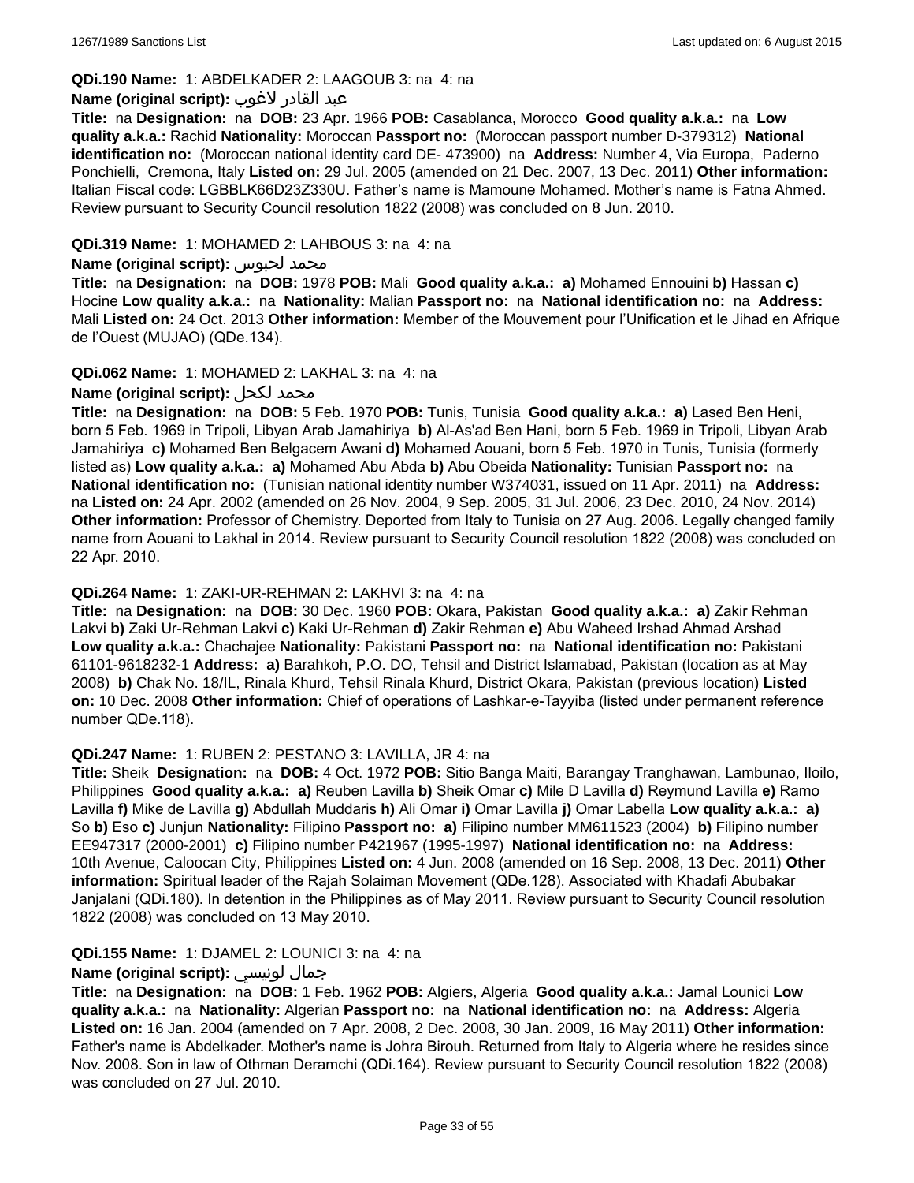**QDi.190 Name:** 1: ABDELKADER 2: LAAGOUB 3: na 4: na

**Name (original script):** عبد القادر لاغوب

**Title:** na **Designation:** na **DOB:** 23 Apr. 1966 **POB:** Casablanca, Morocco **Good quality a.k.a.:** na **Low quality a.k.a.:** Rachid **Nationality:** Moroccan **Passport no:** (Moroccan passport number D-379312) **National identification no:** (Moroccan national identity card DE- 473900) na **Address:** Number 4, Via Europa, Paderno Ponchielli, Cremona, Italy **Listed on:** 29 Jul. 2005 (amended on 21 Dec. 2007, 13 Dec. 2011) **Other information:** Italian Fiscal code: LGBBLK66D23Z330U. Father's name is Mamoune Mohamed. Mother's name is Fatna Ahmed. Review pursuant to Security Council resolution 1822 (2008) was concluded on 8 Jun. 2010.

**QDi.319 Name:** 1: MOHAMED 2: LAHBOUS 3: na 4: na

**Name (original script):** محمد لحبوس

**Title:** na **Designation:** na **DOB:** 1978 **POB:** Mali **Good quality a.k.a.:** **a)** Mohamed Ennouini **b)** Hassan **c)** Hocine **Low quality a.k.a.:** na **Nationality:** Malian **Passport no:** na **National identification no:** na **Address:** Mali **Listed on:** 24 Oct. 2013 **Other information:** Member of the Mouvement pour l'Unification et le Jihad en Afrique de l'Ouest (MUJAO) (QDe.134).

**QDi.062 Name:** 1: MOHAMED 2: LAKHAL 3: na 4: na

**Name (original script):** محمد لكحل

**Title:** na **Designation:** na **DOB:** 5 Feb. 1970 **POB:** Tunis, Tunisia **Good quality a.k.a.:** **a)** Lased Ben Heni, born 5 Feb. 1969 in Tripoli, Libyan Arab Jamahiriya **b)** Al-As'ad Ben Hani, born 5 Feb. 1969 in Tripoli, Libyan Arab Jamahiriya **c)** Mohamed Ben Belgacem Awani **d)** Mohamed Aouani, born 5 Feb. 1970 in Tunis, Tunisia (formerly listed as) **Low quality a.k.a.:** **a)** Mohamed Abu Abda **b)** Abu Obeida **Nationality:** Tunisian **Passport no:** na **National identification no:** (Tunisian national identity number W374031, issued on 11 Apr. 2011) na **Address:** na **Listed on:** 24 Apr. 2002 (amended on 26 Nov. 2004, 9 Sep. 2005, 31 Jul. 2006, 23 Dec. 2010, 24 Nov. 2014) **Other information:** Professor of Chemistry. Deported from Italy to Tunisia on 27 Aug. 2006. Legally changed family name from Aouani to Lakhal in 2014. Review pursuant to Security Council resolution 1822 (2008) was concluded on 22 Apr. 2010.

**QDi.264 Name:** 1: ZAKI-UR-REHMAN 2: LAKHVI 3: na 4: na

**Title:** na **Designation:** na **DOB:** 30 Dec. 1960 **POB:** Okara, Pakistan **Good quality a.k.a.:** **a)** Zakir Rehman Lakvi **b)** Zaki Ur-Rehman Lakvi **c)** Kaki Ur-Rehman **d)** Zakir Rehman **e)** Abu Waheed Irshad Ahmad Arshad **Low quality a.k.a.:** Chachajee **Nationality:** Pakistani **Passport no:** na **National identification no:** Pakistani 61101-9618232-1 **Address:** **a)** Barahkoh, P.O. DO, Tehsil and District Islamabad, Pakistan (location as at May 2008) **b)** Chak No. 18/IL, Rinala Khurd, Tehsil Rinala Khurd, District Okara, Pakistan (previous location) **Listed on:** 10 Dec. 2008 **Other information:** Chief of operations of Lashkar-e-Tayyiba (listed under permanent reference number QDe.118).

**QDi.247 Name:** 1: RUBEN 2: PESTANO 3: LAVILLA, JR 4: na

**Title:** Sheik **Designation:** na **DOB:** 4 Oct. 1972 **POB:** Sitio Banga Maiti, Barangay Tranghawan, Lambunao, Iloilo, Philippines **Good quality a.k.a.:** **a)** Reuben Lavilla **b)** Sheik Omar **c)** Mile D Lavilla **d)** Reymund Lavilla **e)** Ramo Lavilla **f)** Mike de Lavilla **g)** Abdullah Muddaris **h)** Ali Omar **i)** Omar Lavilla **j)** Omar Labella **Low quality a.k.a.:** **a)** So **b)** Eso **c)** Junjun **Nationality:** Filipino **Passport no:** **a)** Filipino number MM611523 (2004) **b)** Filipino number EE947317 (2000-2001) **c)** Filipino number P421967 (1995-1997) **National identification no:** na **Address:** 10th Avenue, Caloocan City, Philippines **Listed on:** 4 Jun. 2008 (amended on 16 Sep. 2008, 13 Dec. 2011) **Other information:** Spiritual leader of the Rajah Solaiman Movement (QDe.128). Associated with Khadafi Abubakar Janjalani (QDi.180). In detention in the Philippines as of May 2011. Review pursuant to Security Council resolution 1822 (2008) was concluded on 13 May 2010.

**QDi.155 Name:** 1: DJAMEL 2: LOUNICI 3: na 4: na

**Name (original script):** جمال لونيسي

**Title:** na **Designation:** na **DOB:** 1 Feb. 1962 **POB:** Algiers, Algeria **Good quality a.k.a.:** Jamal Lounici **Low quality a.k.a.:** na **Nationality:** Algerian **Passport no:** na **National identification no:** na **Address:** Algeria **Listed on:** 16 Jan. 2004 (amended on 7 Apr. 2008, 2 Dec. 2008, 30 Jan. 2009, 16 May 2011) **Other information:** Father's name is Abdelkader. Mother's name is Johra Birouh. Returned from Italy to Algeria where he resides since Nov. 2008. Son in law of Othman Deramchi (QDi.164). Review pursuant to Security Council resolution 1822 (2008) was concluded on 27 Jul. 2010.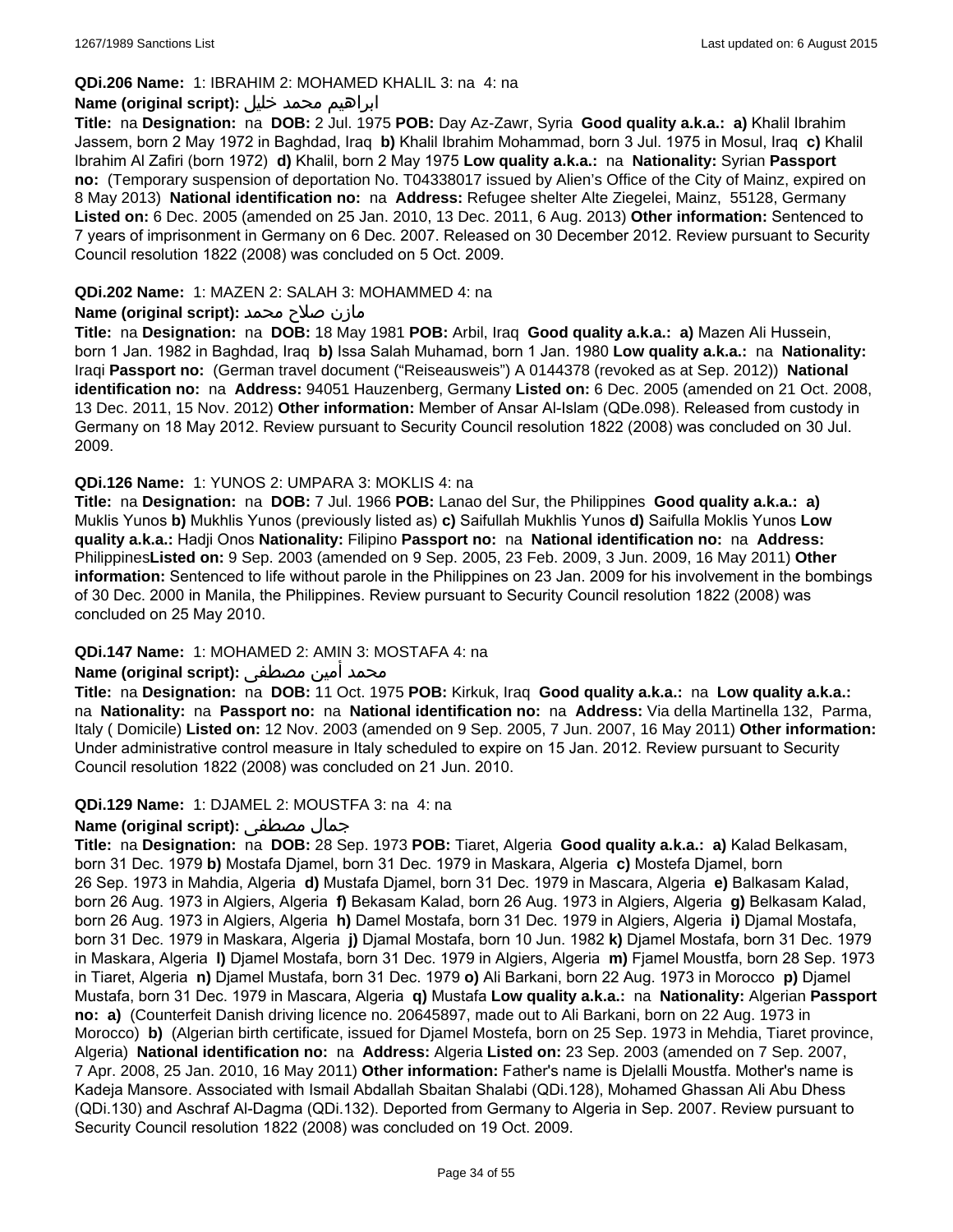**QDi.206 Name:** 1: IBRAHIM 2: MOHAMED KHALIL 3: na 4: na

**Name (original script):** ابراهيم محمد خليل

**Title:** na **Designation:** na **DOB:** 2 Jul. 1975 **POB:** Day Az-Zawr, Syria **Good quality a.k.a.:** **a)** Khalil Ibrahim Jassem, born 2 May 1972 in Baghdad, Iraq **b)** Khalil Ibrahim Mohammad, born 3 Jul. 1975 in Mosul, Iraq **c)** Khalil Ibrahim Al Zafiri (born 1972) **d)** Khalil, born 2 May 1975 **Low quality a.k.a.:** na **Nationality:** Syrian **Passport no:** (Temporary suspension of deportation No. T04338017 issued by Alien's Office of the City of Mainz, expired on 8 May 2013) **National identification no:** na **Address:** Refugee shelter Alte Ziegelei, Mainz, 55128, Germany **Listed on:** 6 Dec. 2005 (amended on 25 Jan. 2010, 13 Dec. 2011, 6 Aug. 2013) **Other information:** Sentenced to 7 years of imprisonment in Germany on 6 Dec. 2007. Released on 30 December 2012. Review pursuant to Security Council resolution 1822 (2008) was concluded on 5 Oct. 2009.

**QDi.202 Name:** 1: MAZEN 2: SALAH 3: MOHAMMED 4: na

**Name (original script):** مازن صلاح محمد

**Title:** na **Designation:** na **DOB:** 18 May 1981 **POB:** Arbil, Iraq **Good quality a.k.a.:** **a)** Mazen Ali Hussein, born 1 Jan. 1982 in Baghdad, Iraq **b)** Issa Salah Muhamad, born 1 Jan. 1980 **Low quality a.k.a.:** na **Nationality:** Iraqi **Passport no:** (German travel document ("Reiseausweis") A 0144378 (revoked as at Sep. 2012)) **National identification no:** na **Address:** 94051 Hauzenberg, Germany **Listed on:** 6 Dec. 2005 (amended on 21 Oct. 2008, 13 Dec. 2011, 15 Nov. 2012) **Other information:** Member of Ansar Al-Islam (QDe.098). Released from custody in Germany on 18 May 2012. Review pursuant to Security Council resolution 1822 (2008) was concluded on 30 Jul. 2009.

**QDi.126 Name:** 1: YUNOS 2: UMPARA 3: MOKLIS 4: na

**Title:** na **Designation:** na **DOB:** 7 Jul. 1966 **POB:** Lanao del Sur, the Philippines **Good quality a.k.a.:** **a)** Muklis Yunos **b)** Mukhlis Yunos (previously listed as) **c)** Saifullah Mukhlis Yunos **d)** Saifulla Moklis Yunos **Low quality a.k.a.:** Hadji Onos **Nationality:** Filipino **Passport no:** na **National identification no:** na **Address:** Philippines**Listed on:** 9 Sep. 2003 (amended on 9 Sep. 2005, 23 Feb. 2009, 3 Jun. 2009, 16 May 2011) **Other information:** Sentenced to life without parole in the Philippines on 23 Jan. 2009 for his involvement in the bombings of 30 Dec. 2000 in Manila, the Philippines. Review pursuant to Security Council resolution 1822 (2008) was concluded on 25 May 2010.

**QDi.147 Name:** 1: MOHAMED 2: AMIN 3: MOSTAFA 4: na

**Name (original script):** محمد أمين مصطفى

**Title:** na **Designation:** na **DOB:** 11 Oct. 1975 **POB:** Kirkuk, Iraq **Good quality a.k.a.:** na **Low quality a.k.a.:** na **Nationality:** na **Passport no:** na **National identification no:** na **Address:** Via della Martinella 132, Parma, Italy ( Domicile) **Listed on:** 12 Nov. 2003 (amended on 9 Sep. 2005, 7 Jun. 2007, 16 May 2011) **Other information:** Under administrative control measure in Italy scheduled to expire on 15 Jan. 2012. Review pursuant to Security Council resolution 1822 (2008) was concluded on 21 Jun. 2010.

**QDi.129 Name:** 1: DJAMEL 2: MOUSTFA 3: na 4: na

**Name (original script):** جمال مصطفى

**Title:** na **Designation:** na **DOB:** 28 Sep. 1973 **POB:** Tiaret, Algeria **Good quality a.k.a.:** **a)** Kalad Belkasam, born 31 Dec. 1979 **b)** Mostafa Djamel, born 31 Dec. 1979 in Maskara, Algeria **c)** Mostefa Djamel, born 26 Sep. 1973 in Mahdia, Algeria **d)** Mustafa Djamel, born 31 Dec. 1979 in Mascara, Algeria **e)** Balkasam Kalad, born 26 Aug. 1973 in Algiers, Algeria **f)** Bekasam Kalad, born 26 Aug. 1973 in Algiers, Algeria **g)** Belkasam Kalad, born 26 Aug. 1973 in Algiers, Algeria **h)** Damel Mostafa, born 31 Dec. 1979 in Algiers, Algeria **i)** Djamal Mostafa, born 31 Dec. 1979 in Maskara, Algeria **j)** Djamal Mostafa, born 10 Jun. 1982 **k)** Djamel Mostafa, born 31 Dec. 1979 in Maskara, Algeria **l)** Djamel Mostafa, born 31 Dec. 1979 in Algiers, Algeria **m)** Fjamel Moustfa, born 28 Sep. 1973 in Tiaret, Algeria **n)** Djamel Mustafa, born 31 Dec. 1979 **o)** Ali Barkani, born 22 Aug. 1973 in Morocco **p)** Djamel Mustafa, born 31 Dec. 1979 in Mascara, Algeria **q)** Mustafa **Low quality a.k.a.:** na **Nationality:** Algerian **Passport no:** **a)** (Counterfeit Danish driving licence no. 20645897, made out to Ali Barkani, born on 22 Aug. 1973 in Morocco) **b)** (Algerian birth certificate, issued for Djamel Mostefa, born on 25 Sep. 1973 in Mehdia, Tiaret province, Algeria) **National identification no:** na **Address:** Algeria **Listed on:** 23 Sep. 2003 (amended on 7 Sep. 2007, 7 Apr. 2008, 25 Jan. 2010, 16 May 2011) **Other information:** Father's name is Djelalli Moustfa. Mother's name is Kadeja Mansore. Associated with Ismail Abdallah Sbaitan Shalabi (QDi.128), Mohamed Ghassan Ali Abu Dhess (QDi.130) and Aschraf Al-Dagma (QDi.132). Deported from Germany to Algeria in Sep. 2007. Review pursuant to Security Council resolution 1822 (2008) was concluded on 19 Oct. 2009.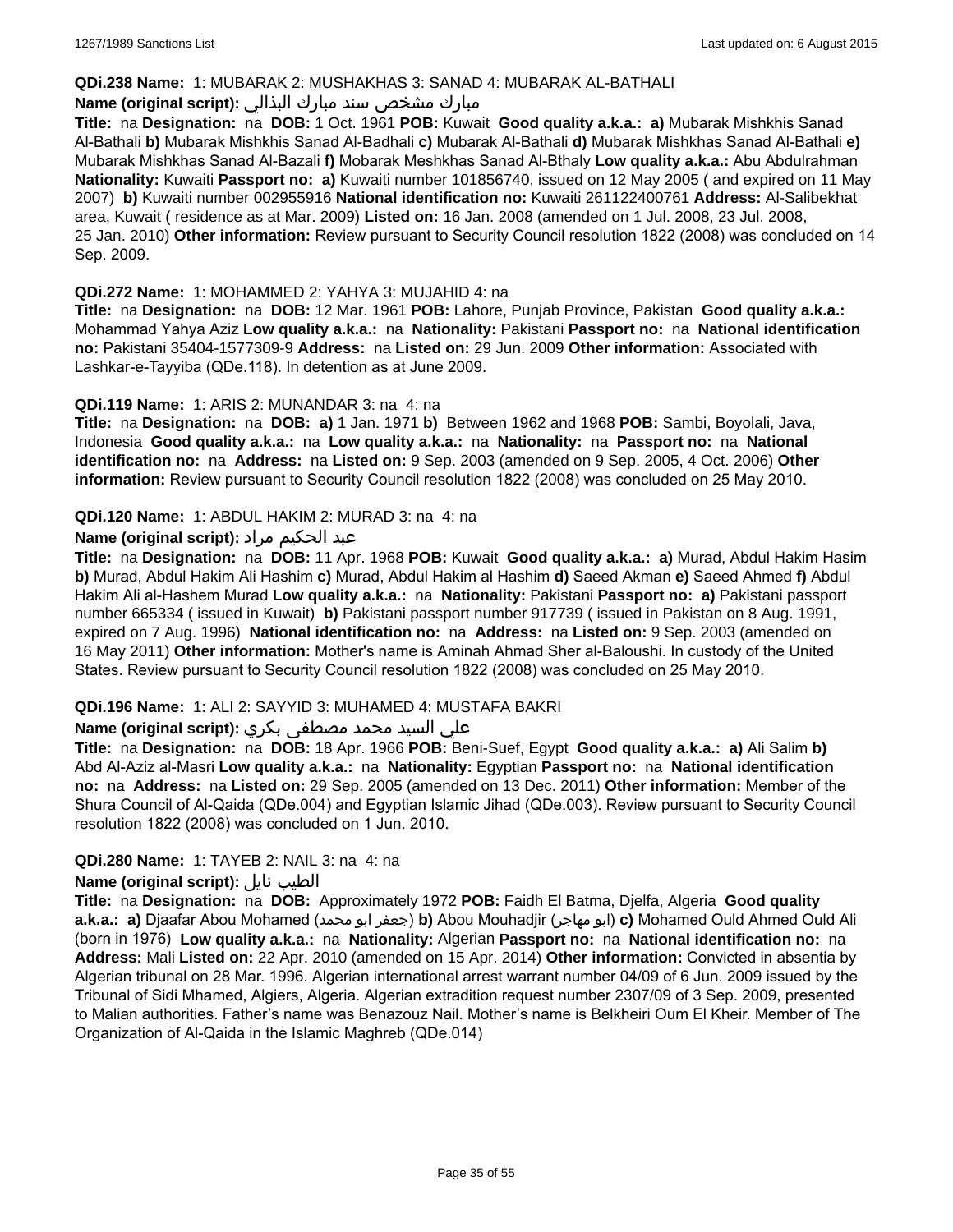**QDi.238 Name:** 1: MUBARAK 2: MUSHAKHAS 3: SANAD 4: MUBARAK AL-BATHALI

**Name (original script):** مبارك مشخص سند مبارك البذالي

**Title:** na **Designation:** na **DOB:** 1 Oct. 1961 **POB:** Kuwait **Good quality a.k.a.:** **a)** Mubarak Mishkhis Sanad Al-Bathali **b)** Mubarak Mishkhis Sanad Al-Badhali **c)** Mubarak Al-Bathali **d)** Mubarak Mishkhas Sanad Al-Bathali **e)** Mubarak Mishkhas Sanad Al-Bazali **f)** Mobarak Meshkhas Sanad Al-Bthaly **Low quality a.k.a.:** Abu Abdulrahman **Nationality:** Kuwaiti **Passport no:** **a)** Kuwaiti number 101856740, issued on 12 May 2005 ( and expired on 11 May 2007) **b)** Kuwaiti number 002955916 **National identification no:** Kuwaiti 261122400761 **Address:** Al-Salibekhat area, Kuwait ( residence as at Mar. 2009) **Listed on:** 16 Jan. 2008 (amended on 1 Jul. 2008, 23 Jul. 2008, 25 Jan. 2010) **Other information:** Review pursuant to Security Council resolution 1822 (2008) was concluded on 14 Sep. 2009.

**QDi.272 Name:** 1: MOHAMMED 2: YAHYA 3: MUJAHID 4: na

**Title:** na **Designation:** na **DOB:** 12 Mar. 1961 **POB:** Lahore, Punjab Province, Pakistan **Good quality a.k.a.:** Mohammad Yahya Aziz **Low quality a.k.a.:** na **Nationality:** Pakistani **Passport no:** na **National identification no:** Pakistani 35404-1577309-9 **Address:** na **Listed on:** 29 Jun. 2009 **Other information:** Associated with Lashkar-e-Tayyiba (QDe.118). In detention as at June 2009.

**QDi.119 Name:** 1: ARIS 2: MUNANDAR 3: na 4: na

**Title:** na **Designation:** na **DOB:** **a)** 1 Jan. 1971 **b)** Between 1962 and 1968 **POB:** Sambi, Boyolali, Java, Indonesia **Good quality a.k.a.:** na **Low quality a.k.a.:** na **Nationality:** na **Passport no:** na **National identification no:** na **Address:** na **Listed on:** 9 Sep. 2003 (amended on 9 Sep. 2005, 4 Oct. 2006) **Other information:** Review pursuant to Security Council resolution 1822 (2008) was concluded on 25 May 2010.

**QDi.120 Name:** 1: ABDUL HAKIM 2: MURAD 3: na 4: na

**Name (original script):** عبد الحكيم مراد

**Title:** na **Designation:** na **DOB:** 11 Apr. 1968 **POB:** Kuwait **Good quality a.k.a.:** **a)** Murad, Abdul Hakim Hasim **b)** Murad, Abdul Hakim Ali Hashim **c)** Murad, Abdul Hakim al Hashim **d)** Saeed Akman **e)** Saeed Ahmed **f)** Abdul Hakim Ali al-Hashem Murad **Low quality a.k.a.:** na **Nationality:** Pakistani **Passport no:** **a)** Pakistani passport number 665334 ( issued in Kuwait) **b)** Pakistani passport number 917739 ( issued in Pakistan on 8 Aug. 1991, expired on 7 Aug. 1996) **National identification no:** na **Address:** na **Listed on:** 9 Sep. 2003 (amended on 16 May 2011) **Other information:** Mother's name is Aminah Ahmad Sher al-Baloushi. In custody of the United States. Review pursuant to Security Council resolution 1822 (2008) was concluded on 25 May 2010.

**QDi.196 Name:** 1: ALI 2: SAYYID 3: MUHAMED 4: MUSTAFA BAKRI

**Name (original script):** علي السيد محمد مصطفى بكري

**Title:** na **Designation:** na **DOB:** 18 Apr. 1966 **POB:** Beni-Suef, Egypt **Good quality a.k.a.:** **a)** Ali Salim **b)** Abd Al-Aziz al-Masri **Low quality a.k.a.:** na **Nationality:** Egyptian **Passport no:** na **National identification no:** na **Address:** na **Listed on:** 29 Sep. 2005 (amended on 13 Dec. 2011) **Other information:** Member of the Shura Council of Al-Qaida (QDe.004) and Egyptian Islamic Jihad (QDe.003). Review pursuant to Security Council resolution 1822 (2008) was concluded on 1 Jun. 2010.

**QDi.280 Name:** 1: TAYEB 2: NAIL 3: na 4: na

**Name (original script):** الطيب نايل

**Title:** na **Designation:** na **DOB:** Approximately 1972 **POB:** Faidh El Batma, Djelfa, Algeria **Good quality a.k.a.:** **a)** Djaafar Abou Mohamed (جعفر ابو محمد) **b)** Abou Mouhadjir (ابو مهاجر) **c)** Mohamed Ould Ahmed Ould Ali (born in 1976) **Low quality a.k.a.:** na **Nationality:** Algerian **Passport no:** na **National identification no:** na **Address:** Mali **Listed on:** 22 Apr. 2010 (amended on 15 Apr. 2014) **Other information:** Convicted in absentia by Algerian tribunal on 28 Mar. 1996. Algerian international arrest warrant number 04/09 of 6 Jun. 2009 issued by the Tribunal of Sidi Mhamed, Algiers, Algeria. Algerian extradition request number 2307/09 of 3 Sep. 2009, presented to Malian authorities. Father's name was Benazouz Nail. Mother's name is Belkheiri Oum El Kheir. Member of The Organization of Al-Qaida in the Islamic Maghreb (QDe.014)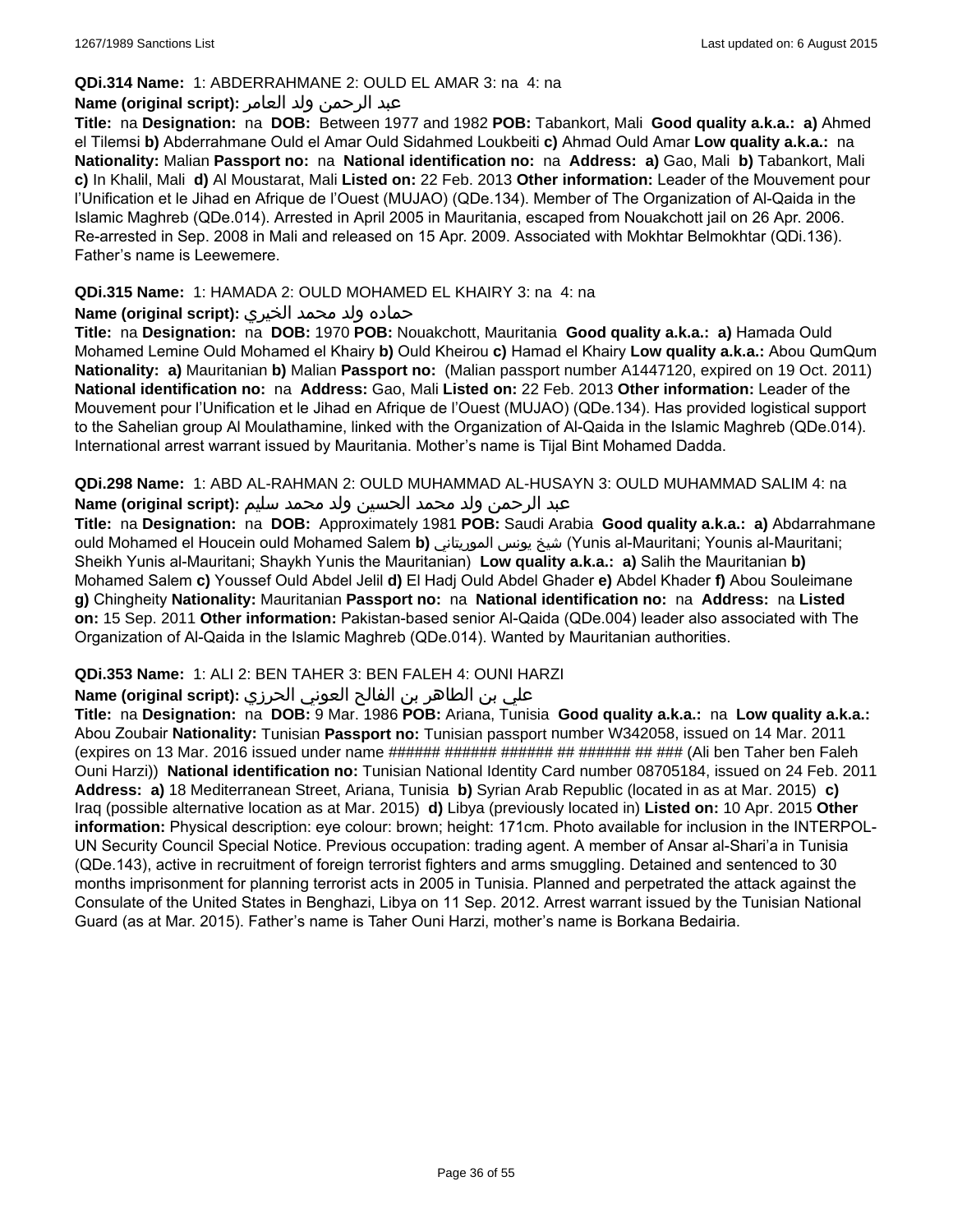**QDi.314 Name:** 1: ABDERRAHMANE 2: OULD EL AMAR 3: na 4: na

**Name (original script):** عبد الرحمن ولد العامر

**Title:** na **Designation:** na **DOB:** Between 1977 and 1982 **POB:** Tabankort, Mali **Good quality a.k.a.: a)** Ahmed el Tilemsi **b)** Abderrahmane Ould el Amar Ould Sidahmed Loukbeiti **c)** Ahmad Ould Amar **Low quality a.k.a.:** na **Nationality:** Malian **Passport no:** na **National identification no:** na **Address: a)** Gao, Mali **b)** Tabankort, Mali **c)** In Khalil, Mali **d)** Al Moustarat, Mali **Listed on:** 22 Feb. 2013 **Other information:** Leader of the Mouvement pour l'Unification et le Jihad en Afrique de l'Ouest (MUJAO) (QDe.134). Member of The Organization of Al-Qaida in the Islamic Maghreb (QDe.014). Arrested in April 2005 in Mauritania, escaped from Nouakchott jail on 26 Apr. 2006. Re-arrested in Sep. 2008 in Mali and released on 15 Apr. 2009. Associated with Mokhtar Belmokhtar (QDi.136). Father's name is Leewemere.

**QDi.315 Name:** 1: HAMADA 2: OULD MOHAMED EL KHAIRY 3: na 4: na

**Name (original script):** حماده ولد محمد الخيري

**Title:** na **Designation:** na **DOB:** 1970 **POB:** Nouakchott, Mauritania **Good quality a.k.a.: a)** Hamada Ould Mohamed Lemine Ould Mohamed el Khairy **b)** Ould Kheirou **c)** Hamad el Khairy **Low quality a.k.a.:** Abou QumQum **Nationality: a)** Mauritanian **b)** Malian **Passport no:** (Malian passport number A1447120, expired on 19 Oct. 2011) **National identification no:** na **Address:** Gao, Mali **Listed on:** 22 Feb. 2013 **Other information:** Leader of the Mouvement pour l'Unification et le Jihad en Afrique de l'Ouest (MUJAO) (QDe.134). Has provided logistical support to the Sahelian group Al Moulathamine, linked with the Organization of Al-Qaida in the Islamic Maghreb (QDe.014). International arrest warrant issued by Mauritania. Mother's name is Tijal Bint Mohamed Dadda.

**QDi.298 Name:** 1: ABD AL-RAHMAN 2: OULD MUHAMMAD AL-HUSAYN 3: OULD MUHAMMAD SALIM 4: na

**Name (original script):** عبد الرحمن ولد محمد الحسين ولد محمد سليم

**Title:** na **Designation:** na **DOB:** Approximately 1981 **POB:** Saudi Arabia **Good quality a.k.a.: a)** Abdarrahmane ould Mohamed el Houcein ould Mohamed Salem **b)** شيخ يونس الموريتاني (Yunis al-Mauritani; Younis al-Mauritani; Sheikh Yunis al-Mauritani; Shaykh Yunis the Mauritanian) **Low quality a.k.a.: a)** Salih the Mauritanian **b)** Mohamed Salem **c)** Youssef Ould Abdel Jelil **d)** El Hadj Ould Abdel Ghader **e)** Abdel Khader **f)** Abou Souleimane **g)** Chingheity **Nationality:** Mauritanian **Passport no:** na **National identification no:** na **Address:** na **Listed on:** 15 Sep. 2011 **Other information:** Pakistan-based senior Al-Qaida (QDe.004) leader also associated with The Organization of Al-Qaida in the Islamic Maghreb (QDe.014). Wanted by Mauritanian authorities.

**QDi.353 Name:** 1: ALI 2: BEN TAHER 3: BEN FALEH 4: OUNI HARZI

**Name (original script):** علي بن الطاهر بن الفالح العوني الحرزي

**Title:** na **Designation:** na **DOB:** 9 Mar. 1986 **POB:** Ariana, Tunisia **Good quality a.k.a.:** na **Low quality a.k.a.:** Abou Zoubair **Nationality:** Tunisian **Passport no:** Tunisian passport number W342058, issued on 14 Mar. 2011 (expires on 13 Mar. 2016 issued under name ###### ###### ###### ## ###### ## ### (Ali ben Taher ben Faleh Ouni Harzi)) **National identification no:** Tunisian National Identity Card number 08705184, issued on 24 Feb. 2011 **Address: a)** 18 Mediterranean Street, Ariana, Tunisia **b)** Syrian Arab Republic (located in as at Mar. 2015) **c)** Iraq (possible alternative location as at Mar. 2015) **d)** Libya (previously located in) **Listed on:** 10 Apr. 2015 **Other information:** Physical description: eye colour: brown; height: 171cm. Photo available for inclusion in the INTERPOL-UN Security Council Special Notice. Previous occupation: trading agent. A member of Ansar al-Shari'a in Tunisia (QDe.143), active in recruitment of foreign terrorist fighters and arms smuggling. Detained and sentenced to 30 months imprisonment for planning terrorist acts in 2005 in Tunisia. Planned and perpetrated the attack against the Consulate of the United States in Benghazi, Libya on 11 Sep. 2012. Arrest warrant issued by the Tunisian National Guard (as at Mar. 2015). Father's name is Taher Ouni Harzi, mother's name is Borkana Bedairia.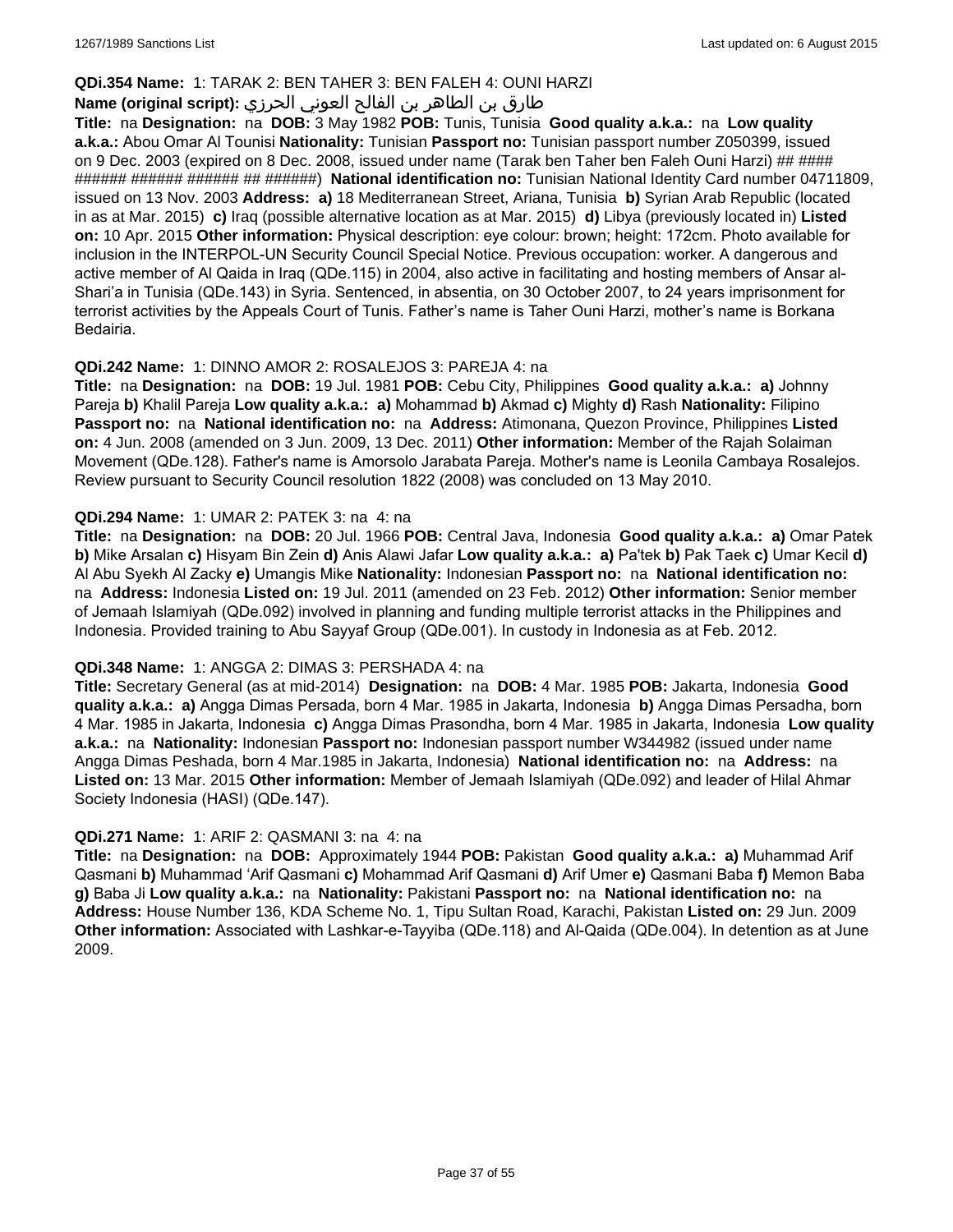**QDi.354 Name:** 1: TARAK 2: BEN TAHER 3: BEN FALEH 4: OUNI HARZI
**Name (original script):** طارق بن الطاهر بن الفالح العوني الحرزي
**Title:** na **Designation:** na **DOB:** 3 May 1982 **POB:** Tunis, Tunisia **Good quality a.k.a.:** na **Low quality a.k.a.:** Abou Omar Al Tounisi **Nationality:** Tunisian **Passport no:** Tunisian passport number Z050399, issued on 9 Dec. 2003 (expired on 8 Dec. 2008, issued under name (Tarak ben Taher ben Faleh Ouni Harzi) ## #### ###### ###### ###### ## ######) **National identification no:** Tunisian National Identity Card number 04711809, issued on 13 Nov. 2003 **Address:** **a)** 18 Mediterranean Street, Ariana, Tunisia **b)** Syrian Arab Republic (located in as at Mar. 2015) **c)** Iraq (possible alternative location as at Mar. 2015) **d)** Libya (previously located in) **Listed on:** 10 Apr. 2015 **Other information:** Physical description: eye colour: brown; height: 172cm. Photo available for inclusion in the INTERPOL-UN Security Council Special Notice. Previous occupation: worker. A dangerous and active member of Al Qaida in Iraq (QDe.115) in 2004, also active in facilitating and hosting members of Ansar al-Shari'a in Tunisia (QDe.143) in Syria. Sentenced, in absentia, on 30 October 2007, to 24 years imprisonment for terrorist activities by the Appeals Court of Tunis. Father's name is Taher Ouni Harzi, mother's name is Borkana Bedairia.

**QDi.242 Name:** 1: DINNO AMOR 2: ROSALEJOS 3: PAREJA 4: na
**Title:** na **Designation:** na **DOB:** 19 Jul. 1981 **POB:** Cebu City, Philippines **Good quality a.k.a.:** **a)** Johnny Pareja **b)** Khalil Pareja **Low quality a.k.a.:** **a)** Mohammad **b)** Akmad **c)** Mighty **d)** Rash **Nationality:** Filipino **Passport no:** na **National identification no:** na **Address:** Atimonana, Quezon Province, Philippines **Listed on:** 4 Jun. 2008 (amended on 3 Jun. 2009, 13 Dec. 2011) **Other information:** Member of the Rajah Solaiman Movement (QDe.128). Father's name is Amorsolo Jarabata Pareja. Mother's name is Leonila Cambaya Rosalejos. Review pursuant to Security Council resolution 1822 (2008) was concluded on 13 May 2010.

**QDi.294 Name:** 1: UMAR 2: PATEK 3: na 4: na
**Title:** na **Designation:** na **DOB:** 20 Jul. 1966 **POB:** Central Java, Indonesia **Good quality a.k.a.:** **a)** Omar Patek **b)** Mike Arsalan **c)** Hisyam Bin Zein **d)** Anis Alawi Jafar **Low quality a.k.a.:** **a)** Pa'tek **b)** Pak Taek **c)** Umar Kecil **d)** Al Abu Syekh Al Zacky **e)** Umangis Mike **Nationality:** Indonesian **Passport no:** na **National identification no:** na **Address:** Indonesia **Listed on:** 19 Jul. 2011 (amended on 23 Feb. 2012) **Other information:** Senior member of Jemaah Islamiyah (QDe.092) involved in planning and funding multiple terrorist attacks in the Philippines and Indonesia. Provided training to Abu Sayyaf Group (QDe.001). In custody in Indonesia as at Feb. 2012.

**QDi.348 Name:** 1: ANGGA 2: DIMAS 3: PERSHADA 4: na
**Title:** Secretary General (as at mid-2014) **Designation:** na **DOB:** 4 Mar. 1985 **POB:** Jakarta, Indonesia **Good quality a.k.a.:** **a)** Angga Dimas Persada, born 4 Mar. 1985 in Jakarta, Indonesia **b)** Angga Dimas Persadha, born 4 Mar. 1985 in Jakarta, Indonesia **c)** Angga Dimas Prasondha, born 4 Mar. 1985 in Jakarta, Indonesia **Low quality a.k.a.:** na **Nationality:** Indonesian **Passport no:** Indonesian passport number W344982 (issued under name Angga Dimas Peshada, born 4 Mar.1985 in Jakarta, Indonesia) **National identification no:** na **Address:** na **Listed on:** 13 Mar. 2015 **Other information:** Member of Jemaah Islamiyah (QDe.092) and leader of Hilal Ahmar Society Indonesia (HASI) (QDe.147).

**QDi.271 Name:** 1: ARIF 2: QASMANI 3: na 4: na
**Title:** na **Designation:** na **DOB:** Approximately 1944 **POB:** Pakistan **Good quality a.k.a.:** **a)** Muhammad Arif Qasmani **b)** Muhammad 'Arif Qasmani **c)** Mohammad Arif Qasmani **d)** Arif Umer **e)** Qasmani Baba **f)** Memon Baba **g)** Baba Ji **Low quality a.k.a.:** na **Nationality:** Pakistani **Passport no:** na **National identification no:** na **Address:** House Number 136, KDA Scheme No. 1, Tipu Sultan Road, Karachi, Pakistan **Listed on:** 29 Jun. 2009 **Other information:** Associated with Lashkar-e-Tayyiba (QDe.118) and Al-Qaida (QDe.004). In detention as at June 2009.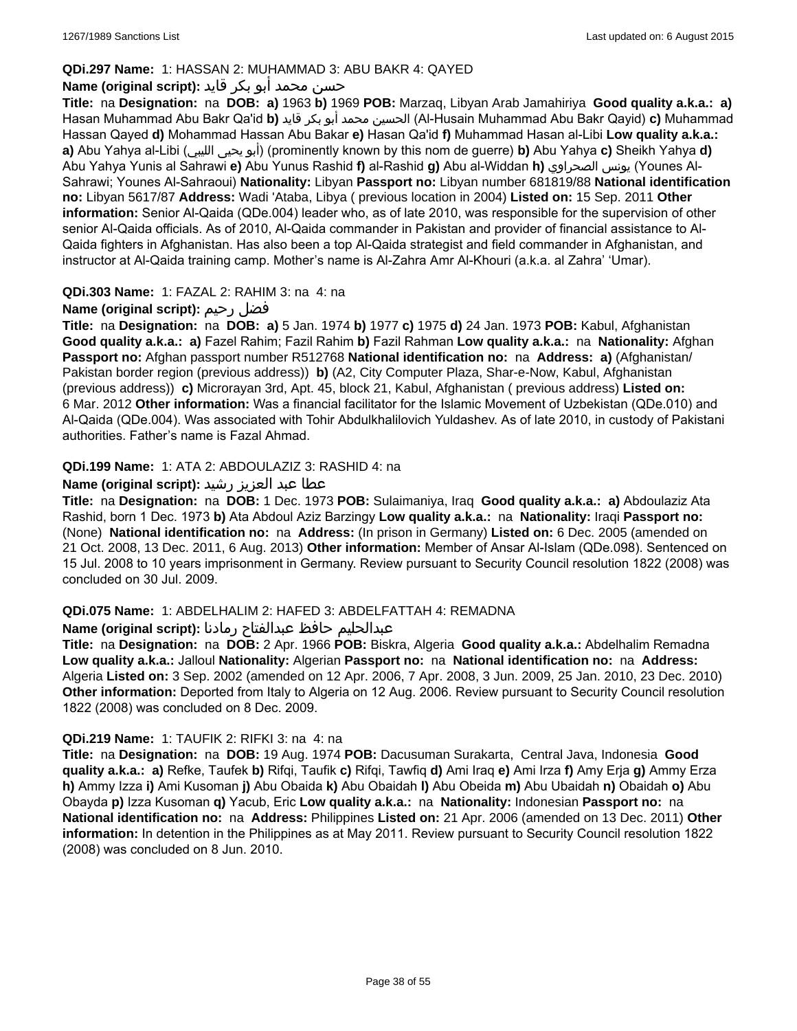**QDi.297 Name:** 1: HASSAN 2: MUHAMMAD 3: ABU BAKR 4: QAYED

**Name (original script):** حسن محمد أبو بكر قايد

**Title:** na **Designation:** na **DOB:** **a)** 1963 **b)** 1969 **POB:** Marzaq, Libyan Arab Jamahiriya **Good quality a.k.a.:** **a)** Hasan Muhammad Abu Bakr Qa'id **b)** الحسين محمد أبو بكر قايد (Al-Husain Muhammad Abu Bakr Qayid) **c)** Muhammad Hassan Qayed **d)** Mohammad Hassan Abu Bakar **e)** Hasan Qa'id **f)** Muhammad Hasan al-Libi **Low quality a.k.a.:** **a)** Abu Yahya al-Libi (أبو يحيى الليبي) (prominently known by this nom de guerre) **b)** Abu Yahya **c)** Sheikh Yahya **d)** Abu Yahya Yunis al Sahrawi **e)** Abu Yunus Rashid **f)** al-Rashid **g)** Abu al-Widdan **h)** يونس الصحراوي (Younes Al-Sahrawi; Younes Al-Sahraoui) **Nationality:** Libyan **Passport no:** Libyan number 681819/88 **National identification no:** Libyan 5617/87 **Address:** Wadi 'Ataba, Libya ( previous location in 2004) **Listed on:** 15 Sep. 2011 **Other information:** Senior Al-Qaida (QDe.004) leader who, as of late 2010, was responsible for the supervision of other senior Al-Qaida officials. As of 2010, Al-Qaida commander in Pakistan and provider of financial assistance to Al-Qaida fighters in Afghanistan. Has also been a top Al-Qaida strategist and field commander in Afghanistan, and instructor at Al-Qaida training camp. Mother's name is Al-Zahra Amr Al-Khouri (a.k.a. al Zahra' 'Umar).

**QDi.303 Name:** 1: FAZAL 2: RAHIM 3: na 4: na

**Name (original script):** فضل رحيم

**Title:** na **Designation:** na **DOB:** **a)** 5 Jan. 1974 **b)** 1977 **c)** 1975 **d)** 24 Jan. 1973 **POB:** Kabul, Afghanistan **Good quality a.k.a.:** **a)** Fazel Rahim; Fazil Rahim **b)** Fazil Rahman **Low quality a.k.a.:** na **Nationality:** Afghan **Passport no:** Afghan passport number R512768 **National identification no:** na **Address:** **a)** (Afghanistan/ Pakistan border region (previous address)) **b)** (A2, City Computer Plaza, Shar-e-Now, Kabul, Afghanistan (previous address)) **c)** Microrayan 3rd, Apt. 45, block 21, Kabul, Afghanistan ( previous address) **Listed on:** 6 Mar. 2012 **Other information:** Was a financial facilitator for the Islamic Movement of Uzbekistan (QDe.010) and Al-Qaida (QDe.004). Was associated with Tohir Abdulkhalilovich Yuldashev. As of late 2010, in custody of Pakistani authorities. Father's name is Fazal Ahmad.

**QDi.199 Name:** 1: ATA 2: ABDOULAZIZ 3: RASHID 4: na

**Name (original script):** عطا عبد العزيز رشيد

**Title:** na **Designation:** na **DOB:** 1 Dec. 1973 **POB:** Sulaimaniya, Iraq **Good quality a.k.a.:** **a)** Abdoulaziz Ata Rashid, born 1 Dec. 1973 **b)** Ata Abdoul Aziz Barzingy **Low quality a.k.a.:** na **Nationality:** Iraqi **Passport no:** (None) **National identification no:** na **Address:** (In prison in Germany) **Listed on:** 6 Dec. 2005 (amended on 21 Oct. 2008, 13 Dec. 2011, 6 Aug. 2013) **Other information:** Member of Ansar Al-Islam (QDe.098). Sentenced on 15 Jul. 2008 to 10 years imprisonment in Germany. Review pursuant to Security Council resolution 1822 (2008) was concluded on 30 Jul. 2009.

**QDi.075 Name:** 1: ABDELHALIM 2: HAFED 3: ABDELFATTAH 4: REMADNA

**Name (original script):** عبدالحليم حافظ عبدالفتاح رمادنا

**Title:** na **Designation:** na **DOB:** 2 Apr. 1966 **POB:** Biskra, Algeria **Good quality a.k.a.:** Abdelhalim Remadna **Low quality a.k.a.:** Jalloul **Nationality:** Algerian **Passport no:** na **National identification no:** na **Address:** Algeria **Listed on:** 3 Sep. 2002 (amended on 12 Apr. 2006, 7 Apr. 2008, 3 Jun. 2009, 25 Jan. 2010, 23 Dec. 2010) **Other information:** Deported from Italy to Algeria on 12 Aug. 2006. Review pursuant to Security Council resolution 1822 (2008) was concluded on 8 Dec. 2009.

**QDi.219 Name:** 1: TAUFIK 2: RIFKI 3: na 4: na

**Title:** na **Designation:** na **DOB:** 19 Aug. 1974 **POB:** Dacusuman Surakarta, Central Java, Indonesia **Good quality a.k.a.:** **a)** Refke, Taufek **b)** Rifqi, Taufik **c)** Rifqi, Tawfiq **d)** Ami Iraq **e)** Ami Irza **f)** Amy Erja **g)** Ammy Erza **h)** Ammy Izza **i)** Ami Kusoman **j)** Abu Obaida **k)** Abu Obaidah **l)** Abu Obeida **m)** Abu Ubaidah **n)** Obaidah **o)** Abu Obayda **p)** Izza Kusoman **q)** Yacub, Eric **Low quality a.k.a.:** na **Nationality:** Indonesian **Passport no:** na **National identification no:** na **Address:** Philippines **Listed on:** 21 Apr. 2006 (amended on 13 Dec. 2011) **Other information:** In detention in the Philippines as at May 2011. Review pursuant to Security Council resolution 1822 (2008) was concluded on 8 Jun. 2010.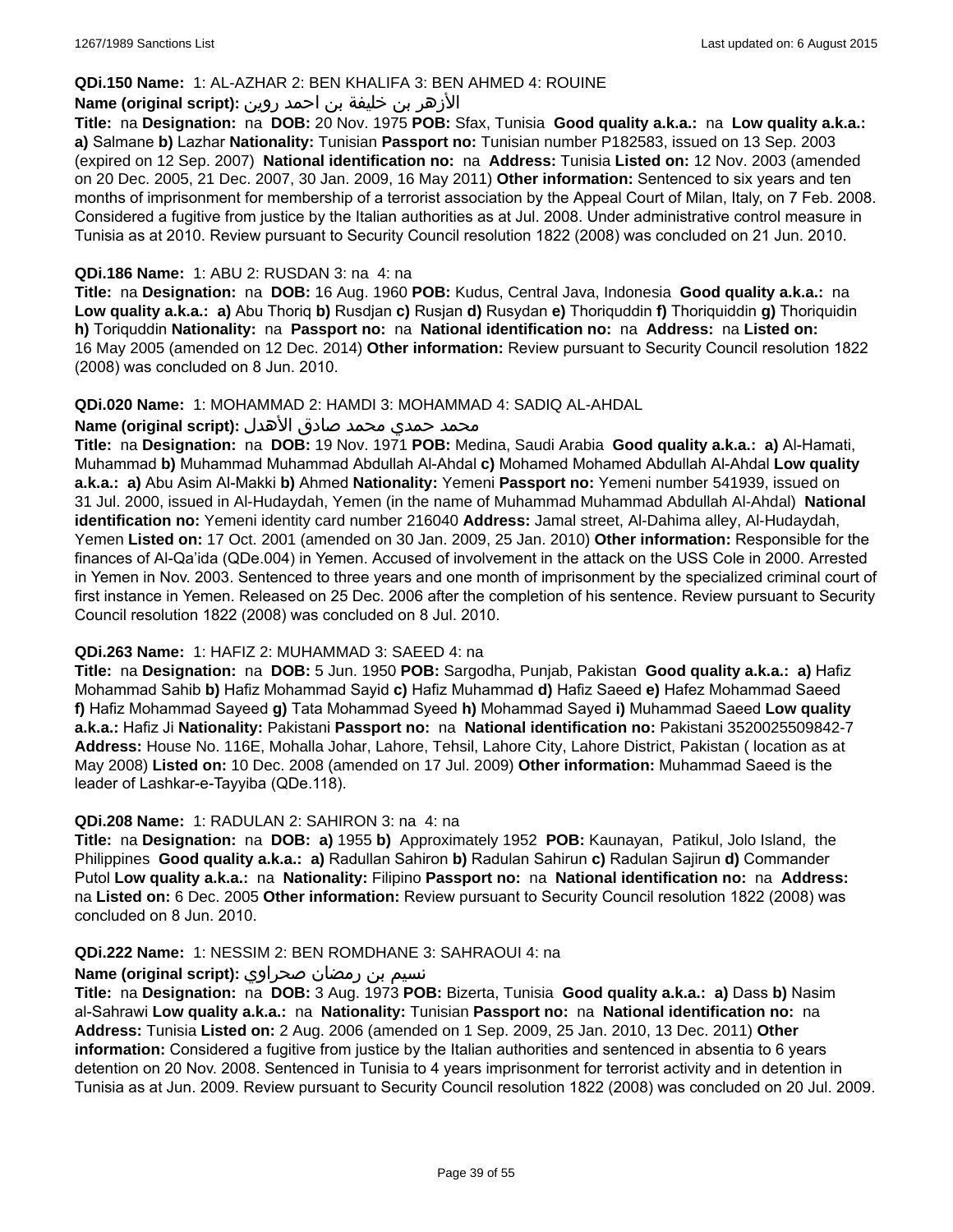**QDi.150 Name:** 1: AL-AZHAR 2: BEN KHALIFA 3: BEN AHMED 4: ROUINE

**Name (original script):** الأزهر بن خليفة بن احمد روين

**Title:** na **Designation:** na **DOB:** 20 Nov. 1975 **POB:** Sfax, Tunisia **Good quality a.k.a.:** na **Low quality a.k.a.:** **a)** Salmane **b)** Lazhar **Nationality:** Tunisian **Passport no:** Tunisian number P182583, issued on 13 Sep. 2003 (expired on 12 Sep. 2007) **National identification no:** na **Address:** Tunisia **Listed on:** 12 Nov. 2003 (amended on 20 Dec. 2005, 21 Dec. 2007, 30 Jan. 2009, 16 May 2011) **Other information:** Sentenced to six years and ten months of imprisonment for membership of a terrorist association by the Appeal Court of Milan, Italy, on 7 Feb. 2008. Considered a fugitive from justice by the Italian authorities as at Jul. 2008. Under administrative control measure in Tunisia as at 2010. Review pursuant to Security Council resolution 1822 (2008) was concluded on 21 Jun. 2010.

**QDi.186 Name:** 1: ABU 2: RUSDAN 3: na 4: na

**Title:** na **Designation:** na **DOB:** 16 Aug. 1960 **POB:** Kudus, Central Java, Indonesia **Good quality a.k.a.:** na **Low quality a.k.a.:** **a)** Abu Thoriq **b)** Rusdjan **c)** Rusjan **d)** Rusydan **e)** Thoriquddin **f)** Thoriquiddin **g)** Thoriquidin **h)** Toriquddin **Nationality:** na **Passport no:** na **National identification no:** na **Address:** na **Listed on:** 16 May 2005 (amended on 12 Dec. 2014) **Other information:** Review pursuant to Security Council resolution 1822 (2008) was concluded on 8 Jun. 2010.

**QDi.020 Name:** 1: MOHAMMAD 2: HAMDI 3: MOHAMMAD 4: SADIQ AL-AHDAL

**Name (original script):** محمد حمدي محمد صادق الأهدل

**Title:** na **Designation:** na **DOB:** 19 Nov. 1971 **POB:** Medina, Saudi Arabia **Good quality a.k.a.:** **a)** Al-Hamati, Muhammad **b)** Muhammad Muhammad Abdullah Al-Ahdal **c)** Mohamed Mohamed Abdullah Al-Ahdal **Low quality a.k.a.:** **a)** Abu Asim Al-Makki **b)** Ahmed **Nationality:** Yemeni **Passport no:** Yemeni number 541939, issued on 31 Jul. 2000, issued in Al-Hudaydah, Yemen (in the name of Muhammad Muhammad Abdullah Al-Ahdal) **National identification no:** Yemeni identity card number 216040 **Address:** Jamal street, Al-Dahima alley, Al-Hudaydah, Yemen **Listed on:** 17 Oct. 2001 (amended on 30 Jan. 2009, 25 Jan. 2010) **Other information:** Responsible for the finances of Al-Qa'ida (QDe.004) in Yemen. Accused of involvement in the attack on the USS Cole in 2000. Arrested in Yemen in Nov. 2003. Sentenced to three years and one month of imprisonment by the specialized criminal court of first instance in Yemen. Released on 25 Dec. 2006 after the completion of his sentence. Review pursuant to Security Council resolution 1822 (2008) was concluded on 8 Jul. 2010.

**QDi.263 Name:** 1: HAFIZ 2: MUHAMMAD 3: SAEED 4: na

**Title:** na **Designation:** na **DOB:** 5 Jun. 1950 **POB:** Sargodha, Punjab, Pakistan **Good quality a.k.a.:** **a)** Hafiz Mohammad Sahib **b)** Hafiz Mohammad Sayid **c)** Hafiz Muhammad **d)** Hafiz Saeed **e)** Hafez Mohammad Saeed **f)** Hafiz Mohammad Sayeed **g)** Tata Mohammad Syeed **h)** Mohammad Sayed **i)** Muhammad Saeed **Low quality a.k.a.:** Hafiz Ji **Nationality:** Pakistani **Passport no:** na **National identification no:** Pakistani 3520025509842-7 **Address:** House No. 116E, Mohalla Johar, Lahore, Tehsil, Lahore City, Lahore District, Pakistan ( location as at May 2008) **Listed on:** 10 Dec. 2008 (amended on 17 Jul. 2009) **Other information:** Muhammad Saeed is the leader of Lashkar-e-Tayyiba (QDe.118).

**QDi.208 Name:** 1: RADULAN 2: SAHIRON 3: na 4: na

**Title:** na **Designation:** na **DOB:** **a)** 1955 **b)** Approximately 1952 **POB:** Kaunayan, Patikul, Jolo Island, the Philippines **Good quality a.k.a.:** **a)** Radullan Sahiron **b)** Radulan Sahirun **c)** Radulan Sajirun **d)** Commander Putol **Low quality a.k.a.:** na **Nationality:** Filipino **Passport no:** na **National identification no:** na **Address:** na **Listed on:** 6 Dec. 2005 **Other information:** Review pursuant to Security Council resolution 1822 (2008) was concluded on 8 Jun. 2010.

**QDi.222 Name:** 1: NESSIM 2: BEN ROMDHANE 3: SAHRAOUI 4: na

**Name (original script):** نسيم بن رمضان صحراوي

**Title:** na **Designation:** na **DOB:** 3 Aug. 1973 **POB:** Bizerta, Tunisia **Good quality a.k.a.:** **a)** Dass **b)** Nasim al-Sahrawi **Low quality a.k.a.:** na **Nationality:** Tunisian **Passport no:** na **National identification no:** na **Address:** Tunisia **Listed on:** 2 Aug. 2006 (amended on 1 Sep. 2009, 25 Jan. 2010, 13 Dec. 2011) **Other information:** Considered a fugitive from justice by the Italian authorities and sentenced in absentia to 6 years detention on 20 Nov. 2008. Sentenced in Tunisia to 4 years imprisonment for terrorist activity and in detention in Tunisia as at Jun. 2009. Review pursuant to Security Council resolution 1822 (2008) was concluded on 20 Jul. 2009.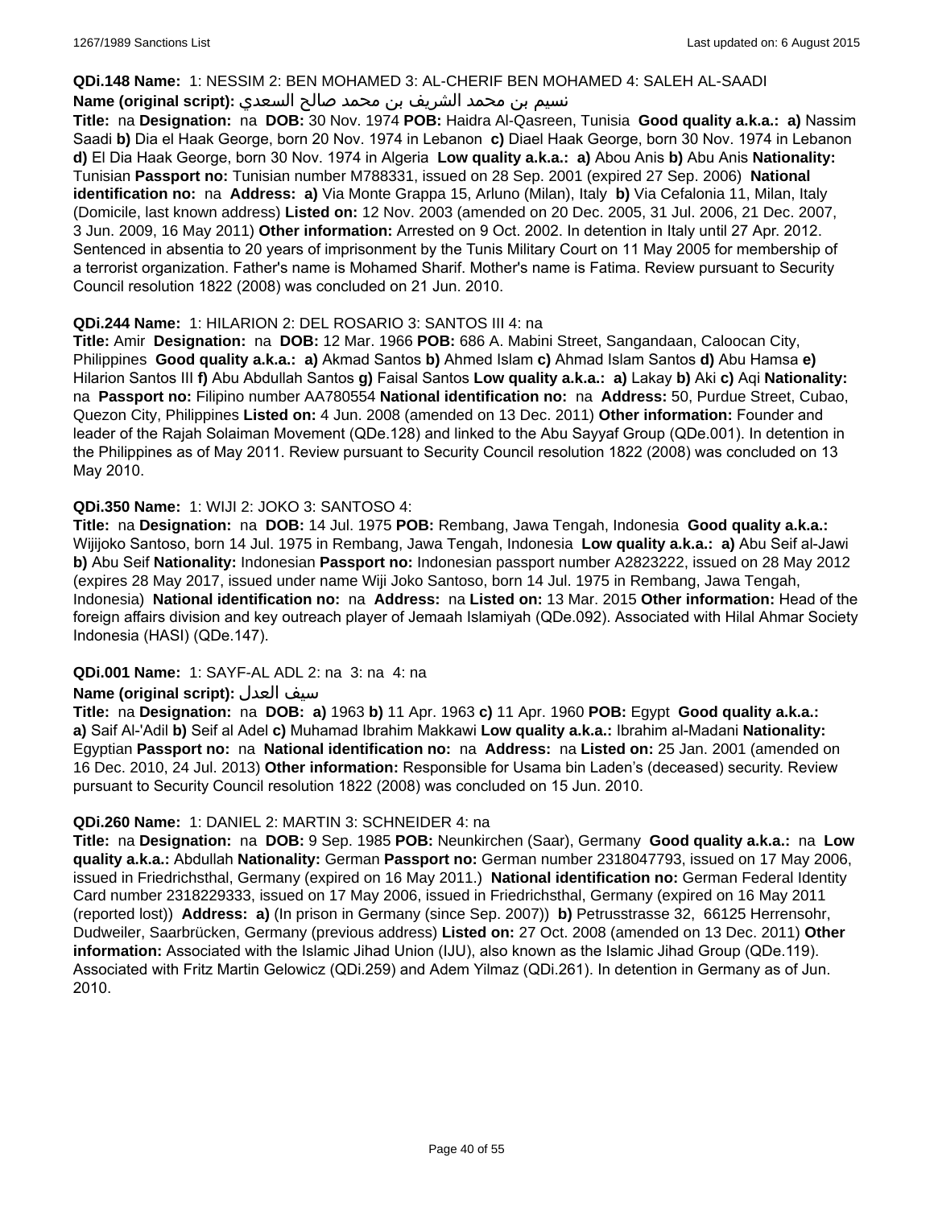**QDi.148 Name:** 1: NESSIM 2: BEN MOHAMED 3: AL-CHERIF BEN MOHAMED 4: SALEH AL-SAADI

**Name (original script):** نسيم بن محمد الشريف بن محمد صالح السعدي

**Title:** na **Designation:** na **DOB:** 30 Nov. 1974 **POB:** Haidra Al-Qasreen, Tunisia **Good quality a.k.a.:** **a)** Nassim Saadi **b)** Dia el Haak George, born 20 Nov. 1974 in Lebanon **c)** Diael Haak George, born 30 Nov. 1974 in Lebanon **d)** El Dia Haak George, born 30 Nov. 1974 in Algeria **Low quality a.k.a.:** **a)** Abou Anis **b)** Abu Anis **Nationality:** Tunisian **Passport no:** Tunisian number M788331, issued on 28 Sep. 2001 (expired 27 Sep. 2006) **National identification no:** na **Address:** **a)** Via Monte Grappa 15, Arluno (Milan), Italy **b)** Via Cefalonia 11, Milan, Italy (Domicile, last known address) **Listed on:** 12 Nov. 2003 (amended on 20 Dec. 2005, 31 Jul. 2006, 21 Dec. 2007, 3 Jun. 2009, 16 May 2011) **Other information:** Arrested on 9 Oct. 2002. In detention in Italy until 27 Apr. 2012. Sentenced in absentia to 20 years of imprisonment by the Tunis Military Court on 11 May 2005 for membership of a terrorist organization. Father's name is Mohamed Sharif. Mother's name is Fatima. Review pursuant to Security Council resolution 1822 (2008) was concluded on 21 Jun. 2010.

**QDi.244 Name:** 1: HILARION 2: DEL ROSARIO 3: SANTOS III 4: na

**Title:** Amir **Designation:** na **DOB:** 12 Mar. 1966 **POB:** 686 A. Mabini Street, Sangandaan, Caloocan City, Philippines **Good quality a.k.a.:** **a)** Akmad Santos **b)** Ahmed Islam **c)** Ahmad Islam Santos **d)** Abu Hamsa **e)** Hilarion Santos III **f)** Abu Abdullah Santos **g)** Faisal Santos **Low quality a.k.a.:** **a)** Lakay **b)** Aki **c)** Aqi **Nationality:** na **Passport no:** Filipino number AA780554 **National identification no:** na **Address:** 50, Purdue Street, Cubao, Quezon City, Philippines **Listed on:** 4 Jun. 2008 (amended on 13 Dec. 2011) **Other information:** Founder and leader of the Rajah Solaiman Movement (QDe.128) and linked to the Abu Sayyaf Group (QDe.001). In detention in the Philippines as of May 2011. Review pursuant to Security Council resolution 1822 (2008) was concluded on 13 May 2010.

**QDi.350 Name:** 1: WIJI 2: JOKO 3: SANTOSO 4:

**Title:** na **Designation:** na **DOB:** 14 Jul. 1975 **POB:** Rembang, Jawa Tengah, Indonesia **Good quality a.k.a.:** Wijijoko Santoso, born 14 Jul. 1975 in Rembang, Jawa Tengah, Indonesia **Low quality a.k.a.:** **a)** Abu Seif al-Jawi **b)** Abu Seif **Nationality:** Indonesian **Passport no:** Indonesian passport number A2823222, issued on 28 May 2012 (expires 28 May 2017, issued under name Wiji Joko Santoso, born 14 Jul. 1975 in Rembang, Jawa Tengah, Indonesia) **National identification no:** na **Address:** na **Listed on:** 13 Mar. 2015 **Other information:** Head of the foreign affairs division and key outreach player of Jemaah Islamiyah (QDe.092). Associated with Hilal Ahmar Society Indonesia (HASI) (QDe.147).

**QDi.001 Name:** 1: SAYF-AL ADL 2: na 3: na 4: na

**Name (original script):** سيف العدل

**Title:** na **Designation:** na **DOB:** **a)** 1963 **b)** 11 Apr. 1963 **c)** 11 Apr. 1960 **POB:** Egypt **Good quality a.k.a.:** **a)** Saif Al-'Adil **b)** Seif al Adel **c)** Muhamad Ibrahim Makkawi **Low quality a.k.a.:** Ibrahim al-Madani **Nationality:** Egyptian **Passport no:** na **National identification no:** na **Address:** na **Listed on:** 25 Jan. 2001 (amended on 16 Dec. 2010, 24 Jul. 2013) **Other information:** Responsible for Usama bin Laden's (deceased) security. Review pursuant to Security Council resolution 1822 (2008) was concluded on 15 Jun. 2010.

**QDi.260 Name:** 1: DANIEL 2: MARTIN 3: SCHNEIDER 4: na

**Title:** na **Designation:** na **DOB:** 9 Sep. 1985 **POB:** Neunkirchen (Saar), Germany **Good quality a.k.a.:** na **Low quality a.k.a.:** Abdullah **Nationality:** German **Passport no:** German number 2318047793, issued on 17 May 2006, issued in Friedrichsthal, Germany (expired on 16 May 2011.) **National identification no:** German Federal Identity Card number 2318229333, issued on 17 May 2006, issued in Friedrichsthal, Germany (expired on 16 May 2011 (reported lost)) **Address:** **a)** (In prison in Germany (since Sep. 2007)) **b)** Petrusstrasse 32, 66125 Herrensohr, Dudweiler, Saarbrücken, Germany (previous address) **Listed on:** 27 Oct. 2008 (amended on 13 Dec. 2011) **Other information:** Associated with the Islamic Jihad Union (IJU), also known as the Islamic Jihad Group (QDe.119). Associated with Fritz Martin Gelowicz (QDi.259) and Adem Yilmaz (QDi.261). In detention in Germany as of Jun. 2010.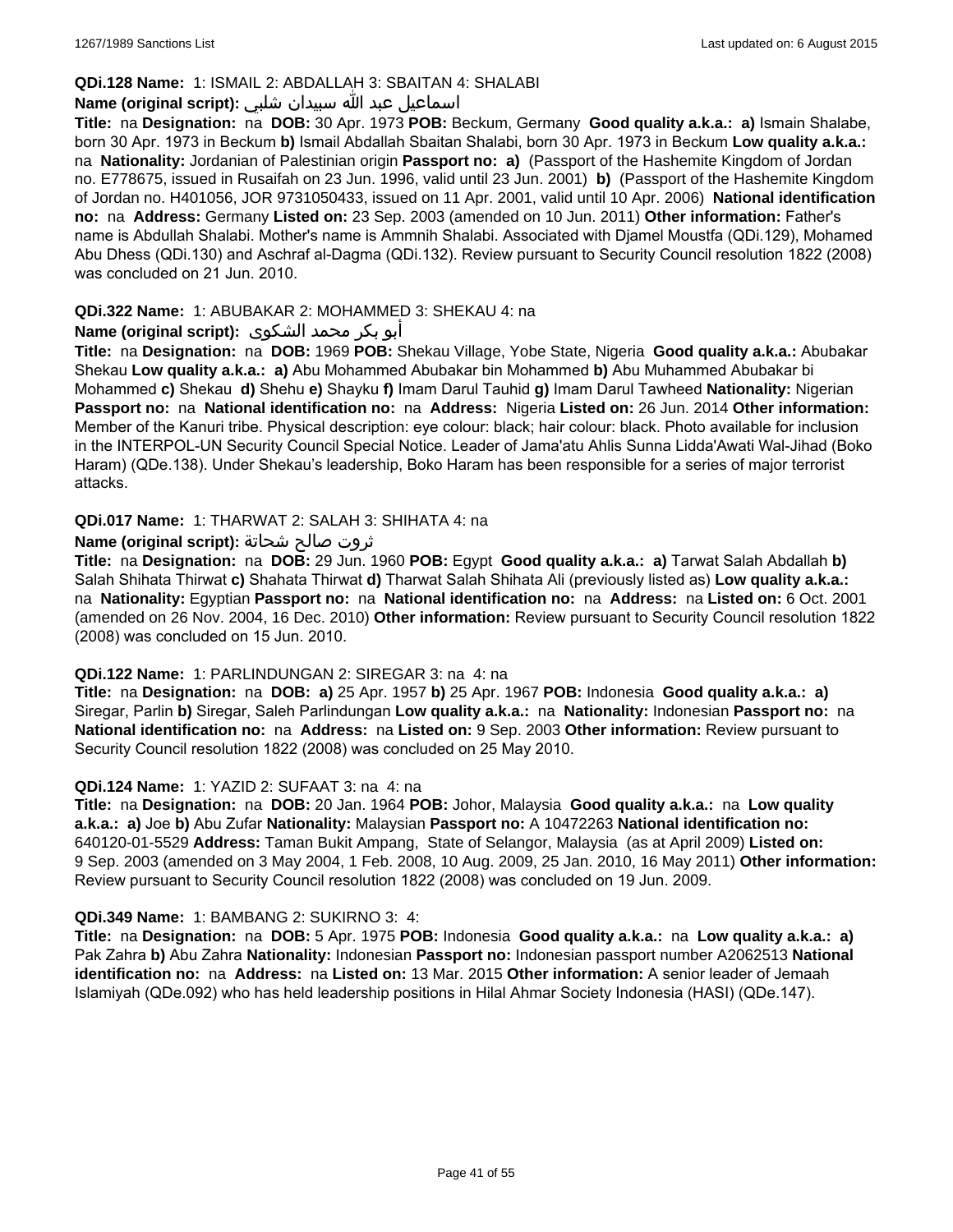**QDi.128 Name:** 1: ISMAIL 2: ABDALLAH 3: SBAITAN 4: SHALABI

**Name (original script):** اسماعيل عبد الله سبيدان شلبي

**Title:** na **Designation:** na **DOB:** 30 Apr. 1973 **POB:** Beckum, Germany **Good quality a.k.a.:** **a)** Ismain Shalabe, born 30 Apr. 1973 in Beckum **b)** Ismail Abdallah Sbaitan Shalabi, born 30 Apr. 1973 in Beckum **Low quality a.k.a.:** na **Nationality:** Jordanian of Palestinian origin **Passport no:** **a)** (Passport of the Hashemite Kingdom of Jordan no. E778675, issued in Rusaifah on 23 Jun. 1996, valid until 23 Jun. 2001) **b)** (Passport of the Hashemite Kingdom of Jordan no. H401056, JOR 9731050433, issued on 11 Apr. 2001, valid until 10 Apr. 2006) **National identification no:** na **Address:** Germany **Listed on:** 23 Sep. 2003 (amended on 10 Jun. 2011) **Other information:** Father's name is Abdullah Shalabi. Mother's name is Ammnih Shalabi. Associated with Djamel Moustfa (QDi.129), Mohamed Abu Dhess (QDi.130) and Aschraf al-Dagma (QDi.132). Review pursuant to Security Council resolution 1822 (2008) was concluded on 21 Jun. 2010.

**QDi.322 Name:** 1: ABUBAKAR 2: MOHAMMED 3: SHEKAU 4: na

**Name (original script):** أبو بكر محمد الشكوى

**Title:** na **Designation:** na **DOB:** 1969 **POB:** Shekau Village, Yobe State, Nigeria **Good quality a.k.a.:** Abubakar Shekau **Low quality a.k.a.:** **a)** Abu Mohammed Abubakar bin Mohammed **b)** Abu Muhammed Abubakar bi Mohammed **c)** Shekau **d)** Shehu **e)** Shayku **f)** Imam Darul Tauhid **g)** Imam Darul Tawheed **Nationality:** Nigerian **Passport no:** na **National identification no:** na **Address:** Nigeria **Listed on:** 26 Jun. 2014 **Other information:** Member of the Kanuri tribe. Physical description: eye colour: black; hair colour: black. Photo available for inclusion in the INTERPOL-UN Security Council Special Notice. Leader of Jama'atu Ahlis Sunna Lidda'Awati Wal-Jihad (Boko Haram) (QDe.138). Under Shekau's leadership, Boko Haram has been responsible for a series of major terrorist attacks.

**QDi.017 Name:** 1: THARWAT 2: SALAH 3: SHIHATA 4: na

**Name (original script):** ثروت صالح شحاتة

**Title:** na **Designation:** na **DOB:** 29 Jun. 1960 **POB:** Egypt **Good quality a.k.a.:** **a)** Tarwat Salah Abdallah **b)** Salah Shihata Thirwat **c)** Shahata Thirwat **d)** Tharwat Salah Shihata Ali (previously listed as) **Low quality a.k.a.:** na **Nationality:** Egyptian **Passport no:** na **National identification no:** na **Address:** na **Listed on:** 6 Oct. 2001 (amended on 26 Nov. 2004, 16 Dec. 2010) **Other information:** Review pursuant to Security Council resolution 1822 (2008) was concluded on 15 Jun. 2010.

**QDi.122 Name:** 1: PARLINDUNGAN 2: SIREGAR 3: na 4: na

**Title:** na **Designation:** na **DOB:** **a)** 25 Apr. 1957 **b)** 25 Apr. 1967 **POB:** Indonesia **Good quality a.k.a.:** **a)** Siregar, Parlin **b)** Siregar, Saleh Parlindungan **Low quality a.k.a.:** na **Nationality:** Indonesian **Passport no:** na **National identification no:** na **Address:** na **Listed on:** 9 Sep. 2003 **Other information:** Review pursuant to Security Council resolution 1822 (2008) was concluded on 25 May 2010.

**QDi.124 Name:** 1: YAZID 2: SUFAAT 3: na 4: na

**Title:** na **Designation:** na **DOB:** 20 Jan. 1964 **POB:** Johor, Malaysia **Good quality a.k.a.:** na **Low quality a.k.a.:** **a)** Joe **b)** Abu Zufar **Nationality:** Malaysian **Passport no:** A 10472263 **National identification no:** 640120-01-5529 **Address:** Taman Bukit Ampang, State of Selangor, Malaysia (as at April 2009) **Listed on:** 9 Sep. 2003 (amended on 3 May 2004, 1 Feb. 2008, 10 Aug. 2009, 25 Jan. 2010, 16 May 2011) **Other information:** Review pursuant to Security Council resolution 1822 (2008) was concluded on 19 Jun. 2009.

**QDi.349 Name:** 1: BAMBANG 2: SUKIRNO 3: 4:

**Title:** na **Designation:** na **DOB:** 5 Apr. 1975 **POB:** Indonesia **Good quality a.k.a.:** na **Low quality a.k.a.:** **a)** Pak Zahra **b)** Abu Zahra **Nationality:** Indonesian **Passport no:** Indonesian passport number A2062513 **National identification no:** na **Address:** na **Listed on:** 13 Mar. 2015 **Other information:** A senior leader of Jemaah Islamiyah (QDe.092) who has held leadership positions in Hilal Ahmar Society Indonesia (HASI) (QDe.147).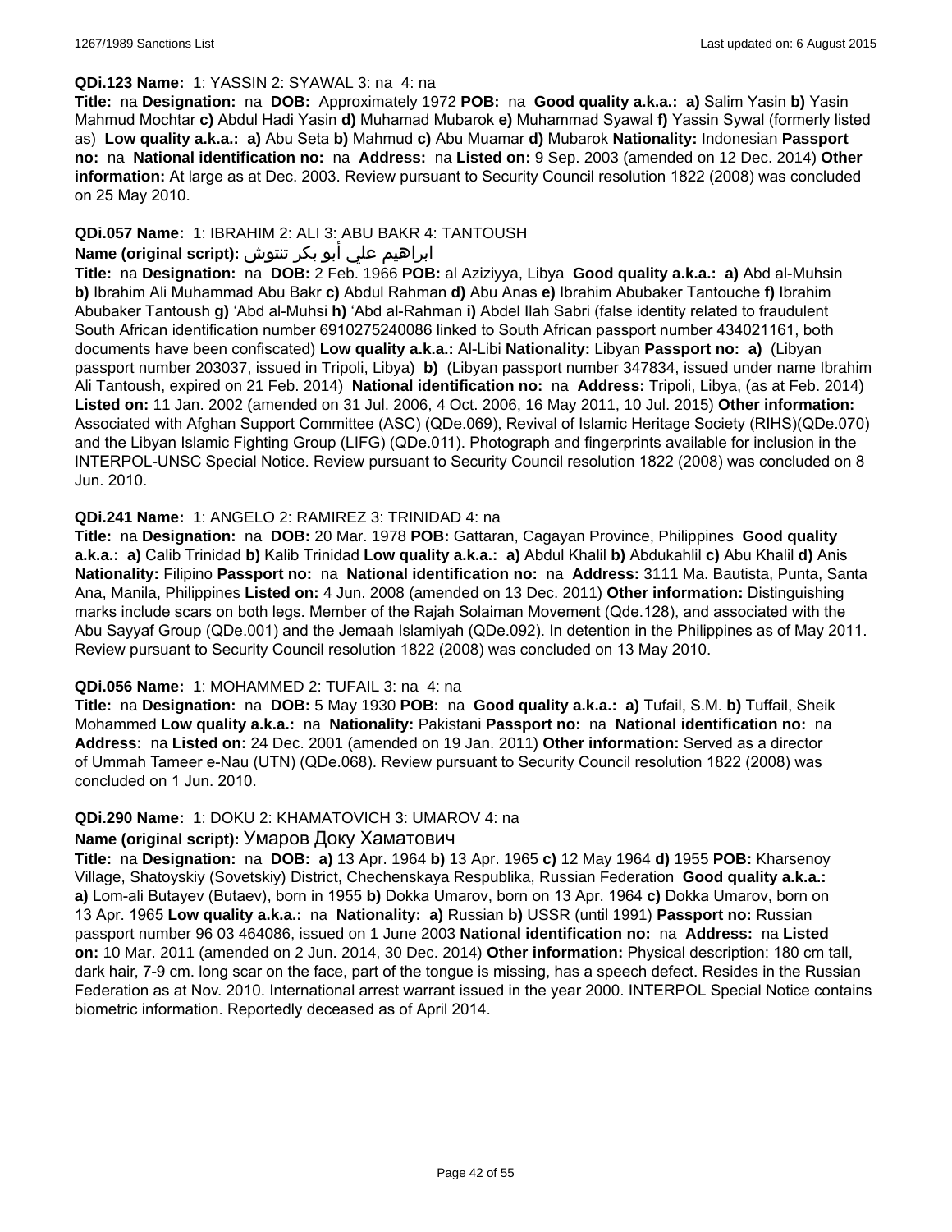**QDi.123 Name:** 1: YASSIN 2: SYAWAL 3: na 4: na

**Title:** na **Designation:** na **DOB:** Approximately 1972 **POB:** na **Good quality a.k.a.:** **a)** Salim Yasin **b)** Yasin Mahmud Mochtar **c)** Abdul Hadi Yasin **d)** Muhamad Mubarok **e)** Muhammad Syawal **f)** Yassin Sywal (formerly listed as) **Low quality a.k.a.:** **a)** Abu Seta **b)** Mahmud **c)** Abu Muamar **d)** Mubarok **Nationality:** Indonesian **Passport no:** na **National identification no:** na **Address:** na **Listed on:** 9 Sep. 2003 (amended on 12 Dec. 2014) **Other information:** At large as at Dec. 2003. Review pursuant to Security Council resolution 1822 (2008) was concluded on 25 May 2010.

**QDi.057 Name:** 1: IBRAHIM 2: ALI 3: ABU BAKR 4: TANTOUSH

**Name (original script):** ابراهيم علي أبو بكر تنتوش

**Title:** na **Designation:** na **DOB:** 2 Feb. 1966 **POB:** al Aziziyya, Libya **Good quality a.k.a.:** **a)** Abd al-Muhsin **b)** Ibrahim Ali Muhammad Abu Bakr **c)** Abdul Rahman **d)** Abu Anas **e)** Ibrahim Abubaker Tantouche **f)** Ibrahim Abubaker Tantoush **g)** 'Abd al-Muhsi **h)** 'Abd al-Rahman **i)** Abdel Ilah Sabri (false identity related to fraudulent South African identification number 6910275240086 linked to South African passport number 434021161, both documents have been confiscated) **Low quality a.k.a.:** Al-Libi **Nationality:** Libyan **Passport no:** **a)** (Libyan passport number 203037, issued in Tripoli, Libya) **b)** (Libyan passport number 347834, issued under name Ibrahim Ali Tantoush, expired on 21 Feb. 2014) **National identification no:** na **Address:** Tripoli, Libya, (as at Feb. 2014) **Listed on:** 11 Jan. 2002 (amended on 31 Jul. 2006, 4 Oct. 2006, 16 May 2011, 10 Jul. 2015) **Other information:** Associated with Afghan Support Committee (ASC) (QDe.069), Revival of Islamic Heritage Society (RIHS)(QDe.070) and the Libyan Islamic Fighting Group (LIFG) (QDe.011). Photograph and fingerprints available for inclusion in the INTERPOL-UNSC Special Notice. Review pursuant to Security Council resolution 1822 (2008) was concluded on 8 Jun. 2010.

**QDi.241 Name:** 1: ANGELO 2: RAMIREZ 3: TRINIDAD 4: na

**Title:** na **Designation:** na **DOB:** 20 Mar. 1978 **POB:** Gattaran, Cagayan Province, Philippines **Good quality a.k.a.:** **a)** Calib Trinidad **b)** Kalib Trinidad **Low quality a.k.a.:** **a)** Abdul Khalil **b)** Abdukahlil **c)** Abu Khalil **d)** Anis **Nationality:** Filipino **Passport no:** na **National identification no:** na **Address:** 3111 Ma. Bautista, Punta, Santa Ana, Manila, Philippines **Listed on:** 4 Jun. 2008 (amended on 13 Dec. 2011) **Other information:** Distinguishing marks include scars on both legs. Member of the Rajah Solaiman Movement (Qde.128), and associated with the Abu Sayyaf Group (QDe.001) and the Jemaah Islamiyah (QDe.092). In detention in the Philippines as of May 2011. Review pursuant to Security Council resolution 1822 (2008) was concluded on 13 May 2010.

**QDi.056 Name:** 1: MOHAMMED 2: TUFAIL 3: na 4: na

**Title:** na **Designation:** na **DOB:** 5 May 1930 **POB:** na **Good quality a.k.a.:** **a)** Tufail, S.M. **b)** Tuffail, Sheik Mohammed **Low quality a.k.a.:** na **Nationality:** Pakistani **Passport no:** na **National identification no:** na **Address:** na **Listed on:** 24 Dec. 2001 (amended on 19 Jan. 2011) **Other information:** Served as a director of Ummah Tameer e-Nau (UTN) (QDe.068). Review pursuant to Security Council resolution 1822 (2008) was concluded on 1 Jun. 2010.

**QDi.290 Name:** 1: DOKU 2: KHAMATOVICH 3: UMAROV 4: na

**Name (original script):** Умаров Доку Хаматович

**Title:** na **Designation:** na **DOB:** **a)** 13 Apr. 1964 **b)** 13 Apr. 1965 **c)** 12 May 1964 **d)** 1955 **POB:** Kharsenoy Village, Shatoyskiy (Sovetskiy) District, Chechenskaya Respublika, Russian Federation **Good quality a.k.a.:** **a)** Lom-ali Butayev (Butaev), born in 1955 **b)** Dokka Umarov, born on 13 Apr. 1964 **c)** Dokka Umarov, born on 13 Apr. 1965 **Low quality a.k.a.:** na **Nationality:** **a)** Russian **b)** USSR (until 1991) **Passport no:** Russian passport number 96 03 464086, issued on 1 June 2003 **National identification no:** na **Address:** na **Listed on:** 10 Mar. 2011 (amended on 2 Jun. 2014, 30 Dec. 2014) **Other information:** Physical description: 180 cm tall, dark hair, 7-9 cm. long scar on the face, part of the tongue is missing, has a speech defect. Resides in the Russian Federation as at Nov. 2010. International arrest warrant issued in the year 2000. INTERPOL Special Notice contains biometric information. Reportedly deceased as of April 2014.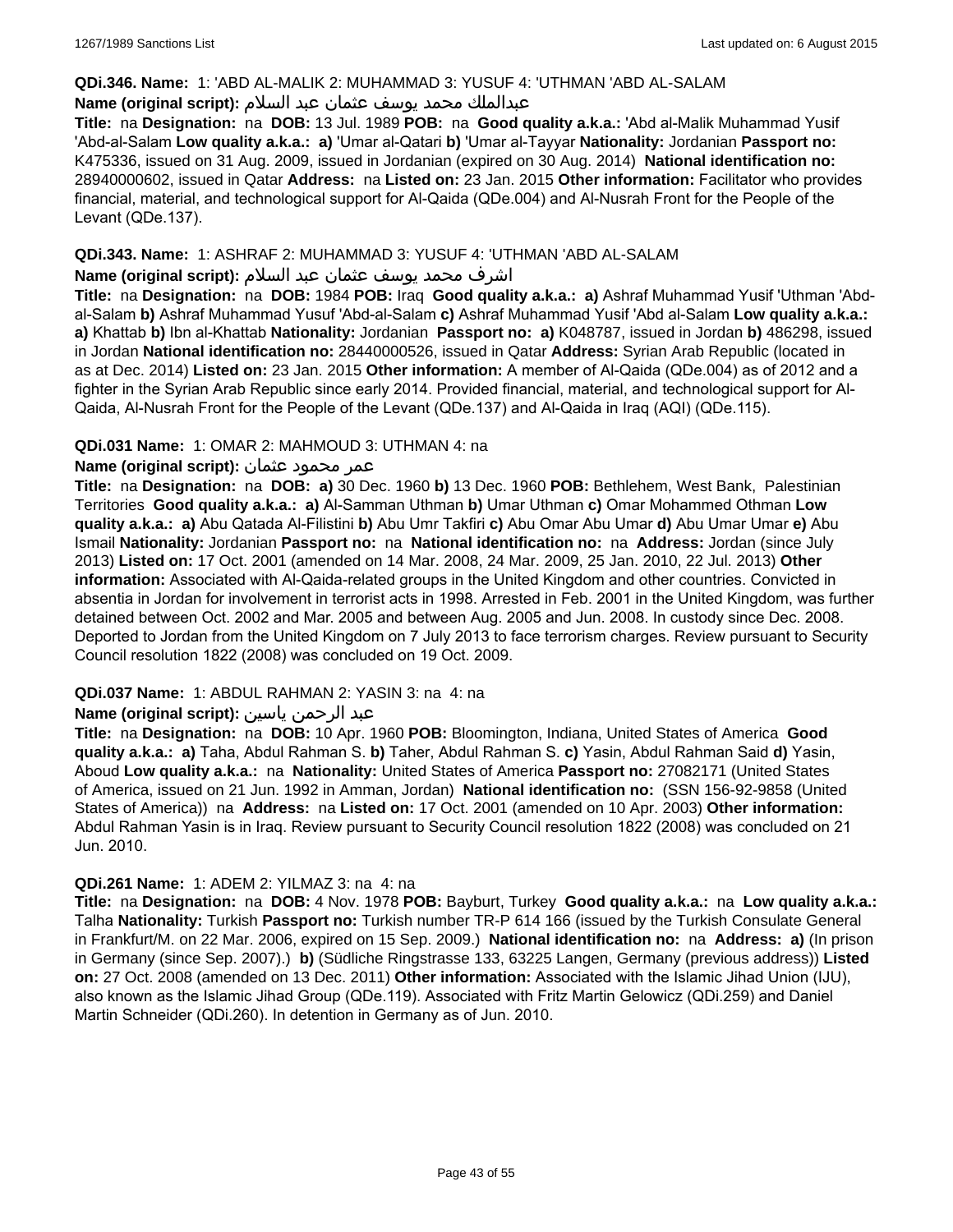**QDi.346. Name:** 1: 'ABD AL-MALIK 2: MUHAMMAD 3: YUSUF 4: 'UTHMAN 'ABD AL-SALAM

**Name (original script):** عبدالملك محمد يوسف عثمان عبد السلام

**Title:** na **Designation:** na **DOB:** 13 Jul. 1989 **POB:** na **Good quality a.k.a.:** 'Abd al-Malik Muhammad Yusif 'Abd-al-Salam **Low quality a.k.a.:** **a)** 'Umar al-Qatari **b)** 'Umar al-Tayyar **Nationality:** Jordanian **Passport no:** K475336, issued on 31 Aug. 2009, issued in Jordanian (expired on 30 Aug. 2014) **National identification no:** 28940000602, issued in Qatar **Address:** na **Listed on:** 23 Jan. 2015 **Other information:** Facilitator who provides financial, material, and technological support for Al-Qaida (QDe.004) and Al-Nusrah Front for the People of the Levant (QDe.137).

**QDi.343. Name:** 1: ASHRAF 2: MUHAMMAD 3: YUSUF 4: 'UTHMAN 'ABD AL-SALAM

**Name (original script):** اشرف محمد يوسف عثمان عبد السلام

**Title:** na **Designation:** na **DOB:** 1984 **POB:** Iraq **Good quality a.k.a.:** **a)** Ashraf Muhammad Yusif 'Uthman 'Abd-al-Salam **b)** Ashraf Muhammad Yusuf 'Abd-al-Salam **c)** Ashraf Muhammad Yusif 'Abd al-Salam **Low quality a.k.a.:** **a)** Khattab **b)** Ibn al-Khattab **Nationality:** Jordanian **Passport no:** **a)** K048787, issued in Jordan **b)** 486298, issued in Jordan **National identification no:** 28440000526, issued in Qatar **Address:** Syrian Arab Republic (located in as at Dec. 2014) **Listed on:** 23 Jan. 2015 **Other information:** A member of Al-Qaida (QDe.004) as of 2012 and a fighter in the Syrian Arab Republic since early 2014. Provided financial, material, and technological support for Al-Qaida, Al-Nusrah Front for the People of the Levant (QDe.137) and Al-Qaida in Iraq (AQI) (QDe.115).

**QDi.031 Name:** 1: OMAR 2: MAHMOUD 3: UTHMAN 4: na

**Name (original script):** عمر محمود عثمان

**Title:** na **Designation:** na **DOB:** **a)** 30 Dec. 1960 **b)** 13 Dec. 1960 **POB:** Bethlehem, West Bank, Palestinian Territories **Good quality a.k.a.:** **a)** Al-Samman Uthman **b)** Umar Uthman **c)** Omar Mohammed Othman **Low quality a.k.a.:** **a)** Abu Qatada Al-Filistini **b)** Abu Umr Takfiri **c)** Abu Omar Abu Umar **d)** Abu Umar Umar **e)** Abu Ismail **Nationality:** Jordanian **Passport no:** na **National identification no:** na **Address:** Jordan (since July 2013) **Listed on:** 17 Oct. 2001 (amended on 14 Mar. 2008, 24 Mar. 2009, 25 Jan. 2010, 22 Jul. 2013) **Other information:** Associated with Al-Qaida-related groups in the United Kingdom and other countries. Convicted in absentia in Jordan for involvement in terrorist acts in 1998. Arrested in Feb. 2001 in the United Kingdom, was further detained between Oct. 2002 and Mar. 2005 and between Aug. 2005 and Jun. 2008. In custody since Dec. 2008. Deported to Jordan from the United Kingdom on 7 July 2013 to face terrorism charges. Review pursuant to Security Council resolution 1822 (2008) was concluded on 19 Oct. 2009.

**QDi.037 Name:** 1: ABDUL RAHMAN 2: YASIN 3: na 4: na

**Name (original script):** عبد الرحمن ياسين

**Title:** na **Designation:** na **DOB:** 10 Apr. 1960 **POB:** Bloomington, Indiana, United States of America **Good quality a.k.a.:** **a)** Taha, Abdul Rahman S. **b)** Taher, Abdul Rahman S. **c)** Yasin, Abdul Rahman Said **d)** Yasin, Aboud **Low quality a.k.a.:** na **Nationality:** United States of America **Passport no:** 27082171 (United States of America, issued on 21 Jun. 1992 in Amman, Jordan) **National identification no:** (SSN 156-92-9858 (United States of America)) na **Address:** na **Listed on:** 17 Oct. 2001 (amended on 10 Apr. 2003) **Other information:** Abdul Rahman Yasin is in Iraq. Review pursuant to Security Council resolution 1822 (2008) was concluded on 21 Jun. 2010.

**QDi.261 Name:** 1: ADEM 2: YILMAZ 3: na 4: na

**Title:** na **Designation:** na **DOB:** 4 Nov. 1978 **POB:** Bayburt, Turkey **Good quality a.k.a.:** na **Low quality a.k.a.:** Talha **Nationality:** Turkish **Passport no:** Turkish number TR-P 614 166 (issued by the Turkish Consulate General in Frankfurt/M. on 22 Mar. 2006, expired on 15 Sep. 2009.) **National identification no:** na **Address:** **a)** (In prison in Germany (since Sep. 2007).) **b)** (Südliche Ringstrasse 133, 63225 Langen, Germany (previous address)) **Listed on:** 27 Oct. 2008 (amended on 13 Dec. 2011) **Other information:** Associated with the Islamic Jihad Union (IJU), also known as the Islamic Jihad Group (QDe.119). Associated with Fritz Martin Gelowicz (QDi.259) and Daniel Martin Schneider (QDi.260). In detention in Germany as of Jun. 2010.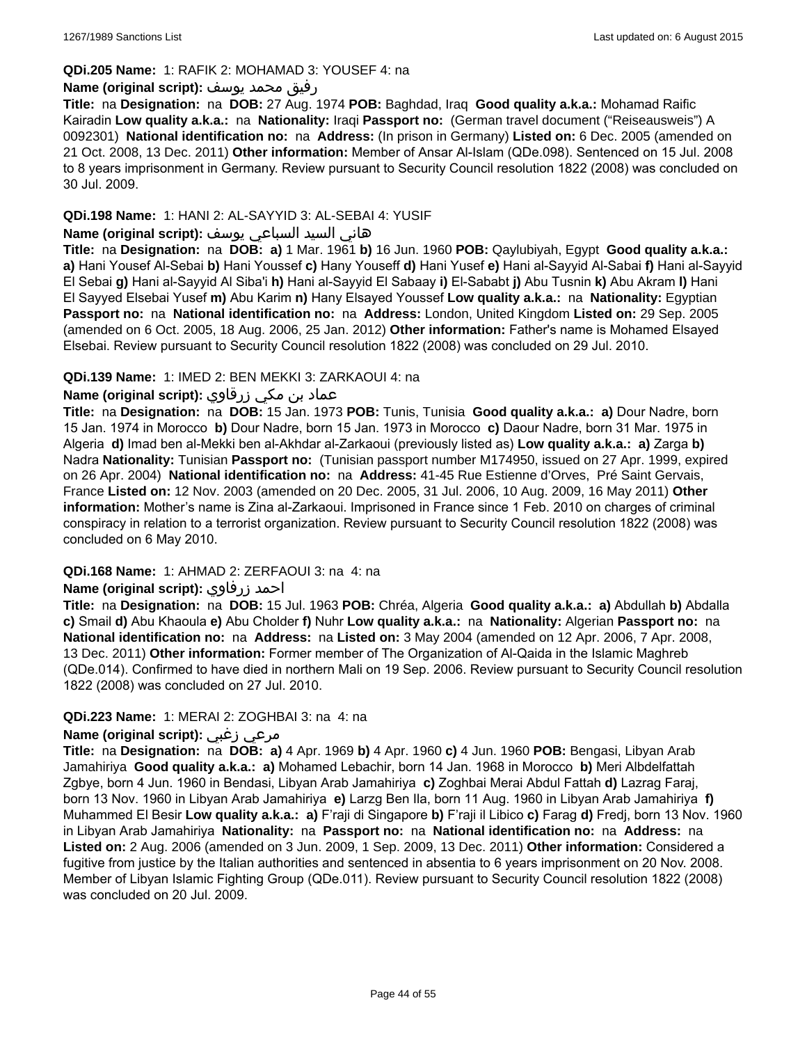**QDi.205 Name:** 1: RAFIK 2: MOHAMAD 3: YOUSEF 4: na

**Name (original script):** رفيق محمد يوسف

**Title:** na **Designation:** na **DOB:** 27 Aug. 1974 **POB:** Baghdad, Iraq **Good quality a.k.a.:** Mohamad Raific Kairadin **Low quality a.k.a.:** na **Nationality:** Iraqi **Passport no:** (German travel document ("Reiseausweis") A 0092301) **National identification no:** na **Address:** (In prison in Germany) **Listed on:** 6 Dec. 2005 (amended on 21 Oct. 2008, 13 Dec. 2011) **Other information:** Member of Ansar Al-Islam (QDe.098). Sentenced on 15 Jul. 2008 to 8 years imprisonment in Germany. Review pursuant to Security Council resolution 1822 (2008) was concluded on 30 Jul. 2009.

**QDi.198 Name:** 1: HANI 2: AL-SAYYID 3: AL-SEBAI 4: YUSIF

**Name (original script):** هاني السيد السباعي يوسف

**Title:** na **Designation:** na **DOB:** **a)** 1 Mar. 1961 **b)** 16 Jun. 1960 **POB:** Qaylubiyah, Egypt **Good quality a.k.a.:** **a)** Hani Yousef Al-Sebai **b)** Hani Youssef **c)** Hany Youseff **d)** Hani Yusef **e)** Hani al-Sayyid Al-Sabai **f)** Hani al-Sayyid El Sebai **g)** Hani al-Sayyid Al Siba'i **h)** Hani al-Sayyid El Sabaay **i)** El-Sababt **j)** Abu Tusnin **k)** Abu Akram **l)** Hani El Sayyed Elsebai Yusef **m)** Abu Karim **n)** Hany Elsayed Youssef **Low quality a.k.a.:** na **Nationality:** Egyptian **Passport no:** na **National identification no:** na **Address:** London, United Kingdom **Listed on:** 29 Sep. 2005 (amended on 6 Oct. 2005, 18 Aug. 2006, 25 Jan. 2012) **Other information:** Father's name is Mohamed Elsayed Elsebai. Review pursuant to Security Council resolution 1822 (2008) was concluded on 29 Jul. 2010.

**QDi.139 Name:** 1: IMED 2: BEN MEKKI 3: ZARKAOUI 4: na

**Name (original script):** عماد بن مكي زرقاوي

**Title:** na **Designation:** na **DOB:** 15 Jan. 1973 **POB:** Tunis, Tunisia **Good quality a.k.a.:** **a)** Dour Nadre, born 15 Jan. 1974 in Morocco **b)** Dour Nadre, born 15 Jan. 1973 in Morocco **c)** Daour Nadre, born 31 Mar. 1975 in Algeria **d)** Imad ben al-Mekki ben al-Akhdar al-Zarkaoui (previously listed as) **Low quality a.k.a.:** **a)** Zarga **b)** Nadra **Nationality:** Tunisian **Passport no:** (Tunisian passport number M174950, issued on 27 Apr. 1999, expired on 26 Apr. 2004) **National identification no:** na **Address:** 41-45 Rue Estienne d'Orves, Pré Saint Gervais, France **Listed on:** 12 Nov. 2003 (amended on 20 Dec. 2005, 31 Jul. 2006, 10 Aug. 2009, 16 May 2011) **Other information:** Mother's name is Zina al-Zarkaoui. Imprisoned in France since 1 Feb. 2010 on charges of criminal conspiracy in relation to a terrorist organization. Review pursuant to Security Council resolution 1822 (2008) was concluded on 6 May 2010.

**QDi.168 Name:** 1: AHMAD 2: ZERFAOUI 3: na 4: na

**Name (original script):** احمد زرفاوي

**Title:** na **Designation:** na **DOB:** 15 Jul. 1963 **POB:** Chréa, Algeria **Good quality a.k.a.:** **a)** Abdullah **b)** Abdalla **c)** Smail **d)** Abu Khaoula **e)** Abu Cholder **f)** Nuhr **Low quality a.k.a.:** na **Nationality:** Algerian **Passport no:** na **National identification no:** na **Address:** na **Listed on:** 3 May 2004 (amended on 12 Apr. 2006, 7 Apr. 2008, 13 Dec. 2011) **Other information:** Former member of The Organization of Al-Qaida in the Islamic Maghreb (QDe.014). Confirmed to have died in northern Mali on 19 Sep. 2006. Review pursuant to Security Council resolution 1822 (2008) was concluded on 27 Jul. 2010.

**QDi.223 Name:** 1: MERAI 2: ZOGHBAI 3: na 4: na

**Name (original script):** مرعي زغبي

**Title:** na **Designation:** na **DOB:** **a)** 4 Apr. 1969 **b)** 4 Apr. 1960 **c)** 4 Jun. 1960 **POB:** Bengasi, Libyan Arab Jamahiriya **Good quality a.k.a.:** **a)** Mohamed Lebachir, born 14 Jan. 1968 in Morocco **b)** Meri Albdelfattah Zgbye, born 4 Jun. 1960 in Bendasi, Libyan Arab Jamahiriya **c)** Zoghbai Merai Abdul Fattah **d)** Lazrag Faraj, born 13 Nov. 1960 in Libyan Arab Jamahiriya **e)** Larzg Ben Ila, born 11 Aug. 1960 in Libyan Arab Jamahiriya **f)** Muhammed El Besir **Low quality a.k.a.:** **a)** F'raji di Singapore **b)** F'raji il Libico **c)** Farag **d)** Fredj, born 13 Nov. 1960 in Libyan Arab Jamahiriya **Nationality:** na **Passport no:** na **National identification no:** na **Address:** na **Listed on:** 2 Aug. 2006 (amended on 3 Jun. 2009, 1 Sep. 2009, 13 Dec. 2011) **Other information:** Considered a fugitive from justice by the Italian authorities and sentenced in absentia to 6 years imprisonment on 20 Nov. 2008. Member of Libyan Islamic Fighting Group (QDe.011). Review pursuant to Security Council resolution 1822 (2008) was concluded on 20 Jul. 2009.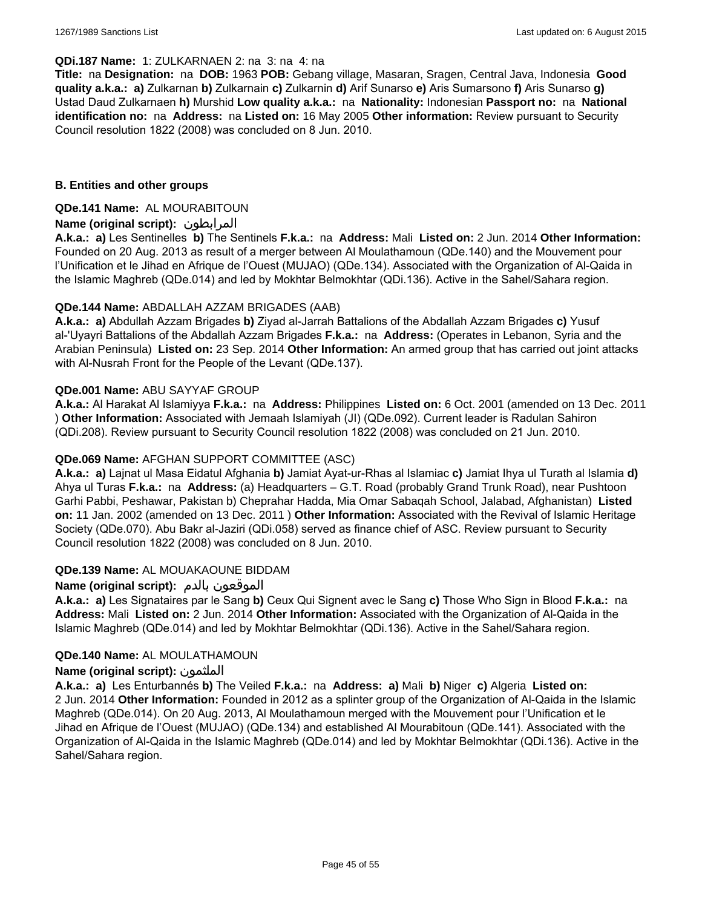**QDi.187 Name:** 1: ZULKARNAEN 2: na 3: na 4: na

**Title:** na **Designation:** na **DOB:** 1963 **POB:** Gebang village, Masaran, Sragen, Central Java, Indonesia **Good quality a.k.a.: a)** Zulkarnan **b)** Zulkarnain **c)** Zulkarnin **d)** Arif Sunarso **e)** Aris Sumarsono **f)** Aris Sunarso **g)** Ustad Daud Zulkarnaen **h)** Murshid **Low quality a.k.a.:** na **Nationality:** Indonesian **Passport no:** na **National identification no:** na **Address:** na **Listed on:** 16 May 2005 **Other information:** Review pursuant to Security Council resolution 1822 (2008) was concluded on 8 Jun. 2010.

## B. Entities and other groups

**QDe.141 Name:** AL MOURABITOUN

**Name (original script):** المرابطون

**A.k.a.: a)** Les Sentinelles **b)** The Sentinels **F.k.a.:** na **Address:** Mali **Listed on:** 2 Jun. 2014 **Other Information:** Founded on 20 Aug. 2013 as result of a merger between Al Moulathamoun (QDe.140) and the Mouvement pour l'Unification et le Jihad en Afrique de l'Ouest (MUJAO) (QDe.134). Associated with the Organization of Al-Qaida in the Islamic Maghreb (QDe.014) and led by Mokhtar Belmokhtar (QDi.136). Active in the Sahel/Sahara region.

**QDe.144 Name:** ABDALLAH AZZAM BRIGADES (AAB)

**A.k.a.: a)** Abdullah Azzam Brigades **b)** Ziyad al-Jarrah Battalions of the Abdallah Azzam Brigades **c)** Yusuf al-'Uyayri Battalions of the Abdallah Azzam Brigades **F.k.a.:** na **Address:** (Operates in Lebanon, Syria and the Arabian Peninsula) **Listed on:** 23 Sep. 2014 **Other Information:** An armed group that has carried out joint attacks with Al-Nusrah Front for the People of the Levant (QDe.137).

**QDe.001 Name:** ABU SAYYAF GROUP

**A.k.a.:** Al Harakat Al Islamiyya **F.k.a.:** na **Address:** Philippines **Listed on:** 6 Oct. 2001 (amended on 13 Dec. 2011 ) **Other Information:** Associated with Jemaah Islamiyah (JI) (QDe.092). Current leader is Radulan Sahiron (QDi.208). Review pursuant to Security Council resolution 1822 (2008) was concluded on 21 Jun. 2010.

**QDe.069 Name:** AFGHAN SUPPORT COMMITTEE (ASC)

**A.k.a.: a)** Lajnat ul Masa Eidatul Afghania **b)** Jamiat Ayat-ur-Rhas al Islamiac **c)** Jamiat Ihya ul Turath al Islamia **d)** Ahya ul Turas **F.k.a.:** na **Address:** (a) Headquarters – G.T. Road (probably Grand Trunk Road), near Pushtoon Garhi Pabbi, Peshawar, Pakistan b) Cheprahar Hadda, Mia Omar Sabaqah School, Jalabad, Afghanistan) **Listed on:** 11 Jan. 2002 (amended on 13 Dec. 2011 ) **Other Information:** Associated with the Revival of Islamic Heritage Society (QDe.070). Abu Bakr al-Jaziri (QDi.058) served as finance chief of ASC. Review pursuant to Security Council resolution 1822 (2008) was concluded on 8 Jun. 2010.

**QDe.139 Name:** AL MOUAKAOUNE BIDDAM

**Name (original script):** الموقعون بالدم

**A.k.a.: a)** Les Signataires par le Sang **b)** Ceux Qui Signent avec le Sang **c)** Those Who Sign in Blood **F.k.a.:** na **Address:** Mali **Listed on:** 2 Jun. 2014 **Other Information:** Associated with the Organization of Al-Qaida in the Islamic Maghreb (QDe.014) and led by Mokhtar Belmokhtar (QDi.136). Active in the Sahel/Sahara region.

**QDe.140 Name:** AL MOULATHAMOUN

**Name (original script):** الملثمون

**A.k.a.: a)** Les Enturbannés **b)** The Veiled **F.k.a.:** na **Address: a)** Mali **b)** Niger **c)** Algeria **Listed on:** 2 Jun. 2014 **Other Information:** Founded in 2012 as a splinter group of the Organization of Al-Qaida in the Islamic Maghreb (QDe.014). On 20 Aug. 2013, Al Moulathamoun merged with the Mouvement pour l'Unification et le Jihad en Afrique de l'Ouest (MUJAO) (QDe.134) and established Al Mourabitoun (QDe.141). Associated with the Organization of Al-Qaida in the Islamic Maghreb (QDe.014) and led by Mokhtar Belmokhtar (QDi.136). Active in the Sahel/Sahara region.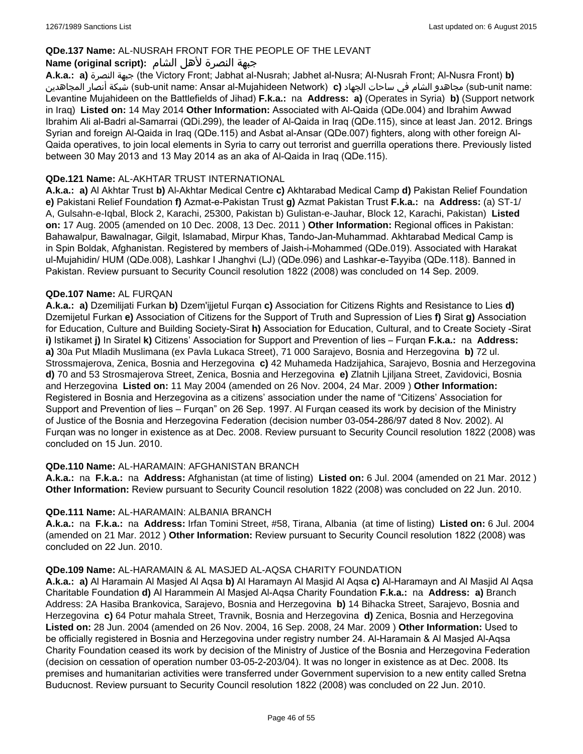**QDe.137 Name:** AL-NUSRAH FRONT FOR THE PEOPLE OF THE LEVANT
**Name (original script):** جبهة النصرة لأهل الشام

**A.k.a.: a)** جبهة النصرة (the Victory Front; Jabhat al-Nusrah; Jabhet al-Nusra; Al-Nusrah Front; Al-Nusra Front) **b)** شبكة أنصار المجاهدين (sub-unit name: Ansar al-Mujahideen Network) **c)** مجاهدو الشام في ساحات الجهاد (sub-unit name: Levantine Mujahideen on the Battlefields of Jihad) **F.k.a.:** na **Address: a)** (Operates in Syria) **b)** (Support network in Iraq) **Listed on:** 14 May 2014 **Other Information:** Associated with Al-Qaida (QDe.004) and Ibrahim Awwad Ibrahim Ali al-Badri al-Samarrai (QDi.299), the leader of Al-Qaida in Iraq (QDe.115), since at least Jan. 2012. Brings Syrian and foreign Al-Qaida in Iraq (QDe.115) and Asbat al-Ansar (QDe.007) fighters, along with other foreign Al-Qaida operatives, to join local elements in Syria to carry out terrorist and guerrilla operations there. Previously listed between 30 May 2013 and 13 May 2014 as an aka of Al-Qaida in Iraq (QDe.115).

**QDe.121 Name:** AL-AKHTAR TRUST INTERNATIONAL

**A.k.a.: a)** Al Akhtar Trust **b)** Al-Akhtar Medical Centre **c)** Akhtarabad Medical Camp **d)** Pakistan Relief Foundation **e)** Pakistani Relief Foundation **f)** Azmat-e-Pakistan Trust **g)** Azmat Pakistan Trust **F.k.a.:** na **Address:** (a) ST-1/ A, Gulsahn-e-Iqbal, Block 2, Karachi, 25300, Pakistan b) Gulistan-e-Jauhar, Block 12, Karachi, Pakistan) **Listed on:** 17 Aug. 2005 (amended on 10 Dec. 2008, 13 Dec. 2011 ) **Other Information:** Regional offices in Pakistan: Bahawalpur, Bawalnagar, Gilgit, Islamabad, Mirpur Khas, Tando-Jan-Muhammad. Akhtarabad Medical Camp is in Spin Boldak, Afghanistan. Registered by members of Jaish-i-Mohammed (QDe.019). Associated with Harakat ul-Mujahidin/ HUM (QDe.008), Lashkar I Jhanghvi (LJ) (QDe.096) and Lashkar-e-Tayyiba (QDe.118). Banned in Pakistan. Review pursuant to Security Council resolution 1822 (2008) was concluded on 14 Sep. 2009.

**QDe.107 Name:** AL FURQAN

**A.k.a.: a)** Dzemilijati Furkan **b)** Dzem'ijjetul Furqan **c)** Association for Citizens Rights and Resistance to Lies **d)** Dzemijetul Furkan **e)** Association of Citizens for the Support of Truth and Supression of Lies **f)** Sirat **g)** Association for Education, Culture and Building Society-Sirat **h)** Association for Education, Cultural, and to Create Society -Sirat **i)** Istikamet **j)** In Siratel **k)** Citizens' Association for Support and Prevention of lies – Furqan **F.k.a.:** na **Address: a)** 30a Put Mladih Muslimana (ex Pavla Lukaca Street), 71 000 Sarajevo, Bosnia and Herzegovina **b)** 72 ul. Strossmajerova, Zenica, Bosnia and Herzegovina **c)** 42 Muhameda Hadzijahica, Sarajevo, Bosnia and Herzegovina **d)** 70 and 53 Strosmajerova Street, Zenica, Bosnia and Herzegovina **e)** Zlatnih Ljiljana Street, Zavidovici, Bosnia and Herzegovina **Listed on:** 11 May 2004 (amended on 26 Nov. 2004, 24 Mar. 2009 ) **Other Information:** Registered in Bosnia and Herzegovina as a citizens' association under the name of "Citizens' Association for Support and Prevention of lies – Furqan" on 26 Sep. 1997. Al Furqan ceased its work by decision of the Ministry of Justice of the Bosnia and Herzegovina Federation (decision number 03-054-286/97 dated 8 Nov. 2002). Al Furqan was no longer in existence as at Dec. 2008. Review pursuant to Security Council resolution 1822 (2008) was concluded on 15 Jun. 2010.

**QDe.110 Name:** AL-HARAMAIN: AFGHANISTAN BRANCH

**A.k.a.:** na **F.k.a.:** na **Address:** Afghanistan (at time of listing) **Listed on:** 6 Jul. 2004 (amended on 21 Mar. 2012 ) **Other Information:** Review pursuant to Security Council resolution 1822 (2008) was concluded on 22 Jun. 2010.

**QDe.111 Name:** AL-HARAMAIN: ALBANIA BRANCH

**A.k.a.:** na **F.k.a.:** na **Address:** Irfan Tomini Street, #58, Tirana, Albania (at time of listing) **Listed on:** 6 Jul. 2004 (amended on 21 Mar. 2012 ) **Other Information:** Review pursuant to Security Council resolution 1822 (2008) was concluded on 22 Jun. 2010.

**QDe.109 Name:** AL-HARAMAIN & AL MASJED AL-AQSA CHARITY FOUNDATION

**A.k.a.: a)** Al Haramain Al Masjed Al Aqsa **b)** Al Haramayn Al Masjid Al Aqsa **c)** Al-Haramayn and Al Masjid Al Aqsa Charitable Foundation **d)** Al Harammein Al Masjed Al-Aqsa Charity Foundation **F.k.a.:** na **Address: a)** Branch Address: 2A Hasiba Brankovica, Sarajevo, Bosnia and Herzegovina **b)** 14 Bihacka Street, Sarajevo, Bosnia and Herzegovina **c)** 64 Potur mahala Street, Travnik, Bosnia and Herzegovina **d)** Zenica, Bosnia and Herzegovina **Listed on:** 28 Jun. 2004 (amended on 26 Nov. 2004, 16 Sep. 2008, 24 Mar. 2009 ) **Other Information:** Used to be officially registered in Bosnia and Herzegovina under registry number 24. Al-Haramain & Al Masjed Al-Aqsa Charity Foundation ceased its work by decision of the Ministry of Justice of the Bosnia and Herzegovina Federation (decision on cessation of operation number 03-05-2-203/04). It was no longer in existence as at Dec. 2008. Its premises and humanitarian activities were transferred under Government supervision to a new entity called Sretna Buducnost. Review pursuant to Security Council resolution 1822 (2008) was concluded on 22 Jun. 2010.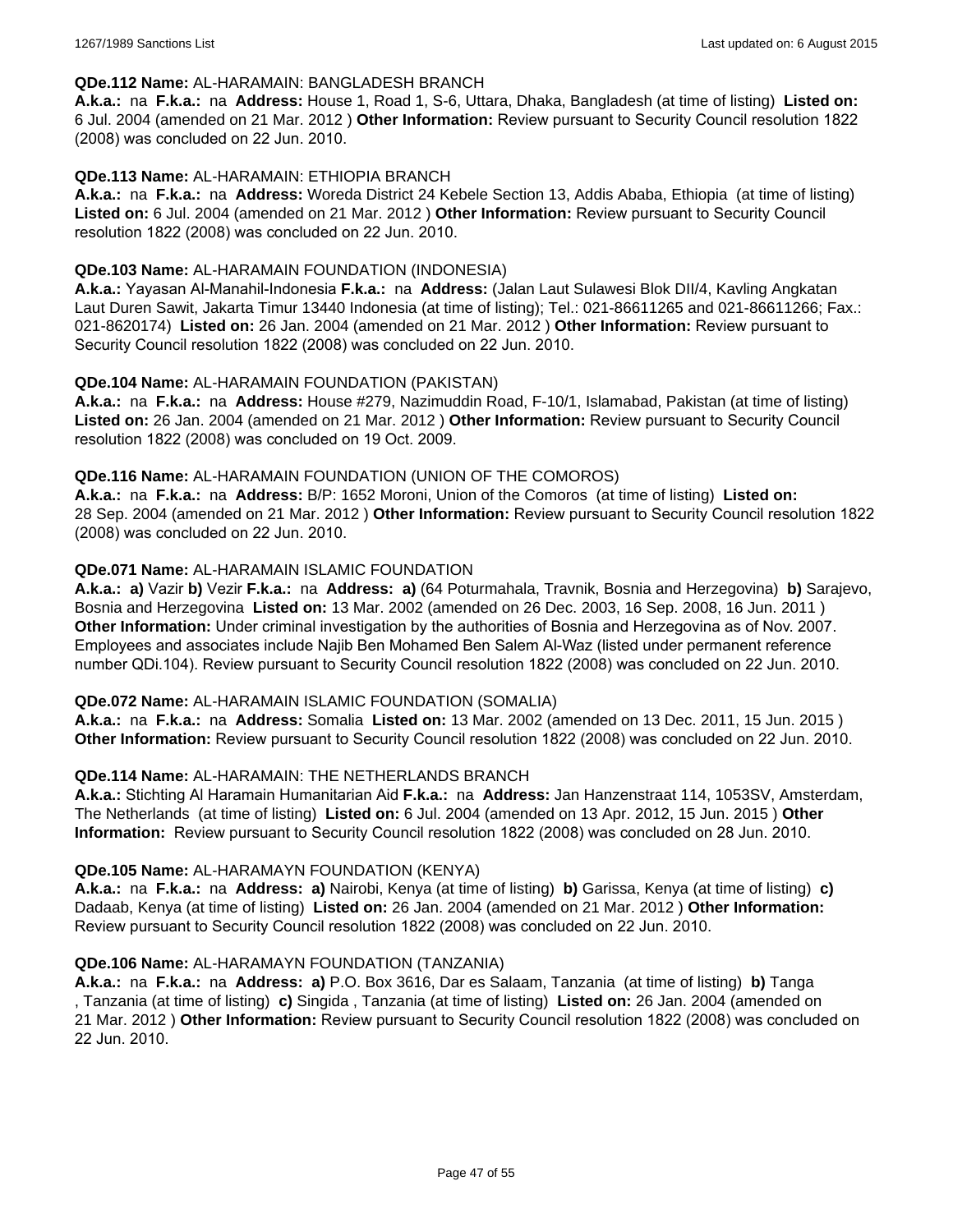**QDe.112 Name:** AL-HARAMAIN: BANGLADESH BRANCH
**A.k.a.:** na **F.k.a.:** na **Address:** House 1, Road 1, S-6, Uttara, Dhaka, Bangladesh (at time of listing) **Listed on:** 6 Jul. 2004 (amended on 21 Mar. 2012 ) **Other Information:** Review pursuant to Security Council resolution 1822 (2008) was concluded on 22 Jun. 2010.

**QDe.113 Name:** AL-HARAMAIN: ETHIOPIA BRANCH
**A.k.a.:** na **F.k.a.:** na **Address:** Woreda District 24 Kebele Section 13, Addis Ababa, Ethiopia (at time of listing) **Listed on:** 6 Jul. 2004 (amended on 21 Mar. 2012 ) **Other Information:** Review pursuant to Security Council resolution 1822 (2008) was concluded on 22 Jun. 2010.

**QDe.103 Name:** AL-HARAMAIN FOUNDATION (INDONESIA)
**A.k.a.:** Yayasan Al-Manahil-Indonesia **F.k.a.:** na **Address:** (Jalan Laut Sulawesi Blok DII/4, Kavling Angkatan Laut Duren Sawit, Jakarta Timur 13440 Indonesia (at time of listing); Tel.: 021-86611265 and 021-86611266; Fax.: 021-8620174) **Listed on:** 26 Jan. 2004 (amended on 21 Mar. 2012 ) **Other Information:** Review pursuant to Security Council resolution 1822 (2008) was concluded on 22 Jun. 2010.

**QDe.104 Name:** AL-HARAMAIN FOUNDATION (PAKISTAN)
**A.k.a.:** na **F.k.a.:** na **Address:** House #279, Nazimuddin Road, F-10/1, Islamabad, Pakistan (at time of listing) **Listed on:** 26 Jan. 2004 (amended on 21 Mar. 2012 ) **Other Information:** Review pursuant to Security Council resolution 1822 (2008) was concluded on 19 Oct. 2009.

**QDe.116 Name:** AL-HARAMAIN FOUNDATION (UNION OF THE COMOROS)
**A.k.a.:** na **F.k.a.:** na **Address:** B/P: 1652 Moroni, Union of the Comoros (at time of listing) **Listed on:** 28 Sep. 2004 (amended on 21 Mar. 2012 ) **Other Information:** Review pursuant to Security Council resolution 1822 (2008) was concluded on 22 Jun. 2010.

**QDe.071 Name:** AL-HARAMAIN ISLAMIC FOUNDATION
**A.k.a.:** **a)** Vazir **b)** Vezir **F.k.a.:** na **Address:** **a)** (64 Poturmahala, Travnik, Bosnia and Herzegovina) **b)** Sarajevo, Bosnia and Herzegovina **Listed on:** 13 Mar. 2002 (amended on 26 Dec. 2003, 16 Sep. 2008, 16 Jun. 2011 ) **Other Information:** Under criminal investigation by the authorities of Bosnia and Herzegovina as of Nov. 2007. Employees and associates include Najib Ben Mohamed Ben Salem Al-Waz (listed under permanent reference number QDi.104). Review pursuant to Security Council resolution 1822 (2008) was concluded on 22 Jun. 2010.

**QDe.072 Name:** AL-HARAMAIN ISLAMIC FOUNDATION (SOMALIA)
**A.k.a.:** na **F.k.a.:** na **Address:** Somalia **Listed on:** 13 Mar. 2002 (amended on 13 Dec. 2011, 15 Jun. 2015 ) **Other Information:** Review pursuant to Security Council resolution 1822 (2008) was concluded on 22 Jun. 2010.

**QDe.114 Name:** AL-HARAMAIN: THE NETHERLANDS BRANCH
**A.k.a.:** Stichting Al Haramain Humanitarian Aid **F.k.a.:** na **Address:** Jan Hanzenstraat 114, 1053SV, Amsterdam, The Netherlands (at time of listing) **Listed on:** 6 Jul. 2004 (amended on 13 Apr. 2012, 15 Jun. 2015 ) **Other Information:** Review pursuant to Security Council resolution 1822 (2008) was concluded on 28 Jun. 2010.

**QDe.105 Name:** AL-HARAMAYN FOUNDATION (KENYA)
**A.k.a.:** na **F.k.a.:** na **Address:** **a)** Nairobi, Kenya (at time of listing) **b)** Garissa, Kenya (at time of listing) **c)** Dadaab, Kenya (at time of listing) **Listed on:** 26 Jan. 2004 (amended on 21 Mar. 2012 ) **Other Information:** Review pursuant to Security Council resolution 1822 (2008) was concluded on 22 Jun. 2010.

**QDe.106 Name:** AL-HARAMAYN FOUNDATION (TANZANIA)
**A.k.a.:** na **F.k.a.:** na **Address:** **a)** P.O. Box 3616, Dar es Salaam, Tanzania (at time of listing) **b)** Tanga , Tanzania (at time of listing) **c)** Singida , Tanzania (at time of listing) **Listed on:** 26 Jan. 2004 (amended on 21 Mar. 2012 ) **Other Information:** Review pursuant to Security Council resolution 1822 (2008) was concluded on 22 Jun. 2010.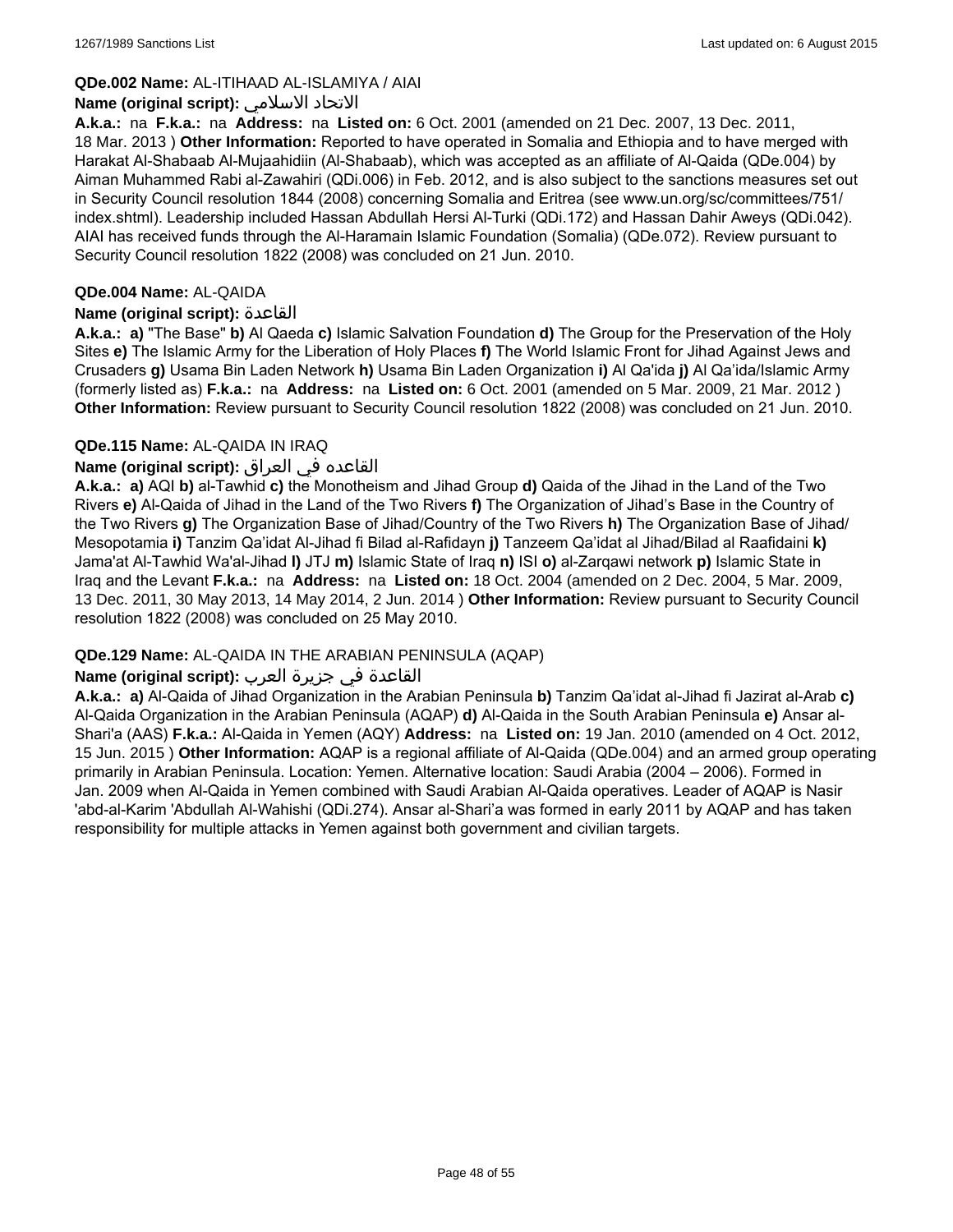**QDe.002 Name:** AL-ITIHAAD AL-ISLAMIYA / AIAI

**Name (original script):** الاتحاد الاسلامي

**A.k.a.:** na **F.k.a.:** na **Address:** na **Listed on:** 6 Oct. 2001 (amended on 21 Dec. 2007, 13 Dec. 2011, 18 Mar. 2013 ) **Other Information:** Reported to have operated in Somalia and Ethiopia and to have merged with Harakat Al-Shabaab Al-Mujaahidiin (Al-Shabaab), which was accepted as an affiliate of Al-Qaida (QDe.004) by Aiman Muhammed Rabi al-Zawahiri (QDi.006) in Feb. 2012, and is also subject to the sanctions measures set out in Security Council resolution 1844 (2008) concerning Somalia and Eritrea (see www.un.org/sc/committees/751/index.shtml). Leadership included Hassan Abdullah Hersi Al-Turki (QDi.172) and Hassan Dahir Aweys (QDi.042). AIAI has received funds through the Al-Haramain Islamic Foundation (Somalia) (QDe.072). Review pursuant to Security Council resolution 1822 (2008) was concluded on 21 Jun. 2010.

**QDe.004 Name:** AL-QAIDA

**Name (original script):** القاعدة

**A.k.a.:** **a)** "The Base" **b)** Al Qaeda **c)** Islamic Salvation Foundation **d)** The Group for the Preservation of the Holy Sites **e)** The Islamic Army for the Liberation of Holy Places **f)** The World Islamic Front for Jihad Against Jews and Crusaders **g)** Usama Bin Laden Network **h)** Usama Bin Laden Organization **i)** Al Qa'ida **j)** Al Qa'ida/Islamic Army (formerly listed as) **F.k.a.:** na **Address:** na **Listed on:** 6 Oct. 2001 (amended on 5 Mar. 2009, 21 Mar. 2012 ) **Other Information:** Review pursuant to Security Council resolution 1822 (2008) was concluded on 21 Jun. 2010.

**QDe.115 Name:** AL-QAIDA IN IRAQ

**Name (original script):** القاعده في العراق

**A.k.a.:** **a)** AQI **b)** al-Tawhid **c)** the Monotheism and Jihad Group **d)** Qaida of the Jihad in the Land of the Two Rivers **e)** Al-Qaida of Jihad in the Land of the Two Rivers **f)** The Organization of Jihad's Base in the Country of the Two Rivers **g)** The Organization Base of Jihad/Country of the Two Rivers **h)** The Organization Base of Jihad/Mesopotamia **i)** Tanzim Qa'idat Al-Jihad fi Bilad al-Rafidayn **j)** Tanzeem Qa'idat al Jihad/Bilad al Raafidaini **k)** Jama'at Al-Tawhid Wa'al-Jihad **l)** JTJ **m)** Islamic State of Iraq **n)** ISI **o)** al-Zarqawi network **p)** Islamic State in Iraq and the Levant **F.k.a.:** na **Address:** na **Listed on:** 18 Oct. 2004 (amended on 2 Dec. 2004, 5 Mar. 2009, 13 Dec. 2011, 30 May 2013, 14 May 2014, 2 Jun. 2014 ) **Other Information:** Review pursuant to Security Council resolution 1822 (2008) was concluded on 25 May 2010.

**QDe.129 Name:** AL-QAIDA IN THE ARABIAN PENINSULA (AQAP)

**Name (original script):** القاعدة في جزيرة العرب

**A.k.a.:** **a)** Al-Qaida of Jihad Organization in the Arabian Peninsula **b)** Tanzim Qa'idat al-Jihad fi Jazirat al-Arab **c)** Al-Qaida Organization in the Arabian Peninsula (AQAP) **d)** Al-Qaida in the South Arabian Peninsula **e)** Ansar al-Shari'a (AAS) **F.k.a.:** Al-Qaida in Yemen (AQY) **Address:** na **Listed on:** 19 Jan. 2010 (amended on 4 Oct. 2012, 15 Jun. 2015 ) **Other Information:** AQAP is a regional affiliate of Al-Qaida (QDe.004) and an armed group operating primarily in Arabian Peninsula. Location: Yemen. Alternative location: Saudi Arabia (2004 – 2006). Formed in Jan. 2009 when Al-Qaida in Yemen combined with Saudi Arabian Al-Qaida operatives. Leader of AQAP is Nasir 'abd-al-Karim 'Abdullah Al-Wahishi (QDi.274). Ansar al-Shari'a was formed in early 2011 by AQAP and has taken responsibility for multiple attacks in Yemen against both government and civilian targets.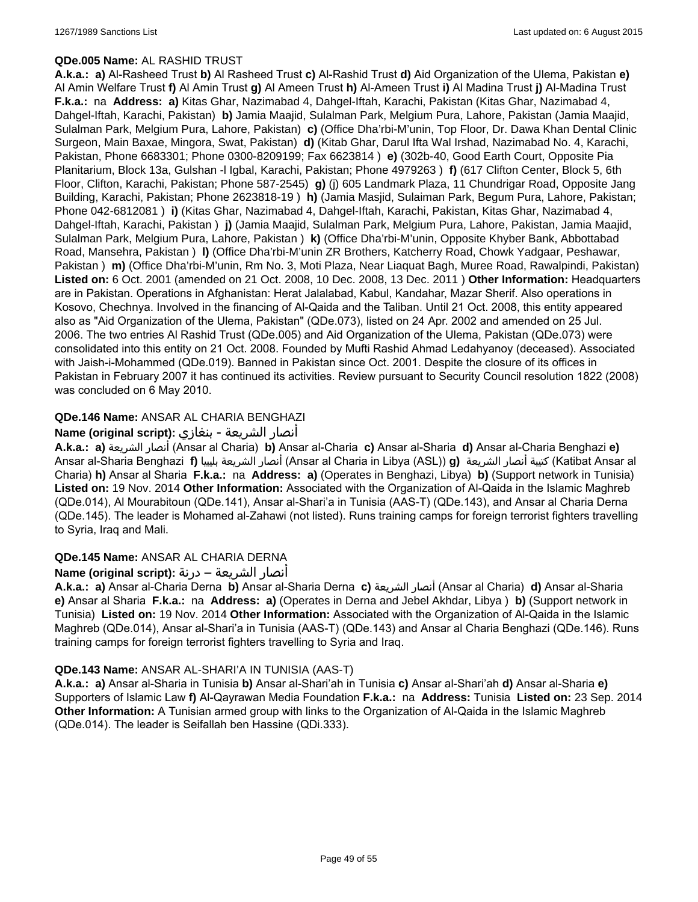**QDe.005 Name:** AL RASHID TRUST

**A.k.a.:** **a)** Al-Rasheed Trust **b)** Al Rasheed Trust **c)** Al-Rashid Trust **d)** Aid Organization of the Ulema, Pakistan **e)** Al Amin Welfare Trust **f)** Al Amin Trust **g)** Al Ameen Trust **h)** Al-Ameen Trust **i)** Al Madina Trust **j)** Al-Madina Trust **F.k.a.:** na **Address:** **a)** Kitas Ghar, Nazimabad 4, Dahgel-Iftah, Karachi, Pakistan (Kitas Ghar, Nazimabad 4, Dahgel-Iftah, Karachi, Pakistan) **b)** Jamia Maajid, Sulalman Park, Melgium Pura, Lahore, Pakistan (Jamia Maajid, Sulalman Park, Melgium Pura, Lahore, Pakistan) **c)** (Office Dha'rbi-M'unin, Top Floor, Dr. Dawa Khan Dental Clinic Surgeon, Main Baxae, Mingora, Swat, Pakistan) **d)** (Kitab Ghar, Darul Ifta Wal Irshad, Nazimabad No. 4, Karachi, Pakistan, Phone 6683301; Phone 0300-8209199; Fax 6623814 ) **e)** (302b-40, Good Earth Court, Opposite Pia Planitarium, Block 13a, Gulshan -l Igbal, Karachi, Pakistan; Phone 4979263 ) **f)** (617 Clifton Center, Block 5, 6th Floor, Clifton, Karachi, Pakistan; Phone 587-2545) **g)** (j) 605 Landmark Plaza, 11 Chundrigar Road, Opposite Jang Building, Karachi, Pakistan; Phone 2623818-19 ) **h)** (Jamia Masjid, Sulaiman Park, Begum Pura, Lahore, Pakistan; Phone 042-6812081 ) **i)** (Kitas Ghar, Nazimabad 4, Dahgel-Iftah, Karachi, Pakistan, Kitas Ghar, Nazimabad 4, Dahgel-Iftah, Karachi, Pakistan ) **j)** (Jamia Maajid, Sulalman Park, Melgium Pura, Lahore, Pakistan, Jamia Maajid, Sulalman Park, Melgium Pura, Lahore, Pakistan ) **k)** (Office Dha'rbi-M'unin, Opposite Khyber Bank, Abbottabad Road, Mansehra, Pakistan ) **l)** (Office Dha'rbi-M'unin ZR Brothers, Katcherry Road, Chowk Yadgaar, Peshawar, Pakistan ) **m)** (Office Dha'rbi-M'unin, Rm No. 3, Moti Plaza, Near Liaquat Bagh, Muree Road, Rawalpindi, Pakistan) **Listed on:** 6 Oct. 2001 (amended on 21 Oct. 2008, 10 Dec. 2008, 13 Dec. 2011 ) **Other Information:** Headquarters are in Pakistan. Operations in Afghanistan: Herat Jalalabad, Kabul, Kandahar, Mazar Sherif. Also operations in Kosovo, Chechnya. Involved in the financing of Al-Qaida and the Taliban. Until 21 Oct. 2008, this entity appeared also as "Aid Organization of the Ulema, Pakistan" (QDe.073), listed on 24 Apr. 2002 and amended on 25 Jul. 2006. The two entries Al Rashid Trust (QDe.005) and Aid Organization of the Ulema, Pakistan (QDe.073) were consolidated into this entity on 21 Oct. 2008. Founded by Mufti Rashid Ahmad Ledahyanoy (deceased). Associated with Jaish-i-Mohammed (QDe.019). Banned in Pakistan since Oct. 2001. Despite the closure of its offices in Pakistan in February 2007 it has continued its activities. Review pursuant to Security Council resolution 1822 (2008) was concluded on 6 May 2010.

**QDe.146 Name:** ANSAR AL CHARIA BENGHAZI

**Name (original script):** أنصار الشريعة - بنغازي

**A.k.a.:** **a)** أنصار الشريعة (Ansar al Charia) **b)** Ansar al-Charia **c)** Ansar al-Sharia **d)** Ansar al-Charia Benghazi **e)** Ansar al-Sharia Benghazi **f)** أنصار الشريعة بليبيا (Ansar al Charia in Libya (ASL)) **g)** كتيبة أنصار الشريعة (Katibat Ansar al Charia) **h)** Ansar al Sharia **F.k.a.:** na **Address:** **a)** (Operates in Benghazi, Libya) **b)** (Support network in Tunisia) **Listed on:** 19 Nov. 2014 **Other Information:** Associated with the Organization of Al-Qaida in the Islamic Maghreb (QDe.014), Al Mourabitoun (QDe.141), Ansar al-Shari'a in Tunisia (AAS-T) (QDe.143), and Ansar al Charia Derna (QDe.145). The leader is Mohamed al-Zahawi (not listed). Runs training camps for foreign terrorist fighters travelling to Syria, Iraq and Mali.

**QDe.145 Name:** ANSAR AL CHARIA DERNA

**Name (original script):** أنصار الشريعة – درنة

**A.k.a.:** **a)** Ansar al-Charia Derna **b)** Ansar al-Sharia Derna **c)** أنصار الشريعة (Ansar al Charia) **d)** Ansar al-Sharia **e)** Ansar al Sharia **F.k.a.:** na **Address:** **a)** (Operates in Derna and Jebel Akhdar, Libya ) **b)** (Support network in Tunisia) **Listed on:** 19 Nov. 2014 **Other Information:** Associated with the Organization of Al-Qaida in the Islamic Maghreb (QDe.014), Ansar al-Shari'a in Tunisia (AAS-T) (QDe.143) and Ansar al Charia Benghazi (QDe.146). Runs training camps for foreign terrorist fighters travelling to Syria and Iraq.

**QDe.143 Name:** ANSAR AL-SHARI'A IN TUNISIA (AAS-T)

**A.k.a.:** **a)** Ansar al-Sharia in Tunisia **b)** Ansar al-Shari'ah in Tunisia **c)** Ansar al-Shari'ah **d)** Ansar al-Sharia **e)** Supporters of Islamic Law **f)** Al-Qayrawan Media Foundation **F.k.a.:** na **Address:** Tunisia **Listed on:** 23 Sep. 2014 **Other Information:** A Tunisian armed group with links to the Organization of Al-Qaida in the Islamic Maghreb (QDe.014). The leader is Seifallah ben Hassine (QDi.333).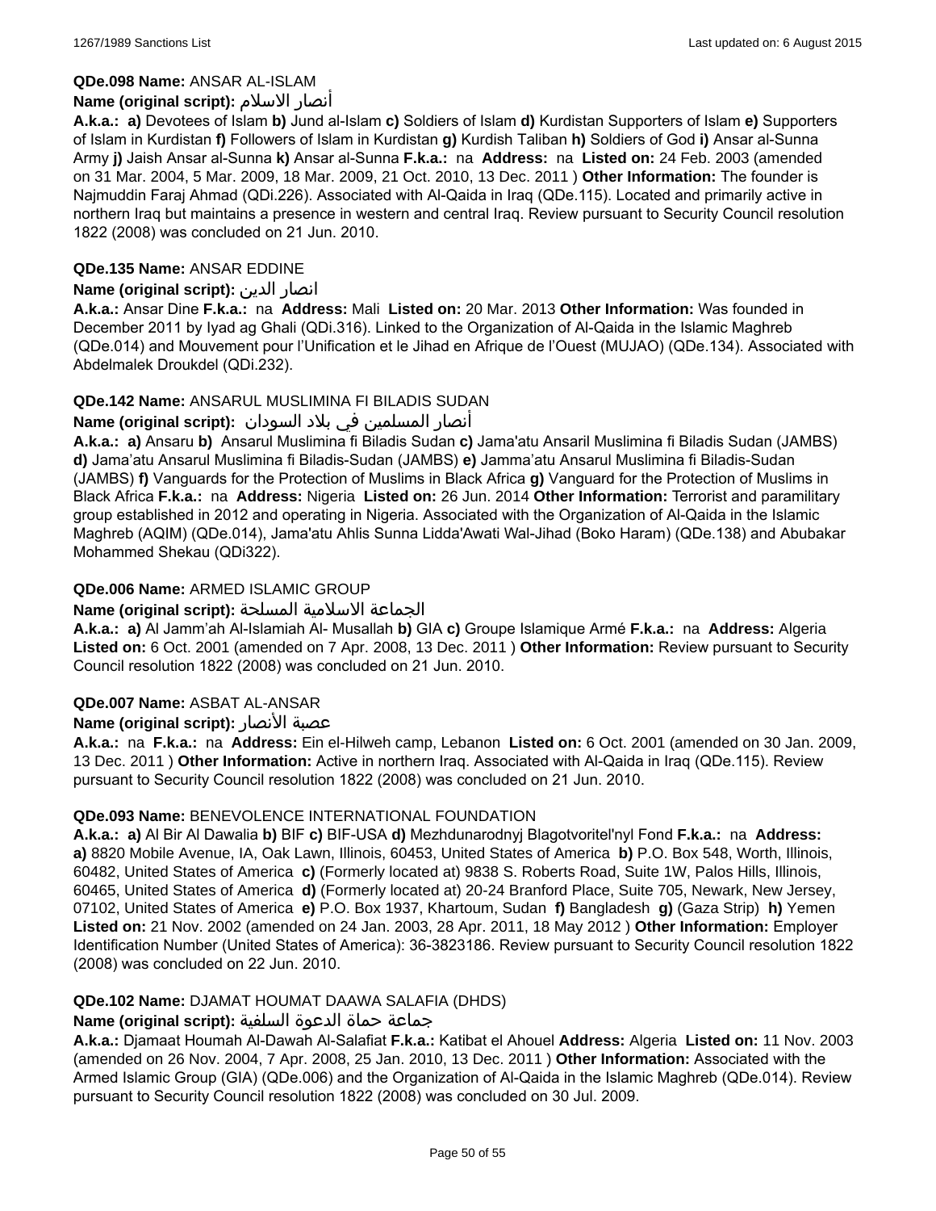**QDe.098 Name:** ANSAR AL-ISLAM

**Name (original script):** أنصار الاسلام

**A.k.a.:** **a)** Devotees of Islam **b)** Jund al-Islam **c)** Soldiers of Islam **d)** Kurdistan Supporters of Islam **e)** Supporters of Islam in Kurdistan **f)** Followers of Islam in Kurdistan **g)** Kurdish Taliban **h)** Soldiers of God **i)** Ansar al-Sunna Army **j)** Jaish Ansar al-Sunna **k)** Ansar al-Sunna **F.k.a.:** na **Address:** na **Listed on:** 24 Feb. 2003 (amended on 31 Mar. 2004, 5 Mar. 2009, 18 Mar. 2009, 21 Oct. 2010, 13 Dec. 2011 ) **Other Information:** The founder is Najmuddin Faraj Ahmad (QDi.226). Associated with Al-Qaida in Iraq (QDe.115). Located and primarily active in northern Iraq but maintains a presence in western and central Iraq. Review pursuant to Security Council resolution 1822 (2008) was concluded on 21 Jun. 2010.

**QDe.135 Name:** ANSAR EDDINE

**Name (original script):** انصار الدين

**A.k.a.:** Ansar Dine **F.k.a.:** na **Address:** Mali **Listed on:** 20 Mar. 2013 **Other Information:** Was founded in December 2011 by Iyad ag Ghali (QDi.316). Linked to the Organization of Al-Qaida in the Islamic Maghreb (QDe.014) and Mouvement pour l'Unification et le Jihad en Afrique de l'Ouest (MUJAO) (QDe.134). Associated with Abdelmalek Droukdel (QDi.232).

**QDe.142 Name:** ANSARUL MUSLIMINA FI BILADIS SUDAN

**Name (original script):** أنصار المسلمين في بلاد السودان

**A.k.a.:** **a)** Ansaru **b)** Ansarul Muslimina fi Biladis Sudan **c)** Jama'atu Ansaril Muslimina fi Biladis Sudan (JAMBS) **d)** Jama'atu Ansarul Muslimina fi Biladis-Sudan (JAMBS) **e)** Jamma'atu Ansarul Muslimina fi Biladis-Sudan (JAMBS) **f)** Vanguards for the Protection of Muslims in Black Africa **g)** Vanguard for the Protection of Muslims in Black Africa **F.k.a.:** na **Address:** Nigeria **Listed on:** 26 Jun. 2014 **Other Information:** Terrorist and paramilitary group established in 2012 and operating in Nigeria. Associated with the Organization of Al-Qaida in the Islamic Maghreb (AQIM) (QDe.014), Jama'atu Ahlis Sunna Lidda'Awati Wal-Jihad (Boko Haram) (QDe.138) and Abubakar Mohammed Shekau (QDi322).

**QDe.006 Name:** ARMED ISLAMIC GROUP

**Name (original script):** الجماعة الاسلامية المسلحة

**A.k.a.:** **a)** Al Jamm'ah Al-Islamiah Al- Musallah **b)** GIA **c)** Groupe Islamique Armé **F.k.a.:** na **Address:** Algeria **Listed on:** 6 Oct. 2001 (amended on 7 Apr. 2008, 13 Dec. 2011 ) **Other Information:** Review pursuant to Security Council resolution 1822 (2008) was concluded on 21 Jun. 2010.

**QDe.007 Name:** ASBAT AL-ANSAR

**Name (original script):** عصبة الأنصار

**A.k.a.:** na **F.k.a.:** na **Address:** Ein el-Hilweh camp, Lebanon **Listed on:** 6 Oct. 2001 (amended on 30 Jan. 2009, 13 Dec. 2011 ) **Other Information:** Active in northern Iraq. Associated with Al-Qaida in Iraq (QDe.115). Review pursuant to Security Council resolution 1822 (2008) was concluded on 21 Jun. 2010.

**QDe.093 Name:** BENEVOLENCE INTERNATIONAL FOUNDATION

**A.k.a.:** **a)** Al Bir Al Dawalia **b)** BIF **c)** BIF-USA **d)** Mezhdunarodnyj Blagotvoritel'nyl Fond **F.k.a.:** na **Address:** **a)** 8820 Mobile Avenue, IA, Oak Lawn, Illinois, 60453, United States of America **b)** P.O. Box 548, Worth, Illinois, 60482, United States of America **c)** (Formerly located at) 9838 S. Roberts Road, Suite 1W, Palos Hills, Illinois, 60465, United States of America **d)** (Formerly located at) 20-24 Branford Place, Suite 705, Newark, New Jersey, 07102, United States of America **e)** P.O. Box 1937, Khartoum, Sudan **f)** Bangladesh **g)** (Gaza Strip) **h)** Yemen **Listed on:** 21 Nov. 2002 (amended on 24 Jan. 2003, 28 Apr. 2011, 18 May 2012 ) **Other Information:** Employer Identification Number (United States of America): 36-3823186. Review pursuant to Security Council resolution 1822 (2008) was concluded on 22 Jun. 2010.

**QDe.102 Name:** DJAMAT HOUMAT DAAWA SALAFIA (DHDS)

**Name (original script):** جماعة حماة الدعوة السلفية

**A.k.a.:** Djamaat Houmah Al-Dawah Al-Salafiat **F.k.a.:** Katibat el Ahouel **Address:** Algeria **Listed on:** 11 Nov. 2003 (amended on 26 Nov. 2004, 7 Apr. 2008, 25 Jan. 2010, 13 Dec. 2011 ) **Other Information:** Associated with the Armed Islamic Group (GIA) (QDe.006) and the Organization of Al-Qaida in the Islamic Maghreb (QDe.014). Review pursuant to Security Council resolution 1822 (2008) was concluded on 30 Jul. 2009.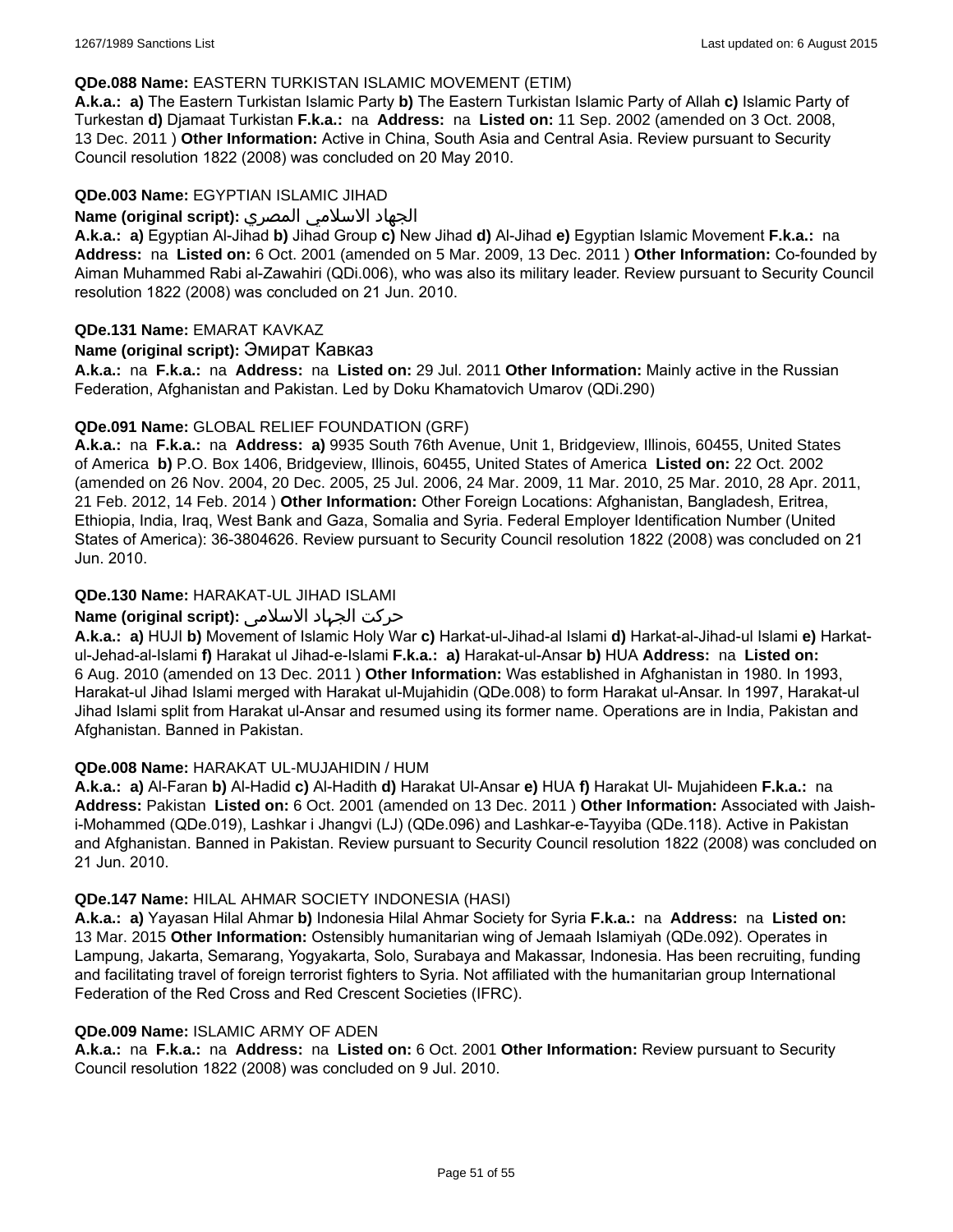**QDe.088 Name:** EASTERN TURKISTAN ISLAMIC MOVEMENT (ETIM)

**A.k.a.: a)** The Eastern Turkistan Islamic Party **b)** The Eastern Turkistan Islamic Party of Allah **c)** Islamic Party of Turkestan **d)** Djamaat Turkistan **F.k.a.:** na **Address:** na **Listed on:** 11 Sep. 2002 (amended on 3 Oct. 2008, 13 Dec. 2011 ) **Other Information:** Active in China, South Asia and Central Asia. Review pursuant to Security Council resolution 1822 (2008) was concluded on 20 May 2010.

**QDe.003 Name:** EGYPTIAN ISLAMIC JIHAD

**Name (original script):** الجهاد الاسلامي المصري

**A.k.a.: a)** Egyptian Al-Jihad **b)** Jihad Group **c)** New Jihad **d)** Al-Jihad **e)** Egyptian Islamic Movement **F.k.a.:** na **Address:** na **Listed on:** 6 Oct. 2001 (amended on 5 Mar. 2009, 13 Dec. 2011 ) **Other Information:** Co-founded by Aiman Muhammed Rabi al-Zawahiri (QDi.006), who was also its military leader. Review pursuant to Security Council resolution 1822 (2008) was concluded on 21 Jun. 2010.

**QDe.131 Name:** EMARAT KAVKAZ

**Name (original script):** Эмират Кавказ

**A.k.a.:** na **F.k.a.:** na **Address:** na **Listed on:** 29 Jul. 2011 **Other Information:** Mainly active in the Russian Federation, Afghanistan and Pakistan. Led by Doku Khamatovich Umarov (QDi.290)

**QDe.091 Name:** GLOBAL RELIEF FOUNDATION (GRF)

**A.k.a.:** na **F.k.a.:** na **Address: a)** 9935 South 76th Avenue, Unit 1, Bridgeview, Illinois, 60455, United States of America **b)** P.O. Box 1406, Bridgeview, Illinois, 60455, United States of America **Listed on:** 22 Oct. 2002 (amended on 26 Nov. 2004, 20 Dec. 2005, 25 Jul. 2006, 24 Mar. 2009, 11 Mar. 2010, 25 Mar. 2010, 28 Apr. 2011, 21 Feb. 2012, 14 Feb. 2014 ) **Other Information:** Other Foreign Locations: Afghanistan, Bangladesh, Eritrea, Ethiopia, India, Iraq, West Bank and Gaza, Somalia and Syria. Federal Employer Identification Number (United States of America): 36-3804626. Review pursuant to Security Council resolution 1822 (2008) was concluded on 21 Jun. 2010.

**QDe.130 Name:** HARAKAT-UL JIHAD ISLAMI

**Name (original script):** حرکت الجهاد الاسلامی

**A.k.a.: a)** HUJI **b)** Movement of Islamic Holy War **c)** Harkat-ul-Jihad-al Islami **d)** Harkat-al-Jihad-ul Islami **e)** Harkat-ul-Jehad-al-Islami **f)** Harakat ul Jihad-e-Islami **F.k.a.: a)** Harakat-ul-Ansar **b)** HUA **Address:** na **Listed on:** 6 Aug. 2010 (amended on 13 Dec. 2011 ) **Other Information:** Was established in Afghanistan in 1980. In 1993, Harakat-ul Jihad Islami merged with Harakat ul-Mujahidin (QDe.008) to form Harakat ul-Ansar. In 1997, Harakat-ul Jihad Islami split from Harakat ul-Ansar and resumed using its former name. Operations are in India, Pakistan and Afghanistan. Banned in Pakistan.

**QDe.008 Name:** HARAKAT UL-MUJAHIDIN / HUM

**A.k.a.: a)** Al-Faran **b)** Al-Hadid **c)** Al-Hadith **d)** Harakat Ul-Ansar **e)** HUA **f)** Harakat Ul- Mujahideen **F.k.a.:** na **Address:** Pakistan **Listed on:** 6 Oct. 2001 (amended on 13 Dec. 2011 ) **Other Information:** Associated with Jaish-i-Mohammed (QDe.019), Lashkar i Jhangvi (LJ) (QDe.096) and Lashkar-e-Tayyiba (QDe.118). Active in Pakistan and Afghanistan. Banned in Pakistan. Review pursuant to Security Council resolution 1822 (2008) was concluded on 21 Jun. 2010.

**QDe.147 Name:** HILAL AHMAR SOCIETY INDONESIA (HASI)

**A.k.a.: a)** Yayasan Hilal Ahmar **b)** Indonesia Hilal Ahmar Society for Syria **F.k.a.:** na **Address:** na **Listed on:** 13 Mar. 2015 **Other Information:** Ostensibly humanitarian wing of Jemaah Islamiyah (QDe.092). Operates in Lampung, Jakarta, Semarang, Yogyakarta, Solo, Surabaya and Makassar, Indonesia. Has been recruiting, funding and facilitating travel of foreign terrorist fighters to Syria. Not affiliated with the humanitarian group International Federation of the Red Cross and Red Crescent Societies (IFRC).

**QDe.009 Name:** ISLAMIC ARMY OF ADEN

**A.k.a.:** na **F.k.a.:** na **Address:** na **Listed on:** 6 Oct. 2001 **Other Information:** Review pursuant to Security Council resolution 1822 (2008) was concluded on 9 Jul. 2010.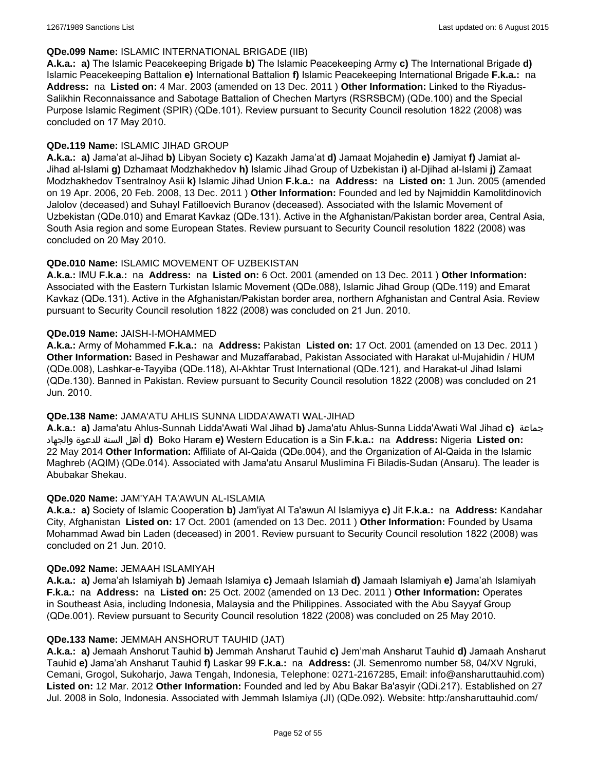**QDe.099 Name:** ISLAMIC INTERNATIONAL BRIGADE (IIB)

**A.k.a.: a)** The Islamic Peacekeeping Brigade **b)** The Islamic Peacekeeping Army **c)** The International Brigade **d)** Islamic Peacekeeping Battalion **e)** International Battalion **f)** Islamic Peacekeeping International Brigade **F.k.a.:** na **Address:** na **Listed on:** 4 Mar. 2003 (amended on 13 Dec. 2011 ) **Other Information:** Linked to the Riyadus-Salikhin Reconnaissance and Sabotage Battalion of Chechen Martyrs (RSRSBCM) (QDe.100) and the Special Purpose Islamic Regiment (SPIR) (QDe.101). Review pursuant to Security Council resolution 1822 (2008) was concluded on 17 May 2010.

**QDe.119 Name:** ISLAMIC JIHAD GROUP

**A.k.a.: a)** Jama'at al-Jihad **b)** Libyan Society **c)** Kazakh Jama'at **d)** Jamaat Mojahedin **e)** Jamiyat **f)** Jamiat al-Jihad al-Islami **g)** Dzhamaat Modzhakhedov **h)** Islamic Jihad Group of Uzbekistan **i)** al-Djihad al-Islami **j)** Zamaat Modzhakhedov Tsentralnoy Asii **k)** Islamic Jihad Union **F.k.a.:** na **Address:** na **Listed on:** 1 Jun. 2005 (amended on 19 Apr. 2006, 20 Feb. 2008, 13 Dec. 2011 ) **Other Information:** Founded and led by Najmiddin Kamolitdinovich Jalolov (deceased) and Suhayl Fatilloevich Buranov (deceased). Associated with the Islamic Movement of Uzbekistan (QDe.010) and Emarat Kavkaz (QDe.131). Active in the Afghanistan/Pakistan border area, Central Asia, South Asia region and some European States. Review pursuant to Security Council resolution 1822 (2008) was concluded on 20 May 2010.

**QDe.010 Name:** ISLAMIC MOVEMENT OF UZBEKISTAN

**A.k.a.:** IMU **F.k.a.:** na **Address:** na **Listed on:** 6 Oct. 2001 (amended on 13 Dec. 2011 ) **Other Information:** Associated with the Eastern Turkistan Islamic Movement (QDe.088), Islamic Jihad Group (QDe.119) and Emarat Kavkaz (QDe.131). Active in the Afghanistan/Pakistan border area, northern Afghanistan and Central Asia. Review pursuant to Security Council resolution 1822 (2008) was concluded on 21 Jun. 2010.

**QDe.019 Name:** JAISH-I-MOHAMMED

**A.k.a.:** Army of Mohammed **F.k.a.:** na **Address:** Pakistan **Listed on:** 17 Oct. 2001 (amended on 13 Dec. 2011 ) **Other Information:** Based in Peshawar and Muzaffarabad, Pakistan Associated with Harakat ul-Mujahidin / HUM (QDe.008), Lashkar-e-Tayyiba (QDe.118), Al-Akhtar Trust International (QDe.121), and Harakat-ul Jihad Islami (QDe.130). Banned in Pakistan. Review pursuant to Security Council resolution 1822 (2008) was concluded on 21 Jun. 2010.

**QDe.138 Name:** JAMA'ATU AHLIS SUNNA LIDDA'AWATI WAL-JIHAD

**A.k.a.: a)** Jama'atu Ahlus-Sunnah Lidda'Awati Wal Jihad **b)** Jama'atu Ahlus-Sunna Lidda'Awati Wal Jihad **c)** جماعة أهل السنة للدعوة والجهاد **d)** Boko Haram **e)** Western Education is a Sin **F.k.a.:** na **Address:** Nigeria **Listed on:** 22 May 2014 **Other Information:** Affiliate of Al-Qaida (QDe.004), and the Organization of Al-Qaida in the Islamic Maghreb (AQIM) (QDe.014). Associated with Jama'atu Ansarul Muslimina Fi Biladis-Sudan (Ansaru). The leader is Abubakar Shekau.

**QDe.020 Name:** JAM'YAH TA'AWUN AL-ISLAMIA

**A.k.a.: a)** Society of Islamic Cooperation **b)** Jam'iyat Al Ta'awun Al Islamiyya **c)** Jit **F.k.a.:** na **Address:** Kandahar City, Afghanistan **Listed on:** 17 Oct. 2001 (amended on 13 Dec. 2011 ) **Other Information:** Founded by Usama Mohammad Awad bin Laden (deceased) in 2001. Review pursuant to Security Council resolution 1822 (2008) was concluded on 21 Jun. 2010.

**QDe.092 Name:** JEMAAH ISLAMIYAH

**A.k.a.: a)** Jema'ah Islamiyah **b)** Jemaah Islamiya **c)** Jemaah Islamiah **d)** Jamaah Islamiyah **e)** Jama'ah Islamiyah **F.k.a.:** na **Address:** na **Listed on:** 25 Oct. 2002 (amended on 13 Dec. 2011 ) **Other Information:** Operates in Southeast Asia, including Indonesia, Malaysia and the Philippines. Associated with the Abu Sayyaf Group (QDe.001). Review pursuant to Security Council resolution 1822 (2008) was concluded on 25 May 2010.

**QDe.133 Name:** JEMMAH ANSHORUT TAUHID (JAT)

**A.k.a.: a)** Jemaah Anshorut Tauhid **b)** Jemmah Ansharut Tauhid **c)** Jem'mah Ansharut Tauhid **d)** Jamaah Ansharut Tauhid **e)** Jama'ah Ansharut Tauhid **f)** Laskar 99 **F.k.a.:** na **Address:** (Jl. Semenromo number 58, 04/XV Ngruki, Cemani, Grogol, Sukoharjo, Jawa Tengah, Indonesia, Telephone: 0271-2167285, Email: info@ansharuttauhid.com) **Listed on:** 12 Mar. 2012 **Other Information:** Founded and led by Abu Bakar Ba'asyir (QDi.217). Established on 27 Jul. 2008 in Solo, Indonesia. Associated with Jemmah Islamiya (JI) (QDe.092). Website: http:/ansharuttauhid.com/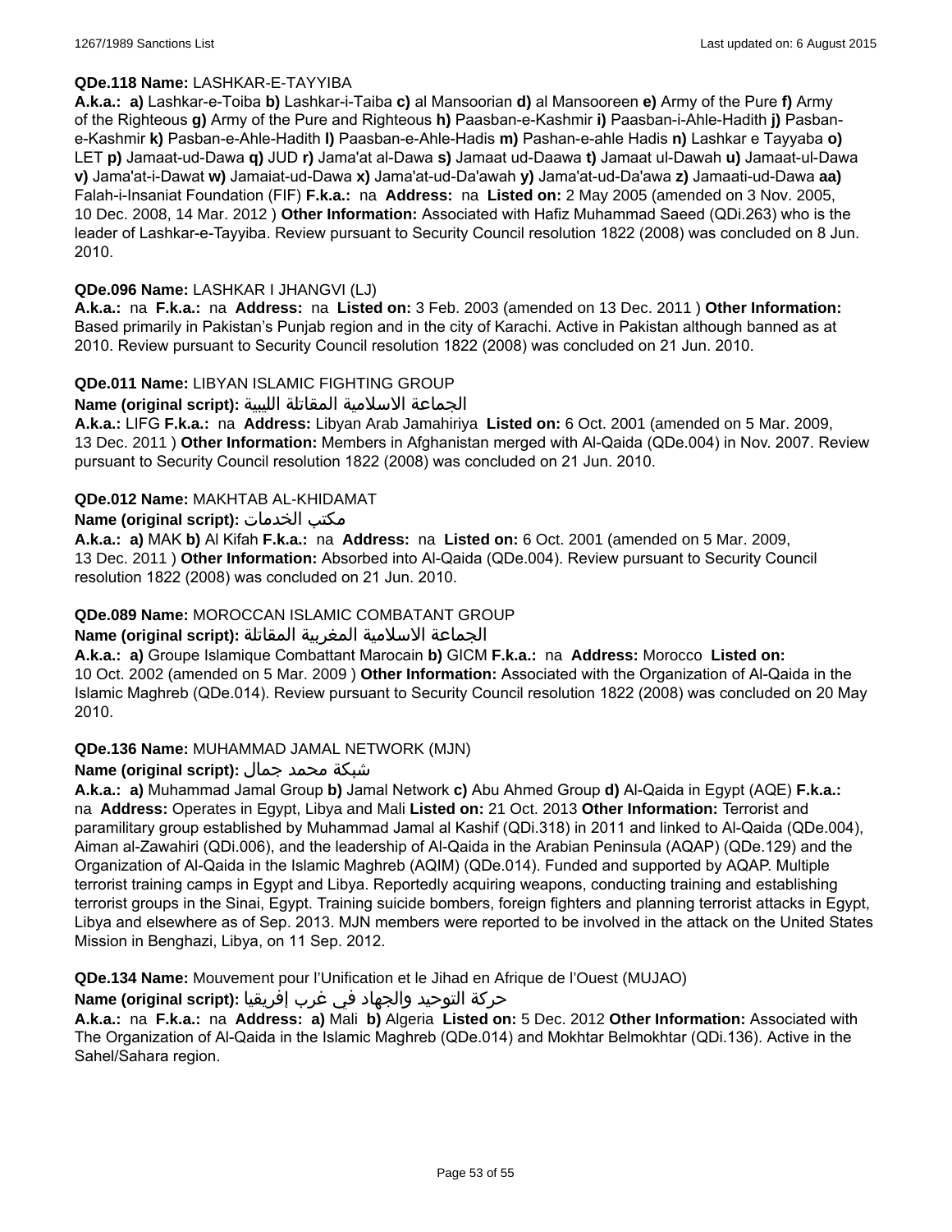**QDe.118 Name:** LASHKAR-E-TAYYIBA

**A.k.a.:** **a)** Lashkar-e-Toiba **b)** Lashkar-i-Taiba **c)** al Mansoorian **d)** al Mansooreen **e)** Army of the Pure **f)** Army of the Righteous **g)** Army of the Pure and Righteous **h)** Paasban-e-Kashmir **i)** Paasban-i-Ahle-Hadith **j)** Pasban-e-Kashmir **k)** Pasban-e-Ahle-Hadith **l)** Paasban-e-Ahle-Hadis **m)** Pashan-e-ahle Hadis **n)** Lashkar e Tayyaba **o)** LET **p)** Jamaat-ud-Dawa **q)** JUD **r)** Jama'at al-Dawa **s)** Jamaat ud-Daawa **t)** Jamaat ul-Dawah **u)** Jamaat-ul-Dawa **v)** Jama'at-i-Dawat **w)** Jamaiat-ud-Dawa **x)** Jama'at-ud-Da'awah **y)** Jama'at-ud-Da'awa **z)** Jamaati-ud-Dawa **aa)** Falah-i-Insaniat Foundation (FIF) **F.k.a.:** na **Address:** na **Listed on:** 2 May 2005 (amended on 3 Nov. 2005, 10 Dec. 2008, 14 Mar. 2012 ) **Other Information:** Associated with Hafiz Muhammad Saeed (QDi.263) who is the leader of Lashkar-e-Tayyiba. Review pursuant to Security Council resolution 1822 (2008) was concluded on 8 Jun. 2010.

**QDe.096 Name:** LASHKAR I JHANGVI (LJ)

**A.k.a.:** na **F.k.a.:** na **Address:** na **Listed on:** 3 Feb. 2003 (amended on 13 Dec. 2011 ) **Other Information:** Based primarily in Pakistan's Punjab region and in the city of Karachi. Active in Pakistan although banned as at 2010. Review pursuant to Security Council resolution 1822 (2008) was concluded on 21 Jun. 2010.

**QDe.011 Name:** LIBYAN ISLAMIC FIGHTING GROUP

**Name (original script):** الجماعة الاسلامية المقاتلة الليبية

**A.k.a.:** LIFG **F.k.a.:** na **Address:** Libyan Arab Jamahiriya **Listed on:** 6 Oct. 2001 (amended on 5 Mar. 2009, 13 Dec. 2011 ) **Other Information:** Members in Afghanistan merged with Al-Qaida (QDe.004) in Nov. 2007. Review pursuant to Security Council resolution 1822 (2008) was concluded on 21 Jun. 2010.

**QDe.012 Name:** MAKHTAB AL-KHIDAMAT

**Name (original script):** مكتب الخدمات

**A.k.a.:** **a)** MAK **b)** Al Kifah **F.k.a.:** na **Address:** na **Listed on:** 6 Oct. 2001 (amended on 5 Mar. 2009, 13 Dec. 2011 ) **Other Information:** Absorbed into Al-Qaida (QDe.004). Review pursuant to Security Council resolution 1822 (2008) was concluded on 21 Jun. 2010.

**QDe.089 Name:** MOROCCAN ISLAMIC COMBATANT GROUP

**Name (original script):** الجماعة الاسلامية المغربية المقاتلة

**A.k.a.:** **a)** Groupe Islamique Combattant Marocain **b)** GICM **F.k.a.:** na **Address:** Morocco **Listed on:** 10 Oct. 2002 (amended on 5 Mar. 2009 ) **Other Information:** Associated with the Organization of Al-Qaida in the Islamic Maghreb (QDe.014). Review pursuant to Security Council resolution 1822 (2008) was concluded on 20 May 2010.

**QDe.136 Name:** MUHAMMAD JAMAL NETWORK (MJN)

**Name (original script):** شبكة محمد جمال

**A.k.a.:** **a)** Muhammad Jamal Group **b)** Jamal Network **c)** Abu Ahmed Group **d)** Al-Qaida in Egypt (AQE) **F.k.a.:** na **Address:** Operates in Egypt, Libya and Mali **Listed on:** 21 Oct. 2013 **Other Information:** Terrorist and paramilitary group established by Muhammad Jamal al Kashif (QDi.318) in 2011 and linked to Al-Qaida (QDe.004), Aiman al-Zawahiri (QDi.006), and the leadership of Al-Qaida in the Arabian Peninsula (AQAP) (QDe.129) and the Organization of Al-Qaida in the Islamic Maghreb (AQIM) (QDe.014). Funded and supported by AQAP. Multiple terrorist training camps in Egypt and Libya. Reportedly acquiring weapons, conducting training and establishing terrorist groups in the Sinai, Egypt. Training suicide bombers, foreign fighters and planning terrorist attacks in Egypt, Libya and elsewhere as of Sep. 2013. MJN members were reported to be involved in the attack on the United States Mission in Benghazi, Libya, on 11 Sep. 2012.

**QDe.134 Name:** Mouvement pour l'Unification et le Jihad en Afrique de l'Ouest (MUJAO)

**Name (original script):** حركة التوحيد والجهاد في غرب إفريقيا

**A.k.a.:** na **F.k.a.:** na **Address:** **a)** Mali **b)** Algeria **Listed on:** 5 Dec. 2012 **Other Information:** Associated with The Organization of Al-Qaida in the Islamic Maghreb (QDe.014) and Mokhtar Belmokhtar (QDi.136). Active in the Sahel/Sahara region.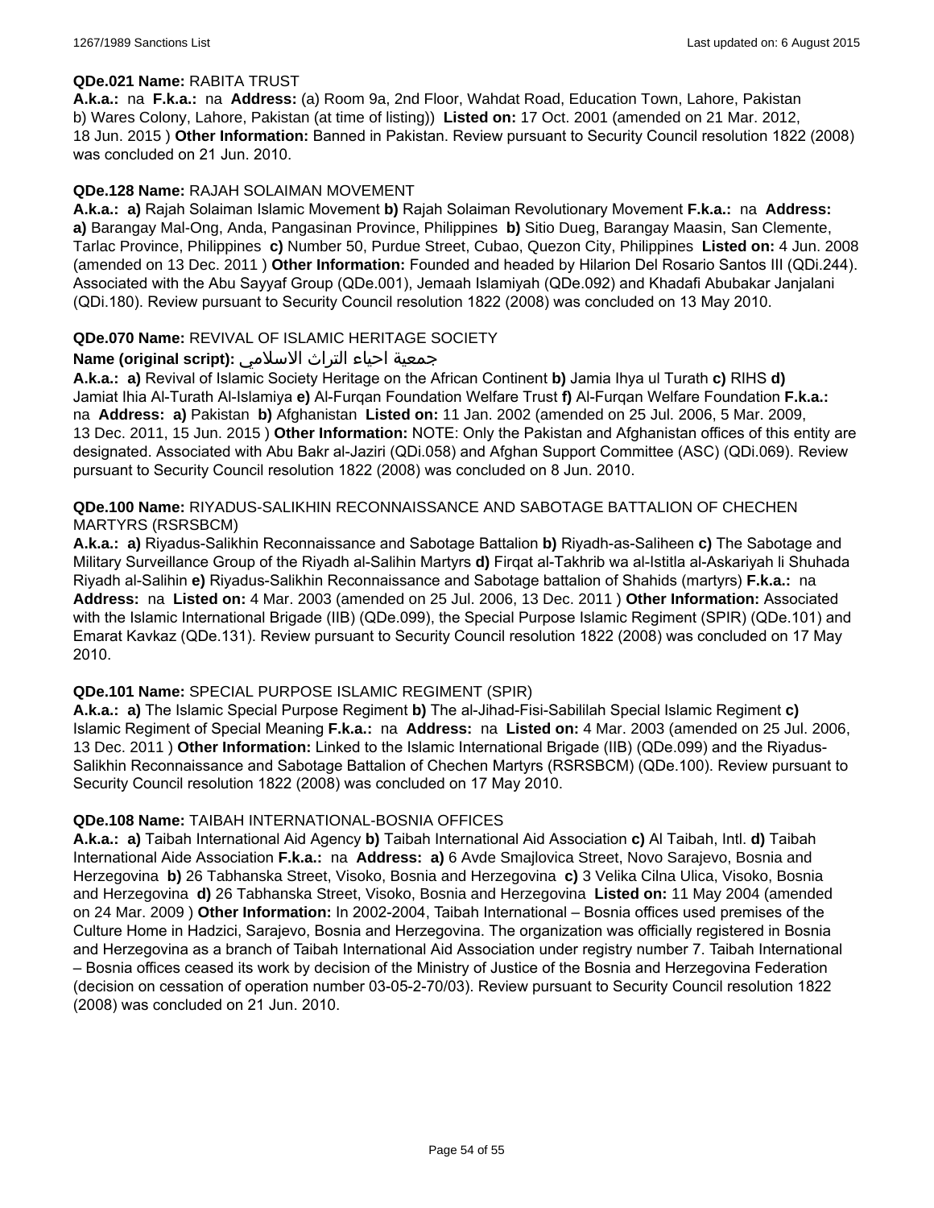**QDe.021 Name:** RABITA TRUST

**A.k.a.:** na **F.k.a.:** na **Address:** (a) Room 9a, 2nd Floor, Wahdat Road, Education Town, Lahore, Pakistan b) Wares Colony, Lahore, Pakistan (at time of listing)) **Listed on:** 17 Oct. 2001 (amended on 21 Mar. 2012, 18 Jun. 2015 ) **Other Information:** Banned in Pakistan. Review pursuant to Security Council resolution 1822 (2008) was concluded on 21 Jun. 2010.

**QDe.128 Name:** RAJAH SOLAIMAN MOVEMENT

**A.k.a.:** **a)** Rajah Solaiman Islamic Movement **b)** Rajah Solaiman Revolutionary Movement **F.k.a.:** na **Address:** **a)** Barangay Mal-Ong, Anda, Pangasinan Province, Philippines **b)** Sitio Dueg, Barangay Maasin, San Clemente, Tarlac Province, Philippines **c)** Number 50, Purdue Street, Cubao, Quezon City, Philippines **Listed on:** 4 Jun. 2008 (amended on 13 Dec. 2011 ) **Other Information:** Founded and headed by Hilarion Del Rosario Santos III (QDi.244). Associated with the Abu Sayyaf Group (QDe.001), Jemaah Islamiyah (QDe.092) and Khadafi Abubakar Janjalani (QDi.180). Review pursuant to Security Council resolution 1822 (2008) was concluded on 13 May 2010.

**QDe.070 Name:** REVIVAL OF ISLAMIC HERITAGE SOCIETY

**Name (original script):** جمعية احياء التراث الاسلامي

**A.k.a.:** **a)** Revival of Islamic Society Heritage on the African Continent **b)** Jamia Ihya ul Turath **c)** RIHS **d)** Jamiat Ihia Al-Turath Al-Islamiya **e)** Al-Furqan Foundation Welfare Trust **f)** Al-Furqan Welfare Foundation **F.k.a.:** na **Address:** **a)** Pakistan **b)** Afghanistan **Listed on:** 11 Jan. 2002 (amended on 25 Jul. 2006, 5 Mar. 2009, 13 Dec. 2011, 15 Jun. 2015 ) **Other Information:** NOTE: Only the Pakistan and Afghanistan offices of this entity are designated. Associated with Abu Bakr al-Jaziri (QDi.058) and Afghan Support Committee (ASC) (QDi.069). Review pursuant to Security Council resolution 1822 (2008) was concluded on 8 Jun. 2010.

**QDe.100 Name:** RIYADUS-SALIKHIN RECONNAISSANCE AND SABOTAGE BATTALION OF CHECHEN MARTYRS (RSRSBCM)

**A.k.a.:** **a)** Riyadus-Salikhin Reconnaissance and Sabotage Battalion **b)** Riyadh-as-Saliheen **c)** The Sabotage and Military Surveillance Group of the Riyadh al-Salihin Martyrs **d)** Firqat al-Takhrib wa al-Istitla al-Askariyah li Shuhada Riyadh al-Salihin **e)** Riyadus-Salikhin Reconnaissance and Sabotage battalion of Shahids (martyrs) **F.k.a.:** na **Address:** na **Listed on:** 4 Mar. 2003 (amended on 25 Jul. 2006, 13 Dec. 2011 ) **Other Information:** Associated with the Islamic International Brigade (IIB) (QDe.099), the Special Purpose Islamic Regiment (SPIR) (QDe.101) and Emarat Kavkaz (QDe.131). Review pursuant to Security Council resolution 1822 (2008) was concluded on 17 May 2010.

**QDe.101 Name:** SPECIAL PURPOSE ISLAMIC REGIMENT (SPIR)

**A.k.a.:** **a)** The Islamic Special Purpose Regiment **b)** The al-Jihad-Fisi-Sabililah Special Islamic Regiment **c)** Islamic Regiment of Special Meaning **F.k.a.:** na **Address:** na **Listed on:** 4 Mar. 2003 (amended on 25 Jul. 2006, 13 Dec. 2011 ) **Other Information:** Linked to the Islamic International Brigade (IIB) (QDe.099) and the Riyadus-Salikhin Reconnaissance and Sabotage Battalion of Chechen Martyrs (RSRSBCM) (QDe.100). Review pursuant to Security Council resolution 1822 (2008) was concluded on 17 May 2010.

**QDe.108 Name:** TAIBAH INTERNATIONAL-BOSNIA OFFICES

**A.k.a.:** **a)** Taibah International Aid Agency **b)** Taibah International Aid Association **c)** Al Taibah, Intl. **d)** Taibah International Aide Association **F.k.a.:** na **Address:** **a)** 6 Avde Smajlovica Street, Novo Sarajevo, Bosnia and Herzegovina **b)** 26 Tabhanska Street, Visoko, Bosnia and Herzegovina **c)** 3 Velika Cilna Ulica, Visoko, Bosnia and Herzegovina **d)** 26 Tabhanska Street, Visoko, Bosnia and Herzegovina **Listed on:** 11 May 2004 (amended on 24 Mar. 2009 ) **Other Information:** In 2002-2004, Taibah International – Bosnia offices used premises of the Culture Home in Hadzici, Sarajevo, Bosnia and Herzegovina. The organization was officially registered in Bosnia and Herzegovina as a branch of Taibah International Aid Association under registry number 7. Taibah International – Bosnia offices ceased its work by decision of the Ministry of Justice of the Bosnia and Herzegovina Federation (decision on cessation of operation number 03-05-2-70/03). Review pursuant to Security Council resolution 1822 (2008) was concluded on 21 Jun. 2010.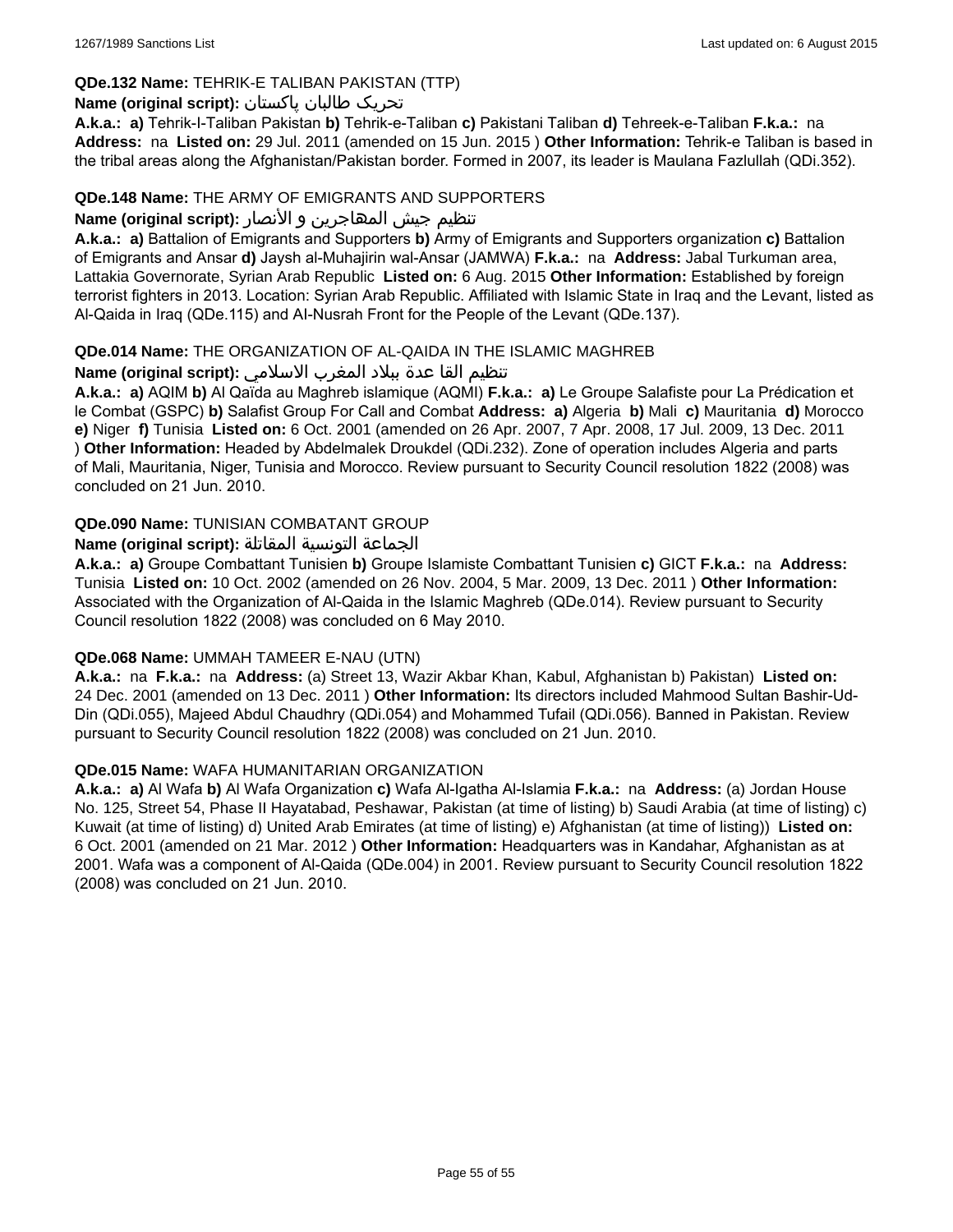**QDe.132 Name:** TEHRIK-E TALIBAN PAKISTAN (TTP)

**Name (original script):** تحریک طالبان پاکستان

**A.k.a.: a)** Tehrik-I-Taliban Pakistan **b)** Tehrik-e-Taliban **c)** Pakistani Taliban **d)** Tehreek-e-Taliban **F.k.a.:** na **Address:** na **Listed on:** 29 Jul. 2011 (amended on 15 Jun. 2015 ) **Other Information:** Tehrik-e Taliban is based in the tribal areas along the Afghanistan/Pakistan border. Formed in 2007, its leader is Maulana Fazlullah (QDi.352).

**QDe.148 Name:** THE ARMY OF EMIGRANTS AND SUPPORTERS

**Name (original script):** تنظيم جيش المهاجرين و الأنصار

**A.k.a.: a)** Battalion of Emigrants and Supporters **b)** Army of Emigrants and Supporters organization **c)** Battalion of Emigrants and Ansar **d)** Jaysh al-Muhajirin wal-Ansar (JAMWA) **F.k.a.:** na **Address:** Jabal Turkuman area, Lattakia Governorate, Syrian Arab Republic **Listed on:** 6 Aug. 2015 **Other Information:** Established by foreign terrorist fighters in 2013. Location: Syrian Arab Republic. Affiliated with Islamic State in Iraq and the Levant, listed as Al-Qaida in Iraq (QDe.115) and Al-Nusrah Front for the People of the Levant (QDe.137).

**QDe.014 Name:** THE ORGANIZATION OF AL-QAIDA IN THE ISLAMIC MAGHREB

**Name (original script):** تنظيم القا عدة ببلاد المغرب الاسلامي

**A.k.a.: a)** AQIM **b)** Al Qaïda au Maghreb islamique (AQMI) **F.k.a.: a)** Le Groupe Salafiste pour La Prédication et le Combat (GSPC) **b)** Salafist Group For Call and Combat **Address: a)** Algeria **b)** Mali **c)** Mauritania **d)** Morocco **e)** Niger **f)** Tunisia **Listed on:** 6 Oct. 2001 (amended on 26 Apr. 2007, 7 Apr. 2008, 17 Jul. 2009, 13 Dec. 2011 ) **Other Information:** Headed by Abdelmalek Droukdel (QDi.232). Zone of operation includes Algeria and parts of Mali, Mauritania, Niger, Tunisia and Morocco. Review pursuant to Security Council resolution 1822 (2008) was concluded on 21 Jun. 2010.

**QDe.090 Name:** TUNISIAN COMBATANT GROUP

**Name (original script):** الجماعة التونسية المقاتلة

**A.k.a.: a)** Groupe Combattant Tunisien **b)** Groupe Islamiste Combattant Tunisien **c)** GICT **F.k.a.:** na **Address:** Tunisia **Listed on:** 10 Oct. 2002 (amended on 26 Nov. 2004, 5 Mar. 2009, 13 Dec. 2011 ) **Other Information:** Associated with the Organization of Al-Qaida in the Islamic Maghreb (QDe.014). Review pursuant to Security Council resolution 1822 (2008) was concluded on 6 May 2010.

**QDe.068 Name:** UMMAH TAMEER E-NAU (UTN)

**A.k.a.:** na **F.k.a.:** na **Address:** (a) Street 13, Wazir Akbar Khan, Kabul, Afghanistan b) Pakistan) **Listed on:** 24 Dec. 2001 (amended on 13 Dec. 2011 ) **Other Information:** Its directors included Mahmood Sultan Bashir-Ud-Din (QDi.055), Majeed Abdul Chaudhry (QDi.054) and Mohammed Tufail (QDi.056). Banned in Pakistan. Review pursuant to Security Council resolution 1822 (2008) was concluded on 21 Jun. 2010.

**QDe.015 Name:** WAFA HUMANITARIAN ORGANIZATION

**A.k.a.: a)** Al Wafa **b)** Al Wafa Organization **c)** Wafa Al-Igatha Al-Islamia **F.k.a.:** na **Address:** (a) Jordan House No. 125, Street 54, Phase II Hayatabad, Peshawar, Pakistan (at time of listing) b) Saudi Arabia (at time of listing) c) Kuwait (at time of listing) d) United Arab Emirates (at time of listing) e) Afghanistan (at time of listing)) **Listed on:** 6 Oct. 2001 (amended on 21 Mar. 2012 ) **Other Information:** Headquarters was in Kandahar, Afghanistan as at 2001. Wafa was a component of Al-Qaida (QDe.004) in 2001. Review pursuant to Security Council resolution 1822 (2008) was concluded on 21 Jun. 2010.